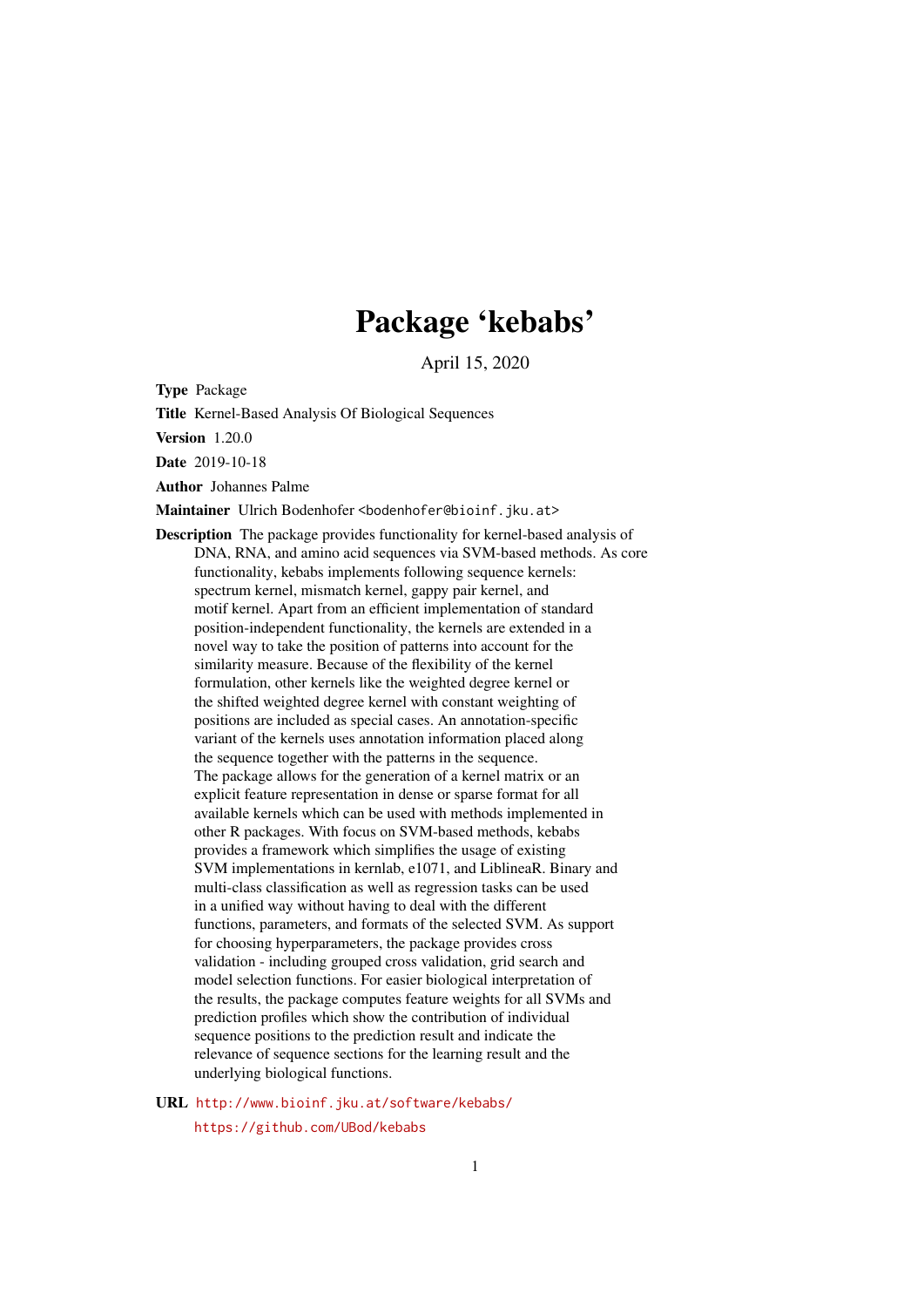# Package 'kebabs'

April 15, 2020

**Type** Package

**Title** Kernel-Based Analysis Of Biological Sequences

**Version** 1.20.0

**Date** 2019-10-18

**Author** Johannes Palme

**Maintainer** Ulrich Bodenhofer <bodenhofer@bioinf.jku.at>

**Description** The package provides functionality for kernel-based analysis of DNA, RNA, and amino acid sequences via SVM-based methods. As core functionality, kebabs implements following sequence kernels: spectrum kernel, mismatch kernel, gappy pair kernel, and motif kernel. Apart from an efficient implementation of standard position-independent functionality, the kernels are extended in a novel way to take the position of patterns into account for the similarity measure. Because of the flexibility of the kernel formulation, other kernels like the weighted degree kernel or the shifted weighted degree kernel with constant weighting of positions are included as special cases. An annotation-specific variant of the kernels uses annotation information placed along the sequence together with the patterns in the sequence. The package allows for the generation of a kernel matrix or an explicit feature representation in dense or sparse format for all available kernels which can be used with methods implemented in other R packages. With focus on SVM-based methods, kebabs provides a framework which simplifies the usage of existing SVM implementations in kernlab, e1071, and LiblineaR. Binary and multi-class classification as well as regression tasks can be used in a unified way without having to deal with the different functions, parameters, and formats of the selected SVM. As support for choosing hyperparameters, the package provides cross validation - including grouped cross validation, grid search and model selection functions. For easier biological interpretation of the results, the package computes feature weights for all SVMs and prediction profiles which show the contribution of individual sequence positions to the prediction result and indicate the relevance of sequence sections for the learning result and the underlying biological functions.

**URL** http://www.bioinf.jku.at/software/kebabs/
https://github.com/UBod/kebabs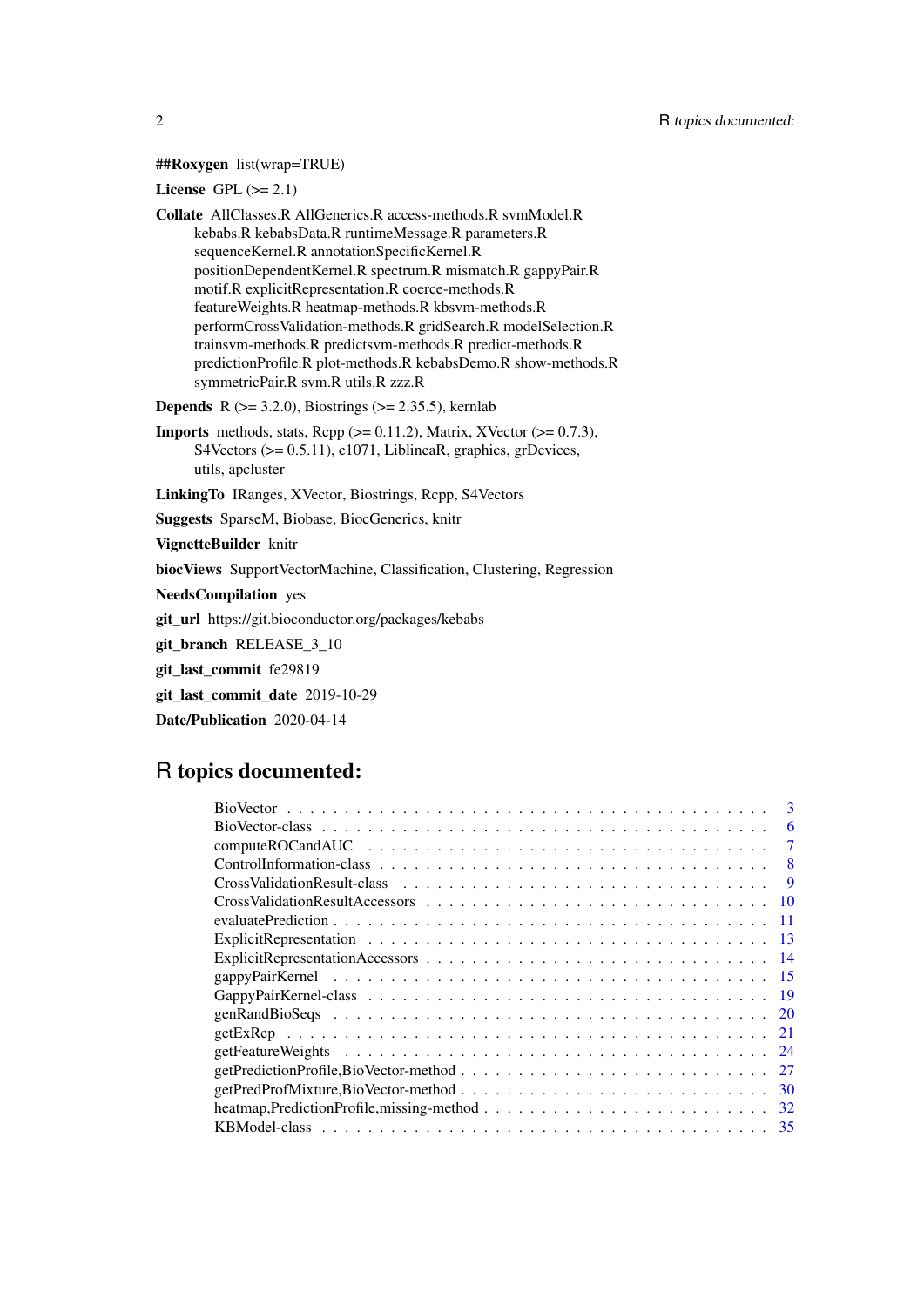**##Roxygen** list(wrap=TRUE)

**License** GPL (>= 2.1)

**Collate** AllClasses.R AllGenerics.R access-methods.R svmModel.R kebabs.R kebabsData.R runtimeMessage.R parameters.R sequenceKernel.R annotationSpecificKernel.R positionDependentKernel.R spectrum.R mismatch.R gappyPair.R motif.R explicitRepresentation.R coerce-methods.R featureWeights.R heatmap-methods.R kbsvm-methods.R performCrossValidation-methods.R gridSearch.R modelSelection.R trainsvm-methods.R predictsvm-methods.R predict-methods.R predictionProfile.R plot-methods.R kebabsDemo.R show-methods.R symmetricPair.R svm.R utils.R zzz.R

**Depends** R (>= 3.2.0), Biostrings (>= 2.35.5), kernlab

**Imports** methods, stats, Rcpp (>= 0.11.2), Matrix, XVector (>= 0.7.3), S4Vectors (>= 0.5.11), e1071, LiblineaR, graphics, grDevices, utils, apcluster

**LinkingTo** IRanges, XVector, Biostrings, Rcpp, S4Vectors

**Suggests** SparseM, Biobase, BiocGenerics, knitr

**VignetteBuilder** knitr

**biocViews** SupportVectorMachine, Classification, Clustering, Regression

**NeedsCompilation** yes

**git_url** https://git.bioconductor.org/packages/kebabs

**git_branch** RELEASE_3_10

**git_last_commit** fe29819

**git_last_commit_date** 2019-10-29

**Date/Publication** 2020-04-14

# R topics documented:

- BioVector . . . . . . . . . . . . . . . . . . . . . . . . . . . . . . . . . . . . . . . . . . 3
- BioVector-class . . . . . . . . . . . . . . . . . . . . . . . . . . . . . . . . . . . . . . . 6
- computeROCandAUC . . . . . . . . . . . . . . . . . . . . . . . . . . . . . . . . . . . 7
- ControlInformation-class . . . . . . . . . . . . . . . . . . . . . . . . . . . . . . . . . 8
- CrossValidationResult-class . . . . . . . . . . . . . . . . . . . . . . . . . . . . . . . 9
- CrossValidationResultAccessors . . . . . . . . . . . . . . . . . . . . . . . . . . . . . 10
- evaluatePrediction . . . . . . . . . . . . . . . . . . . . . . . . . . . . . . . . . . . . . 11
- ExplicitRepresentation . . . . . . . . . . . . . . . . . . . . . . . . . . . . . . . . . . 13
- ExplicitRepresentationAccessors . . . . . . . . . . . . . . . . . . . . . . . . . . . . 14
- gappyPairKernel . . . . . . . . . . . . . . . . . . . . . . . . . . . . . . . . . . . . . 15
- GappyPairKernel-class . . . . . . . . . . . . . . . . . . . . . . . . . . . . . . . . . . 19
- genRandBioSeqs . . . . . . . . . . . . . . . . . . . . . . . . . . . . . . . . . . . . . 20
- getExRep . . . . . . . . . . . . . . . . . . . . . . . . . . . . . . . . . . . . . . . . . 21
- getFeatureWeights . . . . . . . . . . . . . . . . . . . . . . . . . . . . . . . . . . . . 24
- getPredictionProfile,BioVector-method . . . . . . . . . . . . . . . . . . . . . . . . . 27
- getPredProfMixture,BioVector-method . . . . . . . . . . . . . . . . . . . . . . . . . 30
- heatmap,PredictionProfile,missing-method . . . . . . . . . . . . . . . . . . . . . . . 32
- KBModel-class . . . . . . . . . . . . . . . . . . . . . . . . . . . . . . . . . . . . . . 35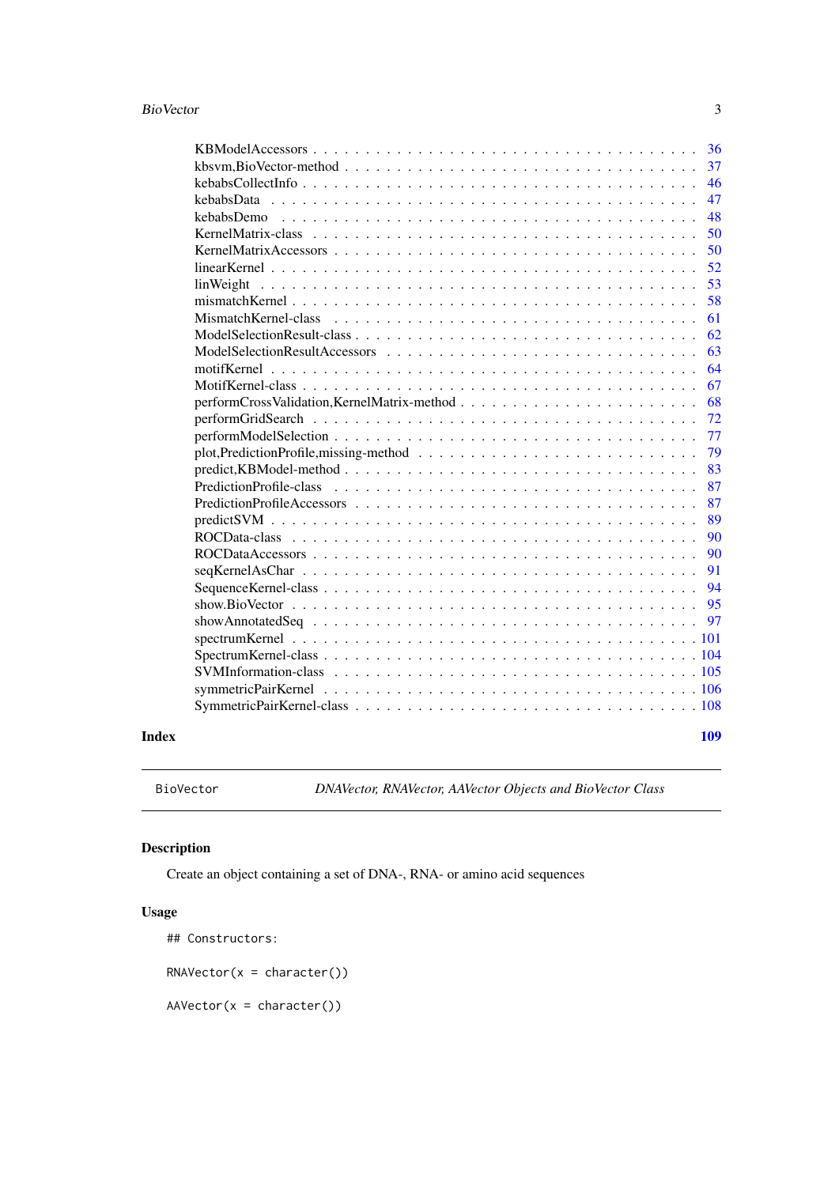KBModelAccessors . . . . . . . . . . . . . . . . . . . . . . . . . . . . . . . . . . 36
kbsvm,BioVector-method . . . . . . . . . . . . . . . . . . . . . . . . . . . . . . . . 37
kebabsCollectInfo . . . . . . . . . . . . . . . . . . . . . . . . . . . . . . . . . . 46
kebabsData . . . . . . . . . . . . . . . . . . . . . . . . . . . . . . . . . . . . . 47
kebabsDemo . . . . . . . . . . . . . . . . . . . . . . . . . . . . . . . . . . . . . 48
KernelMatrix-class . . . . . . . . . . . . . . . . . . . . . . . . . . . . . . . . . 50
KernelMatrixAccessors . . . . . . . . . . . . . . . . . . . . . . . . . . . . . . . . 50
linearKernel . . . . . . . . . . . . . . . . . . . . . . . . . . . . . . . . . . . . 52
linWeight . . . . . . . . . . . . . . . . . . . . . . . . . . . . . . . . . . . . . . 53
mismatchKernel . . . . . . . . . . . . . . . . . . . . . . . . . . . . . . . . . . . 58
MismatchKernel-class . . . . . . . . . . . . . . . . . . . . . . . . . . . . . . . . 61
ModelSelectionResult-class . . . . . . . . . . . . . . . . . . . . . . . . . . . . . 62
ModelSelectionResultAccessors . . . . . . . . . . . . . . . . . . . . . . . . . . . . 63
motifKernel . . . . . . . . . . . . . . . . . . . . . . . . . . . . . . . . . . . . . 64
MotifKernel-class . . . . . . . . . . . . . . . . . . . . . . . . . . . . . . . . . . 67
performCrossValidation,KernelMatrix-method . . . . . . . . . . . . . . . . . . . . . 68
performGridSearch . . . . . . . . . . . . . . . . . . . . . . . . . . . . . . . . . . 72
performModelSelection . . . . . . . . . . . . . . . . . . . . . . . . . . . . . . . . 77
plot,PredictionProfile,missing-method . . . . . . . . . . . . . . . . . . . . . . . . 79
predict,KBModel-method . . . . . . . . . . . . . . . . . . . . . . . . . . . . . . . . 83
PredictionProfile-class . . . . . . . . . . . . . . . . . . . . . . . . . . . . . . . 87
PredictionProfileAccessors . . . . . . . . . . . . . . . . . . . . . . . . . . . . . . 87
predictSVM . . . . . . . . . . . . . . . . . . . . . . . . . . . . . . . . . . . . . 89
ROCData-class . . . . . . . . . . . . . . . . . . . . . . . . . . . . . . . . . . . . 90
ROCDataAccessors . . . . . . . . . . . . . . . . . . . . . . . . . . . . . . . . . . 90
seqKernelAsChar . . . . . . . . . . . . . . . . . . . . . . . . . . . . . . . . . . . 91
SequenceKernel-class . . . . . . . . . . . . . . . . . . . . . . . . . . . . . . . . . 94
show.BioVector . . . . . . . . . . . . . . . . . . . . . . . . . . . . . . . . . . . . 95
showAnnotatedSeq . . . . . . . . . . . . . . . . . . . . . . . . . . . . . . . . . . . 97
spectrumKernel . . . . . . . . . . . . . . . . . . . . . . . . . . . . . . . . . . . . 101
SpectrumKernel-class . . . . . . . . . . . . . . . . . . . . . . . . . . . . . . . . . 104
SVMInformation-class . . . . . . . . . . . . . . . . . . . . . . . . . . . . . . . . . 105
symmetricPairKernel . . . . . . . . . . . . . . . . . . . . . . . . . . . . . . . . . 106
SymmetricPairKernel-class . . . . . . . . . . . . . . . . . . . . . . . . . . . . . . 108

**Index** **109**

---

BioVector *DNAVector, RNAVector, AAVector Objects and BioVector Class*

---

### Description

Create an object containing a set of DNA-, RNA- or amino acid sequences

### Usage

```
## Constructors:

RNAVector(x = character())

AAVector(x = character())
```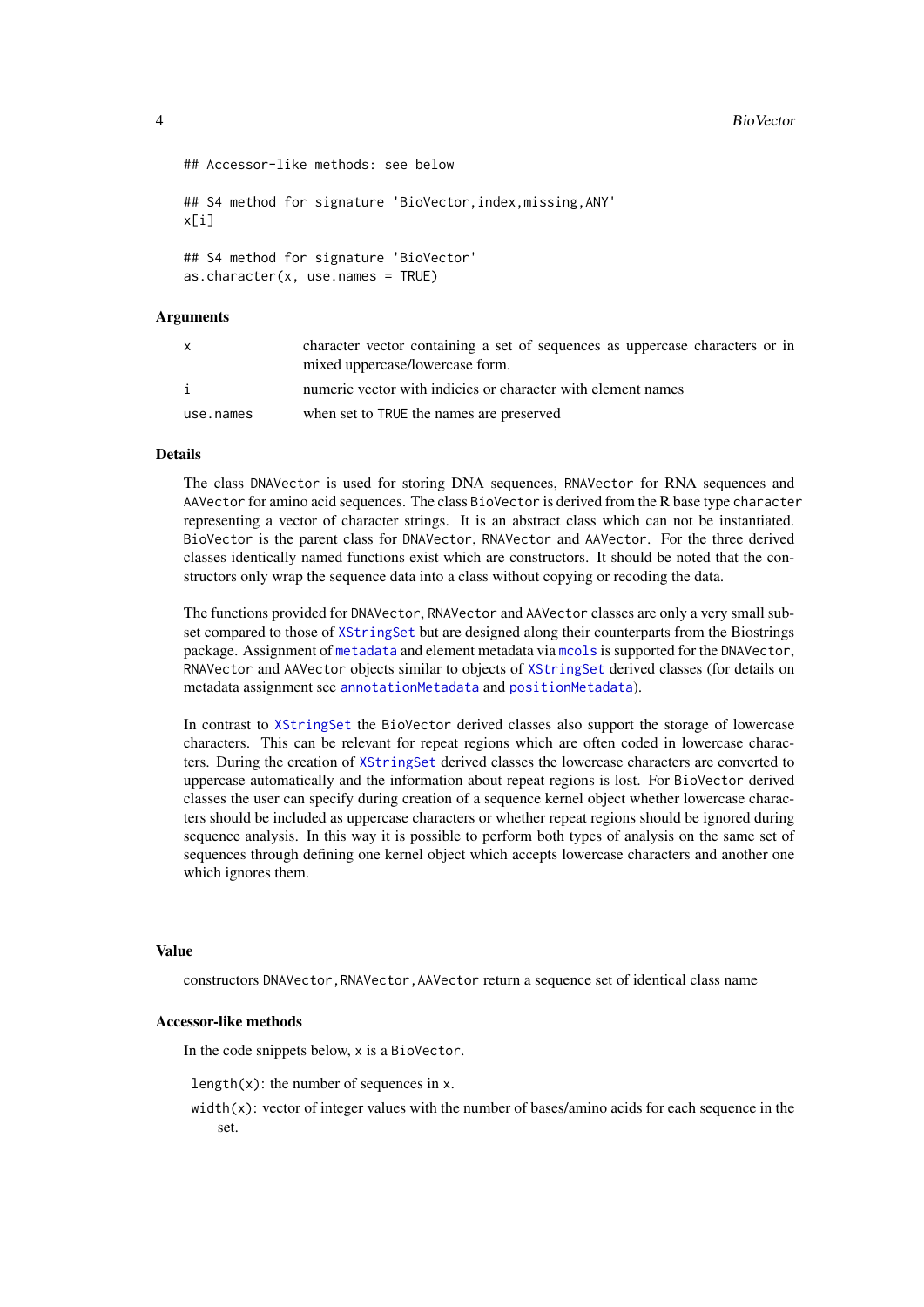```
## Accessor-like methods: see below

## S4 method for signature 'BioVector,index,missing,ANY'
x[i]

## S4 method for signature 'BioVector'
as.character(x, use.names = TRUE)
```

### Arguments

| | |
|---|---|
| `x` | character vector containing a set of sequences as uppercase characters or in mixed uppercase/lowercase form. |
| `i` | numeric vector with indicies or character with element names |
| `use.names` | when set to TRUE the names are preserved |

### Details

The class `DNAVector` is used for storing DNA sequences, `RNAVector` for RNA sequences and `AAVector` for amino acid sequences. The class `BioVector` is derived from the R base type `character` representing a vector of character strings. It is an abstract class which can not be instantiated. `BioVector` is the parent class for `DNAVector`, `RNAVector` and `AAVector`. For the three derived classes identically named functions exist which are constructors. It should be noted that the constructors only wrap the sequence data into a class without copying or recoding the data.

The functions provided for `DNAVector`, `RNAVector` and `AAVector` classes are only a very small subset compared to those of `XStringSet` but are designed along their counterparts from the Biostrings package. Assignment of `metadata` and element metadata via `mcols` is supported for the `DNAVector`, `RNAVector` and `AAVector` objects similar to objects of `XStringSet` derived classes (for details on metadata assignment see `annotationMetadata` and `positionMetadata`).

In contrast to `XStringSet` the `BioVector` derived classes also support the storage of lowercase characters. This can be relevant for repeat regions which are often coded in lowercase characters. During the creation of `XStringSet` derived classes the lowercase characters are converted to uppercase automatically and the information about repeat regions is lost. For `BioVector` derived classes the user can specify during creation of a sequence kernel object whether lowercase characters should be included as uppercase characters or whether repeat regions should be ignored during sequence analysis. In this way it is possible to perform both types of analysis on the same set of sequences through defining one kernel object which accepts lowercase characters and another one which ignores them.

### Value

constructors `DNAVector,RNAVector,AAVector` return a sequence set of identical class name

### Accessor-like methods

In the code snippets below, `x` is a `BioVector`.

`length(x)`: the number of sequences in `x`.

`width(x)`: vector of integer values with the number of bases/amino acids for each sequence in the set.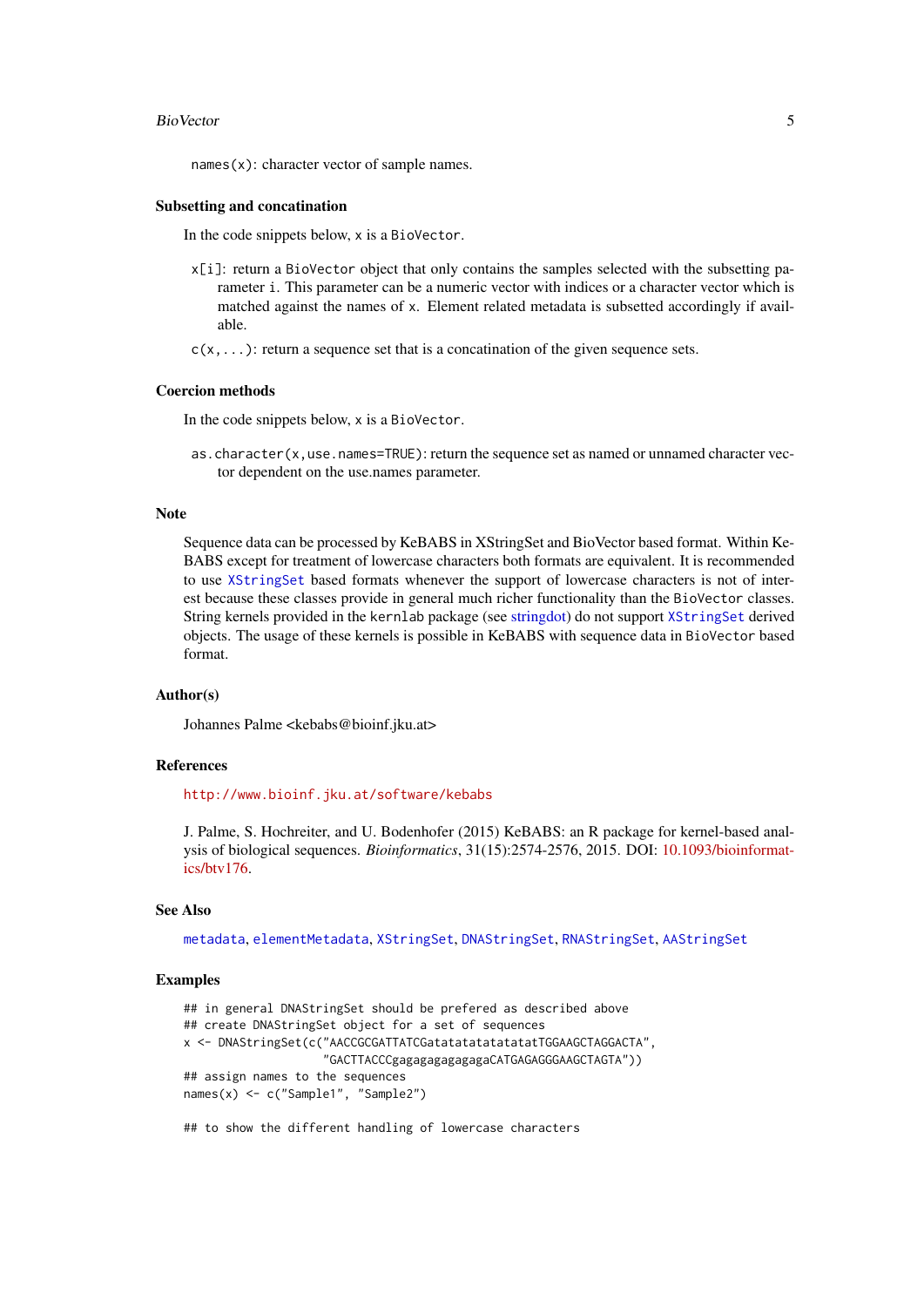names(x): character vector of sample names.

### Subsetting and concatination

In the code snippets below, x is a BioVector.

x[i]: return a BioVector object that only contains the samples selected with the subsetting parameter i. This parameter can be a numeric vector with indices or a character vector which is matched against the names of x. Element related metadata is subsetted accordingly if available.

c(x,...): return a sequence set that is a concatination of the given sequence sets.

### Coercion methods

In the code snippets below, x is a BioVector.

as.character(x,use.names=TRUE): return the sequence set as named or unnamed character vector dependent on the use.names parameter.

### Note

Sequence data can be processed by KeBABS in XStringSet and BioVector based format. Within KeBABS except for treatment of lowercase characters both formats are equivalent. It is recommended to use XStringSet based formats whenever the support of lowercase characters is not of interest because these classes provide in general much richer functionality than the BioVector classes. String kernels provided in the kernlab package (see stringdot) do not support XStringSet derived objects. The usage of these kernels is possible in KeBABS with sequence data in BioVector based format.

### Author(s)

Johannes Palme <kebabs@bioinf.jku.at>

### References

http://www.bioinf.jku.at/software/kebabs

J. Palme, S. Hochreiter, and U. Bodenhofer (2015) KeBABS: an R package for kernel-based analysis of biological sequences. *Bioinformatics*, 31(15):2574-2576, 2015. DOI: 10.1093/bioinformatics/btv176.

### See Also

metadata, elementMetadata, XStringSet, DNAStringSet, RNAStringSet, AAStringSet

### Examples

```
## in general DNAStringSet should be prefered as described above
## create DNAStringSet object for a set of sequences
x <- DNAStringSet(c("AACCGCGATTATCGatatatatatatatatTGGAAGCTAGGACTA",
                    "GACTTACCCgagagagagagagaCATGAGAGGGAAGCTAGTA"))
## assign names to the sequences
names(x) <- c("Sample1", "Sample2")

## to show the different handling of lowercase characters
```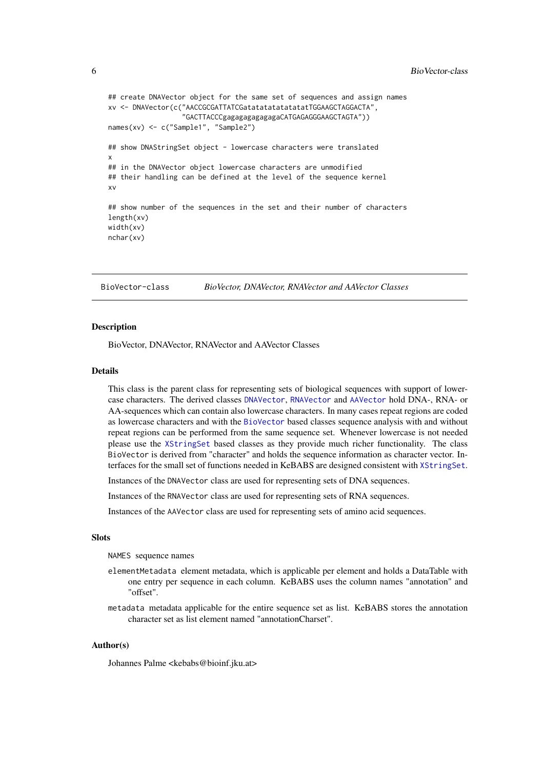```
## create DNAVector object for the same set of sequences and assign names
xv <- DNAVector(c("AACCGCGATTATCGatatatatatatatatTGGAAGCTAGGACTA",
                  "GACTTACCCgagagagagagagaCATGAGAGGGAAGCTAGTA"))
names(xv) <- c("Sample1", "Sample2")

## show DNAStringSet object - lowercase characters were translated
x
## in the DNAVector object lowercase characters are unmodified
## their handling can be defined at the level of the sequence kernel
xv

## show number of the sequences in the set and their number of characters
length(xv)
width(xv)
nchar(xv)
```

---

BioVector-class *BioVector, DNAVector, RNAVector and AAVector Classes*

---

### Description

BioVector, DNAVector, RNAVector and AAVector Classes

### Details

This class is the parent class for representing sets of biological sequences with support of lowercase characters. The derived classes `DNAVector`, `RNAVector` and `AAVector` hold DNA-, RNA- or AA-sequences which can contain also lowercase characters. In many cases repeat regions are coded as lowercase characters and with the `BioVector` based classes sequence analysis with and without repeat regions can be performed from the same sequence set. Whenever lowercase is not needed please use the `XStringSet` based classes as they provide much richer functionality. The class `BioVector` is derived from "character" and holds the sequence information as character vector. Interfaces for the small set of functions needed in KeBABS are designed consistent with `XStringSet`.

Instances of the `DNAVector` class are used for representing sets of DNA sequences.

Instances of the `RNAVector` class are used for representing sets of RNA sequences.

Instances of the `AAVector` class are used for representing sets of amino acid sequences.

### Slots

`NAMES` sequence names

`elementMetadata` element metadata, which is applicable per element and holds a DataTable with one entry per sequence in each column. KeBABS uses the column names "annotation" and "offset".

`metadata` metadata applicable for the entire sequence set as list. KeBABS stores the annotation character set as list element named "annotationCharset".

### Author(s)

Johannes Palme <kebabs@bioinf.jku.at>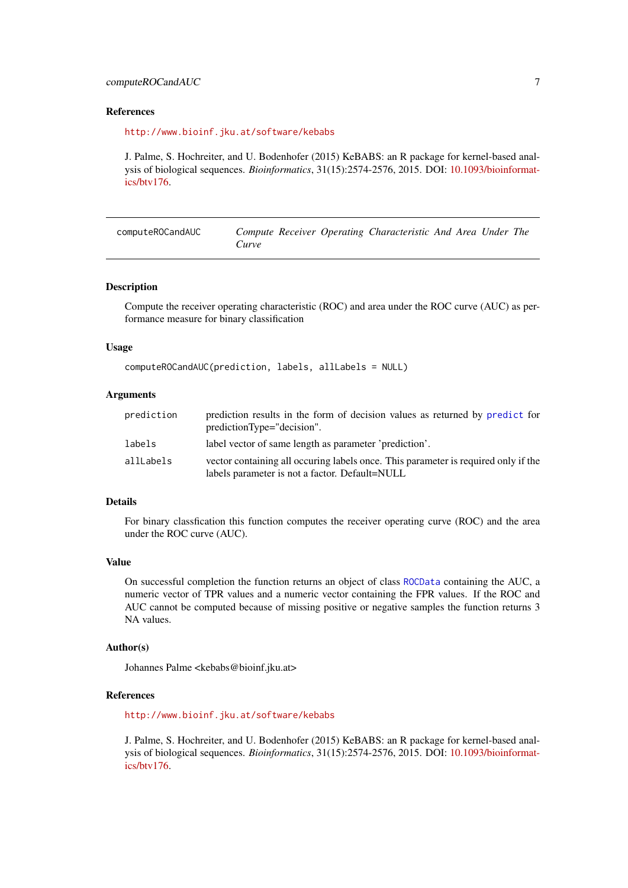### References

http://www.bioinf.jku.at/software/kebabs

J. Palme, S. Hochreiter, and U. Bodenhofer (2015) KeBABS: an R package for kernel-based analysis of biological sequences. *Bioinformatics*, 31(15):2574-2576, 2015. DOI: 10.1093/bioinformatics/btv176.

---

## computeROCandAUC — *Compute Receiver Operating Characteristic And Area Under The Curve*

---

### Description

Compute the receiver operating characteristic (ROC) and area under the ROC curve (AUC) as performance measure for binary classification

### Usage

```
computeROCandAUC(prediction, labels, allLabels = NULL)
```

### Arguments

| | |
|---|---|
| `prediction` | prediction results in the form of decision values as returned by `predict` for predictionType="decision". |
| `labels` | label vector of same length as parameter 'prediction'. |
| `allLabels` | vector containing all occuring labels once. This parameter is required only if the labels parameter is not a factor. Default=NULL |

### Details

For binary classfication this function computes the receiver operating curve (ROC) and the area under the ROC curve (AUC).

### Value

On successful completion the function returns an object of class `ROCData` containing the AUC, a numeric vector of TPR values and a numeric vector containing the FPR values. If the ROC and AUC cannot be computed because of missing positive or negative samples the function returns 3 NA values.

### Author(s)

Johannes Palme <kebabs@bioinf.jku.at>

### References

http://www.bioinf.jku.at/software/kebabs

J. Palme, S. Hochreiter, and U. Bodenhofer (2015) KeBABS: an R package for kernel-based analysis of biological sequences. *Bioinformatics*, 31(15):2574-2576, 2015. DOI: 10.1093/bioinformatics/btv176.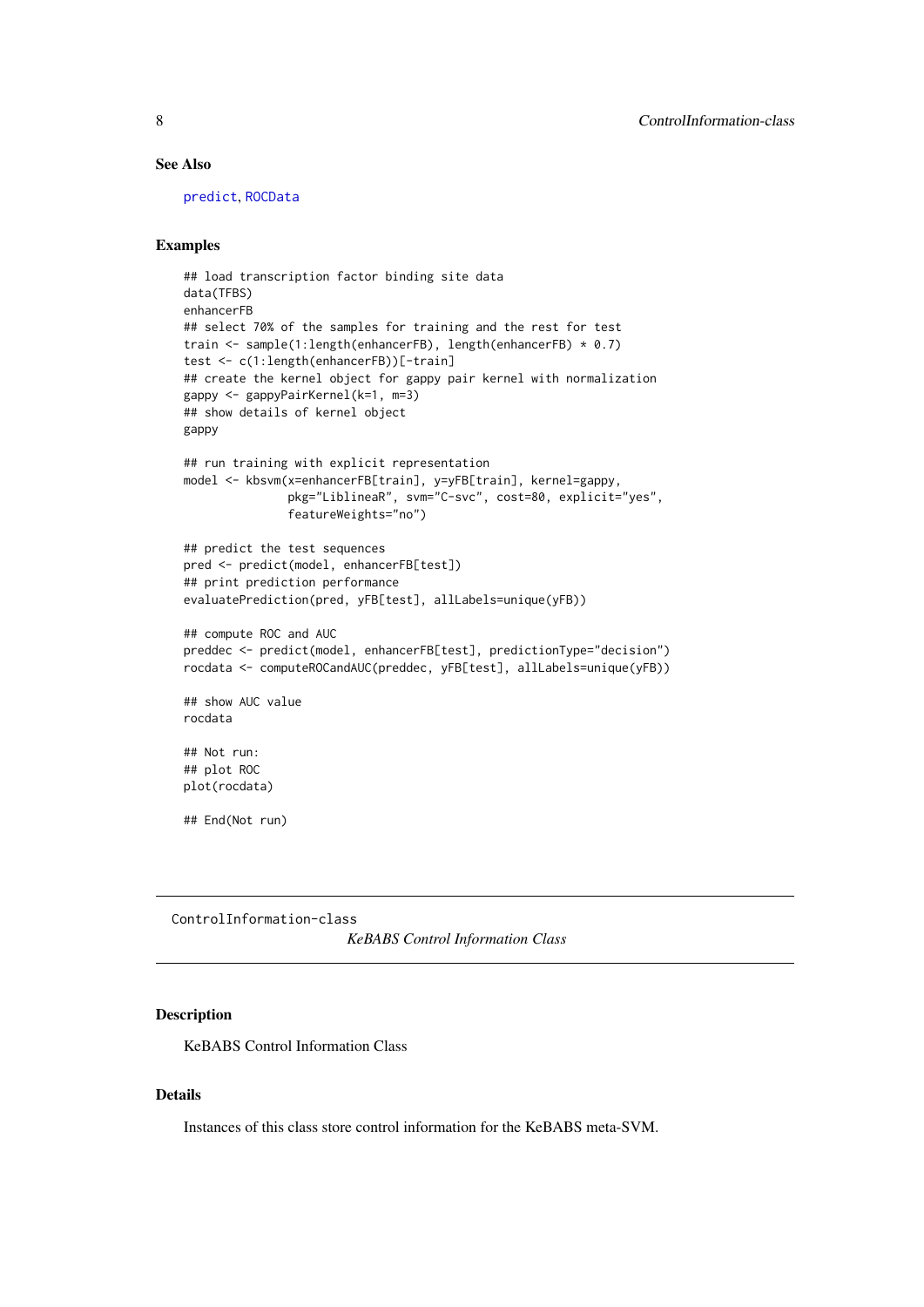### See Also

predict, ROCData

### Examples

```
## load transcription factor binding site data
data(TFBS)
enhancerFB
## select 70% of the samples for training and the rest for test
train <- sample(1:length(enhancerFB), length(enhancerFB) * 0.7)
test <- c(1:length(enhancerFB))[-train]
## create the kernel object for gappy pair kernel with normalization
gappy <- gappyPairKernel(k=1, m=3)
## show details of kernel object
gappy

## run training with explicit representation
model <- kbsvm(x=enhancerFB[train], y=yFB[train], kernel=gappy,
               pkg="LiblineaR", svm="C-svc", cost=80, explicit="yes",
               featureWeights="no")

## predict the test sequences
pred <- predict(model, enhancerFB[test])
## print prediction performance
evaluatePrediction(pred, yFB[test], allLabels=unique(yFB))

## compute ROC and AUC
preddec <- predict(model, enhancerFB[test], predictionType="decision")
rocdata <- computeROCandAUC(preddec, yFB[test], allLabels=unique(yFB))

## show AUC value
rocdata

## Not run:
## plot ROC
plot(rocdata)

## End(Not run)
```

---

## ControlInformation-class *KeBABS Control Information Class*

---

### Description

KeBABS Control Information Class

### Details

Instances of this class store control information for the KeBABS meta-SVM.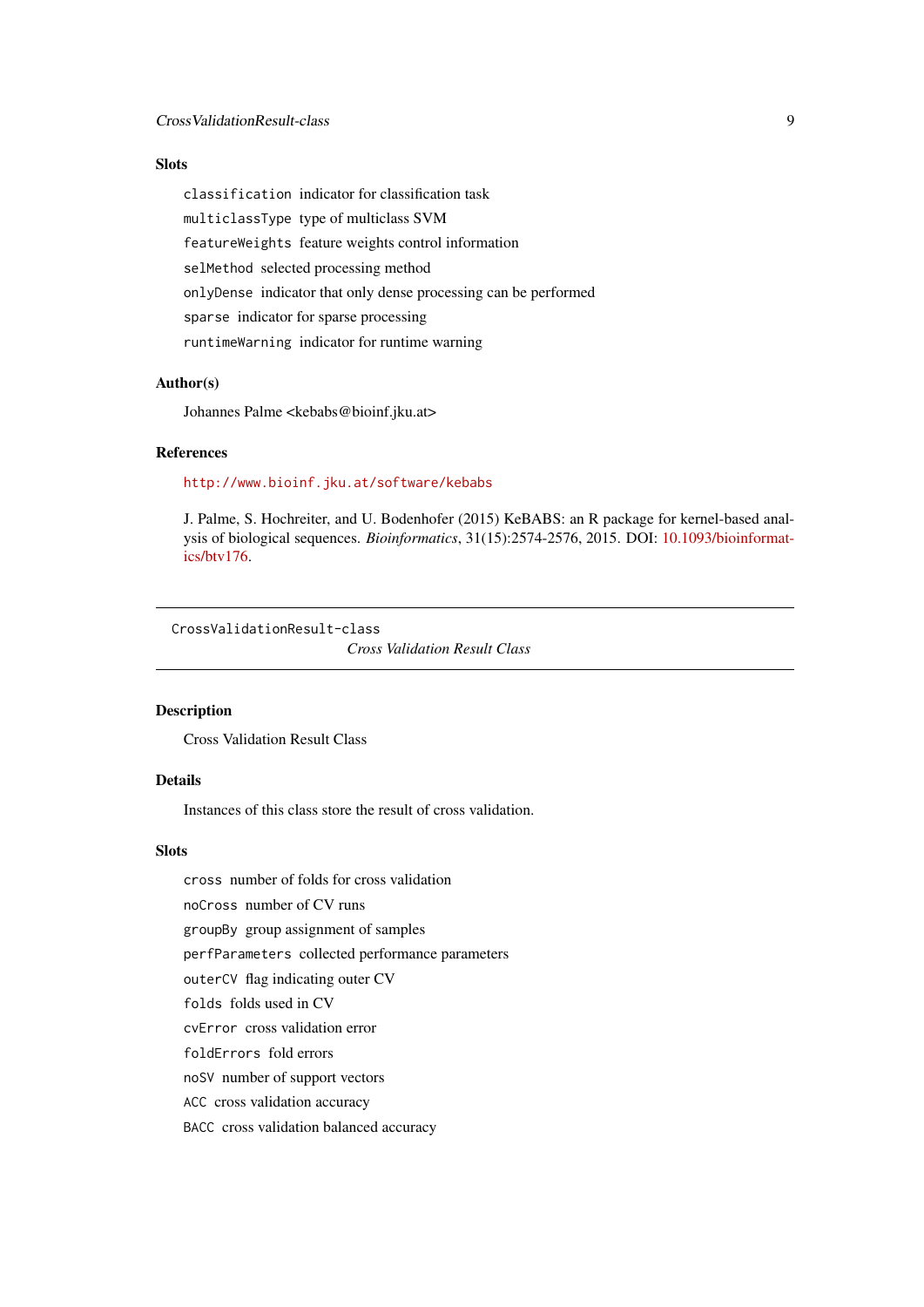### Slots

`classification` indicator for classification task

`multiclassType` type of multiclass SVM

`featureWeights` feature weights control information

`selMethod` selected processing method

`onlyDense` indicator that only dense processing can be performed

`sparse` indicator for sparse processing

`runtimeWarning` indicator for runtime warning

### Author(s)

Johannes Palme <kebabs@bioinf.jku.at>

### References

http://www.bioinf.jku.at/software/kebabs

J. Palme, S. Hochreiter, and U. Bodenhofer (2015) KeBABS: an R package for kernel-based analysis of biological sequences. *Bioinformatics*, 31(15):2574-2576, 2015. DOI: 10.1093/bioinformatics/btv176.

---

`CrossValidationResult-class`

*Cross Validation Result Class*

---

### Description

Cross Validation Result Class

### Details

Instances of this class store the result of cross validation.

### Slots

`cross` number of folds for cross validation

`noCross` number of CV runs

`groupBy` group assignment of samples

`perfParameters` collected performance parameters

`outerCV` flag indicating outer CV

`folds` folds used in CV

`cvError` cross validation error

`foldErrors` fold errors

`noSV` number of support vectors

`ACC` cross validation accuracy

`BACC` cross validation balanced accuracy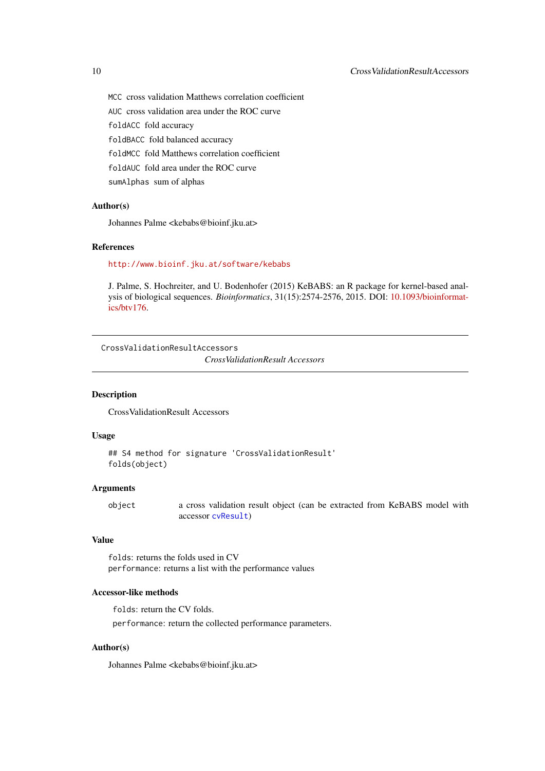`MCC` cross validation Matthews correlation coefficient

`AUC` cross validation area under the ROC curve

`foldACC` fold accuracy

`foldBACC` fold balanced accuracy

`foldMCC` fold Matthews correlation coefficient

`foldAUC` fold area under the ROC curve

`sumAlphas` sum of alphas

### Author(s)

Johannes Palme <kebabs@bioinf.jku.at>

### References

http://www.bioinf.jku.at/software/kebabs

J. Palme, S. Hochreiter, and U. Bodenhofer (2015) KeBABS: an R package for kernel-based analysis of biological sequences. *Bioinformatics*, 31(15):2574-2576, 2015. DOI: 10.1093/bioinformatics/btv176.

---

## CrossValidationResultAccessors

*CrossValidationResult Accessors*

---

### Description

CrossValidationResult Accessors

### Usage

```
## S4 method for signature 'CrossValidationResult'
folds(object)
```

### Arguments

| | |
|---|---|
| `object` | a cross validation result object (can be extracted from KeBABS model with accessor `cvResult`) |

### Value

`folds`: returns the folds used in CV
`performance`: returns a list with the performance values

### Accessor-like methods

`folds`: return the CV folds.

`performance`: return the collected performance parameters.

### Author(s)

Johannes Palme <kebabs@bioinf.jku.at>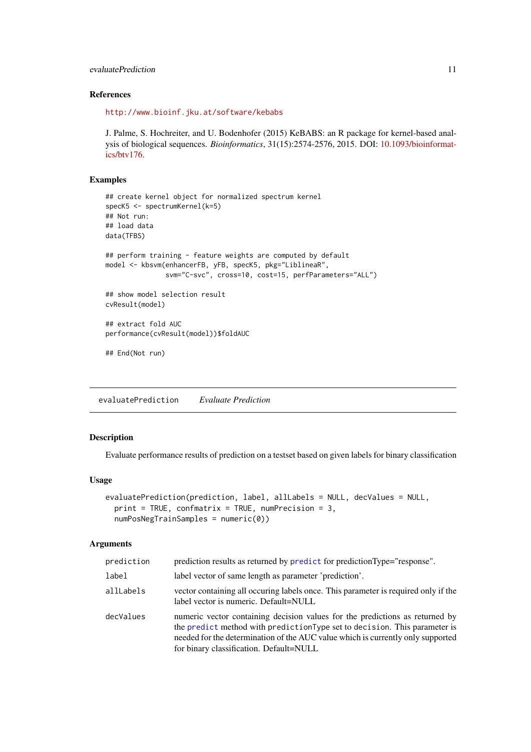### References

http://www.bioinf.jku.at/software/kebabs

J. Palme, S. Hochreiter, and U. Bodenhofer (2015) KeBABS: an R package for kernel-based analysis of biological sequences. *Bioinformatics*, 31(15):2574-2576, 2015. DOI: 10.1093/bioinformatics/btv176.

### Examples

```
## create kernel object for normalized spectrum kernel
specK5 <- spectrumKernel(k=5)
## Not run:
## load data
data(TFBS)

## perform training - feature weights are computed by default
model <- kbsvm(enhancerFB, yFB, specK5, pkg="LiblineaR",
               svm="C-svc", cross=10, cost=15, perfParameters="ALL")

## show model selection result
cvResult(model)

## extract fold AUC
performance(cvResult(model))$foldAUC

## End(Not run)
```

---

## evaluatePrediction — *Evaluate Prediction*

### Description

Evaluate performance results of prediction on a testset based on given labels for binary classification

### Usage

```
evaluatePrediction(prediction, label, allLabels = NULL, decValues = NULL,
  print = TRUE, confmatrix = TRUE, numPrecision = 3,
  numPosNegTrainSamples = numeric(0))
```

### Arguments

| | |
|---|---|
| `prediction` | prediction results as returned by `predict` for predictionType="response". |
| `label` | label vector of same length as parameter 'prediction'. |
| `allLabels` | vector containing all occuring labels once. This parameter is required only if the label vector is numeric. Default=NULL |
| `decValues` | numeric vector containing decision values for the predictions as returned by the `predict` method with `predictionType` set to `decision`. This parameter is needed for the determination of the AUC value which is currently only supported for binary classification. Default=NULL |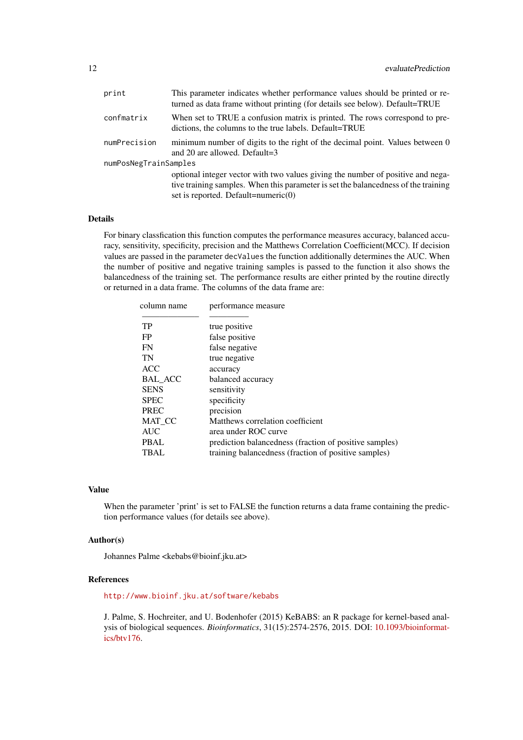| | |
|---|---|
| `print` | This parameter indicates whether performance values should be printed or returned as data frame without printing (for details see below). Default=TRUE |
| `confmatrix` | When set to TRUE a confusion matrix is printed. The rows correspond to predictions, the columns to the true labels. Default=TRUE |
| `numPrecision` | minimum number of digits to the right of the decimal point. Values between 0 and 20 are allowed. Default=3 |
| `numPosNegTrainSamples` | optional integer vector with two values giving the number of positive and negative training samples. When this parameter is set the balancedness of the training set is reported. Default=numeric(0) |

## Details

For binary classfication this function computes the performance measures accuracy, balanced accuracy, sensitivity, specificity, precision and the Matthews Correlation Coefficient(MCC). If decision values are passed in the parameter `decValues` the function additionally determines the AUC. When the number of positive and negative training samples is passed to the function it also shows the balancedness of the training set. The performance results are either printed by the routine directly or returned in a data frame. The columns of the data frame are:

| column name | performance measure |
|---|---|
| TP | true positive |
| FP | false positive |
| FN | false negative |
| TN | true negative |
| ACC | accuracy |
| BAL_ACC | balanced accuracy |
| SENS | sensitivity |
| SPEC | specificity |
| PREC | precision |
| MAT_CC | Matthews correlation coefficient |
| AUC | area under ROC curve |
| PBAL | prediction balancedness (fraction of positive samples) |
| TBAL | training balancedness (fraction of positive samples) |

## Value

When the parameter 'print' is set to FALSE the function returns a data frame containing the prediction performance values (for details see above).

## Author(s)

Johannes Palme <kebabs@bioinf.jku.at>

## References

http://www.bioinf.jku.at/software/kebabs

J. Palme, S. Hochreiter, and U. Bodenhofer (2015) KeBABS: an R package for kernel-based analysis of biological sequences. *Bioinformatics*, 31(15):2574-2576, 2015. DOI: 10.1093/bioinformatics/btv176.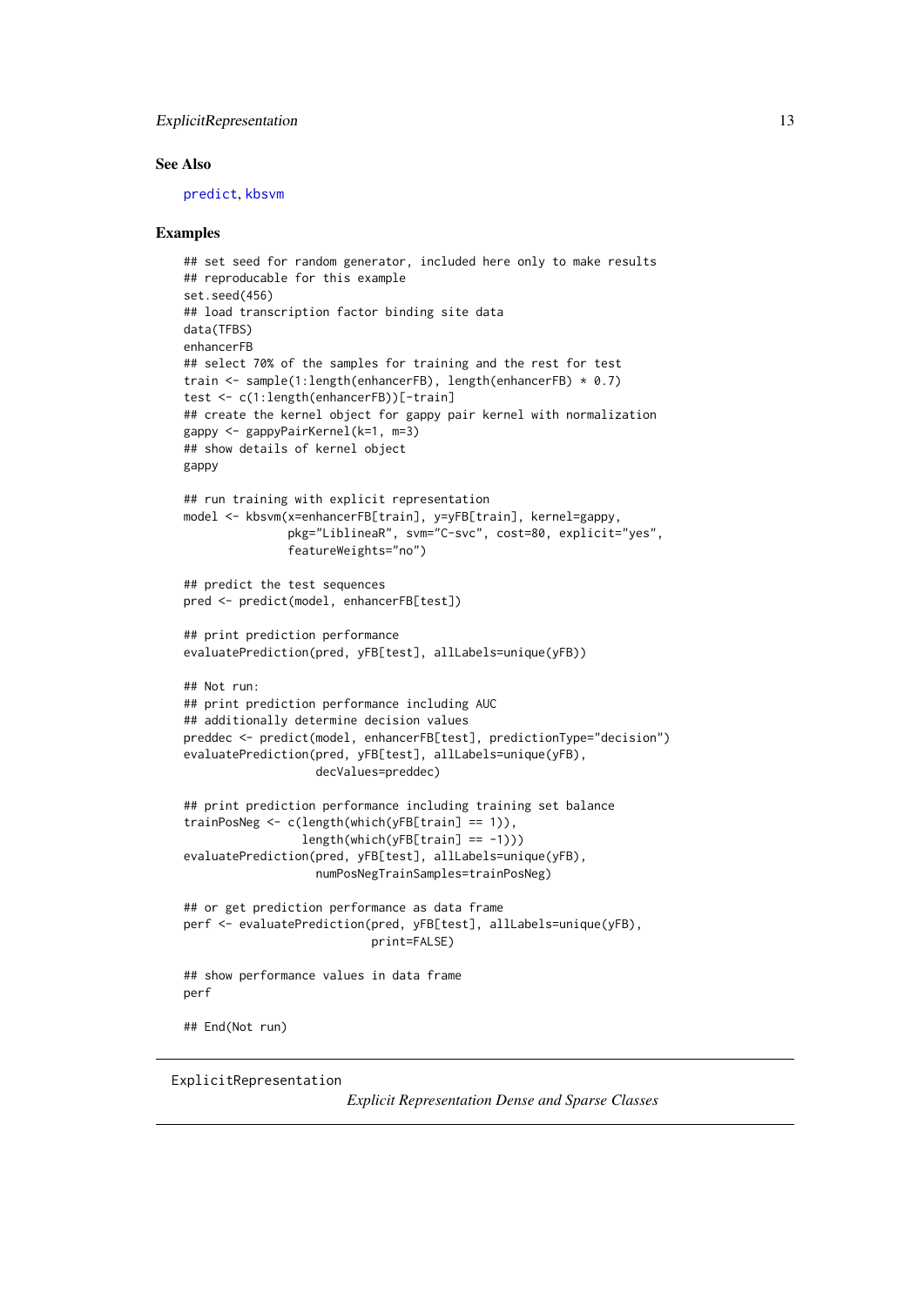### See Also

predict, kbsvm

### Examples

```
## set seed for random generator, included here only to make results
## reproducable for this example
set.seed(456)
## load transcription factor binding site data
data(TFBS)
enhancerFB
## select 70% of the samples for training and the rest for test
train <- sample(1:length(enhancerFB), length(enhancerFB) * 0.7)
test <- c(1:length(enhancerFB))[-train]
## create the kernel object for gappy pair kernel with normalization
gappy <- gappyPairKernel(k=1, m=3)
## show details of kernel object
gappy

## run training with explicit representation
model <- kbsvm(x=enhancerFB[train], y=yFB[train], kernel=gappy,
               pkg="LiblineaR", svm="C-svc", cost=80, explicit="yes",
               featureWeights="no")

## predict the test sequences
pred <- predict(model, enhancerFB[test])

## print prediction performance
evaluatePrediction(pred, yFB[test], allLabels=unique(yFB))

## Not run:
## print prediction performance including AUC
## additionally determine decision values
preddec <- predict(model, enhancerFB[test], predictionType="decision")
evaluatePrediction(pred, yFB[test], allLabels=unique(yFB),
                   decValues=preddec)

## print prediction performance including training set balance
trainPosNeg <- c(length(which(yFB[train] == 1)),
                 length(which(yFB[train] == -1)))
evaluatePrediction(pred, yFB[test], allLabels=unique(yFB),
                   numPosNegTrainSamples=trainPosNeg)

## or get prediction performance as data frame
perf <- evaluatePrediction(pred, yFB[test], allLabels=unique(yFB),
                           print=FALSE)

## show performance values in data frame
perf

## End(Not run)
```

---

ExplicitRepresentation    *Explicit Representation Dense and Sparse Classes*

---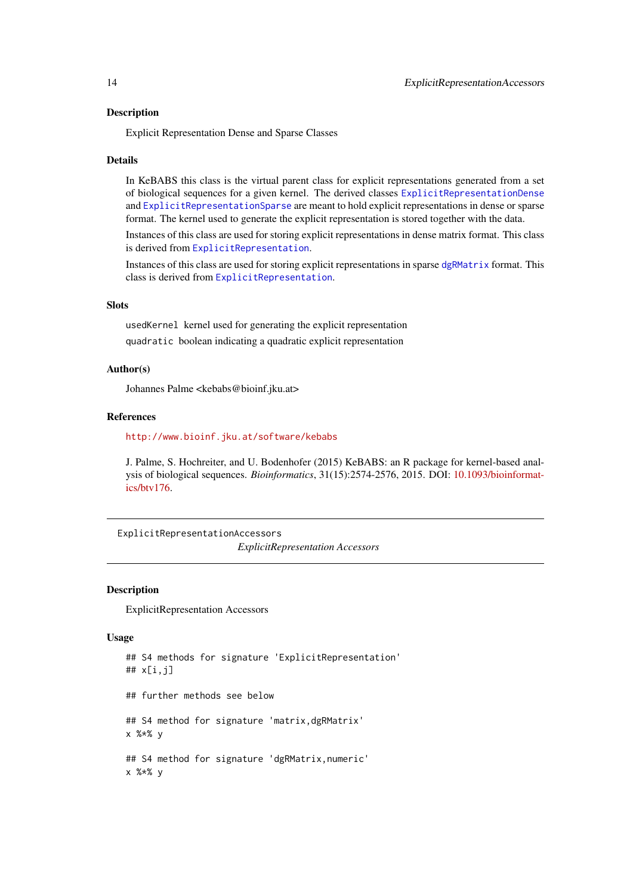### Description

Explicit Representation Dense and Sparse Classes

### Details

In KeBABS this class is the virtual parent class for explicit representations generated from a set of biological sequences for a given kernel. The derived classes `ExplicitRepresentationDense` and `ExplicitRepresentationSparse` are meant to hold explicit representations in dense or sparse format. The kernel used to generate the explicit representation is stored together with the data.

Instances of this class are used for storing explicit representations in dense matrix format. This class is derived from `ExplicitRepresentation`.

Instances of this class are used for storing explicit representations in sparse `dgRMatrix` format. This class is derived from `ExplicitRepresentation`.

### Slots

`usedKernel` kernel used for generating the explicit representation

`quadratic` boolean indicating a quadratic explicit representation

### Author(s)

Johannes Palme <kebabs@bioinf.jku.at>

### References

http://www.bioinf.jku.at/software/kebabs

J. Palme, S. Hochreiter, and U. Bodenhofer (2015) KeBABS: an R package for kernel-based analysis of biological sequences. *Bioinformatics*, 31(15):2574-2576, 2015. DOI: 10.1093/bioinformatics/btv176.

---

## ExplicitRepresentationAccessors
*ExplicitRepresentation Accessors*

---

### Description

ExplicitRepresentation Accessors

### Usage

```
## S4 methods for signature 'ExplicitRepresentation'
## x[i,j]

## further methods see below

## S4 method for signature 'matrix,dgRMatrix'
x %*% y

## S4 method for signature 'dgRMatrix,numeric'
x %*% y
```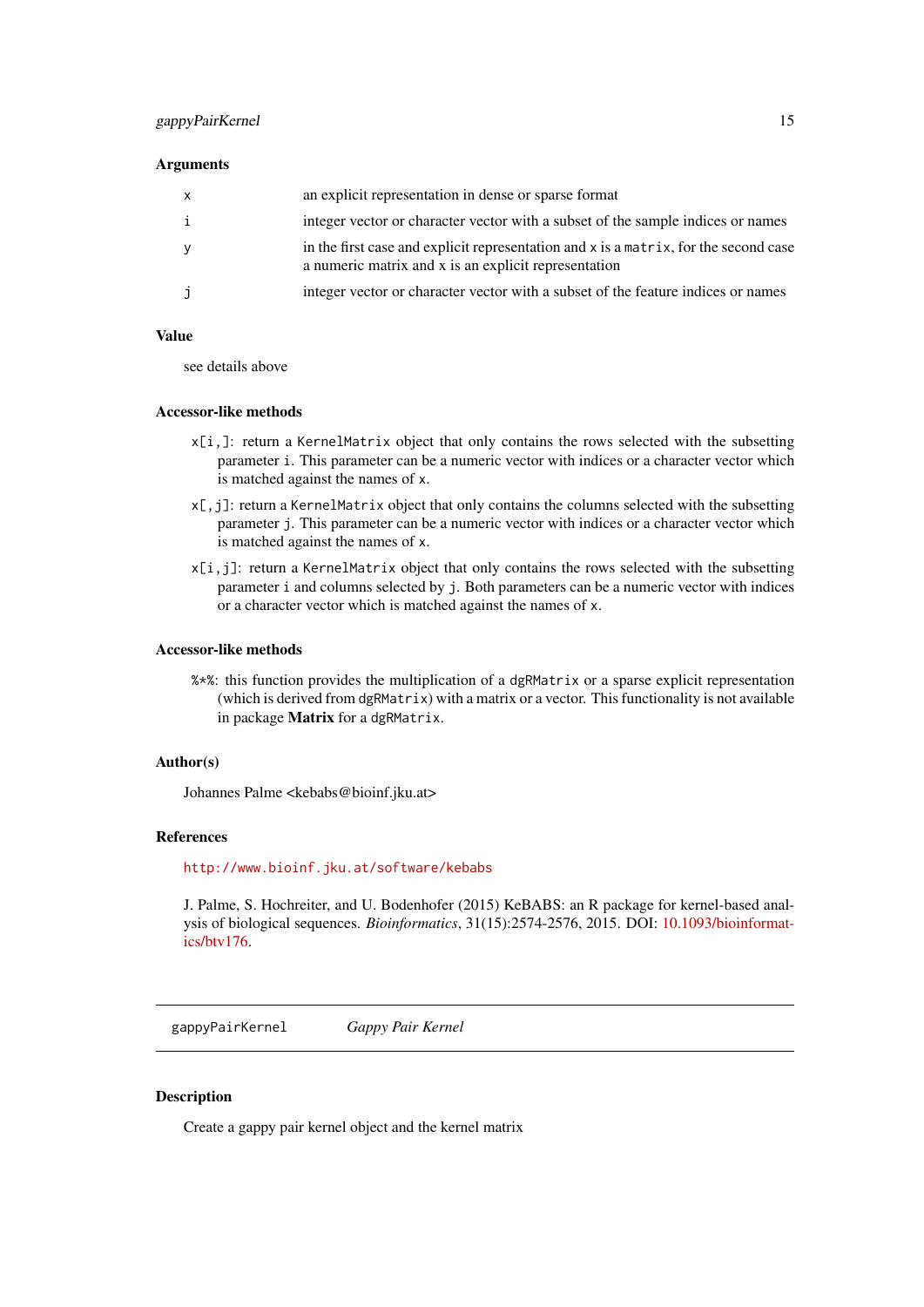### Arguments

| | |
|---|---|
| `x` | an explicit representation in dense or sparse format |
| `i` | integer vector or character vector with a subset of the sample indices or names |
| `y` | in the first case and explicit representation and `x` is a `matrix`, for the second case a numeric matrix and `x` is an explicit representation |
| `j` | integer vector or character vector with a subset of the feature indices or names |

### Value

see details above

### Accessor-like methods

- `x[i,]`: return a `KernelMatrix` object that only contains the rows selected with the subsetting parameter `i`. This parameter can be a numeric vector with indices or a character vector which is matched against the names of `x`.
- `x[,j]`: return a `KernelMatrix` object that only contains the columns selected with the subsetting parameter `j`. This parameter can be a numeric vector with indices or a character vector which is matched against the names of `x`.
- `x[i,j]`: return a `KernelMatrix` object that only contains the rows selected with the subsetting parameter `i` and columns selected by `j`. Both parameters can be a numeric vector with indices or a character vector which is matched against the names of `x`.

### Accessor-like methods

- `%*%`: this function provides the multiplication of a `dgRMatrix` or a sparse explicit representation (which is derived from `dgRMatrix`) with a matrix or a vector. This functionality is not available in package **Matrix** for a `dgRMatrix`.

### Author(s)

Johannes Palme <kebabs@bioinf.jku.at>

### References

http://www.bioinf.jku.at/software/kebabs

J. Palme, S. Hochreiter, and U. Bodenhofer (2015) KeBABS: an R package for kernel-based analysis of biological sequences. *Bioinformatics*, 31(15):2574-2576, 2015. DOI: 10.1093/bioinformatics/btv176.

---

## `gappyPairKernel` *Gappy Pair Kernel*

---

### Description

Create a gappy pair kernel object and the kernel matrix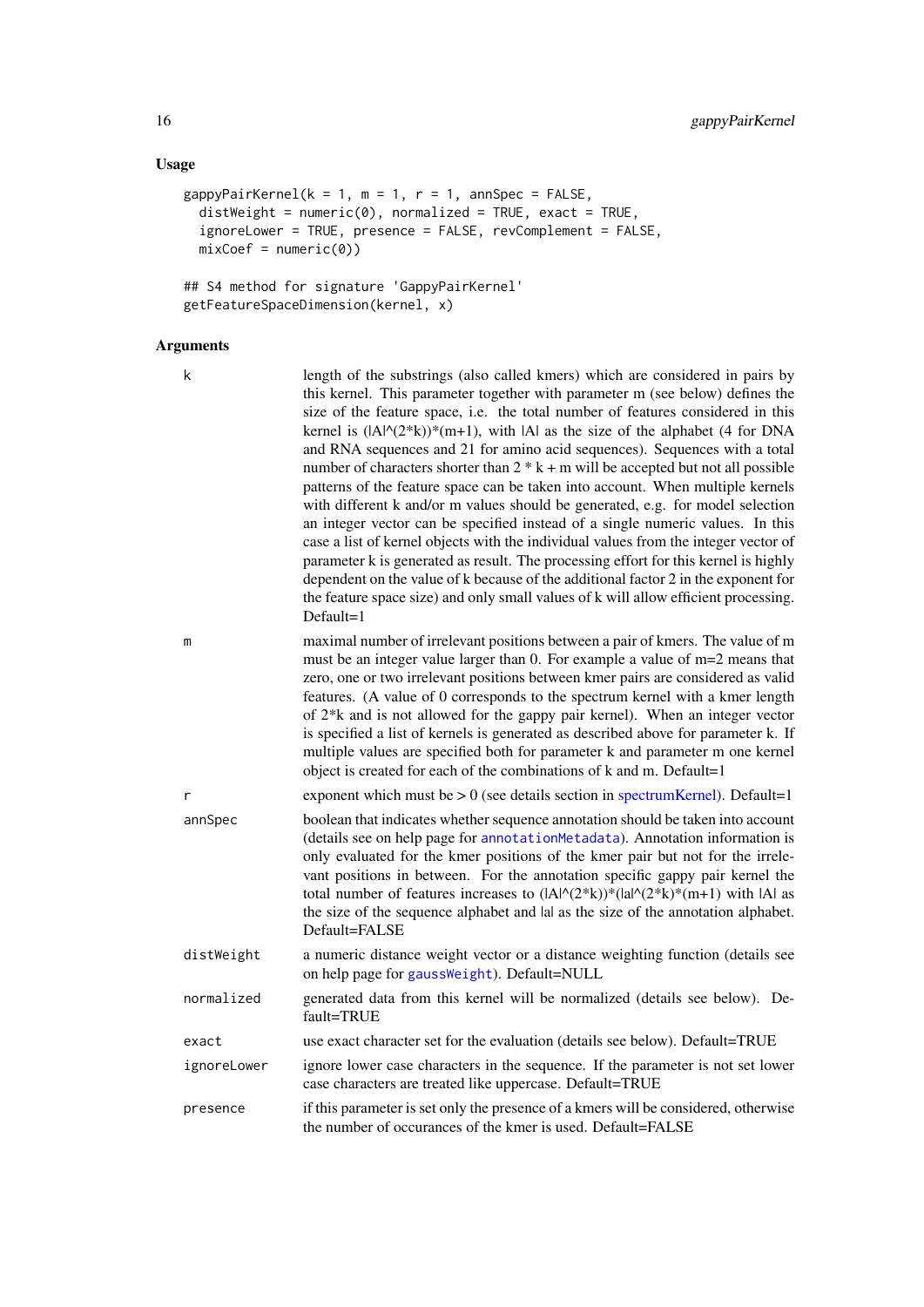## Usage

```
gappyPairKernel(k = 1, m = 1, r = 1, annSpec = FALSE,
  distWeight = numeric(0), normalized = TRUE, exact = TRUE,
  ignoreLower = TRUE, presence = FALSE, revComplement = FALSE,
  mixCoef = numeric(0))

## S4 method for signature 'GappyPairKernel'
getFeatureSpaceDimension(kernel, x)
```

## Arguments

`k` length of the substrings (also called kmers) which are considered in pairs by this kernel. This parameter together with parameter m (see below) defines the size of the feature space, i.e. the total number of features considered in this kernel is (|A|^(2*k))*(m+1), with |A| as the size of the alphabet (4 for DNA and RNA sequences and 21 for amino acid sequences). Sequences with a total number of characters shorter than 2 * k + m will be accepted but not all possible patterns of the feature space can be taken into account. When multiple kernels with different k and/or m values should be generated, e.g. for model selection an integer vector can be specified instead of a single numeric values. In this case a list of kernel objects with the individual values from the integer vector of parameter k is generated as result. The processing effort for this kernel is highly dependent on the value of k because of the additional factor 2 in the exponent for the feature space size) and only small values of k will allow efficient processing. Default=1

`m` maximal number of irrelevant positions between a pair of kmers. The value of m must be an integer value larger than 0. For example a value of m=2 means that zero, one or two irrelevant positions between kmer pairs are considered as valid features. (A value of 0 corresponds to the spectrum kernel with a kmer length of 2*k and is not allowed for the gappy pair kernel). When an integer vector is specified a list of kernels is generated as described above for parameter k. If multiple values are specified both for parameter k and parameter m one kernel object is created for each of the combinations of k and m. Default=1

`r` exponent which must be > 0 (see details section in spectrumKernel). Default=1

`annSpec` boolean that indicates whether sequence annotation should be taken into account (details see on help page for `annotationMetadata`). Annotation information is only evaluated for the kmer positions of the kmer pair but not for the irrelevant positions in between. For the annotation specific gappy pair kernel the total number of features increases to (|A|^(2*k))*(|a|^(2*k)*(m+1) with |A| as the size of the sequence alphabet and |a| as the size of the annotation alphabet. Default=FALSE

`distWeight` a numeric distance weight vector or a distance weighting function (details see on help page for `gaussWeight`). Default=NULL

`normalized` generated data from this kernel will be normalized (details see below). Default=TRUE

`exact` use exact character set for the evaluation (details see below). Default=TRUE

`ignoreLower` ignore lower case characters in the sequence. If the parameter is not set lower case characters are treated like uppercase. Default=TRUE

`presence` if this parameter is set only the presence of a kmers will be considered, otherwise the number of occurances of the kmer is used. Default=FALSE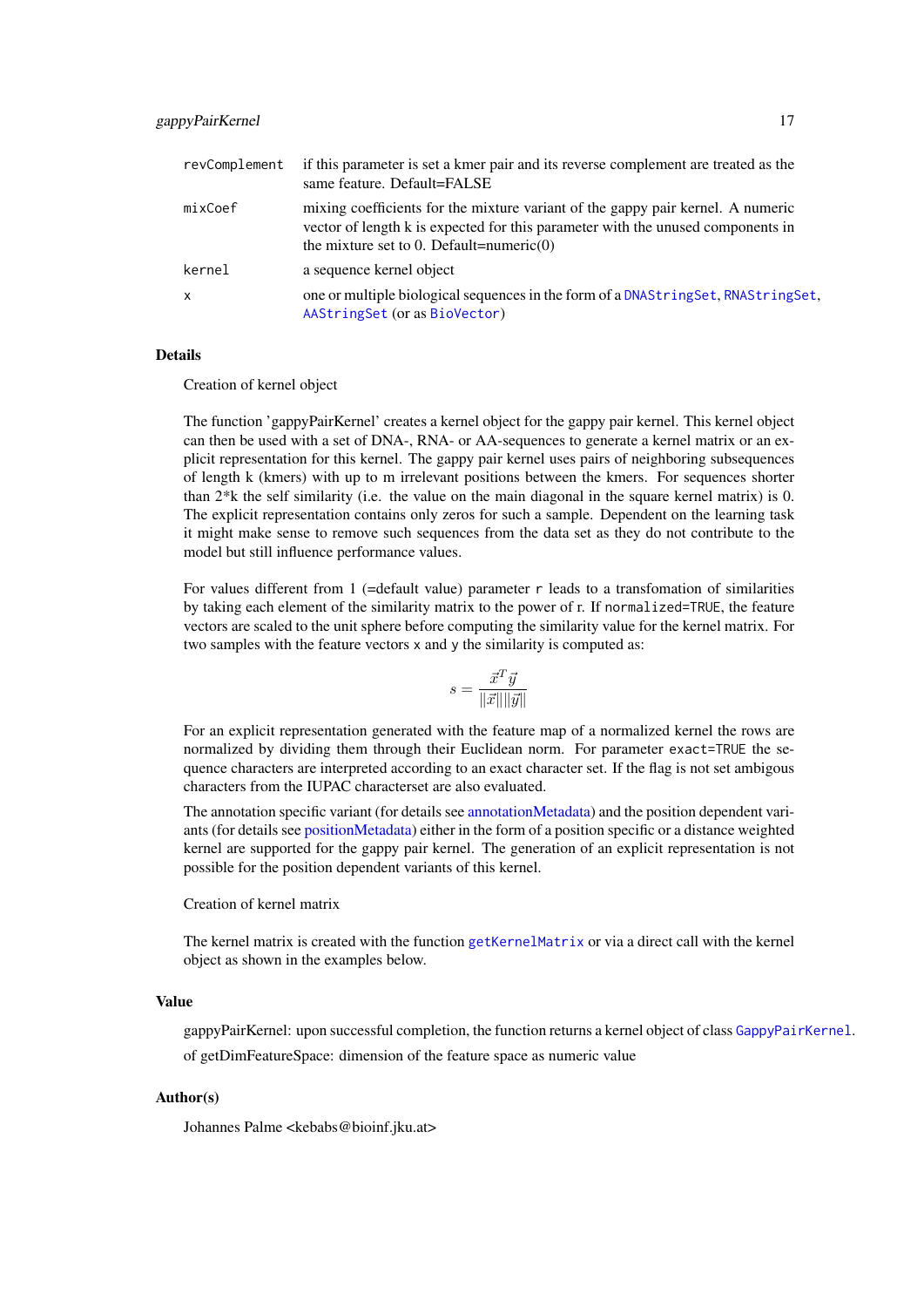| | |
|---|---|
| `revComplement` | if this parameter is set a kmer pair and its reverse complement are treated as the same feature. Default=FALSE |
| `mixCoef` | mixing coefficients for the mixture variant of the gappy pair kernel. A numeric vector of length k is expected for this parameter with the unused components in the mixture set to 0. Default=numeric(0) |
| `kernel` | a sequence kernel object |
| `x` | one or multiple biological sequences in the form of a `DNAStringSet`, `RNAStringSet`, `AAStringSet` (or as `BioVector`) |

### Details

Creation of kernel object

The function 'gappyPairKernel' creates a kernel object for the gappy pair kernel. This kernel object can then be used with a set of DNA-, RNA- or AA-sequences to generate a kernel matrix or an explicit representation for this kernel. The gappy pair kernel uses pairs of neighboring subsequences of length k (kmers) with up to m irrelevant positions between the kmers. For sequences shorter than 2*k the self similarity (i.e. the value on the main diagonal in the square kernel matrix) is 0. The explicit representation contains only zeros for such a sample. Dependent on the learning task it might make sense to remove such sequences from the data set as they do not contribute to the model but still influence performance values.

For values different from 1 (=default value) parameter `r` leads to a transfomation of similarities by taking each element of the similarity matrix to the power of r. If `normalized=TRUE`, the feature vectors are scaled to the unit sphere before computing the similarity value for the kernel matrix. For two samples with the feature vectors `x` and `y` the similarity is computed as:

$$s = \frac{\vec{x}^T \vec{y}}{\|\vec{x}\| \|\vec{y}\|}$$

For an explicit representation generated with the feature map of a normalized kernel the rows are normalized by dividing them through their Euclidean norm. For parameter `exact=TRUE` the sequence characters are interpreted according to an exact character set. If the flag is not set ambigous characters from the IUPAC characterset are also evaluated.

The annotation specific variant (for details see annotationMetadata) and the position dependent variants (for details see positionMetadata) either in the form of a position specific or a distance weighted kernel are supported for the gappy pair kernel. The generation of an explicit representation is not possible for the position dependent variants of this kernel.

Creation of kernel matrix

The kernel matrix is created with the function `getKernelMatrix` or via a direct call with the kernel object as shown in the examples below.

### Value

gappyPairKernel: upon successful completion, the function returns a kernel object of class `GappyPairKernel`.

of getDimFeatureSpace: dimension of the feature space as numeric value

### Author(s)

Johannes Palme <kebabs@bioinf.jku.at>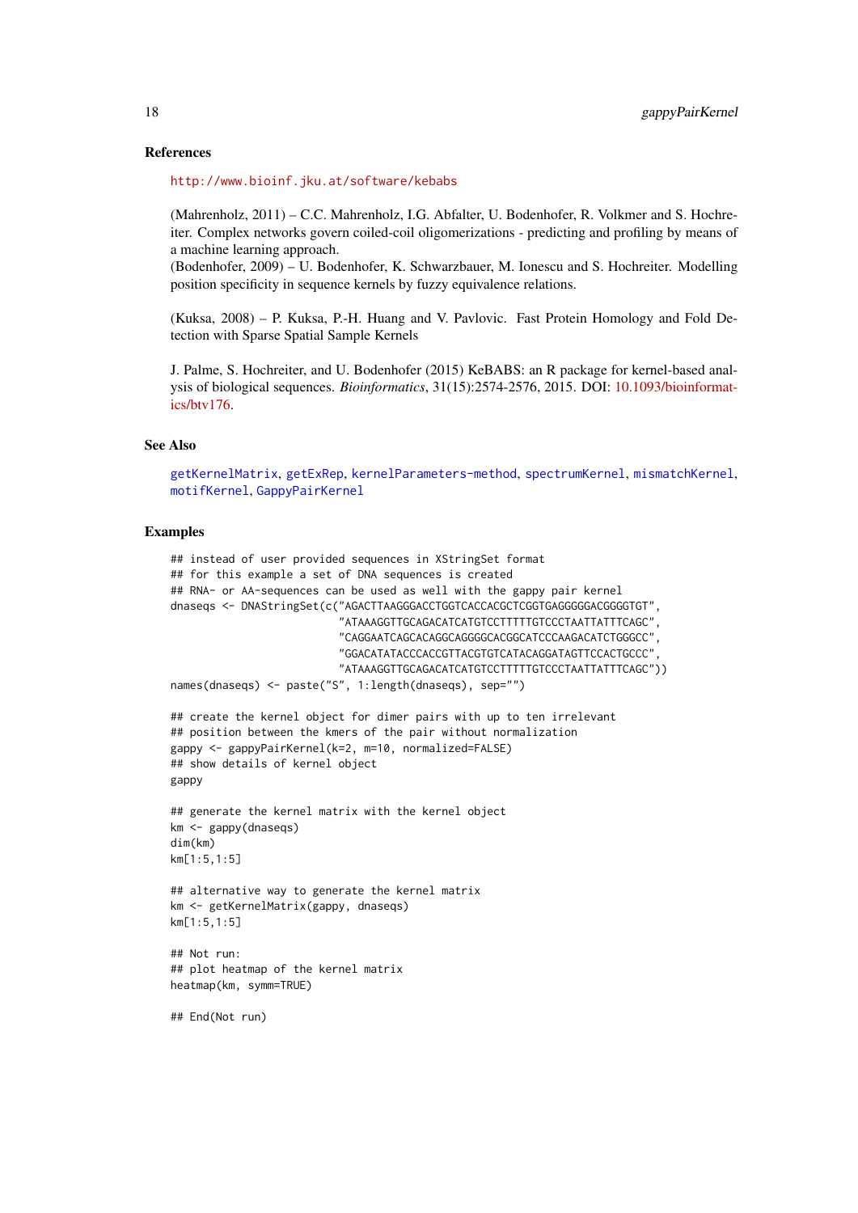### References

http://www.bioinf.jku.at/software/kebabs

(Mahrenholz, 2011) – C.C. Mahrenholz, I.G. Abfalter, U. Bodenhofer, R. Volkmer and S. Hochreiter. Complex networks govern coiled-coil oligomerizations - predicting and profiling by means of a machine learning approach.
(Bodenhofer, 2009) – U. Bodenhofer, K. Schwarzbauer, M. Ionescu and S. Hochreiter. Modelling position specificity in sequence kernels by fuzzy equivalence relations.

(Kuksa, 2008) – P. Kuksa, P.-H. Huang and V. Pavlovic. Fast Protein Homology and Fold Detection with Sparse Spatial Sample Kernels

J. Palme, S. Hochreiter, and U. Bodenhofer (2015) KeBABS: an R package for kernel-based analysis of biological sequences. *Bioinformatics*, 31(15):2574-2576, 2015. DOI: 10.1093/bioinformatics/btv176.

### See Also

getKernelMatrix, getExRep, kernelParameters-method, spectrumKernel, mismatchKernel, motifKernel, GappyPairKernel

### Examples

```
## instead of user provided sequences in XStringSet format
## for this example a set of DNA sequences is created
## RNA- or AA-sequences can be used as well with the gappy pair kernel
dnaseqs <- DNAStringSet(c("AGACTTAAGGGACCTGGTCACCACGCTCGGTGAGGGGGACGGGGTGT",
                          "ATAAAGGTTGCAGACATCATGTCCTTTTTGTCCCTAATTATTTCAGC",
                          "CAGGAATCAGCACAGGCAGGGGCACGGCATCCCAAGACATCTGGGCC",
                          "GGACATATACCCACCGTTACGTGTCATACAGGATAGTTCCACTGCCC",
                          "ATAAAGGTTGCAGACATCATGTCCTTTTTGTCCCTAATTATTTCAGC"))
names(dnaseqs) <- paste("S", 1:length(dnaseqs), sep="")

## create the kernel object for dimer pairs with up to ten irrelevant
## position between the kmers of the pair without normalization
gappy <- gappyPairKernel(k=2, m=10, normalized=FALSE)
## show details of kernel object
gappy

## generate the kernel matrix with the kernel object
km <- gappy(dnaseqs)
dim(km)
km[1:5,1:5]

## alternative way to generate the kernel matrix
km <- getKernelMatrix(gappy, dnaseqs)
km[1:5,1:5]

## Not run:
## plot heatmap of the kernel matrix
heatmap(km, symm=TRUE)

## End(Not run)
```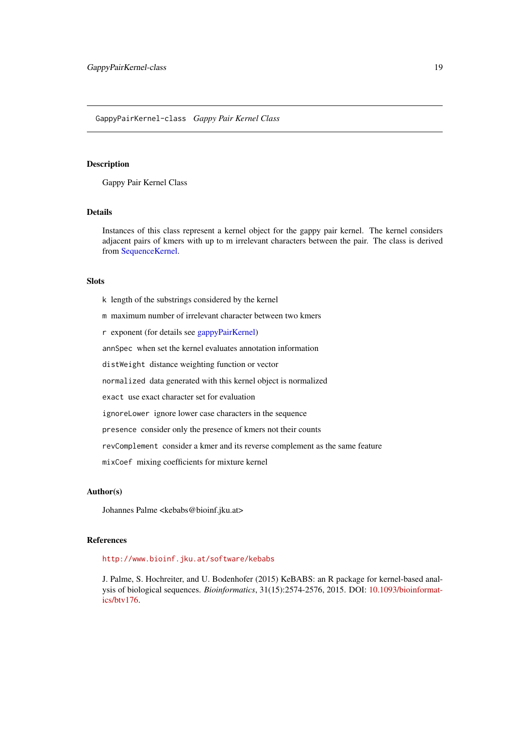## GappyPairKernel-class *Gappy Pair Kernel Class*

### Description

Gappy Pair Kernel Class

### Details

Instances of this class represent a kernel object for the gappy pair kernel. The kernel considers adjacent pairs of kmers with up to m irrelevant characters between the pair. The class is derived from SequenceKernel.

### Slots

- `k` length of the substrings considered by the kernel
- `m` maximum number of irrelevant character between two kmers
- `r` exponent (for details see gappyPairKernel)
- `annSpec` when set the kernel evaluates annotation information
- `distWeight` distance weighting function or vector
- `normalized` data generated with this kernel object is normalized
- `exact` use exact character set for evaluation
- `ignoreLower` ignore lower case characters in the sequence
- `presence` consider only the presence of kmers not their counts
- `revComplement` consider a kmer and its reverse complement as the same feature
- `mixCoef` mixing coefficients for mixture kernel

### Author(s)

Johannes Palme <kebabs@bioinf.jku.at>

### References

http://www.bioinf.jku.at/software/kebabs

J. Palme, S. Hochreiter, and U. Bodenhofer (2015) KeBABS: an R package for kernel-based analysis of biological sequences. *Bioinformatics*, 31(15):2574-2576, 2015. DOI: 10.1093/bioinformatics/btv176.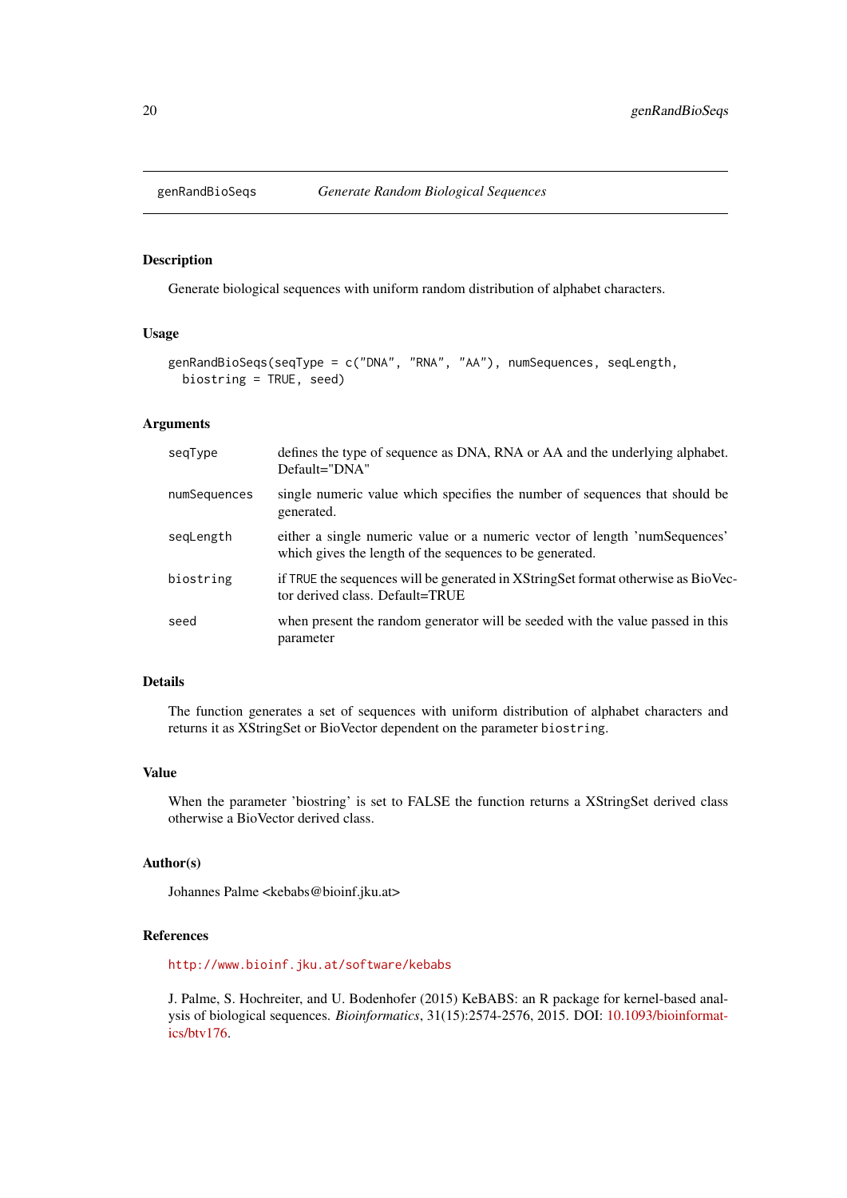## genRandBioSeqs — *Generate Random Biological Sequences*

### Description

Generate biological sequences with uniform random distribution of alphabet characters.

### Usage

```
genRandBioSeqs(seqType = c("DNA", "RNA", "AA"), numSequences, seqLength,
  biostring = TRUE, seed)
```

### Arguments

| | |
|---|---|
| `seqType` | defines the type of sequence as DNA, RNA or AA and the underlying alphabet. Default="DNA" |
| `numSequences` | single numeric value which specifies the number of sequences that should be generated. |
| `seqLength` | either a single numeric value or a numeric vector of length 'numSequences' which gives the length of the sequences to be generated. |
| `biostring` | if `TRUE` the sequences will be generated in XStringSet format otherwise as BioVector derived class. Default=TRUE |
| `seed` | when present the random generator will be seeded with the value passed in this parameter |

### Details

The function generates a set of sequences with uniform distribution of alphabet characters and returns it as XStringSet or BioVector dependent on the parameter `biostring`.

### Value

When the parameter 'biostring' is set to FALSE the function returns a XStringSet derived class otherwise a BioVector derived class.

### Author(s)

Johannes Palme <kebabs@bioinf.jku.at>

### References

http://www.bioinf.jku.at/software/kebabs

J. Palme, S. Hochreiter, and U. Bodenhofer (2015) KeBABS: an R package for kernel-based analysis of biological sequences. *Bioinformatics*, 31(15):2574-2576, 2015. DOI: 10.1093/bioinformatics/btv176.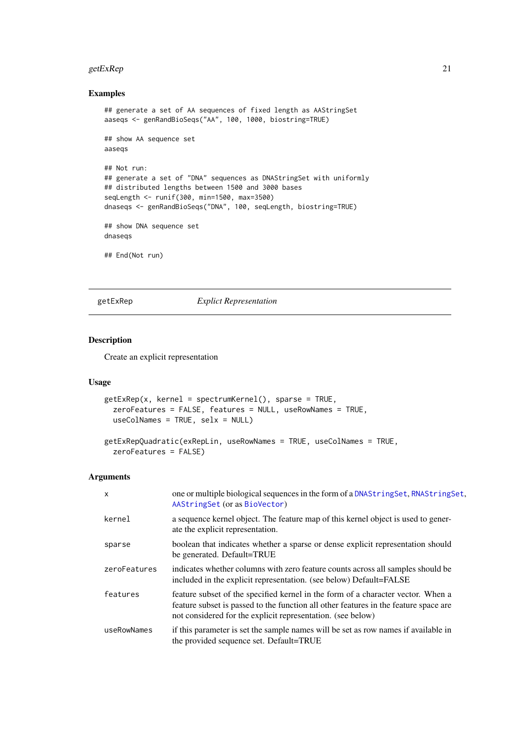### Examples

```
## generate a set of AA sequences of fixed length as AAStringSet
aaseqs <- genRandBioSeqs("AA", 100, 1000, biostring=TRUE)

## show AA sequence set
aaseqs

## Not run:
## generate a set of "DNA" sequences as DNAStringSet with uniformly
## distributed lengths between 1500 and 3000 bases
seqLength <- runif(300, min=1500, max=3500)
dnaseqs <- genRandBioSeqs("DNA", 100, seqLength, biostring=TRUE)

## show DNA sequence set
dnaseqs

## End(Not run)
```

---

## getExRep *Explict Representation*

---

### Description

Create an explicit representation

### Usage

```
getExRep(x, kernel = spectrumKernel(), sparse = TRUE,
  zeroFeatures = FALSE, features = NULL, useRowNames = TRUE,
  useColNames = TRUE, selx = NULL)

getExRepQuadratic(exRepLin, useRowNames = TRUE, useColNames = TRUE,
  zeroFeatures = FALSE)
```

### Arguments

| | |
|---|---|
| x | one or multiple biological sequences in the form of a DNAStringSet, RNAStringSet, AAStringSet (or as BioVector) |
| kernel | a sequence kernel object. The feature map of this kernel object is used to generate the explicit representation. |
| sparse | boolean that indicates whether a sparse or dense explicit representation should be generated. Default=TRUE |
| zeroFeatures | indicates whether columns with zero feature counts across all samples should be included in the explicit representation. (see below) Default=FALSE |
| features | feature subset of the specified kernel in the form of a character vector. When a feature subset is passed to the function all other features in the feature space are not considered for the explicit representation. (see below) |
| useRowNames | if this parameter is set the sample names will be set as row names if available in the provided sequence set. Default=TRUE |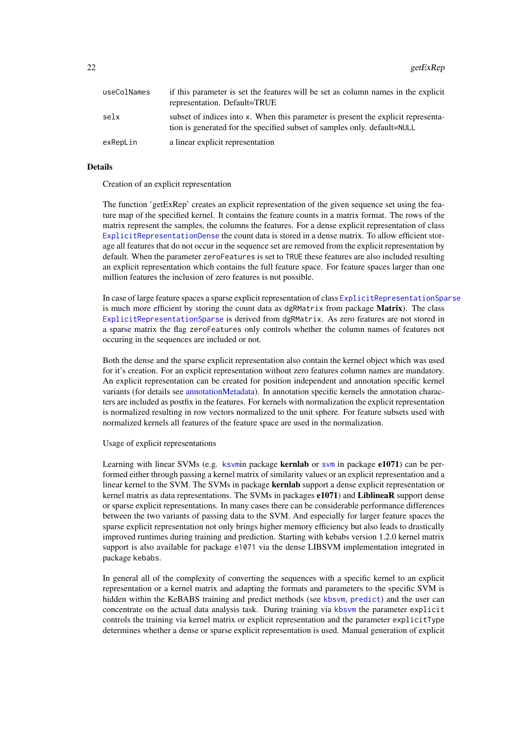| | |
|---|---|
| `useColNames` | if this parameter is set the features will be set as column names in the explicit representation. Default=TRUE |
| `selx` | subset of indices into x. When this parameter is present the explicit representation is generated for the specified subset of samples only. default=`NULL` |
| `exRepLin` | a linear explicit representation |

## Details

Creation of an explicit representation

The function 'getExRep' creates an explicit representation of the given sequence set using the feature map of the specified kernel. It contains the feature counts in a matrix format. The rows of the matrix represent the samples, the columns the features. For a dense explicit representation of class `ExplicitRepresentationDense` the count data is stored in a dense matrix. To allow efficient storage all features that do not occur in the sequence set are removed from the explicit representation by default. When the parameter `zeroFeatures` is set to `TRUE` these features are also included resulting an explicit representation which contains the full feature space. For feature spaces larger than one million features the inclusion of zero features is not possible.

In case of large feature spaces a sparse explicit representation of class `ExplicitRepresentationSparse` is much more efficient by storing the count data as `dgRMatrix` from package **Matrix**). The class `ExplicitRepresentationSparse` is derived from `dgRMatrix`. As zero features are not stored in a sparse matrix the flag `zeroFeatures` only controls whether the column names of features not occuring in the sequences are included or not.

Both the dense and the sparse explicit representation also contain the kernel object which was used for it's creation. For an explicit representation without zero features column names are mandatory. An explicit representation can be created for position independent and annotation specific kernel variants (for details see annotationMetadata). In annotation specific kernels the annotation characters are included as postfix in the features. For kernels with normalization the explicit representation is normalized resulting in row vectors normalized to the unit sphere. For feature subsets used with normalized kernels all features of the feature space are used in the normalization.

Usage of explicit representations

Learning with linear SVMs (e.g. `ksvm`in package **kernlab** or `svm` in package **e1071**) can be performed either through passing a kernel matrix of similarity values or an explicit representation and a linear kernel to the SVM. The SVMs in package **kernlab** support a dense explicit representation or kernel matrix as data representations. The SVMs in packages **e1071**) and **LiblineaR** support dense or sparse explicit representations. In many cases there can be considerable performance differences between the two variants of passing data to the SVM. And especially for larger feature spaces the sparse explicit representation not only brings higher memory efficiency but also leads to drastically improved runtimes during training and prediction. Starting with kebabs version 1.2.0 kernel matrix support is also available for package `e1071` via the dense LIBSVM implementation integrated in package `kebabs`.

In general all of the complexity of converting the sequences with a specific kernel to an explicit representation or a kernel matrix and adapting the formats and parameters to the specific SVM is hidden within the KeBABS training and predict methods (see `kbsvm`, `predict`) and the user can concentrate on the actual data analysis task. During training via `kbsvm` the parameter `explicit` controls the training via kernel matrix or explicit representation and the parameter `explicitType` determines whether a dense or sparse explicit representation is used. Manual generation of explicit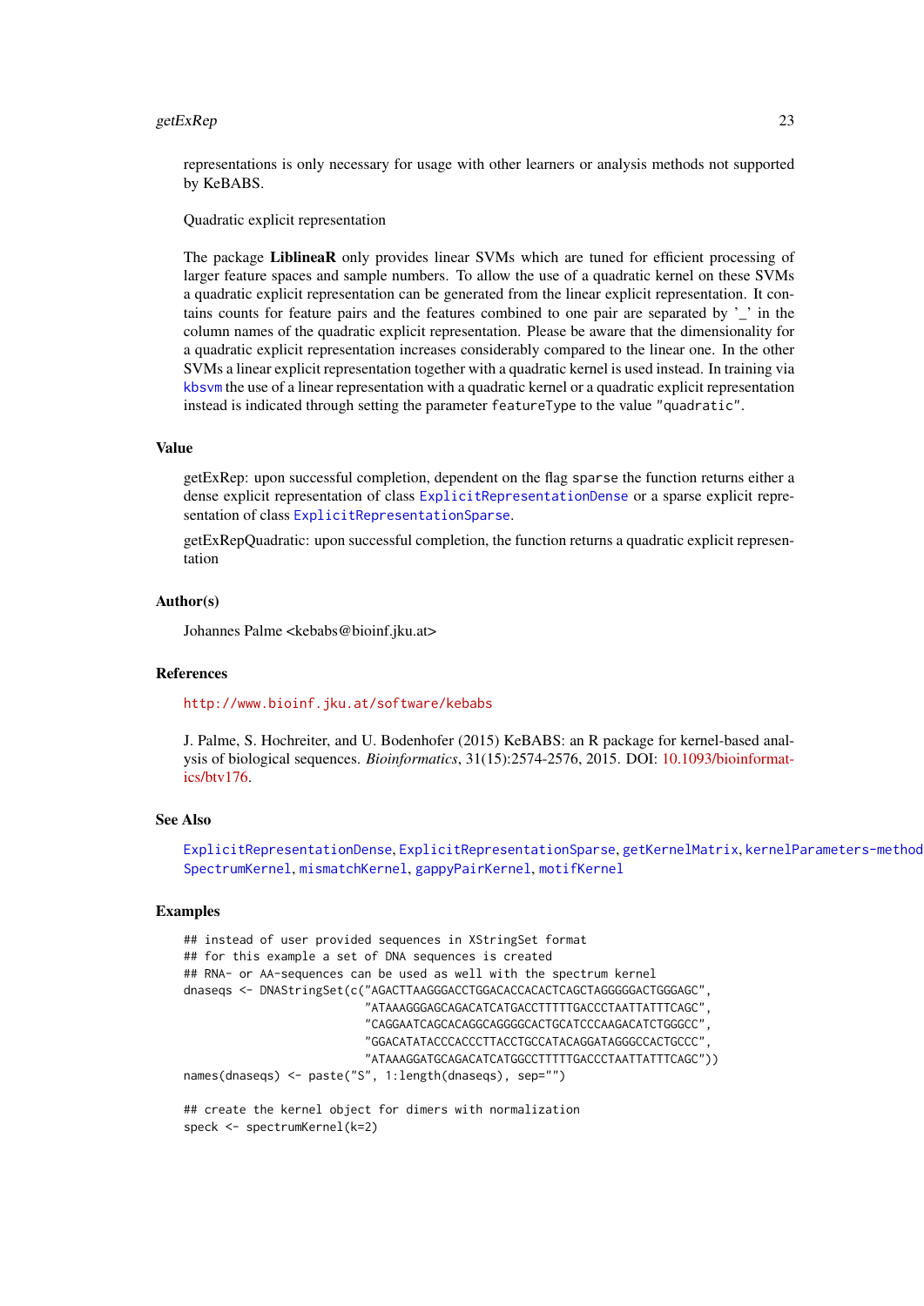representations is only necessary for usage with other learners or analysis methods not supported by KeBABS.

Quadratic explicit representation

The package **LiblineaR** only provides linear SVMs which are tuned for efficient processing of larger feature spaces and sample numbers. To allow the use of a quadratic kernel on these SVMs a quadratic explicit representation can be generated from the linear explicit representation. It contains counts for feature pairs and the features combined to one pair are separated by '_' in the column names of the quadratic explicit representation. Please be aware that the dimensionality for a quadratic explicit representation increases considerably compared to the linear one. In the other SVMs a linear explicit representation together with a quadratic kernel is used instead. In training via `kbsvm` the use of a linear representation with a quadratic kernel or a quadratic explicit representation instead is indicated through setting the parameter `featureType` to the value `"quadratic"`.

## Value

getExRep: upon successful completion, dependent on the flag `sparse` the function returns either a dense explicit representation of class `ExplicitRepresentationDense` or a sparse explicit representation of class `ExplicitRepresentationSparse`.

getExRepQuadratic: upon successful completion, the function returns a quadratic explicit representation

## Author(s)

Johannes Palme <kebabs@bioinf.jku.at>

## References

http://www.bioinf.jku.at/software/kebabs

J. Palme, S. Hochreiter, and U. Bodenhofer (2015) KeBABS: an R package for kernel-based analysis of biological sequences. *Bioinformatics*, 31(15):2574-2576, 2015. DOI: 10.1093/bioinformatics/btv176.

## See Also

`ExplicitRepresentationDense`, `ExplicitRepresentationSparse`, `getKernelMatrix`, `kernelParameters-method`, `SpectrumKernel`, `mismatchKernel`, `gappyPairKernel`, `motifKernel`

## Examples

```
## instead of user provided sequences in XStringSet format
## for this example a set of DNA sequences is created
## RNA- or AA-sequences can be used as well with the spectrum kernel
dnaseqs <- DNAStringSet(c("AGACTTAAGGGACCTGGACACCACACTCAGCTAGGGGGACTGGGAGC",
                          "ATAAAGGGAGCAGACATCATGACCTTTTTGACCCTAATTATTTCAGC",
                          "CAGGAATCAGCACAGGCAGGGGCACTGCATCCCAAGACATCTGGGCC",
                          "GGACATATACCCACCCTTACCTGCCATACAGGATAGGGCCACTGCCC",
                          "ATAAAGGATGCAGACATCATGGCCTTTTTGACCCTAATTATTTCAGC"))
names(dnaseqs) <- paste("S", 1:length(dnaseqs), sep="")

## create the kernel object for dimers with normalization
speck <- spectrumKernel(k=2)
```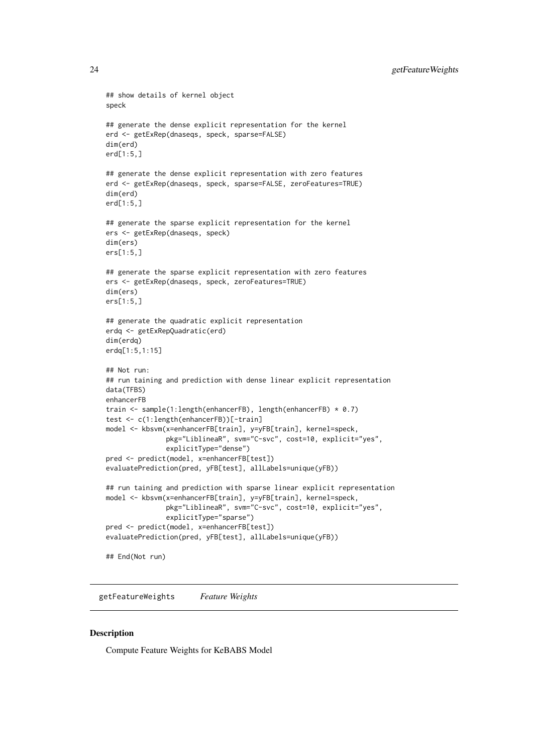```
## show details of kernel object
speck

## generate the dense explicit representation for the kernel
erd <- getExRep(dnaseqs, speck, sparse=FALSE)
dim(erd)
erd[1:5,]

## generate the dense explicit representation with zero features
erd <- getExRep(dnaseqs, speck, sparse=FALSE, zeroFeatures=TRUE)
dim(erd)
erd[1:5,]

## generate the sparse explicit representation for the kernel
ers <- getExRep(dnaseqs, speck)
dim(ers)
ers[1:5,]

## generate the sparse explicit representation with zero features
ers <- getExRep(dnaseqs, speck, zeroFeatures=TRUE)
dim(ers)
ers[1:5,]

## generate the quadratic explicit representation
erdq <- getExRepQuadratic(erd)
dim(erdq)
erdq[1:5,1:15]

## Not run:
## run taining and prediction with dense linear explicit representation
data(TFBS)
enhancerFB
train <- sample(1:length(enhancerFB), length(enhancerFB) * 0.7)
test <- c(1:length(enhancerFB))[-train]
model <- kbsvm(x=enhancerFB[train], y=yFB[train], kernel=speck,
               pkg="LiblineaR", svm="C-svc", cost=10, explicit="yes",
               explicitType="dense")
pred <- predict(model, x=enhancerFB[test])
evaluatePrediction(pred, yFB[test], allLabels=unique(yFB))

## run taining and prediction with sparse linear explicit representation
model <- kbsvm(x=enhancerFB[train], y=yFB[train], kernel=speck,
               pkg="LiblineaR", svm="C-svc", cost=10, explicit="yes",
               explicitType="sparse")
pred <- predict(model, x=enhancerFB[test])
evaluatePrediction(pred, yFB[test], allLabels=unique(yFB))

## End(Not run)
```

---

getFeatureWeights *Feature Weights*

---

### Description

Compute Feature Weights for KeBABS Model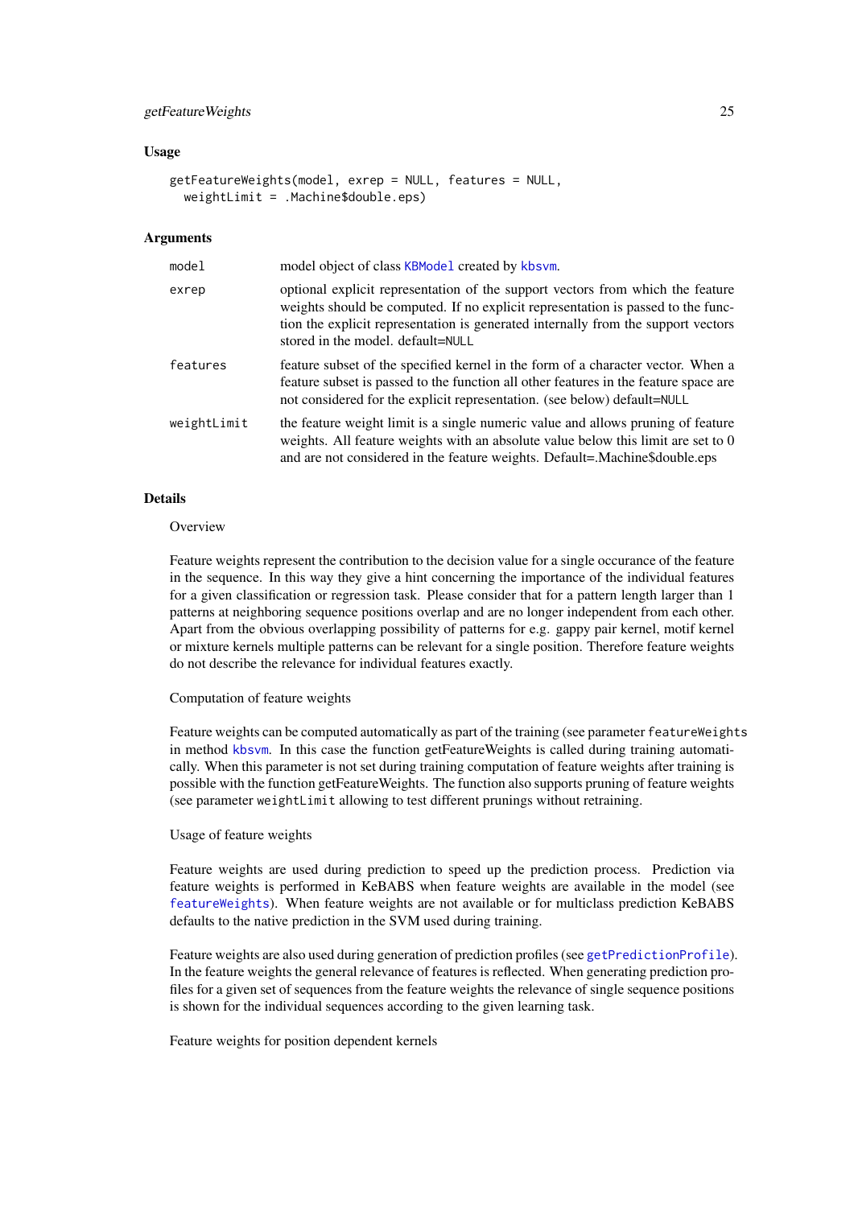### Usage

```
getFeatureWeights(model, exrep = NULL, features = NULL,
  weightLimit = .Machine$double.eps)
```

### Arguments

| | |
|---|---|
| `model` | model object of class `KBModel` created by `kbsvm`. |
| `exrep` | optional explicit representation of the support vectors from which the feature weights should be computed. If no explicit representation is passed to the function the explicit representation is generated internally from the support vectors stored in the model. default=`NULL` |
| `features` | feature subset of the specified kernel in the form of a character vector. When a feature subset is passed to the function all other features in the feature space are not considered for the explicit representation. (see below) default=`NULL` |
| `weightLimit` | the feature weight limit is a single numeric value and allows pruning of feature weights. All feature weights with an absolute value below this limit are set to 0 and are not considered in the feature weights. Default=.Machine$double.eps |

### Details

Overview

Feature weights represent the contribution to the decision value for a single occurance of the feature in the sequence. In this way they give a hint concerning the importance of the individual features for a given classification or regression task. Please consider that for a pattern length larger than 1 patterns at neighboring sequence positions overlap and are no longer independent from each other. Apart from the obvious overlapping possibility of patterns for e.g. gappy pair kernel, motif kernel or mixture kernels multiple patterns can be relevant for a single position. Therefore feature weights do not describe the relevance for individual features exactly.

Computation of feature weights

Feature weights can be computed automatically as part of the training (see parameter `featureWeights` in method `kbsvm`. In this case the function getFeatureWeights is called during training automatically. When this parameter is not set during training computation of feature weights after training is possible with the function getFeatureWeights. The function also supports pruning of feature weights (see parameter `weightLimit` allowing to test different prunings without retraining.

Usage of feature weights

Feature weights are used during prediction to speed up the prediction process. Prediction via feature weights is performed in KeBABS when feature weights are available in the model (see `featureWeights`). When feature weights are not available or for multiclass prediction KeBABS defaults to the native prediction in the SVM used during training.

Feature weights are also used during generation of prediction profiles (see `getPredictionProfile`). In the feature weights the general relevance of features is reflected. When generating prediction profiles for a given set of sequences from the feature weights the relevance of single sequence positions is shown for the individual sequences according to the given learning task.

Feature weights for position dependent kernels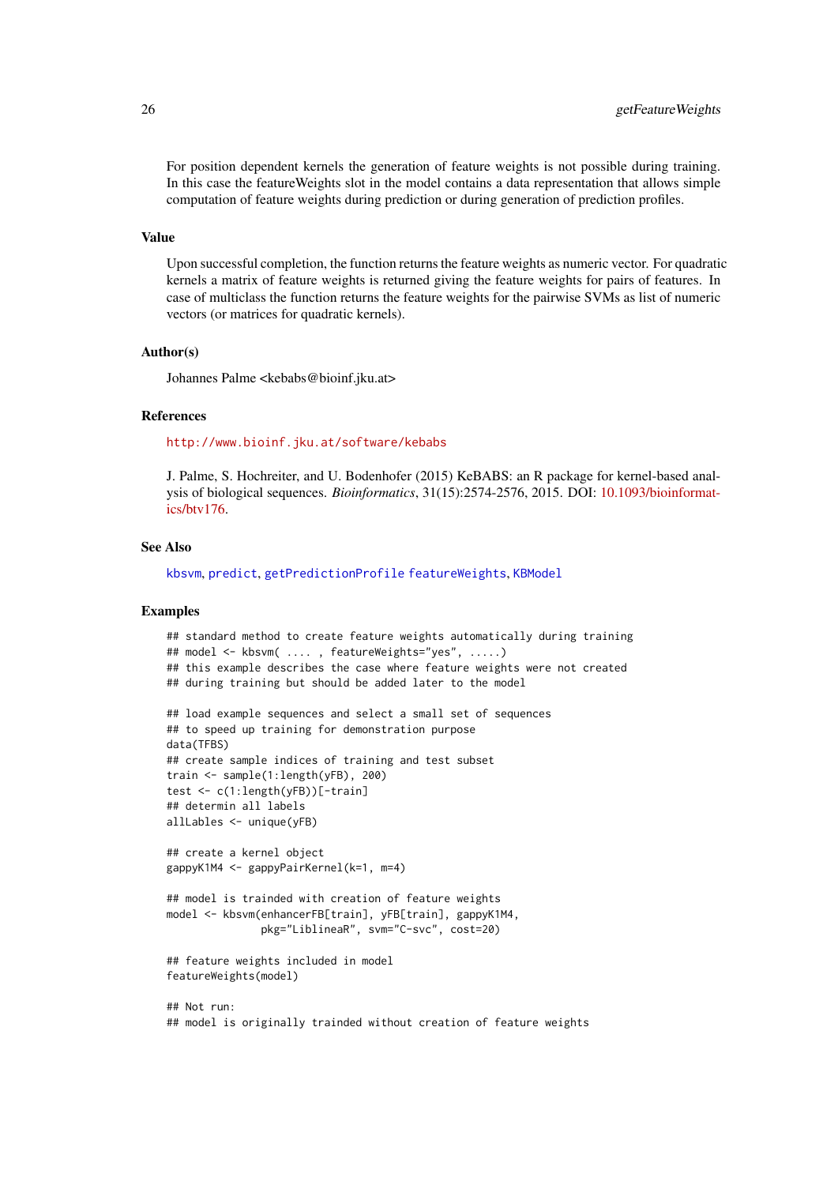For position dependent kernels the generation of feature weights is not possible during training. In this case the featureWeights slot in the model contains a data representation that allows simple computation of feature weights during prediction or during generation of prediction profiles.

## Value

Upon successful completion, the function returns the feature weights as numeric vector. For quadratic kernels a matrix of feature weights is returned giving the feature weights for pairs of features. In case of multiclass the function returns the feature weights for the pairwise SVMs as list of numeric vectors (or matrices for quadratic kernels).

## Author(s)

Johannes Palme <kebabs@bioinf.jku.at>

## References

http://www.bioinf.jku.at/software/kebabs

J. Palme, S. Hochreiter, and U. Bodenhofer (2015) KeBABS: an R package for kernel-based analysis of biological sequences. *Bioinformatics*, 31(15):2574-2576, 2015. DOI: 10.1093/bioinformatics/btv176.

## See Also

kbsvm, predict, getPredictionProfile featureWeights, KBModel

## Examples

```
## standard method to create feature weights automatically during training
## model <- kbsvm( .... , featureWeights="yes", .....)
## this example describes the case where feature weights were not created
## during training but should be added later to the model

## load example sequences and select a small set of sequences
## to speed up training for demonstration purpose
data(TFBS)
## create sample indices of training and test subset
train <- sample(1:length(yFB), 200)
test <- c(1:length(yFB))[-train]
## determin all labels
allLables <- unique(yFB)

## create a kernel object
gappyK1M4 <- gappyPairKernel(k=1, m=4)

## model is trainded with creation of feature weights
model <- kbsvm(enhancerFB[train], yFB[train], gappyK1M4,
               pkg="LiblineaR", svm="C-svc", cost=20)

## feature weights included in model
featureWeights(model)

## Not run:
## model is originally trainded without creation of feature weights
```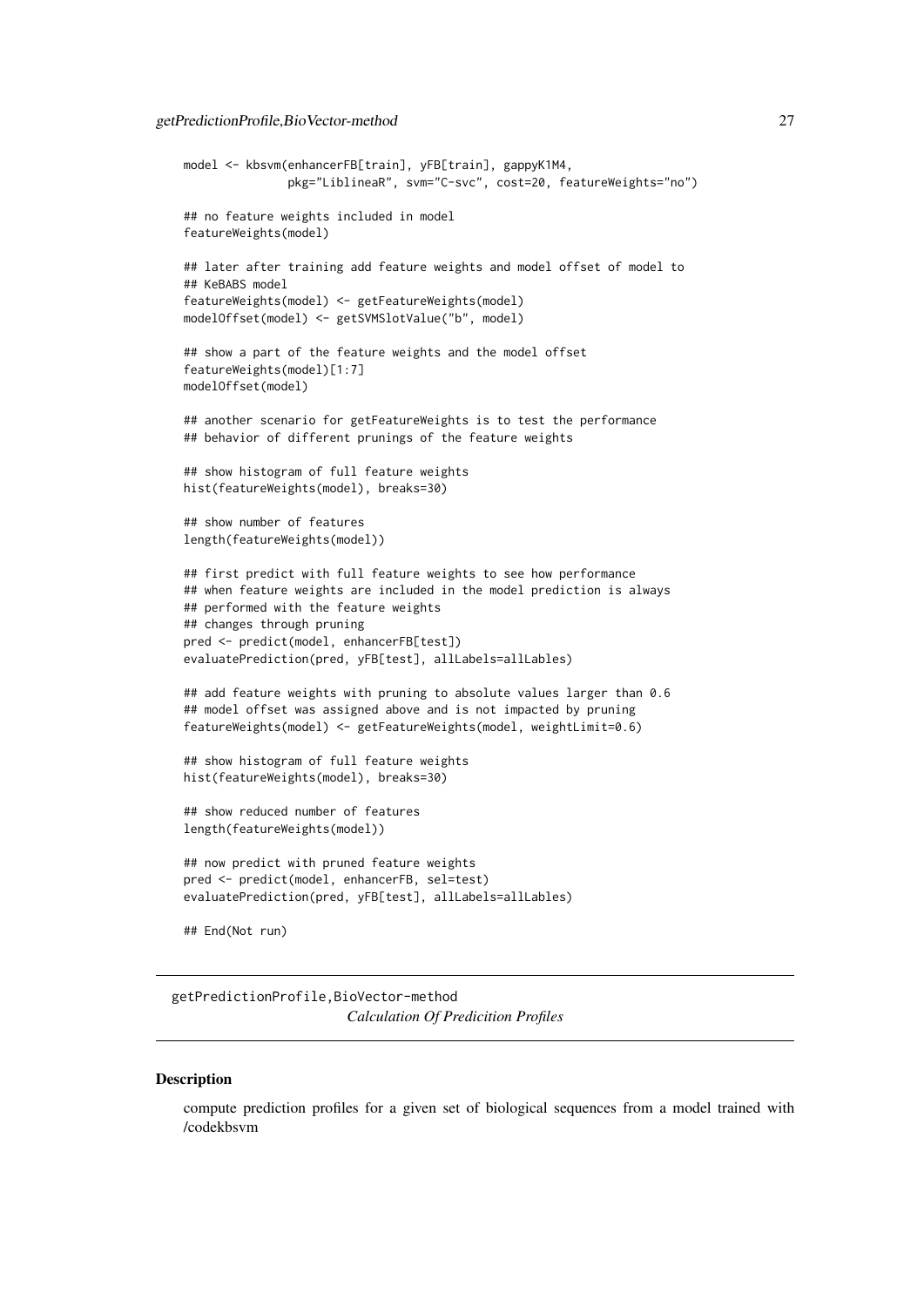```
model <- kbsvm(enhancerFB[train], yFB[train], gappyK1M4,
               pkg="LiblineaR", svm="C-svc", cost=20, featureWeights="no")

## no feature weights included in model
featureWeights(model)

## later after training add feature weights and model offset of model to
## KeBABS model
featureWeights(model) <- getFeatureWeights(model)
modelOffset(model) <- getSVMSlotValue("b", model)

## show a part of the feature weights and the model offset
featureWeights(model)[1:7]
modelOffset(model)

## another scenario for getFeatureWeights is to test the performance
## behavior of different prunings of the feature weights

## show histogram of full feature weights
hist(featureWeights(model), breaks=30)

## show number of features
length(featureWeights(model))

## first predict with full feature weights to see how performance
## when feature weights are included in the model prediction is always
## performed with the feature weights
## changes through pruning
pred <- predict(model, enhancerFB[test])
evaluatePrediction(pred, yFB[test], allLabels=allLables)

## add feature weights with pruning to absolute values larger than 0.6
## model offset was assigned above and is not impacted by pruning
featureWeights(model) <- getFeatureWeights(model, weightLimit=0.6)

## show histogram of full feature weights
hist(featureWeights(model), breaks=30)

## show reduced number of features
length(featureWeights(model))

## now predict with pruned feature weights
pred <- predict(model, enhancerFB, sel=test)
evaluatePrediction(pred, yFB[test], allLabels=allLables)

## End(Not run)
```

---

getPredictionProfile,BioVector-method
*Calculation Of Predicition Profiles*

---

## Description

compute prediction profiles for a given set of biological sequences from a model trained with /codekbsvm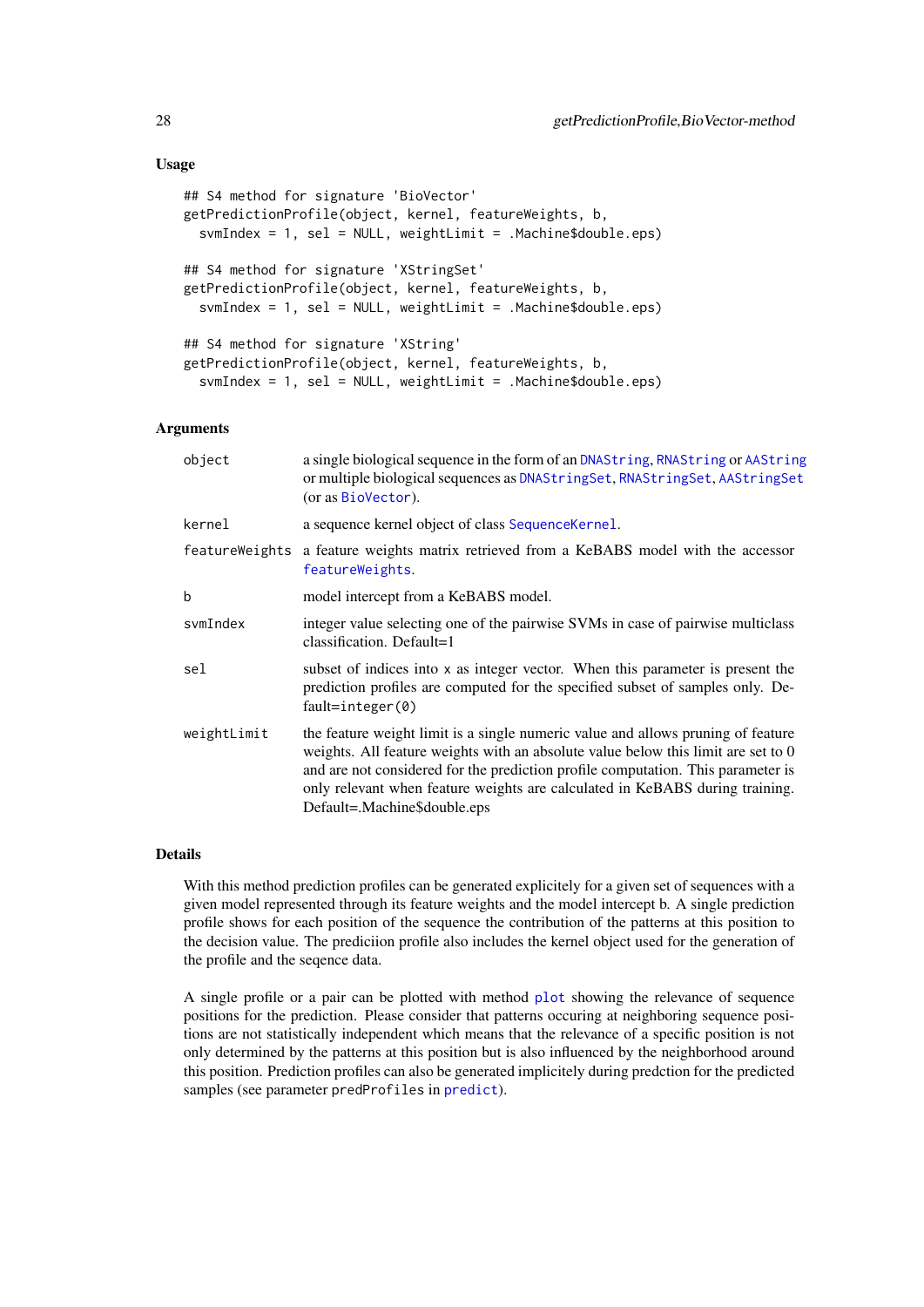### Usage

```
## S4 method for signature 'BioVector'
getPredictionProfile(object, kernel, featureWeights, b,
  svmIndex = 1, sel = NULL, weightLimit = .Machine$double.eps)

## S4 method for signature 'XStringSet'
getPredictionProfile(object, kernel, featureWeights, b,
  svmIndex = 1, sel = NULL, weightLimit = .Machine$double.eps)

## S4 method for signature 'XString'
getPredictionProfile(object, kernel, featureWeights, b,
  svmIndex = 1, sel = NULL, weightLimit = .Machine$double.eps)
```

### Arguments

| | |
|---|---|
| `object` | a single biological sequence in the form of an `DNAString`, `RNAString` or `AAString` or multiple biological sequences as `DNAStringSet`, `RNAStringSet`, `AAStringSet` (or as `BioVector`). |
| `kernel` | a sequence kernel object of class `SequenceKernel`. |
| `featureWeights` | a feature weights matrix retrieved from a KeBABS model with the accessor `featureWeights`. |
| `b` | model intercept from a KeBABS model. |
| `svmIndex` | integer value selecting one of the pairwise SVMs in case of pairwise multiclass classification. Default=1 |
| `sel` | subset of indices into x as integer vector. When this parameter is present the prediction profiles are computed for the specified subset of samples only. Default=`integer(0)` |
| `weightLimit` | the feature weight limit is a single numeric value and allows pruning of feature weights. All feature weights with an absolute value below this limit are set to 0 and are not considered for the prediction profile computation. This parameter is only relevant when feature weights are calculated in KeBABS during training. Default=.Machine$double.eps |

### Details

With this method prediction profiles can be generated explicitely for a given set of sequences with a given model represented through its feature weights and the model intercept b. A single prediction profile shows for each position of the sequence the contribution of the patterns at this position to the decision value. The prediciion profile also includes the kernel object used for the generation of the profile and the seqence data.

A single profile or a pair can be plotted with method `plot` showing the relevance of sequence positions for the prediction. Please consider that patterns occuring at neighboring sequence positions are not statistically independent which means that the relevance of a specific position is not only determined by the patterns at this position but is also influenced by the neighborhood around this position. Prediction profiles can also be generated implicitely during predction for the predicted samples (see parameter `predProfiles` in `predict`).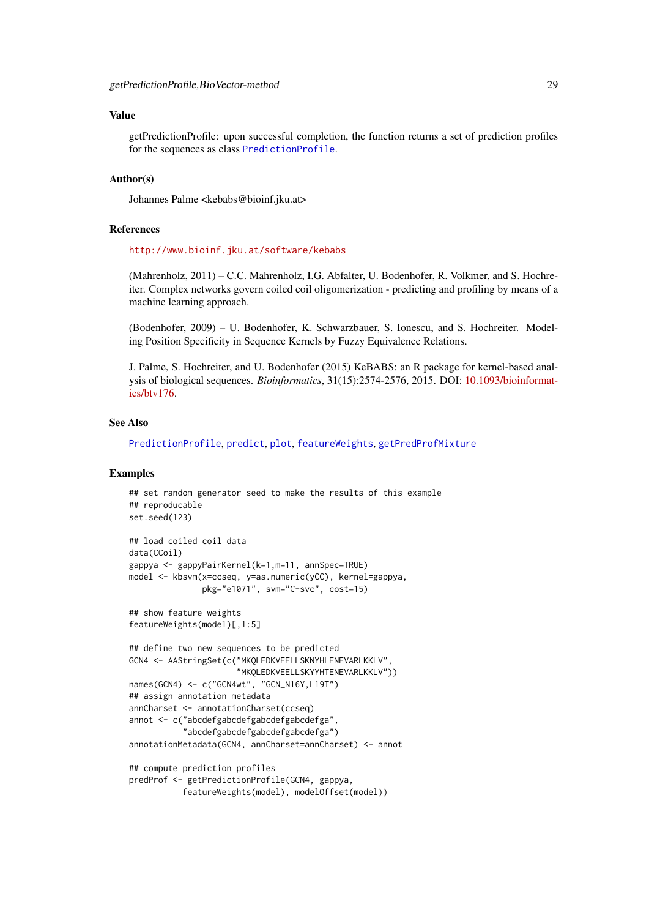## Value

getPredictionProfile: upon successful completion, the function returns a set of prediction profiles for the sequences as class PredictionProfile.

## Author(s)

Johannes Palme <kebabs@bioinf.jku.at>

## References

http://www.bioinf.jku.at/software/kebabs

(Mahrenholz, 2011) – C.C. Mahrenholz, I.G. Abfalter, U. Bodenhofer, R. Volkmer, and S. Hochreiter. Complex networks govern coiled coil oligomerization - predicting and profiling by means of a machine learning approach.

(Bodenhofer, 2009) – U. Bodenhofer, K. Schwarzbauer, S. Ionescu, and S. Hochreiter. Modeling Position Specificity in Sequence Kernels by Fuzzy Equivalence Relations.

J. Palme, S. Hochreiter, and U. Bodenhofer (2015) KeBABS: an R package for kernel-based analysis of biological sequences. *Bioinformatics*, 31(15):2574-2576, 2015. DOI: 10.1093/bioinformatics/btv176.

## See Also

PredictionProfile, predict, plot, featureWeights, getPredProfMixture

## Examples

```
## set random generator seed to make the results of this example
## reproducable
set.seed(123)

## load coiled coil data
data(CCoil)
gappya <- gappyPairKernel(k=1,m=11, annSpec=TRUE)
model <- kbsvm(x=ccseq, y=as.numeric(yCC), kernel=gappya,
               pkg="e1071", svm="C-svc", cost=15)

## show feature weights
featureWeights(model)[,1:5]

## define two new sequences to be predicted
GCN4 <- AAStringSet(c("MKQLEDKVEELLSKNYHLENEVARLKKLV",
                      "MKQLEDKVEELLSKYYHTENEVARLKKLV"))
names(GCN4) <- c("GCN4wt", "GCN_N16Y,L19T")
## assign annotation metadata
annCharset <- annotationCharset(ccseq)
annot <- c("abcdefgabcdefgabcdefgabcdefga",
           "abcdefgabcdefgabcdefgabcdefga")
annotationMetadata(GCN4, annCharset=annCharset) <- annot

## compute prediction profiles
predProf <- getPredictionProfile(GCN4, gappya,
           featureWeights(model), modelOffset(model))
```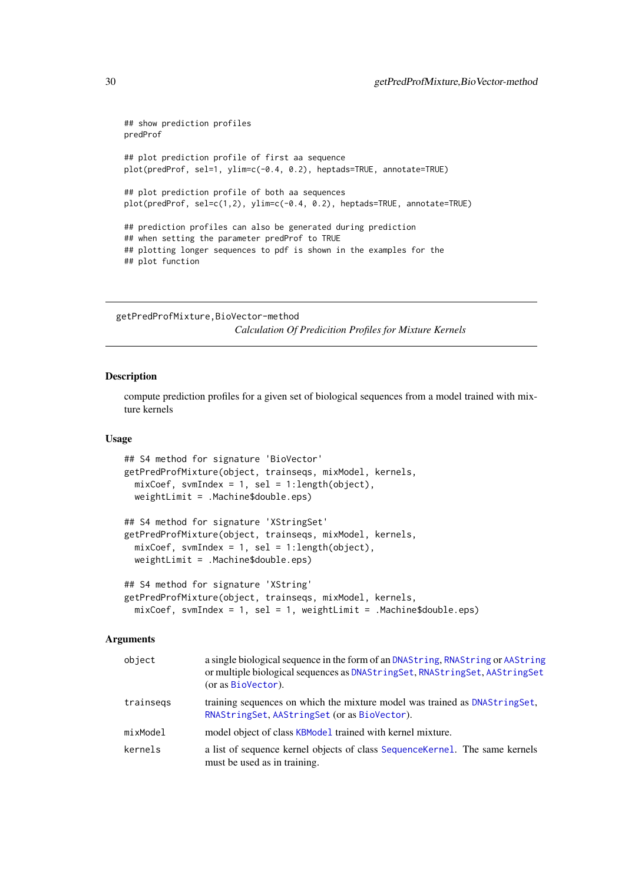```
## show prediction profiles
predProf

## plot prediction profile of first aa sequence
plot(predProf, sel=1, ylim=c(-0.4, 0.2), heptads=TRUE, annotate=TRUE)

## plot prediction profile of both aa sequences
plot(predProf, sel=c(1,2), ylim=c(-0.4, 0.2), heptads=TRUE, annotate=TRUE)

## prediction profiles can also be generated during prediction
## when setting the parameter predProf to TRUE
## plotting longer sequences to pdf is shown in the examples for the
## plot function
```

---

## getPredProfMixture,BioVector-method

*Calculation Of Predicition Profiles for Mixture Kernels*

---

### Description

compute prediction profiles for a given set of biological sequences from a model trained with mixture kernels

### Usage

```
## S4 method for signature 'BioVector'
getPredProfMixture(object, trainseqs, mixModel, kernels,
  mixCoef, svmIndex = 1, sel = 1:length(object),
  weightLimit = .Machine$double.eps)

## S4 method for signature 'XStringSet'
getPredProfMixture(object, trainseqs, mixModel, kernels,
  mixCoef, svmIndex = 1, sel = 1:length(object),
  weightLimit = .Machine$double.eps)

## S4 method for signature 'XString'
getPredProfMixture(object, trainseqs, mixModel, kernels,
  mixCoef, svmIndex = 1, sel = 1, weightLimit = .Machine$double.eps)
```

### Arguments

| | |
|---|---|
| `object` | a single biological sequence in the form of an `DNAString`, `RNAString` or `AAString` or multiple biological sequences as `DNAStringSet`, `RNAStringSet`, `AAStringSet` (or as `BioVector`). |
| `trainseqs` | training sequences on which the mixture model was trained as `DNAStringSet`, `RNAStringSet`, `AAStringSet` (or as `BioVector`). |
| `mixModel` | model object of class `KBModel` trained with kernel mixture. |
| `kernels` | a list of sequence kernel objects of class `SequenceKernel`. The same kernels must be used as in training. |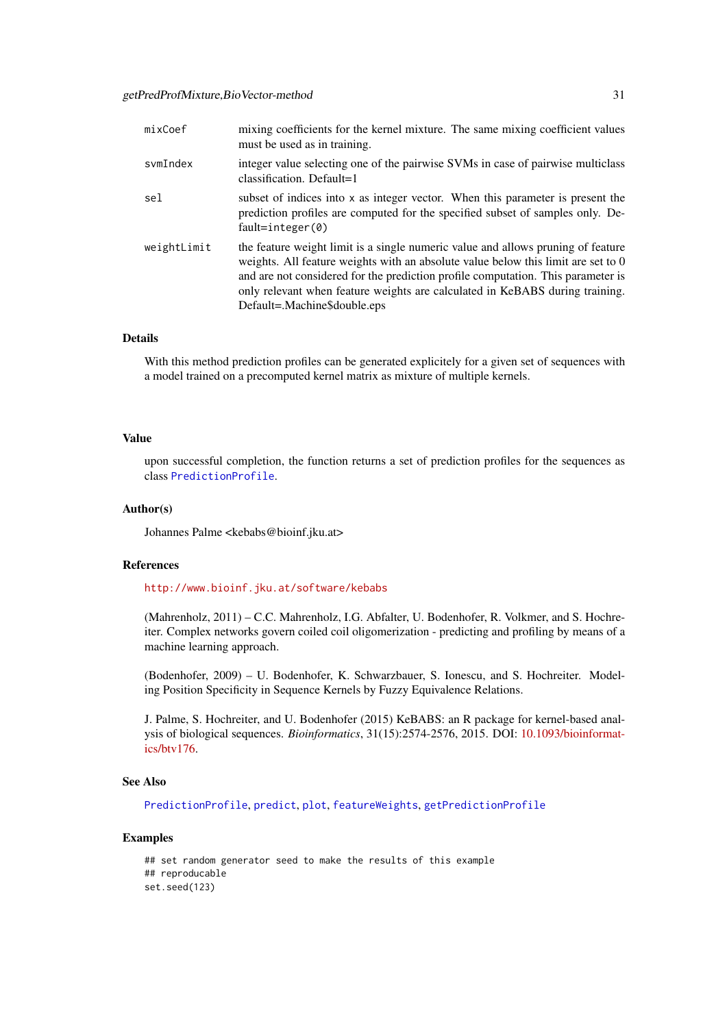| | |
|---|---|
| mixCoef | mixing coefficients for the kernel mixture. The same mixing coefficient values must be used as in training. |
| svmIndex | integer value selecting one of the pairwise SVMs in case of pairwise multiclass classification. Default=1 |
| sel | subset of indices into `x` as integer vector. When this parameter is present the prediction profiles are computed for the specified subset of samples only. Default=`integer(0)` |
| weightLimit | the feature weight limit is a single numeric value and allows pruning of feature weights. All feature weights with an absolute value below this limit are set to 0 and are not considered for the prediction profile computation. This parameter is only relevant when feature weights are calculated in KeBABS during training. Default=.Machine$double.eps |

### Details

With this method prediction profiles can be generated explicitely for a given set of sequences with a model trained on a precomputed kernel matrix as mixture of multiple kernels.

### Value

upon successful completion, the function returns a set of prediction profiles for the sequences as class `PredictionProfile`.

### Author(s)

Johannes Palme <kebabs@bioinf.jku.at>

### References

http://www.bioinf.jku.at/software/kebabs

(Mahrenholz, 2011) – C.C. Mahrenholz, I.G. Abfalter, U. Bodenhofer, R. Volkmer, and S. Hochreiter. Complex networks govern coiled coil oligomerization - predicting and profiling by means of a machine learning approach.

(Bodenhofer, 2009) – U. Bodenhofer, K. Schwarzbauer, S. Ionescu, and S. Hochreiter. Modeling Position Specificity in Sequence Kernels by Fuzzy Equivalence Relations.

J. Palme, S. Hochreiter, and U. Bodenhofer (2015) KeBABS: an R package for kernel-based analysis of biological sequences. *Bioinformatics*, 31(15):2574-2576, 2015. DOI: 10.1093/bioinformatics/btv176.

### See Also

`PredictionProfile`, `predict`, `plot`, `featureWeights`, `getPredictionProfile`

### Examples

```
## set random generator seed to make the results of this example
## reproducable
set.seed(123)
```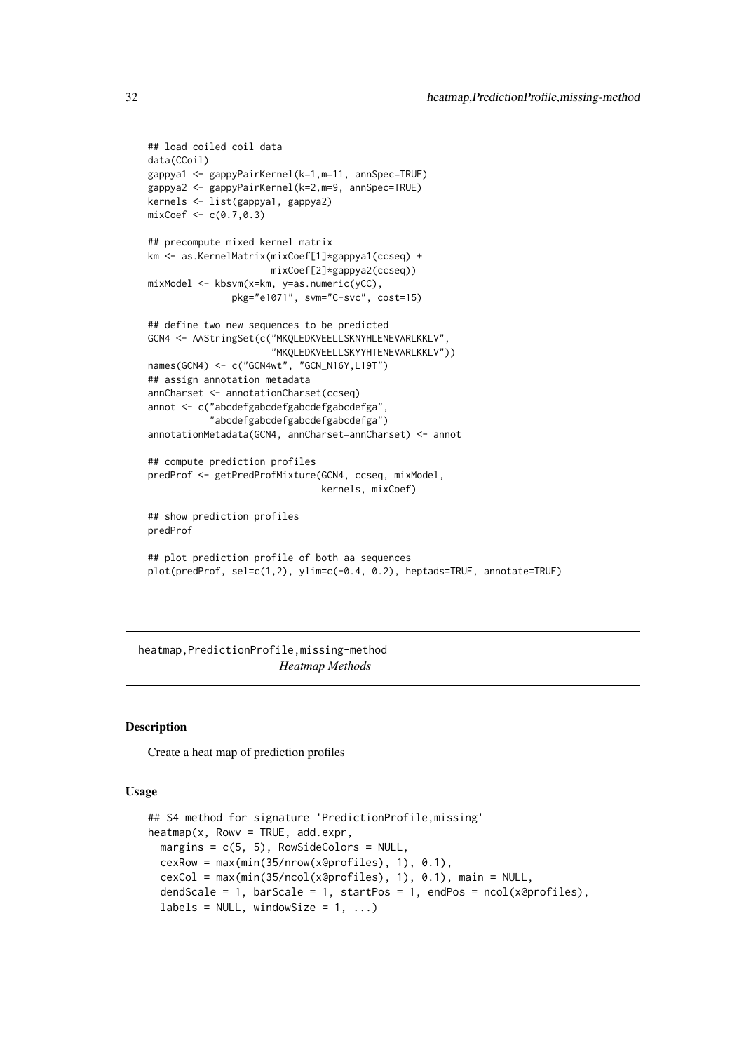```
## load coiled coil data
data(CCoil)
gappya1 <- gappyPairKernel(k=1,m=11, annSpec=TRUE)
gappya2 <- gappyPairKernel(k=2,m=9, annSpec=TRUE)
kernels <- list(gappya1, gappya2)
mixCoef <- c(0.7,0.3)

## precompute mixed kernel matrix
km <- as.KernelMatrix(mixCoef[1]*gappya1(ccseq) +
                      mixCoef[2]*gappya2(ccseq))
mixModel <- kbsvm(x=km, y=as.numeric(yCC),
               pkg="e1071", svm="C-svc", cost=15)

## define two new sequences to be predicted
GCN4 <- AAStringSet(c("MKQLEDKVEELLSKNYHLENEVARLKKLV",
                      "MKQLEDKVEELLSKYYHTENEVARLKKLV"))
names(GCN4) <- c("GCN4wt", "GCN_N16Y,L19T")
## assign annotation metadata
annCharset <- annotationCharset(ccseq)
annot <- c("abcdefgabcdefgabcdefgabcdefga",
           "abcdefgabcdefgabcdefgabcdefga")
annotationMetadata(GCN4, annCharset=annCharset) <- annot

## compute prediction profiles
predProf <- getPredProfMixture(GCN4, ccseq, mixModel,
                               kernels, mixCoef)

## show prediction profiles
predProf

## plot prediction profile of both aa sequences
plot(predProf, sel=c(1,2), ylim=c(-0.4, 0.2), heptads=TRUE, annotate=TRUE)
```

---

`heatmap,PredictionProfile,missing-method`
*Heatmap Methods*

---

## Description

Create a heat map of prediction profiles

## Usage

```
## S4 method for signature 'PredictionProfile,missing'
heatmap(x, Rowv = TRUE, add.expr,
  margins = c(5, 5), RowSideColors = NULL,
  cexRow = max(min(35/nrow(x@profiles), 1), 0.1),
  cexCol = max(min(35/ncol(x@profiles), 1), 0.1), main = NULL,
  dendScale = 1, barScale = 1, startPos = 1, endPos = ncol(x@profiles),
  labels = NULL, windowSize = 1, ...)
```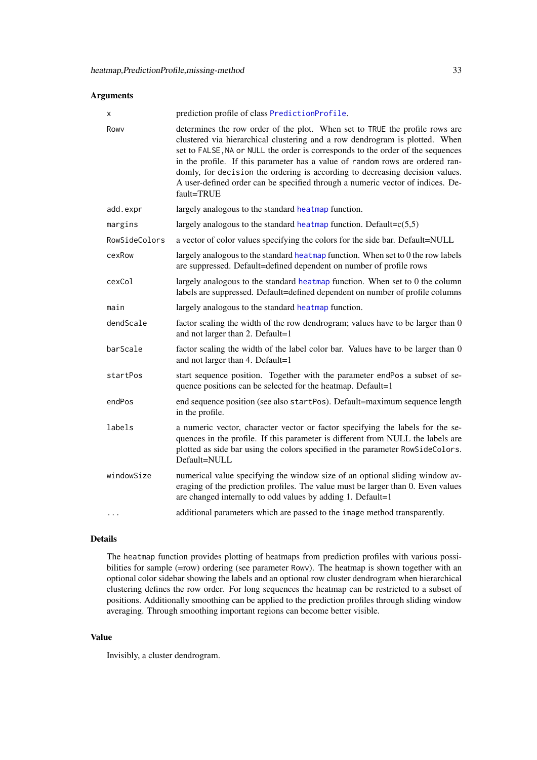### Arguments

| | |
|---|---|
| `x` | prediction profile of class `PredictionProfile`. |
| `Rowv` | determines the row order of the plot. When set to `TRUE` the profile rows are clustered via hierarchical clustering and a row dendrogram is plotted. When set to `FALSE,NA` or `NULL` the order is corresponds to the order of the sequences in the profile. If this parameter has a value of `random` rows are ordered randomly, for `decision` the ordering is according to decreasing decision values. A user-defined order can be specified through a numeric vector of indices. Default=TRUE |
| `add.expr` | largely analogous to the standard `heatmap` function. |
| `margins` | largely analogous to the standard `heatmap` function. Default=c(5,5) |
| `RowSideColors` | a vector of color values specifying the colors for the side bar. Default=NULL |
| `cexRow` | largely analogous to the standard `heatmap` function. When set to 0 the row labels are suppressed. Default=defined dependent on number of profile rows |
| `cexCol` | largely analogous to the standard `heatmap` function. When set to 0 the column labels are suppressed. Default=defined dependent on number of profile columns |
| `main` | largely analogous to the standard `heatmap` function. |
| `dendScale` | factor scaling the width of the row dendrogram; values have to be larger than 0 and not larger than 2. Default=1 |
| `barScale` | factor scaling the width of the label color bar. Values have to be larger than 0 and not larger than 4. Default=1 |
| `startPos` | start sequence position. Together with the parameter `endPos` a subset of sequence positions can be selected for the heatmap. Default=1 |
| `endPos` | end sequence position (see also `startPos`). Default=maximum sequence length in the profile. |
| `labels` | a numeric vector, character vector or factor specifying the labels for the sequences in the profile. If this parameter is different from NULL the labels are plotted as side bar using the colors specified in the parameter `RowSideColors`. Default=NULL |
| `windowSize` | numerical value specifying the window size of an optional sliding window averaging of the prediction profiles. The value must be larger than 0. Even values are changed internally to odd values by adding 1. Default=1 |
| `...` | additional parameters which are passed to the `image` method transparently. |

### Details

The `heatmap` function provides plotting of heatmaps from prediction profiles with various possibilities for sample (=row) ordering (see parameter `Rowv`). The heatmap is shown together with an optional color sidebar showing the labels and an optional row cluster dendrogram when hierarchical clustering defines the row order. For long sequences the heatmap can be restricted to a subset of positions. Additionally smoothing can be applied to the prediction profiles through sliding window averaging. Through smoothing important regions can become better visible.

### Value

Invisibly, a cluster dendrogram.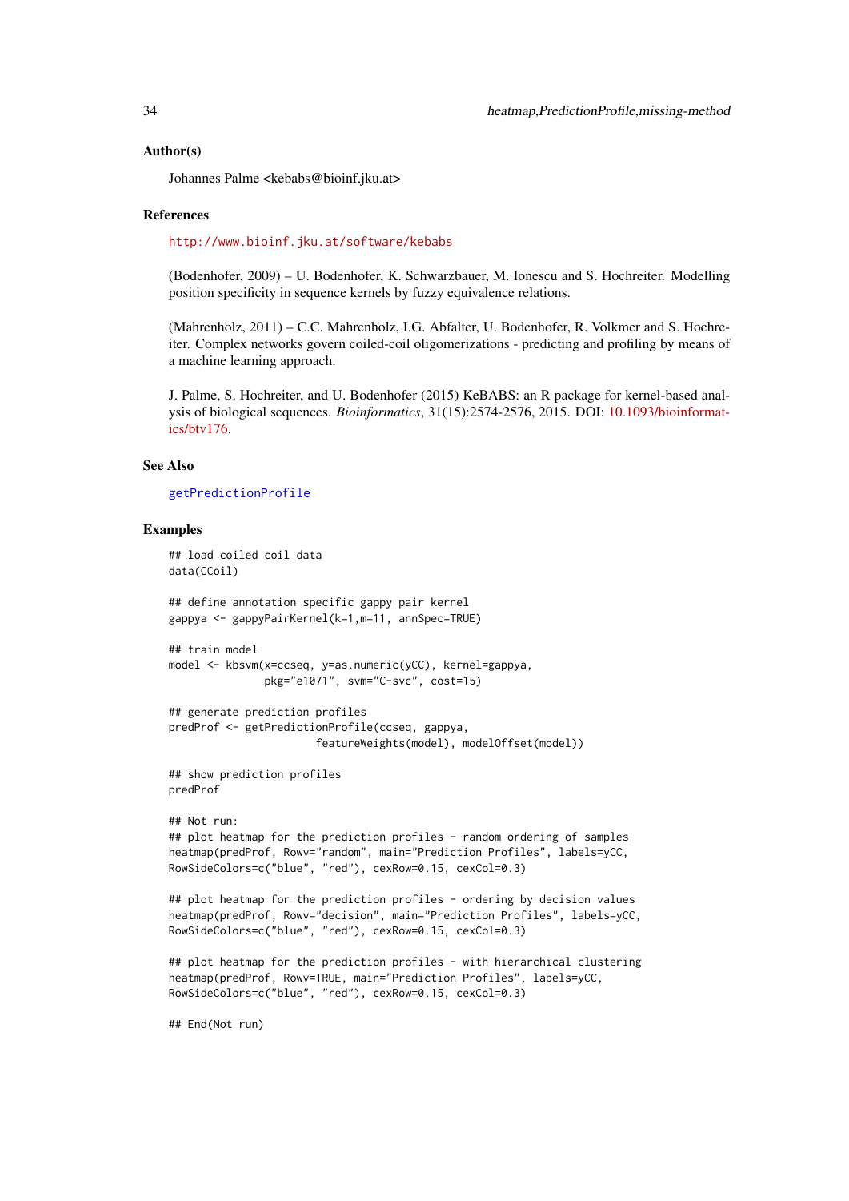### Author(s)

Johannes Palme <kebabs@bioinf.jku.at>

### References

http://www.bioinf.jku.at/software/kebabs

(Bodenhofer, 2009) – U. Bodenhofer, K. Schwarzbauer, M. Ionescu and S. Hochreiter. Modelling position specificity in sequence kernels by fuzzy equivalence relations.

(Mahrenholz, 2011) – C.C. Mahrenholz, I.G. Abfalter, U. Bodenhofer, R. Volkmer and S. Hochreiter. Complex networks govern coiled-coil oligomerizations - predicting and profiling by means of a machine learning approach.

J. Palme, S. Hochreiter, and U. Bodenhofer (2015) KeBABS: an R package for kernel-based analysis of biological sequences. *Bioinformatics*, 31(15):2574-2576, 2015. DOI: 10.1093/bioinformatics/btv176.

### See Also

getPredictionProfile

### Examples

```
## load coiled coil data
data(CCoil)

## define annotation specific gappy pair kernel
gappya <- gappyPairKernel(k=1,m=11, annSpec=TRUE)

## train model
model <- kbsvm(x=ccseq, y=as.numeric(yCC), kernel=gappya,
               pkg="e1071", svm="C-svc", cost=15)

## generate prediction profiles
predProf <- getPredictionProfile(ccseq, gappya,
                       featureWeights(model), modelOffset(model))

## show prediction profiles
predProf

## Not run:
## plot heatmap for the prediction profiles - random ordering of samples
heatmap(predProf, Rowv="random", main="Prediction Profiles", labels=yCC,
RowSideColors=c("blue", "red"), cexRow=0.15, cexCol=0.3)

## plot heatmap for the prediction profiles - ordering by decision values
heatmap(predProf, Rowv="decision", main="Prediction Profiles", labels=yCC,
RowSideColors=c("blue", "red"), cexRow=0.15, cexCol=0.3)

## plot heatmap for the prediction profiles - with hierarchical clustering
heatmap(predProf, Rowv=TRUE, main="Prediction Profiles", labels=yCC,
RowSideColors=c("blue", "red"), cexRow=0.15, cexCol=0.3)

## End(Not run)
```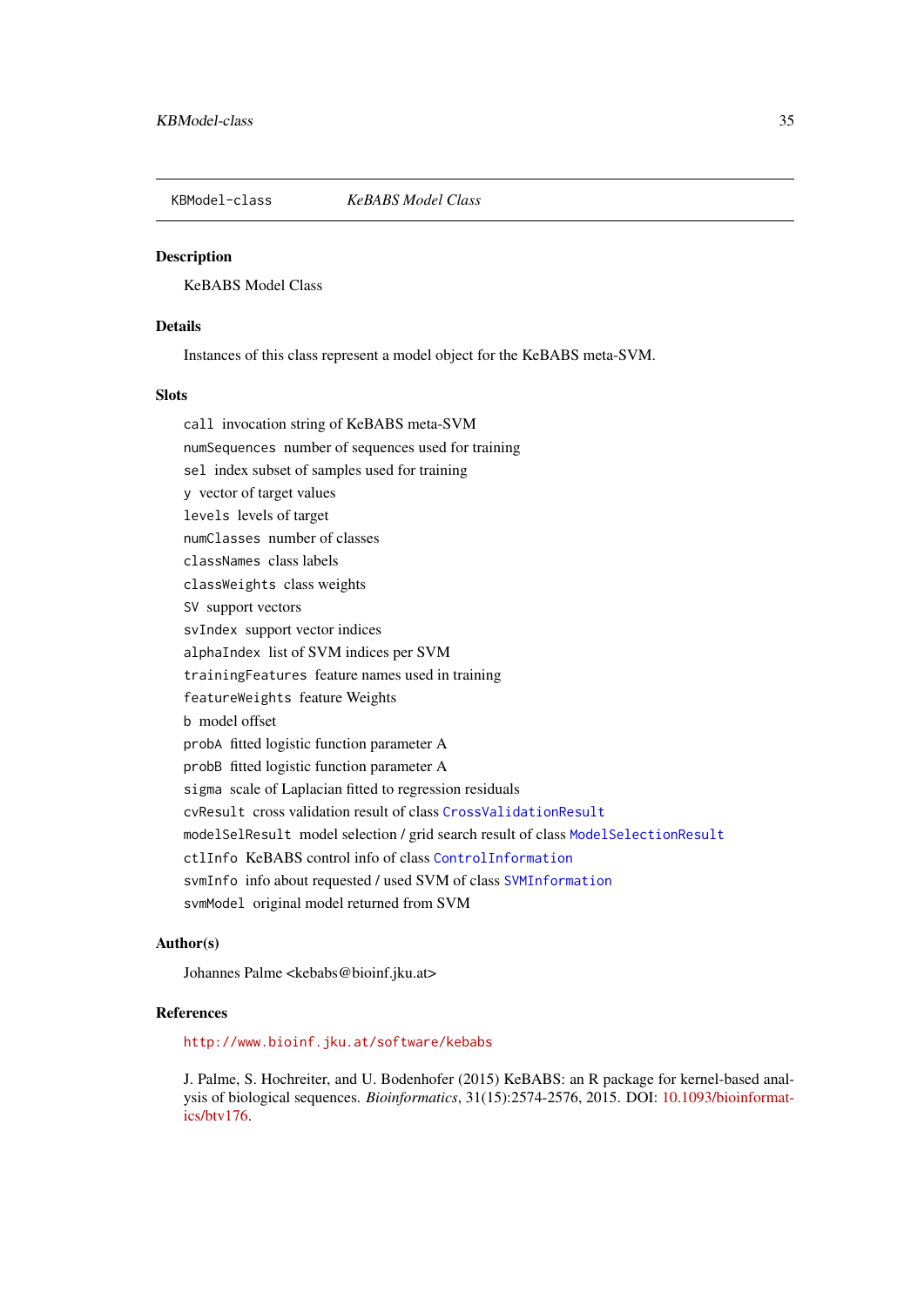KBModel-class *KeBABS Model Class*

### Description

KeBABS Model Class

### Details

Instances of this class represent a model object for the KeBABS meta-SVM.

### Slots

`call` invocation string of KeBABS meta-SVM

`numSequences` number of sequences used for training

`sel` index subset of samples used for training

`y` vector of target values

`levels` levels of target

`numClasses` number of classes

`classNames` class labels

`classWeights` class weights

`SV` support vectors

`svIndex` support vector indices

`alphaIndex` list of SVM indices per SVM

`trainingFeatures` feature names used in training

`featureWeights` feature Weights

`b` model offset

`probA` fitted logistic function parameter A

`probB` fitted logistic function parameter A

`sigma` scale of Laplacian fitted to regression residuals

`cvResult` cross validation result of class `CrossValidationResult`

`modelSelResult` model selection / grid search result of class `ModelSelectionResult`

`ctlInfo` KeBABS control info of class `ControlInformation`

`svmInfo` info about requested / used SVM of class `SVMInformation`

`svmModel` original model returned from SVM

### Author(s)

Johannes Palme <kebabs@bioinf.jku.at>

### References

http://www.bioinf.jku.at/software/kebabs

J. Palme, S. Hochreiter, and U. Bodenhofer (2015) KeBABS: an R package for kernel-based analysis of biological sequences. *Bioinformatics*, 31(15):2574-2576, 2015. DOI: 10.1093/bioinformatics/btv176.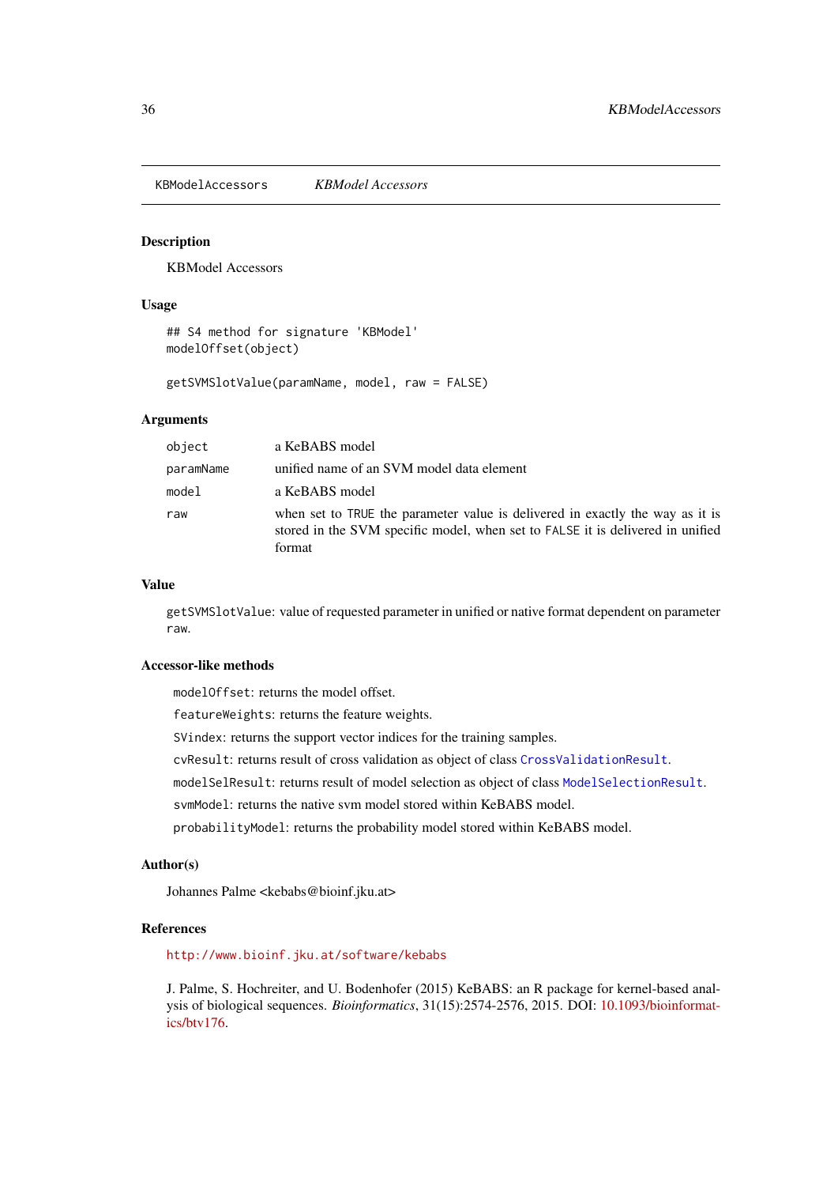KBModelAccessors *KBModel Accessors*

## Description

KBModel Accessors

## Usage

```
## S4 method for signature 'KBModel'
modelOffset(object)

getSVMSlotValue(paramName, model, raw = FALSE)
```

## Arguments

| | |
|---|---|
| object | a KeBABS model |
| paramName | unified name of an SVM model data element |
| model | a KeBABS model |
| raw | when set to TRUE the parameter value is delivered in exactly the way as it is stored in the SVM specific model, when set to FALSE it is delivered in unified format |

## Value

getSVMSlotValue: value of requested parameter in unified or native format dependent on parameter raw.

## Accessor-like methods

modelOffset: returns the model offset.

featureWeights: returns the feature weights.

SVindex: returns the support vector indices for the training samples.

cvResult: returns result of cross validation as object of class CrossValidationResult.

modelSelResult: returns result of model selection as object of class ModelSelectionResult.

svmModel: returns the native svm model stored within KeBABS model.

probabilityModel: returns the probability model stored within KeBABS model.

## Author(s)

Johannes Palme <kebabs@bioinf.jku.at>

## References

http://www.bioinf.jku.at/software/kebabs

J. Palme, S. Hochreiter, and U. Bodenhofer (2015) KeBABS: an R package for kernel-based analysis of biological sequences. *Bioinformatics*, 31(15):2574-2576, 2015. DOI: 10.1093/bioinformatics/btv176.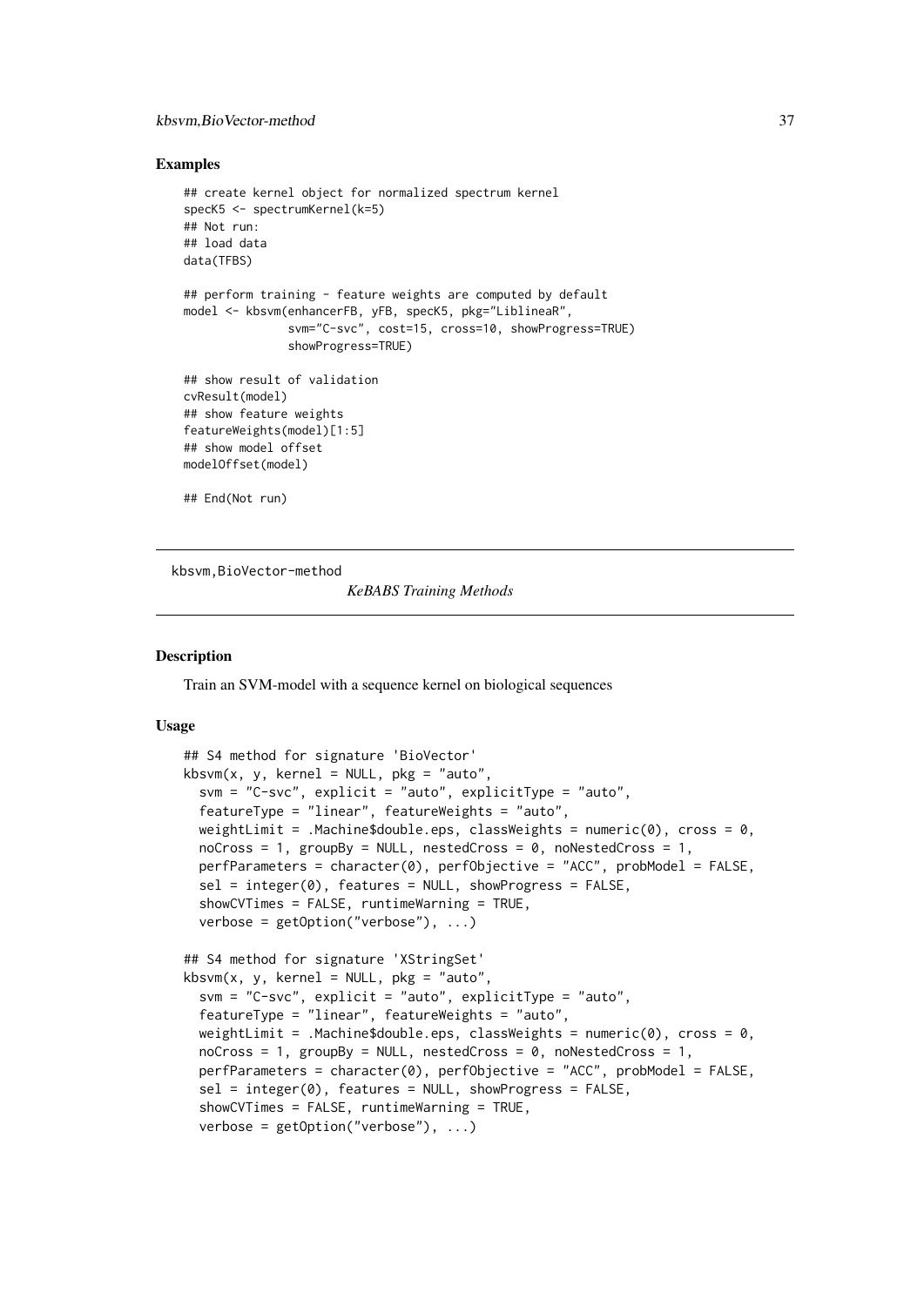### Examples

```
## create kernel object for normalized spectrum kernel
specK5 <- spectrumKernel(k=5)
## Not run:
## load data
data(TFBS)

## perform training - feature weights are computed by default
model <- kbsvm(enhancerFB, yFB, specK5, pkg="LiblineaR",
               svm="C-svc", cost=15, cross=10, showProgress=TRUE)
               showProgress=TRUE)

## show result of validation
cvResult(model)
## show feature weights
featureWeights(model)[1:5]
## show model offset
modelOffset(model)

## End(Not run)
```

---

kbsvm,BioVector-method    *KeBABS Training Methods*

---

### Description

Train an SVM-model with a sequence kernel on biological sequences

### Usage

```
## S4 method for signature 'BioVector'
kbsvm(x, y, kernel = NULL, pkg = "auto",
  svm = "C-svc", explicit = "auto", explicitType = "auto",
  featureType = "linear", featureWeights = "auto",
  weightLimit = .Machine$double.eps, classWeights = numeric(0), cross = 0,
  noCross = 1, groupBy = NULL, nestedCross = 0, noNestedCross = 1,
  perfParameters = character(0), perfObjective = "ACC", probModel = FALSE,
  sel = integer(0), features = NULL, showProgress = FALSE,
  showCVTimes = FALSE, runtimeWarning = TRUE,
  verbose = getOption("verbose"), ...)

## S4 method for signature 'XStringSet'
kbsvm(x, y, kernel = NULL, pkg = "auto",
  svm = "C-svc", explicit = "auto", explicitType = "auto",
  featureType = "linear", featureWeights = "auto",
  weightLimit = .Machine$double.eps, classWeights = numeric(0), cross = 0,
  noCross = 1, groupBy = NULL, nestedCross = 0, noNestedCross = 1,
  perfParameters = character(0), perfObjective = "ACC", probModel = FALSE,
  sel = integer(0), features = NULL, showProgress = FALSE,
  showCVTimes = FALSE, runtimeWarning = TRUE,
  verbose = getOption("verbose"), ...)
```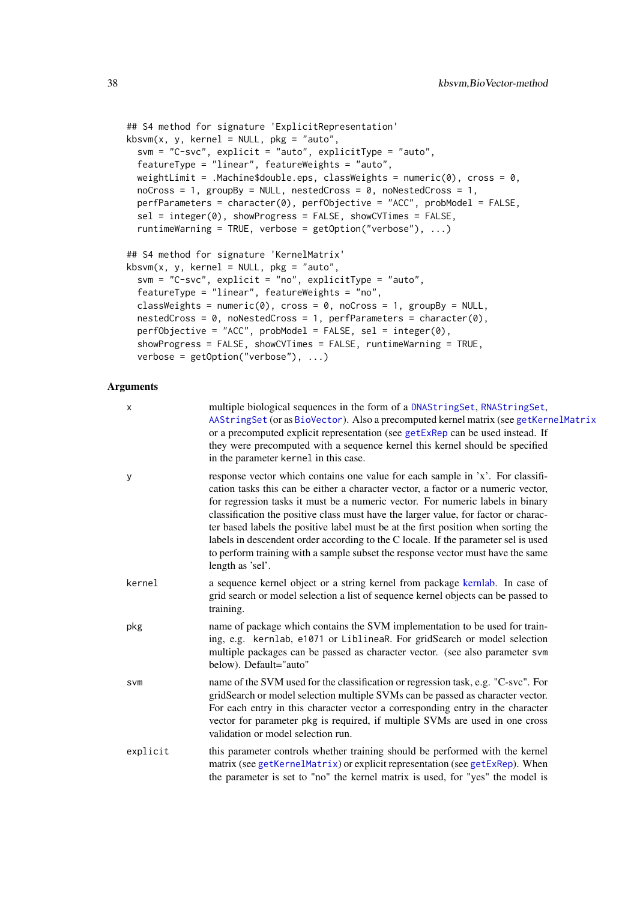```
## S4 method for signature 'ExplicitRepresentation'
kbsvm(x, y, kernel = NULL, pkg = "auto",
  svm = "C-svc", explicit = "auto", explicitType = "auto",
  featureType = "linear", featureWeights = "auto",
  weightLimit = .Machine$double.eps, classWeights = numeric(0), cross = 0,
  noCross = 1, groupBy = NULL, nestedCross = 0, noNestedCross = 1,
  perfParameters = character(0), perfObjective = "ACC", probModel = FALSE,
  sel = integer(0), showProgress = FALSE, showCVTimes = FALSE,
  runtimeWarning = TRUE, verbose = getOption("verbose"), ...)

## S4 method for signature 'KernelMatrix'
kbsvm(x, y, kernel = NULL, pkg = "auto",
  svm = "C-svc", explicit = "no", explicitType = "auto",
  featureType = "linear", featureWeights = "no",
  classWeights = numeric(0), cross = 0, noCross = 1, groupBy = NULL,
  nestedCross = 0, noNestedCross = 1, perfParameters = character(0),
  perfObjective = "ACC", probModel = FALSE, sel = integer(0),
  showProgress = FALSE, showCVTimes = FALSE, runtimeWarning = TRUE,
  verbose = getOption("verbose"), ...)
```

## Arguments

| | |
|---|---|
| x | multiple biological sequences in the form of a DNAStringSet, RNAStringSet, AAStringSet (or as BioVector). Also a precomputed kernel matrix (see getKernelMatrix or a precomputed explicit representation (see getExRep can be used instead. If they were precomputed with a sequence kernel this kernel should be specified in the parameter kernel in this case. |
| y | response vector which contains one value for each sample in 'x'. For classification tasks this can be either a character vector, a factor or a numeric vector, for regression tasks it must be a numeric vector. For numeric labels in binary classification the positive class must have the larger value, for factor or character based labels the positive label must be at the first position when sorting the labels in descendent order according to the C locale. If the parameter sel is used to perform training with a sample subset the response vector must have the same length as 'sel'. |
| kernel | a sequence kernel object or a string kernel from package kernlab. In case of grid search or model selection a list of sequence kernel objects can be passed to training. |
| pkg | name of package which contains the SVM implementation to be used for training, e.g. kernlab, e1071 or LiblineaR. For gridSearch or model selection multiple packages can be passed as character vector. (see also parameter svm below). Default="auto" |
| svm | name of the SVM used for the classification or regression task, e.g. "C-svc". For gridSearch or model selection multiple SVMs can be passed as character vector. For each entry in this character vector a corresponding entry in the character vector for parameter pkg is required, if multiple SVMs are used in one cross validation or model selection run. |
| explicit | this parameter controls whether training should be performed with the kernel matrix (see getKernelMatrix) or explicit representation (see getExRep). When the parameter is set to "no" the kernel matrix is used, for "yes" the model is |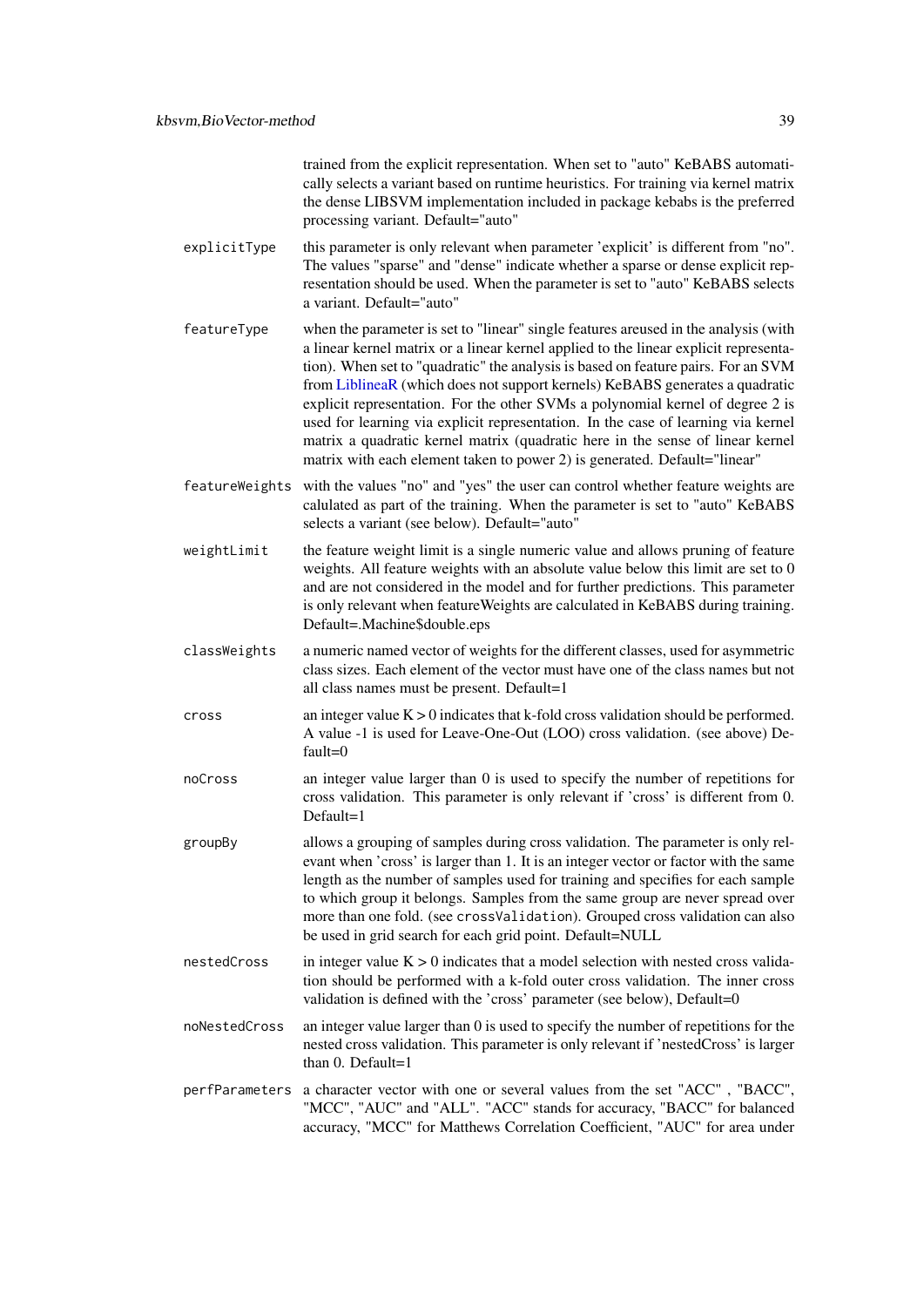trained from the explicit representation. When set to "auto" KeBABS automatically selects a variant based on runtime heuristics. For training via kernel matrix the dense LIBSVM implementation included in package kebabs is the preferred processing variant. Default="auto"

`explicitType`
: this parameter is only relevant when parameter 'explicit' is different from "no". The values "sparse" and "dense" indicate whether a sparse or dense explicit representation should be used. When the parameter is set to "auto" KeBABS selects a variant. Default="auto"

`featureType`
: when the parameter is set to "linear" single features areused in the analysis (with a linear kernel matrix or a linear kernel applied to the linear explicit representation). When set to "quadratic" the analysis is based on feature pairs. For an SVM from LiblineaR (which does not support kernels) KeBABS generates a quadratic explicit representation. For the other SVMs a polynomial kernel of degree 2 is used for learning via explicit representation. In the case of learning via kernel matrix a quadratic kernel matrix (quadratic here in the sense of linear kernel matrix with each element taken to power 2) is generated. Default="linear"

`featureWeights`
: with the values "no" and "yes" the user can control whether feature weights are calulated as part of the training. When the parameter is set to "auto" KeBABS selects a variant (see below). Default="auto"

`weightLimit`
: the feature weight limit is a single numeric value and allows pruning of feature weights. All feature weights with an absolute value below this limit are set to 0 and are not considered in the model and for further predictions. This parameter is only relevant when featureWeights are calculated in KeBABS during training. Default=.Machine$double.eps

`classWeights`
: a numeric named vector of weights for the different classes, used for asymmetric class sizes. Each element of the vector must have one of the class names but not all class names must be present. Default=1

`cross`
: an integer value K > 0 indicates that k-fold cross validation should be performed. A value -1 is used for Leave-One-Out (LOO) cross validation. (see above) Default=0

`noCross`
: an integer value larger than 0 is used to specify the number of repetitions for cross validation. This parameter is only relevant if 'cross' is different from 0. Default=1

`groupBy`
: allows a grouping of samples during cross validation. The parameter is only relevant when 'cross' is larger than 1. It is an integer vector or factor with the same length as the number of samples used for training and specifies for each sample to which group it belongs. Samples from the same group are never spread over more than one fold. (see `crossValidation`). Grouped cross validation can also be used in grid search for each grid point. Default=NULL

`nestedCross`
: in integer value K > 0 indicates that a model selection with nested cross validation should be performed with a k-fold outer cross validation. The inner cross validation is defined with the 'cross' parameter (see below), Default=0

`noNestedCross`
: an integer value larger than 0 is used to specify the number of repetitions for the nested cross validation. This parameter is only relevant if 'nestedCross' is larger than 0. Default=1

`perfParameters`
: a character vector with one or several values from the set "ACC" , "BACC", "MCC", "AUC" and "ALL". "ACC" stands for accuracy, "BACC" for balanced accuracy, "MCC" for Matthews Correlation Coefficient, "AUC" for area under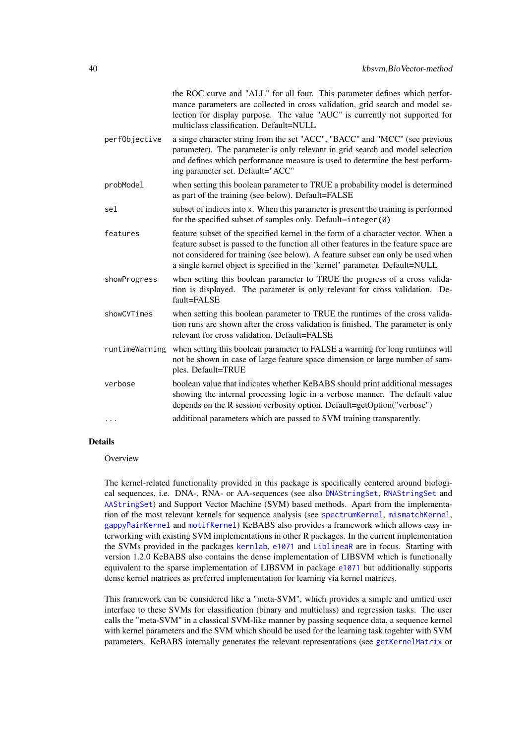the ROC curve and "ALL" for all four. This parameter defines which performance parameters are collected in cross validation, grid search and model selection for display purpose. The value "AUC" is currently not supported for multiclass classification. Default=NULL

`perfObjective` a singe character string from the set "ACC", "BACC" and "MCC" (see previous parameter). The parameter is only relevant in grid search and model selection and defines which performance measure is used to determine the best performing parameter set. Default="ACC"

`probModel` when setting this boolean parameter to TRUE a probability model is determined as part of the training (see below). Default=FALSE

`sel` subset of indices into x. When this parameter is present the training is performed for the specified subset of samples only. Default=`integer(0)`

`features` feature subset of the specified kernel in the form of a character vector. When a feature subset is passed to the function all other features in the feature space are not considered for training (see below). A feature subset can only be used when a single kernel object is specified in the 'kernel' parameter. Default=NULL

`showProgress` when setting this boolean parameter to TRUE the progress of a cross validation is displayed. The parameter is only relevant for cross validation. Default=FALSE

`showCVTimes` when setting this boolean parameter to TRUE the runtimes of the cross validation runs are shown after the cross validation is finished. The parameter is only relevant for cross validation. Default=FALSE

`runtimeWarning` when setting this boolean parameter to FALSE a warning for long runtimes will not be shown in case of large feature space dimension or large number of samples. Default=TRUE

`verbose` boolean value that indicates whether KeBABS should print additional messages showing the internal processing logic in a verbose manner. The default value depends on the R session verbosity option. Default=getOption("verbose")

`...` additional parameters which are passed to SVM training transparently.

## Details

Overview

The kernel-related functionality provided in this package is specifically centered around biological sequences, i.e. DNA-, RNA- or AA-sequences (see also `DNAStringSet`, `RNAStringSet` and `AAStringSet`) and Support Vector Machine (SVM) based methods. Apart from the implementation of the most relevant kernels for sequence analysis (see `spectrumKernel`, `mismatchKernel`, `gappyPairKernel` and `motifKernel`) KeBABS also provides a framework which allows easy interworking with existing SVM implementations in other R packages. In the current implementation the SVMs provided in the packages `kernlab`, `e1071` and `LiblineaR` are in focus. Starting with version 1.2.0 KeBABS also contains the dense implementation of LIBSVM which is functionally equivalent to the sparse implementation of LIBSVM in package `e1071` but additionally supports dense kernel matrices as preferred implementation for learning via kernel matrices.

This framework can be considered like a "meta-SVM", which provides a simple and unified user interface to these SVMs for classification (binary and multiclass) and regression tasks. The user calls the "meta-SVM" in a classical SVM-like manner by passing sequence data, a sequence kernel with kernel parameters and the SVM which should be used for the learning task togehter with SVM parameters. KeBABS internally generates the relevant representations (see `getKernelMatrix` or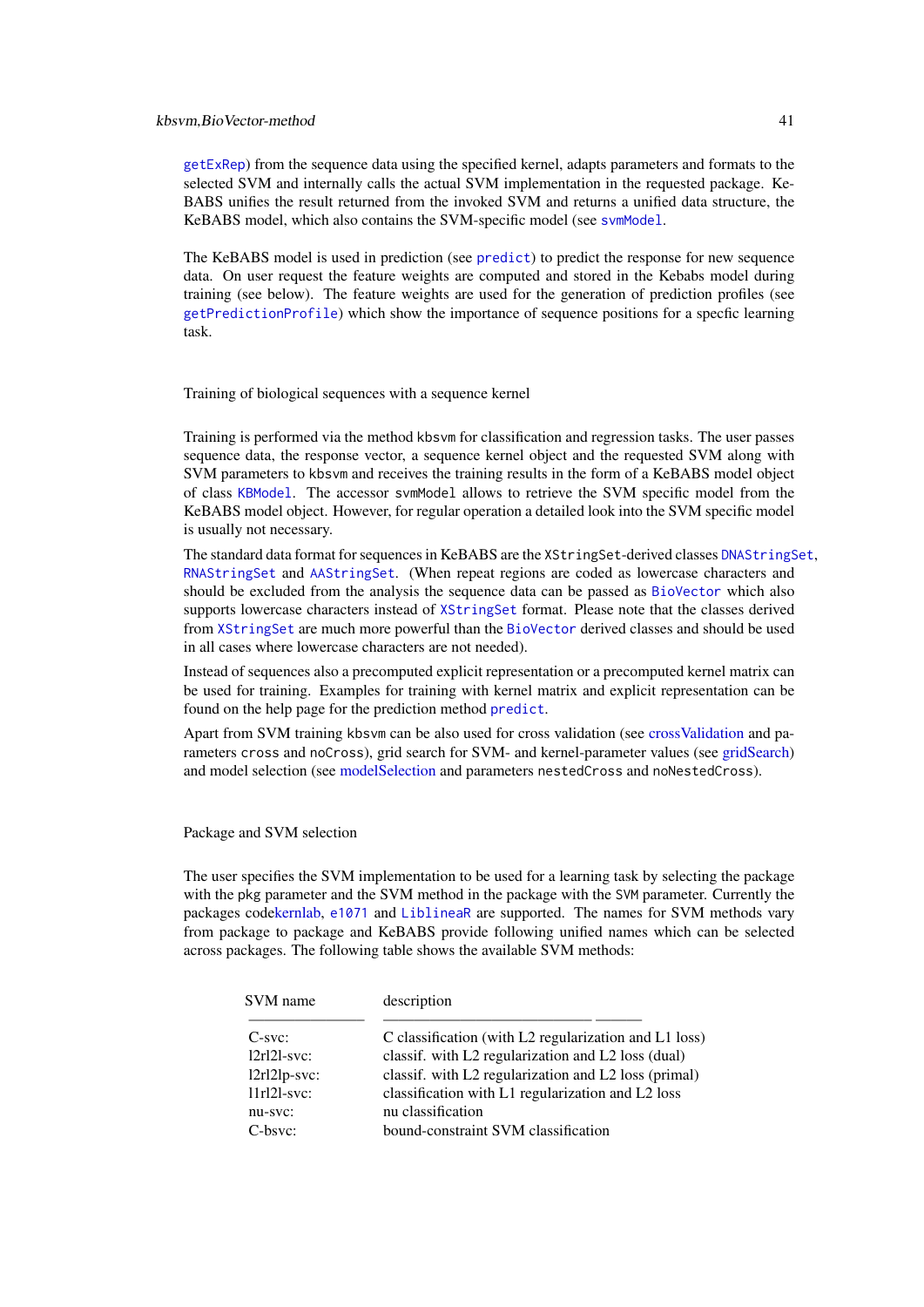getExRep) from the sequence data using the specified kernel, adapts parameters and formats to the selected SVM and internally calls the actual SVM implementation in the requested package. KeBABS unifies the result returned from the invoked SVM and returns a unified data structure, the KeBABS model, which also contains the SVM-specific model (see svmModel.

The KeBABS model is used in prediction (see predict) to predict the response for new sequence data. On user request the feature weights are computed and stored in the Kebabs model during training (see below). The feature weights are used for the generation of prediction profiles (see getPredictionProfile) which show the importance of sequence positions for a specfic learning task.

Training of biological sequences with a sequence kernel

Training is performed via the method kbsvm for classification and regression tasks. The user passes sequence data, the response vector, a sequence kernel object and the requested SVM along with SVM parameters to kbsvm and receives the training results in the form of a KeBABS model object of class KBModel. The accessor svmModel allows to retrieve the SVM specific model from the KeBABS model object. However, for regular operation a detailed look into the SVM specific model is usually not necessary.

The standard data format for sequences in KeBABS are the XStringSet-derived classes DNAStringSet, RNAStringSet and AAStringSet. (When repeat regions are coded as lowercase characters and should be excluded from the analysis the sequence data can be passed as BioVector which also supports lowercase characters instead of XStringSet format. Please note that the classes derived from XStringSet are much more powerful than the BioVector derived classes and should be used in all cases where lowercase characters are not needed).

Instead of sequences also a precomputed explicit representation or a precomputed kernel matrix can be used for training. Examples for training with kernel matrix and explicit representation can be found on the help page for the prediction method predict.

Apart from SVM training kbsvm can be also used for cross validation (see crossValidation and parameters cross and noCross), grid search for SVM- and kernel-parameter values (see gridSearch) and model selection (see modelSelection and parameters nestedCross and noNestedCross).

Package and SVM selection

The user specifies the SVM implementation to be used for a learning task by selecting the package with the pkg parameter and the SVM method in the package with the SVM parameter. Currently the packages codekernlab, e1071 and LiblineaR are supported. The names for SVM methods vary from package to package and KeBABS provide following unified names which can be selected across packages. The following table shows the available SVM methods:

| SVM name | description |
|---|---|
| C-svc: | C classification (with L2 regularization and L1 loss) |
| l2rl2l-svc: | classif. with L2 regularization and L2 loss (dual) |
| l2rl2lp-svc: | classif. with L2 regularization and L2 loss (primal) |
| l1rl2l-svc: | classification with L1 regularization and L2 loss |
| nu-svc: | nu classification |
| C-bsvc: | bound-constraint SVM classification |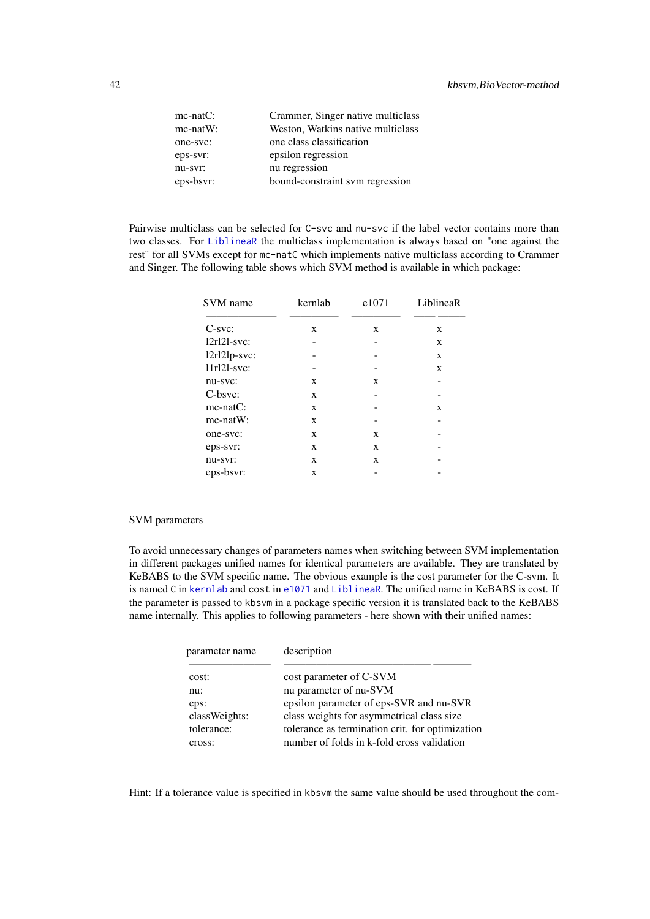| | |
|---|---|
| mc-natC: | Crammer, Singer native multiclass |
| mc-natW: | Weston, Watkins native multiclass |
| one-svc: | one class classification |
| eps-svr: | epsilon regression |
| nu-svr: | nu regression |
| eps-bsvr: | bound-constraint svm regression |

Pairwise multiclass can be selected for `C-svc` and `nu-svc` if the label vector contains more than two classes. For `LiblineaR` the multiclass implementation is always based on "one against the rest" for all SVMs except for `mc-natC` which implements native multiclass according to Crammer and Singer. The following table shows which SVM method is available in which package:

| SVM name | kernlab | e1071 | LiblineaR |
|---|---|---|---|
| C-svc: | x | x | x |
| l2rl2l-svc: | - | - | x |
| l2rl2lp-svc: | - | - | x |
| l1rl2l-svc: | - | - | x |
| nu-svc: | x | x | - |
| C-bsvc: | x | - | - |
| mc-natC: | x | - | x |
| mc-natW: | x | - | - |
| one-svc: | x | x | - |
| eps-svr: | x | x | - |
| nu-svr: | x | x | - |
| eps-bsvr: | x | - | - |

SVM parameters

To avoid unnecessary changes of parameters names when switching between SVM implementation in different packages unified names for identical parameters are available. They are translated by KeBABS to the SVM specific name. The obvious example is the cost parameter for the C-svm. It is named `C` in `kernlab` and `cost` in `e1071` and `LiblineaR`. The unified name in KeBABS is cost. If the parameter is passed to `kbsvm` in a package specific version it is translated back to the KeBABS name internally. This applies to following parameters - here shown with their unified names:

| parameter name | description |
|---|---|
| cost: | cost parameter of C-SVM |
| nu: | nu parameter of nu-SVM |
| eps: | epsilon parameter of eps-SVR and nu-SVR |
| classWeights: | class weights for asymmetrical class size |
| tolerance: | tolerance as termination crit. for optimization |
| cross: | number of folds in k-fold cross validation |

Hint: If a tolerance value is specified in `kbsvm` the same value should be used throughout the com-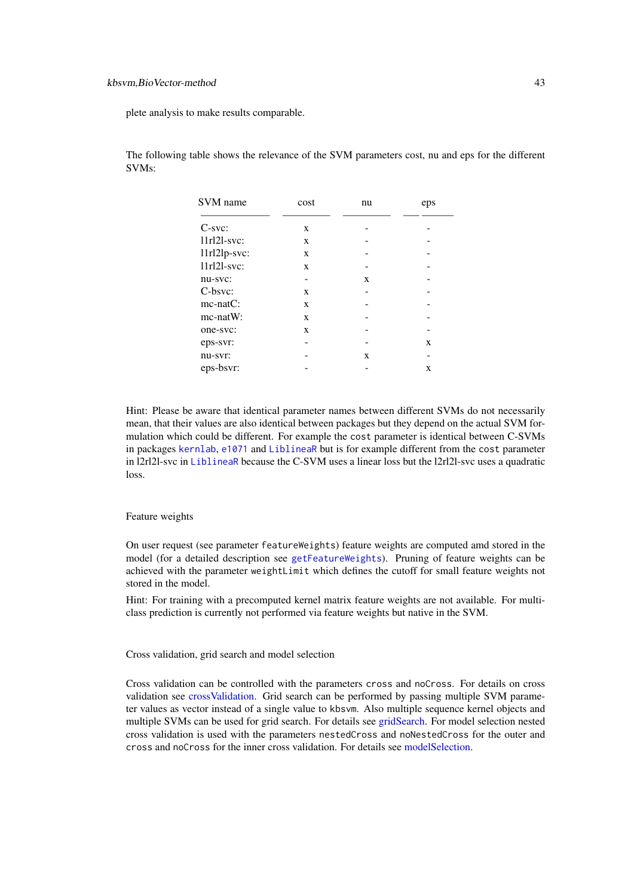plete analysis to make results comparable.

The following table shows the relevance of the SVM parameters cost, nu and eps for the different SVMs:

| SVM name | cost | nu | eps |
|---|---|---|---|
| C-svc: | x | - | - |
| l1rl2l-svc: | x | - | - |
| l1rl2lp-svc: | x | - | - |
| l1rl2l-svc: | x | - | - |
| nu-svc: | - | x | - |
| C-bsvc: | x | - | - |
| mc-natC: | x | - | - |
| mc-natW: | x | - | - |
| one-svc: | x | - | - |
| eps-svr: | - | - | x |
| nu-svr: | - | x | - |
| eps-bsvr: | - | - | x |

Hint: Please be aware that identical parameter names between different SVMs do not necessarily mean, that their values are also identical between packages but they depend on the actual SVM formulation which could be different. For example the `cost` parameter is identical between C-SVMs in packages `kernlab`, `e1071` and `LiblineaR` but is for example different from the `cost` parameter in l2rl2l-svc in `LiblineaR` because the C-SVM uses a linear loss but the l2rl2l-svc uses a quadratic loss.

Feature weights

On user request (see parameter `featureWeights`) feature weights are computed amd stored in the model (for a detailed description see `getFeatureWeights`). Pruning of feature weights can be achieved with the parameter `weightLimit` which defines the cutoff for small feature weights not stored in the model.

Hint: For training with a precomputed kernel matrix feature weights are not available. For multiclass prediction is currently not performed via feature weights but native in the SVM.

Cross validation, grid search and model selection

Cross validation can be controlled with the parameters `cross` and `noCross`. For details on cross validation see crossValidation. Grid search can be performed by passing multiple SVM parameter values as vector instead of a single value to `kbsvm`. Also multiple sequence kernel objects and multiple SVMs can be used for grid search. For details see gridSearch. For model selection nested cross validation is used with the parameters `nestedCross` and `noNestedCross` for the outer and `cross` and `noCross` for the inner cross validation. For details see modelSelection.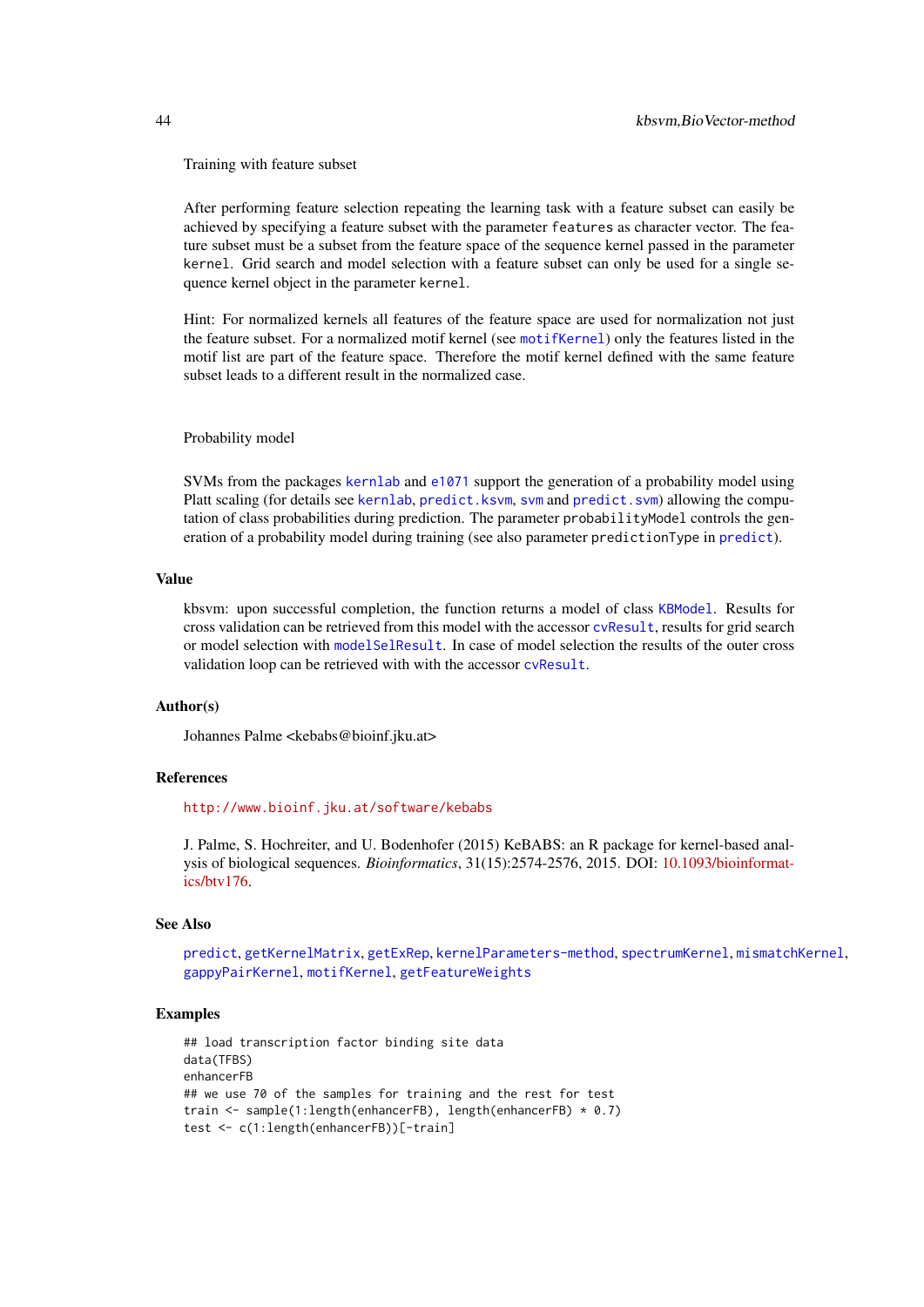Training with feature subset

After performing feature selection repeating the learning task with a feature subset can easily be achieved by specifying a feature subset with the parameter `features` as character vector. The feature subset must be a subset from the feature space of the sequence kernel passed in the parameter `kernel`. Grid search and model selection with a feature subset can only be used for a single sequence kernel object in the parameter `kernel`.

Hint: For normalized kernels all features of the feature space are used for normalization not just the feature subset. For a normalized motif kernel (see `motifKernel`) only the features listed in the motif list are part of the feature space. Therefore the motif kernel defined with the same feature subset leads to a different result in the normalized case.

Probability model

SVMs from the packages `kernlab` and `e1071` support the generation of a probability model using Platt scaling (for details see `kernlab`, `predict.ksvm`, `svm` and `predict.svm`) allowing the computation of class probabilities during prediction. The parameter `probabilityModel` controls the generation of a probability model during training (see also parameter `predictionType` in `predict`).

## Value

kbsvm: upon successful completion, the function returns a model of class `KBModel`. Results for cross validation can be retrieved from this model with the accessor `cvResult`, results for grid search or model selection with `modelSelResult`. In case of model selection the results of the outer cross validation loop can be retrieved with with the accessor `cvResult`.

## Author(s)

Johannes Palme <kebabs@bioinf.jku.at>

## References

http://www.bioinf.jku.at/software/kebabs

J. Palme, S. Hochreiter, and U. Bodenhofer (2015) KeBABS: an R package for kernel-based analysis of biological sequences. *Bioinformatics*, 31(15):2574-2576, 2015. DOI: 10.1093/bioinformatics/btv176.

## See Also

`predict`, `getKernelMatrix`, `getExRep`, `kernelParameters-method`, `spectrumKernel`, `mismatchKernel`, `gappyPairKernel`, `motifKernel`, `getFeatureWeights`

## Examples

```
## load transcription factor binding site data
data(TFBS)
enhancerFB
## we use 70 of the samples for training and the rest for test
train <- sample(1:length(enhancerFB), length(enhancerFB) * 0.7)
test <- c(1:length(enhancerFB))[-train]
```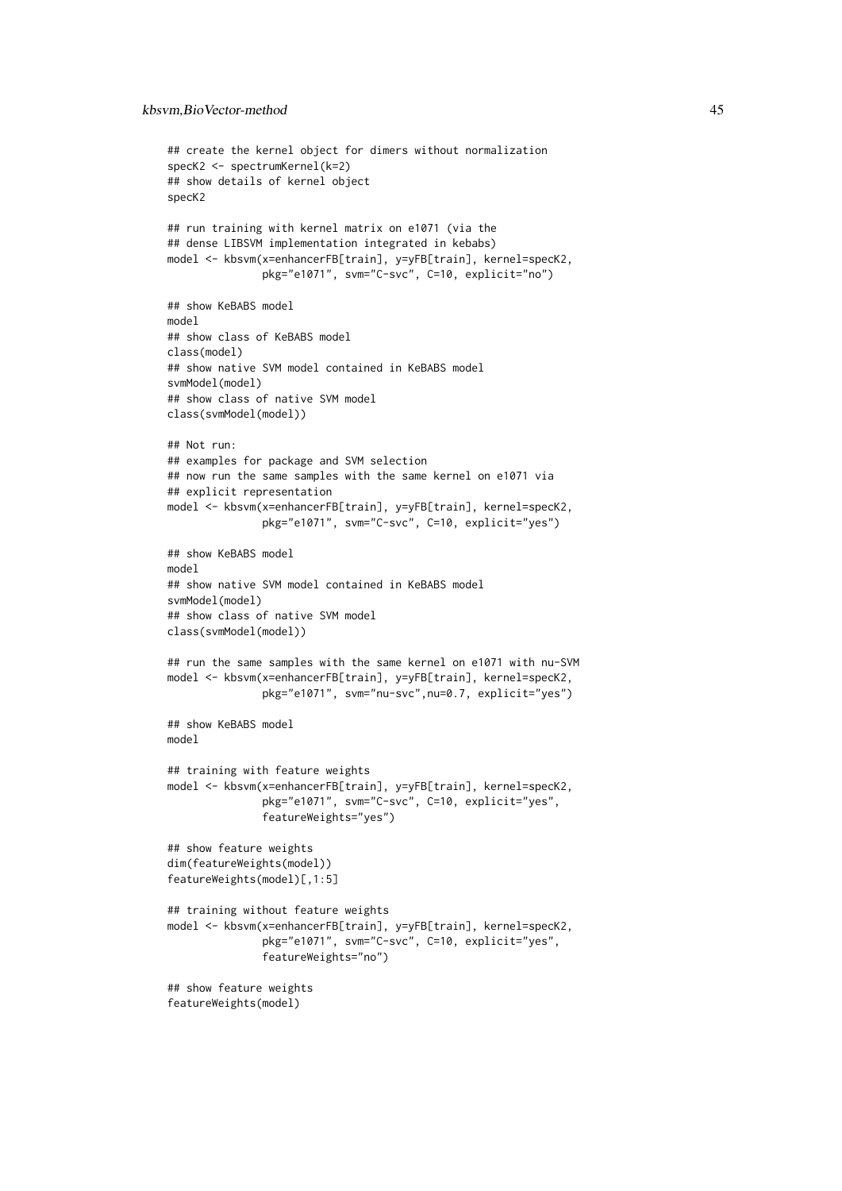```
## create the kernel object for dimers without normalization
specK2 <- spectrumKernel(k=2)
## show details of kernel object
specK2

## run training with kernel matrix on e1071 (via the
## dense LIBSVM implementation integrated in kebabs)
model <- kbsvm(x=enhancerFB[train], y=yFB[train], kernel=specK2,
               pkg="e1071", svm="C-svc", C=10, explicit="no")

## show KeBABS model
model
## show class of KeBABS model
class(model)
## show native SVM model contained in KeBABS model
svmModel(model)
## show class of native SVM model
class(svmModel(model))

## Not run:
## examples for package and SVM selection
## now run the same samples with the same kernel on e1071 via
## explicit representation
model <- kbsvm(x=enhancerFB[train], y=yFB[train], kernel=specK2,
               pkg="e1071", svm="C-svc", C=10, explicit="yes")

## show KeBABS model
model
## show native SVM model contained in KeBABS model
svmModel(model)
## show class of native SVM model
class(svmModel(model))

## run the same samples with the same kernel on e1071 with nu-SVM
model <- kbsvm(x=enhancerFB[train], y=yFB[train], kernel=specK2,
               pkg="e1071", svm="nu-svc",nu=0.7, explicit="yes")

## show KeBABS model
model

## training with feature weights
model <- kbsvm(x=enhancerFB[train], y=yFB[train], kernel=specK2,
               pkg="e1071", svm="C-svc", C=10, explicit="yes",
               featureWeights="yes")

## show feature weights
dim(featureWeights(model))
featureWeights(model)[,1:5]

## training without feature weights
model <- kbsvm(x=enhancerFB[train], y=yFB[train], kernel=specK2,
               pkg="e1071", svm="C-svc", C=10, explicit="yes",
               featureWeights="no")

## show feature weights
featureWeights(model)
```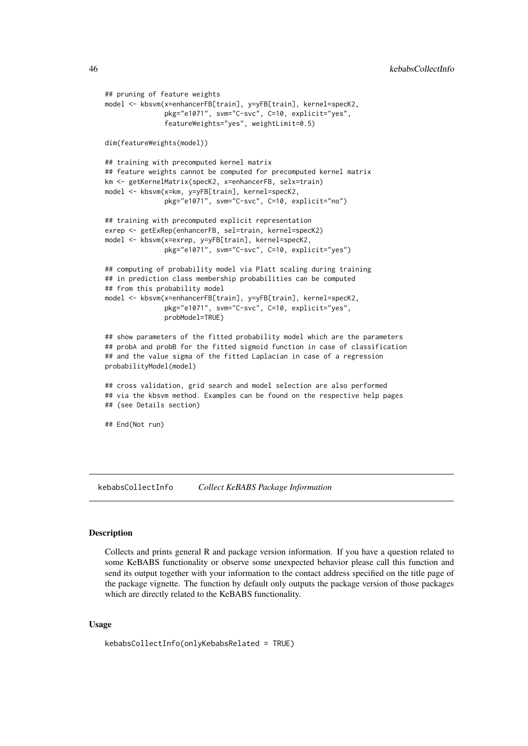```
## pruning of feature weights
model <- kbsvm(x=enhancerFB[train], y=yFB[train], kernel=specK2,
               pkg="e1071", svm="C-svc", C=10, explicit="yes",
               featureWeights="yes", weightLimit=0.5)

dim(featureWeights(model))

## training with precomputed kernel matrix
## feature weights cannot be computed for precomputed kernel matrix
km <- getKernelMatrix(specK2, x=enhancerFB, selx=train)
model <- kbsvm(x=km, y=yFB[train], kernel=specK2,
               pkg="e1071", svm="C-svc", C=10, explicit="no")

## training with precomputed explicit representation
exrep <- getExRep(enhancerFB, sel=train, kernel=specK2)
model <- kbsvm(x=exrep, y=yFB[train], kernel=specK2,
               pkg="e1071", svm="C-svc", C=10, explicit="yes")

## computing of probability model via Platt scaling during training
## in prediction class membership probabilities can be computed
## from this probability model
model <- kbsvm(x=enhancerFB[train], y=yFB[train], kernel=specK2,
               pkg="e1071", svm="C-svc", C=10, explicit="yes",
               probModel=TRUE)

## show parameters of the fitted probability model which are the parameters
## probA and probB for the fitted sigmoid function in case of classification
## and the value sigma of the fitted Laplacian in case of a regression
probabilityModel(model)

## cross validation, grid search and model selection are also performed
## via the kbsvm method. Examples can be found on the respective help pages
## (see Details section)

## End(Not run)
```

---

## kebabsCollectInfo — *Collect KeBABS Package Information*

---

### Description

Collects and prints general R and package version information. If you have a question related to some KeBABS functionality or observe some unexpected behavior please call this function and send its output together with your information to the contact address specified on the title page of the package vignette. The function by default only outputs the package version of those packages which are directly related to the KeBABS functionality.

### Usage

```
kebabsCollectInfo(onlyKebabsRelated = TRUE)
```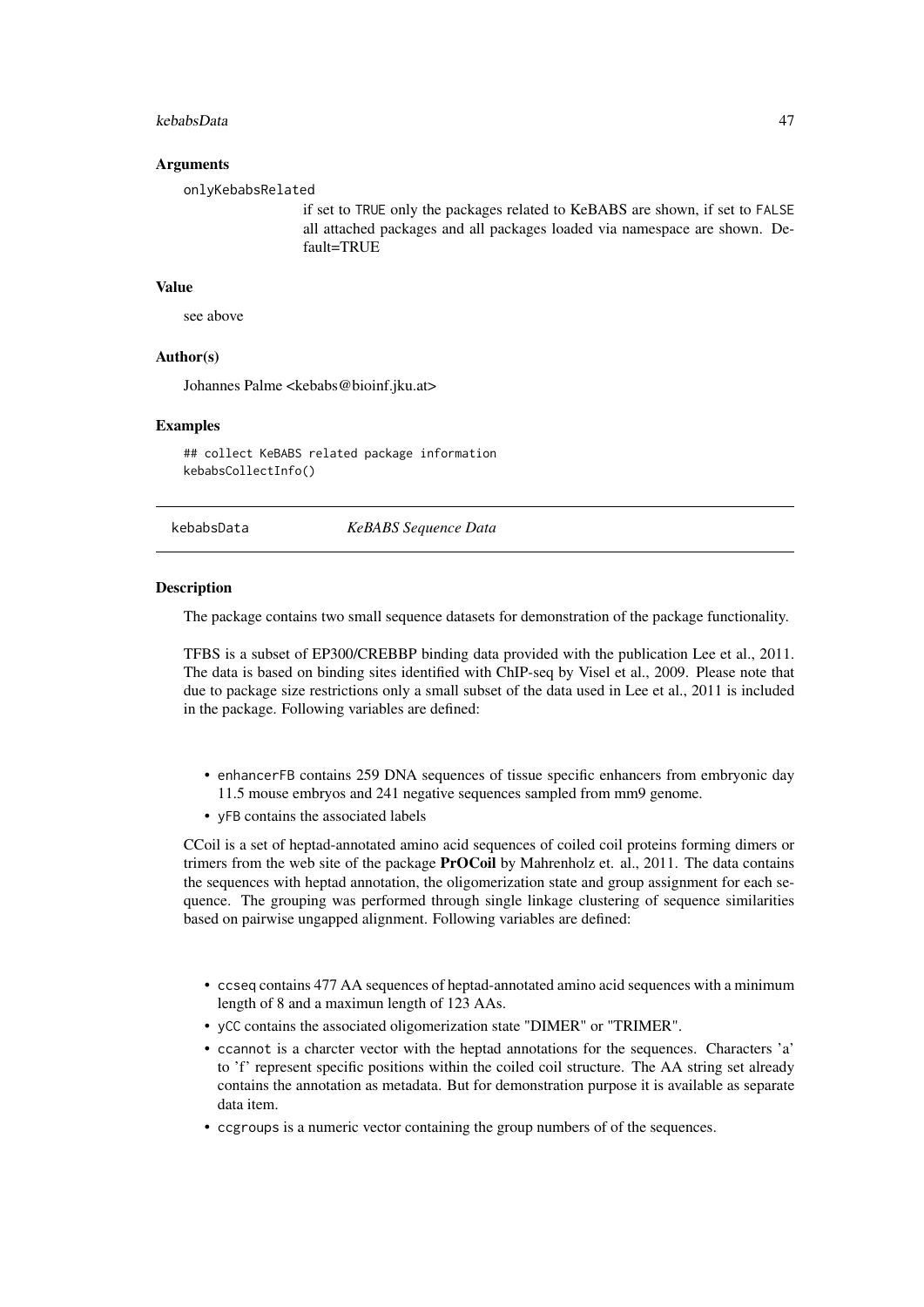### Arguments

`onlyKebabsRelated`
: if set to TRUE only the packages related to KeBABS are shown, if set to FALSE all attached packages and all packages loaded via namespace are shown. Default=TRUE

### Value

see above

### Author(s)

Johannes Palme <kebabs@bioinf.jku.at>

### Examples

```
## collect KeBABS related package information
kebabsCollectInfo()
```

---

## kebabsData *KeBABS Sequence Data*

---

### Description

The package contains two small sequence datasets for demonstration of the package functionality.

TFBS is a subset of EP300/CREBBP binding data provided with the publication Lee et al., 2011. The data is based on binding sites identified with ChIP-seq by Visel et al., 2009. Please note that due to package size restrictions only a small subset of the data used in Lee et al., 2011 is included in the package. Following variables are defined:

- `enhancerFB` contains 259 DNA sequences of tissue specific enhancers from embryonic day 11.5 mouse embryos and 241 negative sequences sampled from mm9 genome.
- `yFB` contains the associated labels

CCoil is a set of heptad-annotated amino acid sequences of coiled coil proteins forming dimers or trimers from the web site of the package **PrOCoil** by Mahrenholz et. al., 2011. The data contains the sequences with heptad annotation, the oligomerization state and group assignment for each sequence. The grouping was performed through single linkage clustering of sequence similarities based on pairwise ungapped alignment. Following variables are defined:

- `ccseq` contains 477 AA sequences of heptad-annotated amino acid sequences with a minimum length of 8 and a maximun length of 123 AAs.
- `yCC` contains the associated oligomerization state "DIMER" or "TRIMER".
- `ccannot` is a charcter vector with the heptad annotations for the sequences. Characters 'a' to 'f' represent specific positions within the coiled coil structure. The AA string set already contains the annotation as metadata. But for demonstration purpose it is available as separate data item.
- `ccgroups` is a numeric vector containing the group numbers of of the sequences.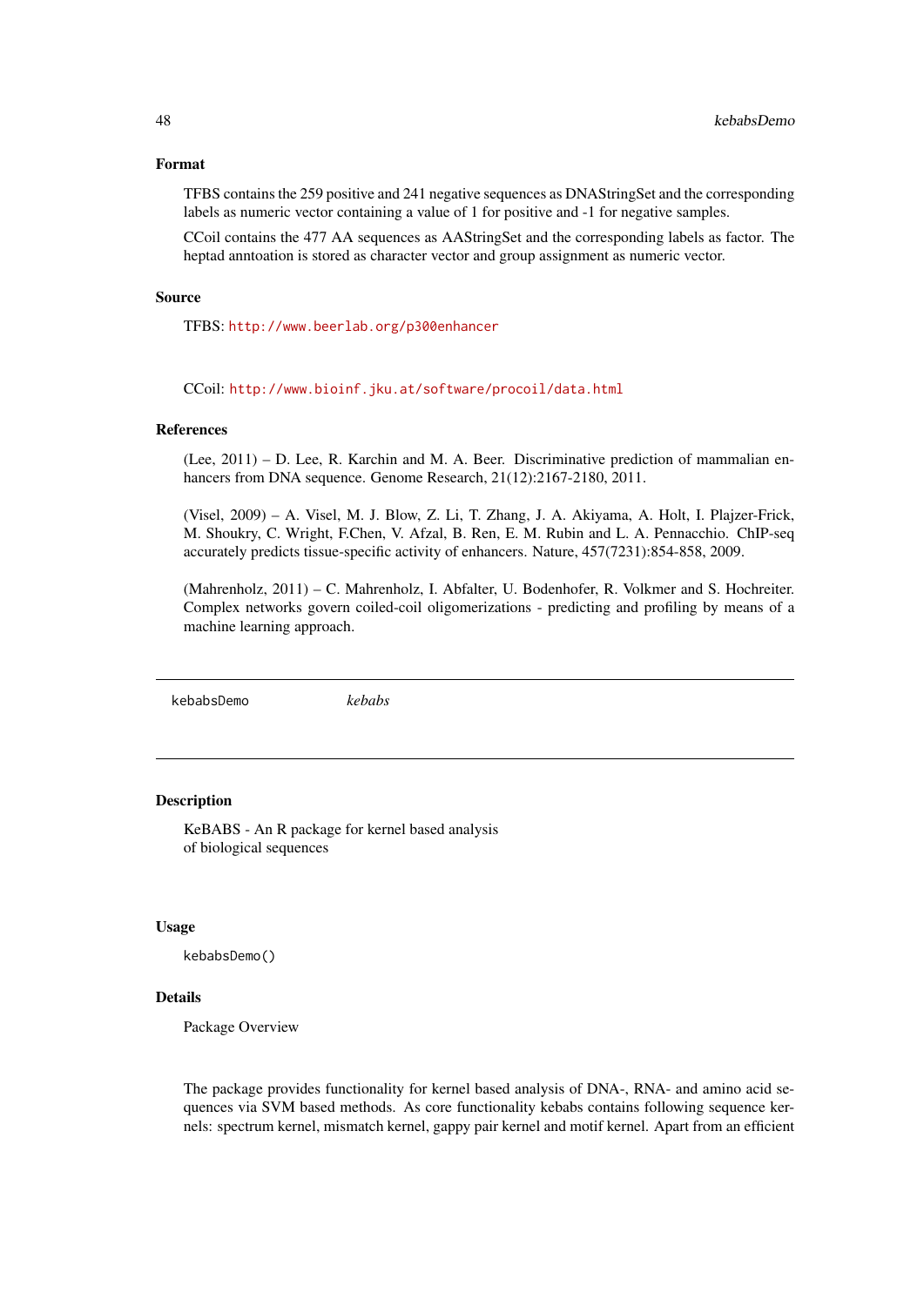### Format

TFBS contains the 259 positive and 241 negative sequences as DNAStringSet and the corresponding labels as numeric vector containing a value of 1 for positive and -1 for negative samples.

CCoil contains the 477 AA sequences as AAStringSet and the corresponding labels as factor. The heptad anntoation is stored as character vector and group assignment as numeric vector.

### Source

TFBS: http://www.beerlab.org/p300enhancer

CCoil: http://www.bioinf.jku.at/software/procoil/data.html

### References

(Lee, 2011) – D. Lee, R. Karchin and M. A. Beer. Discriminative prediction of mammalian enhancers from DNA sequence. Genome Research, 21(12):2167-2180, 2011.

(Visel, 2009) – A. Visel, M. J. Blow, Z. Li, T. Zhang, J. A. Akiyama, A. Holt, I. Plajzer-Frick, M. Shoukry, C. Wright, F.Chen, V. Afzal, B. Ren, E. M. Rubin and L. A. Pennacchio. ChIP-seq accurately predicts tissue-specific activity of enhancers. Nature, 457(7231):854-858, 2009.

(Mahrenholz, 2011) – C. Mahrenholz, I. Abfalter, U. Bodenhofer, R. Volkmer and S. Hochreiter. Complex networks govern coiled-coil oligomerizations - predicting and profiling by means of a machine learning approach.

---

## kebabsDemo *kebabs*

---

### Description

KeBABS - An R package for kernel based analysis
of biological sequences

### Usage

```
kebabsDemo()
```

### Details

Package Overview

The package provides functionality for kernel based analysis of DNA-, RNA- and amino acid sequences via SVM based methods. As core functionality kebabs contains following sequence kernels: spectrum kernel, mismatch kernel, gappy pair kernel and motif kernel. Apart from an efficient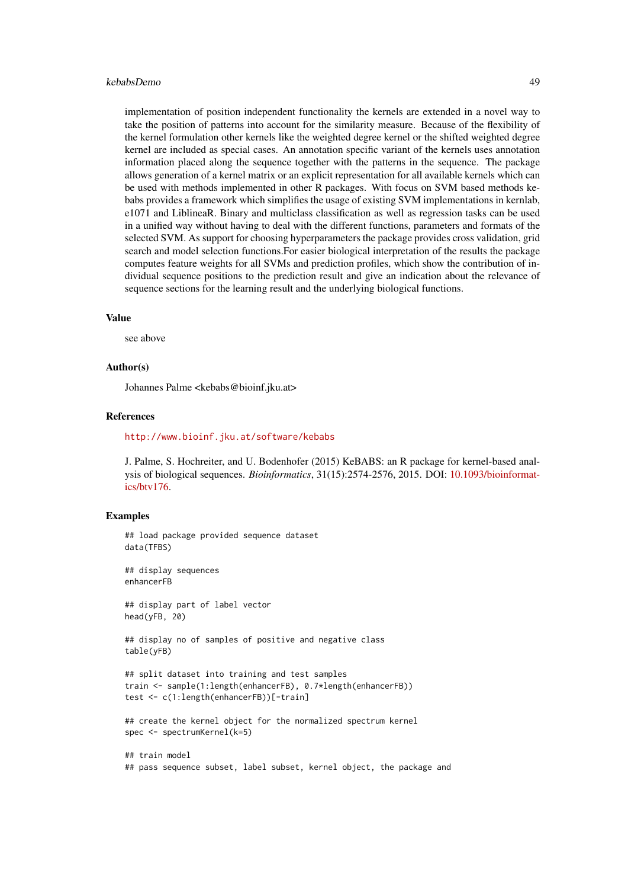implementation of position independent functionality the kernels are extended in a novel way to take the position of patterns into account for the similarity measure. Because of the flexibility of the kernel formulation other kernels like the weighted degree kernel or the shifted weighted degree kernel are included as special cases. An annotation specific variant of the kernels uses annotation information placed along the sequence together with the patterns in the sequence. The package allows generation of a kernel matrix or an explicit representation for all available kernels which can be used with methods implemented in other R packages. With focus on SVM based methods kebabs provides a framework which simplifies the usage of existing SVM implementations in kernlab, e1071 and LiblineaR. Binary and multiclass classification as well as regression tasks can be used in a unified way without having to deal with the different functions, parameters and formats of the selected SVM. As support for choosing hyperparameters the package provides cross validation, grid search and model selection functions.For easier biological interpretation of the results the package computes feature weights for all SVMs and prediction profiles, which show the contribution of individual sequence positions to the prediction result and give an indication about the relevance of sequence sections for the learning result and the underlying biological functions.

### Value

see above

### Author(s)

Johannes Palme <kebabs@bioinf.jku.at>

### References

http://www.bioinf.jku.at/software/kebabs

J. Palme, S. Hochreiter, and U. Bodenhofer (2015) KeBABS: an R package for kernel-based analysis of biological sequences. *Bioinformatics*, 31(15):2574-2576, 2015. DOI: 10.1093/bioinformatics/btv176.

### Examples

```
## load package provided sequence dataset
data(TFBS)

## display sequences
enhancerFB

## display part of label vector
head(yFB, 20)

## display no of samples of positive and negative class
table(yFB)

## split dataset into training and test samples
train <- sample(1:length(enhancerFB), 0.7*length(enhancerFB))
test <- c(1:length(enhancerFB))[-train]

## create the kernel object for the normalized spectrum kernel
spec <- spectrumKernel(k=5)

## train model
## pass sequence subset, label subset, kernel object, the package and
```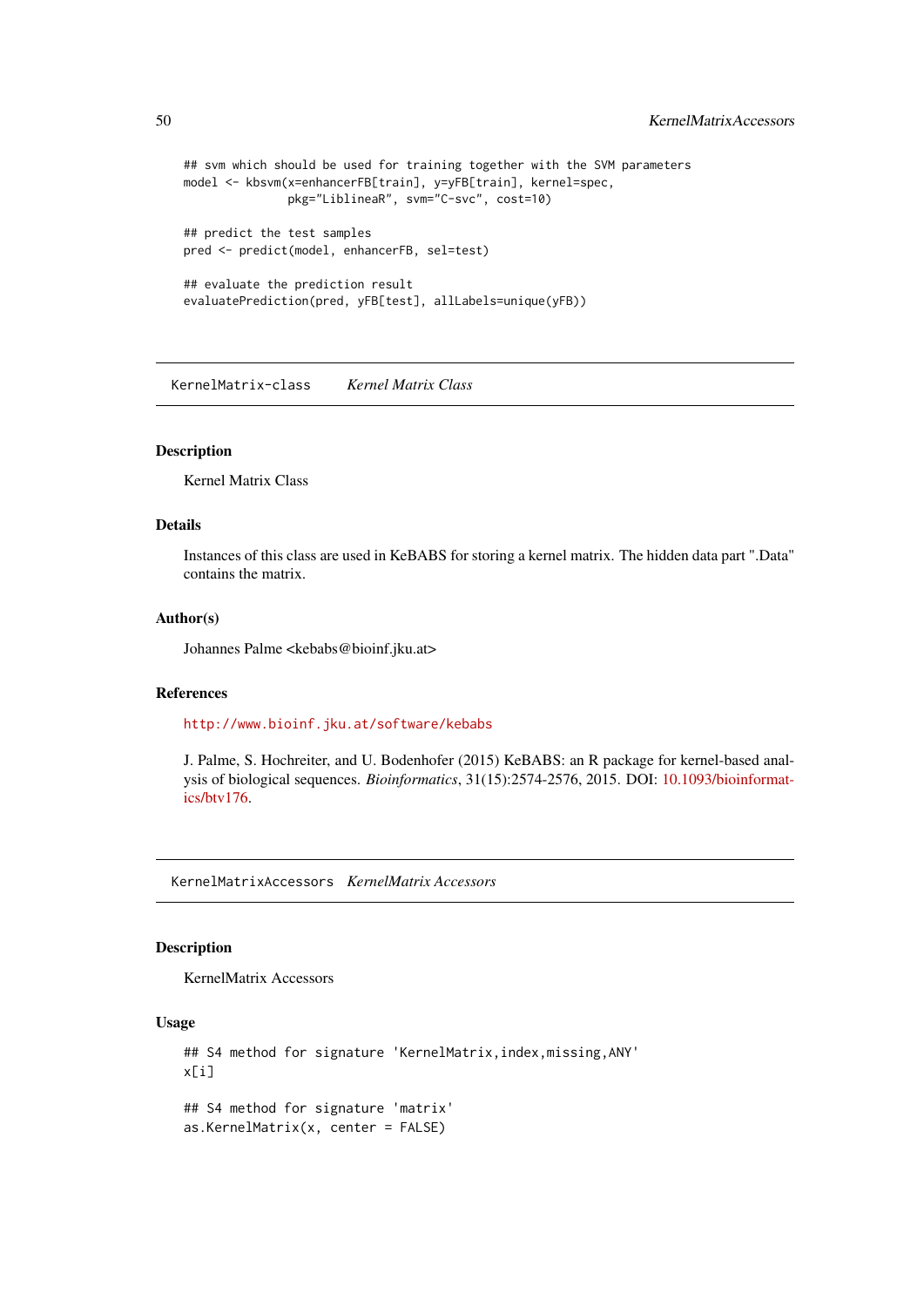```
## svm which should be used for training together with the SVM parameters
model <- kbsvm(x=enhancerFB[train], y=yFB[train], kernel=spec,
               pkg="LiblineaR", svm="C-svc", cost=10)

## predict the test samples
pred <- predict(model, enhancerFB, sel=test)

## evaluate the prediction result
evaluatePrediction(pred, yFB[test], allLabels=unique(yFB))
```

---

## KernelMatrix-class *Kernel Matrix Class*

---

### Description

Kernel Matrix Class

### Details

Instances of this class are used in KeBABS for storing a kernel matrix. The hidden data part ".Data" contains the matrix.

### Author(s)

Johannes Palme <kebabs@bioinf.jku.at>

### References

http://www.bioinf.jku.at/software/kebabs

J. Palme, S. Hochreiter, and U. Bodenhofer (2015) KeBABS: an R package for kernel-based analysis of biological sequences. *Bioinformatics*, 31(15):2574-2576, 2015. DOI: 10.1093/bioinformatics/btv176.

---

## KernelMatrixAccessors *KernelMatrix Accessors*

---

### Description

KernelMatrix Accessors

### Usage

```
## S4 method for signature 'KernelMatrix,index,missing,ANY'
x[i]

## S4 method for signature 'matrix'
as.KernelMatrix(x, center = FALSE)
```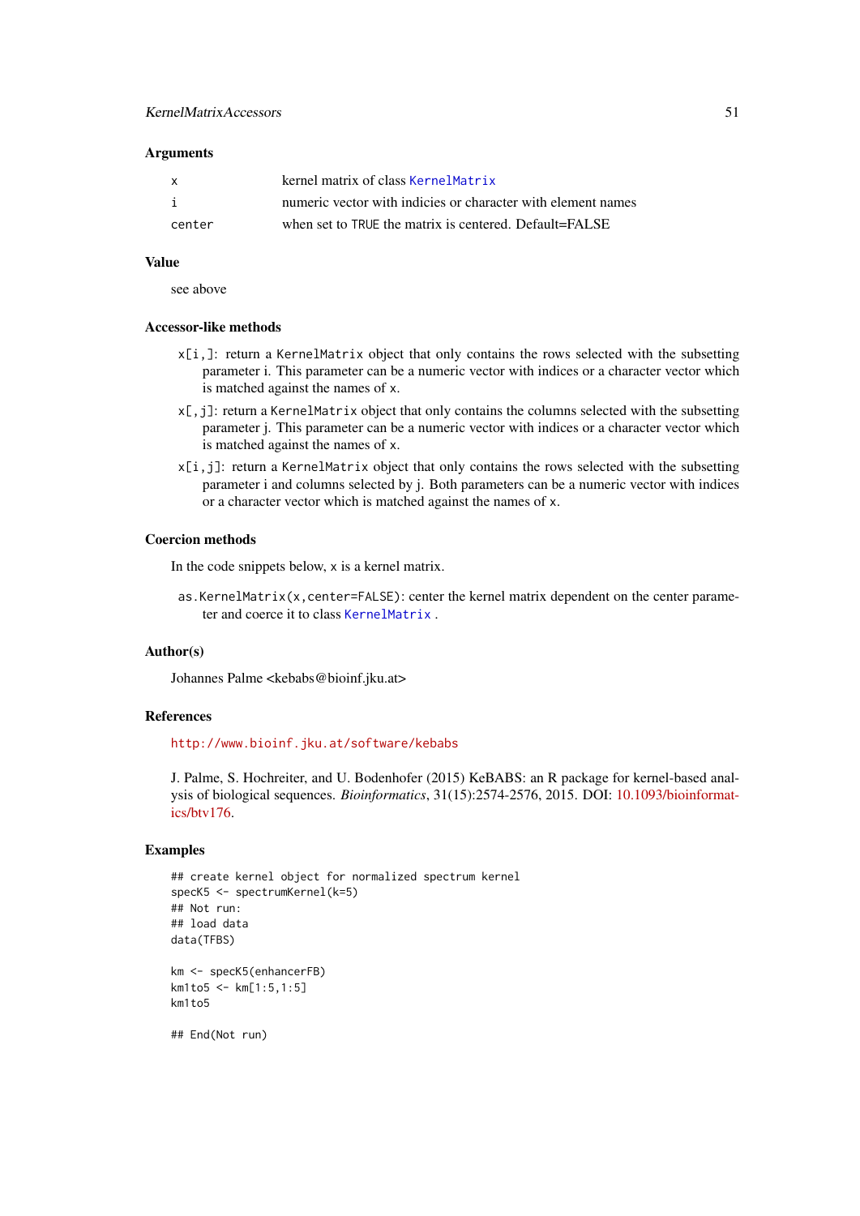## Arguments

| | |
|---|---|
| x | kernel matrix of class KernelMatrix |
| i | numeric vector with indicies or character with element names |
| center | when set to TRUE the matrix is centered. Default=FALSE |

## Value

see above

## Accessor-like methods

x[i,]: return a KernelMatrix object that only contains the rows selected with the subsetting parameter i. This parameter can be a numeric vector with indices or a character vector which is matched against the names of x.

x[,j]: return a KernelMatrix object that only contains the columns selected with the subsetting parameter j. This parameter can be a numeric vector with indices or a character vector which is matched against the names of x.

x[i,j]: return a KernelMatrix object that only contains the rows selected with the subsetting parameter i and columns selected by j. Both parameters can be a numeric vector with indices or a character vector which is matched against the names of x.

## Coercion methods

In the code snippets below, x is a kernel matrix.

as.KernelMatrix(x,center=FALSE): center the kernel matrix dependent on the center parameter and coerce it to class KernelMatrix .

## Author(s)

Johannes Palme <kebabs@bioinf.jku.at>

## References

http://www.bioinf.jku.at/software/kebabs

J. Palme, S. Hochreiter, and U. Bodenhofer (2015) KeBABS: an R package for kernel-based analysis of biological sequences. *Bioinformatics*, 31(15):2574-2576, 2015. DOI: 10.1093/bioinformatics/btv176.

## Examples

```
## create kernel object for normalized spectrum kernel
specK5 <- spectrumKernel(k=5)
## Not run:
## load data
data(TFBS)

km <- specK5(enhancerFB)
km1to5 <- km[1:5,1:5]
km1to5

## End(Not run)
```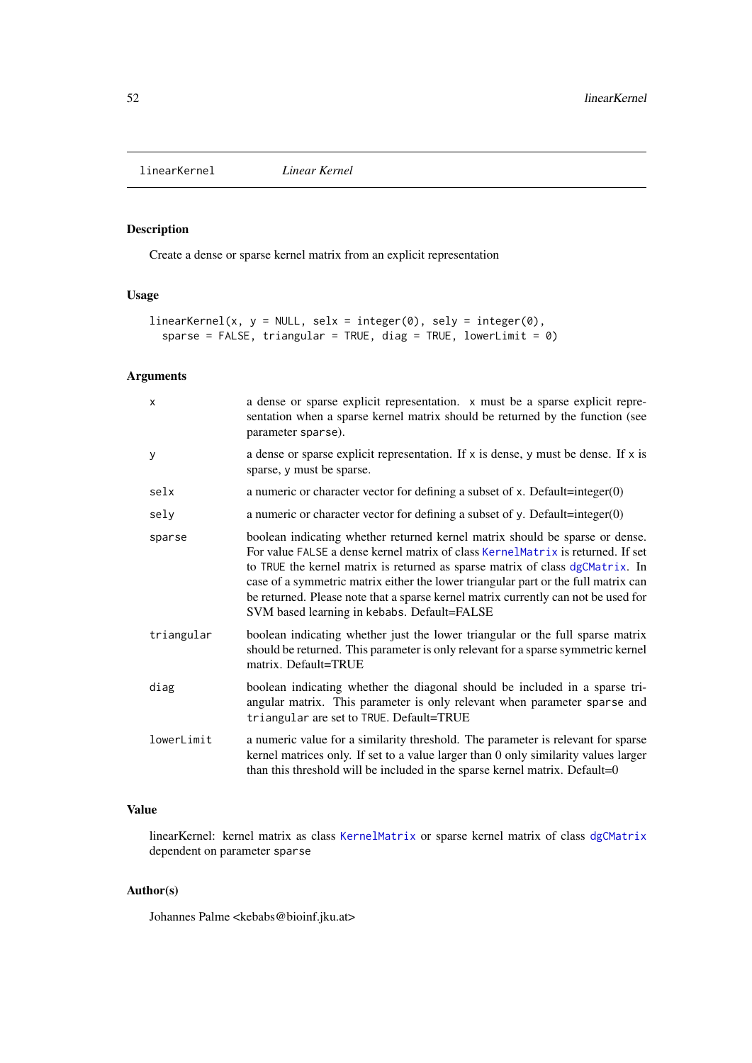linearKernel *Linear Kernel*

## Description

Create a dense or sparse kernel matrix from an explicit representation

## Usage

```
linearKernel(x, y = NULL, selx = integer(0), sely = integer(0),
  sparse = FALSE, triangular = TRUE, diag = TRUE, lowerLimit = 0)
```

## Arguments

| | |
|---|---|
| x | a dense or sparse explicit representation. x must be a sparse explicit representation when a sparse kernel matrix should be returned by the function (see parameter sparse). |
| y | a dense or sparse explicit representation. If x is dense, y must be dense. If x is sparse, y must be sparse. |
| selx | a numeric or character vector for defining a subset of x. Default=integer(0) |
| sely | a numeric or character vector for defining a subset of y. Default=integer(0) |
| sparse | boolean indicating whether returned kernel matrix should be sparse or dense. For value FALSE a dense kernel matrix of class KernelMatrix is returned. If set to TRUE the kernel matrix is returned as sparse matrix of class dgCMatrix. In case of a symmetric matrix either the lower triangular part or the full matrix can be returned. Please note that a sparse kernel matrix currently can not be used for SVM based learning in kebabs. Default=FALSE |
| triangular | boolean indicating whether just the lower triangular or the full sparse matrix should be returned. This parameter is only relevant for a sparse symmetric kernel matrix. Default=TRUE |
| diag | boolean indicating whether the diagonal should be included in a sparse triangular matrix. This parameter is only relevant when parameter sparse and triangular are set to TRUE. Default=TRUE |
| lowerLimit | a numeric value for a similarity threshold. The parameter is relevant for sparse kernel matrices only. If set to a value larger than 0 only similarity values larger than this threshold will be included in the sparse kernel matrix. Default=0 |

## Value

linearKernel: kernel matrix as class KernelMatrix or sparse kernel matrix of class dgCMatrix dependent on parameter sparse

## Author(s)

Johannes Palme <kebabs@bioinf.jku.at>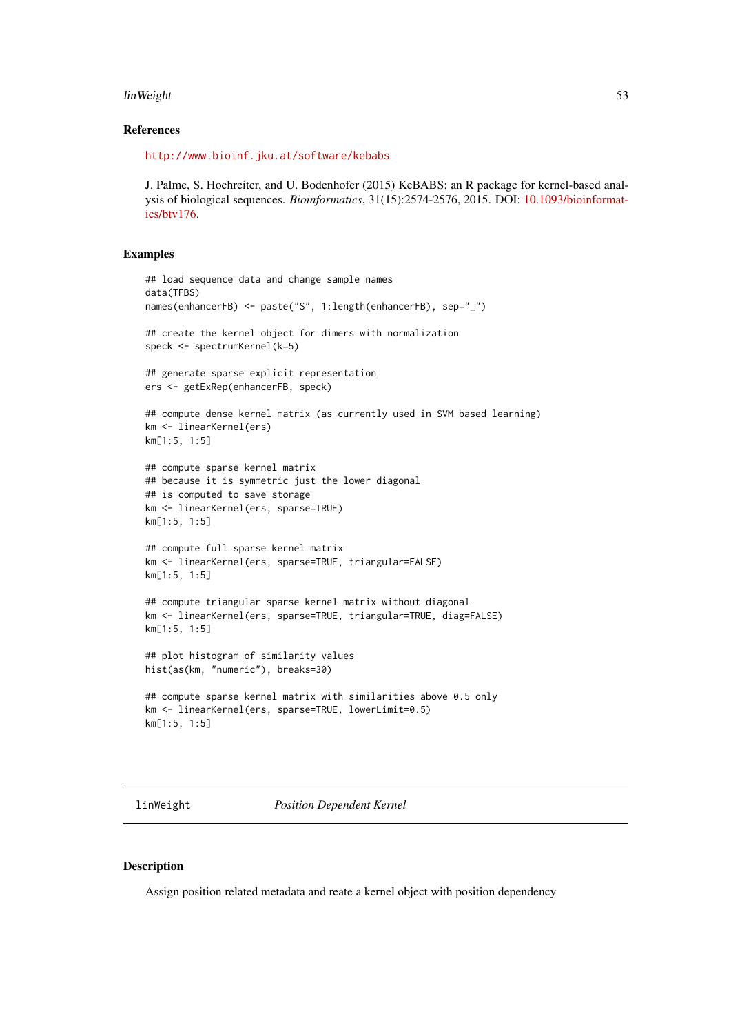## References

http://www.bioinf.jku.at/software/kebabs

J. Palme, S. Hochreiter, and U. Bodenhofer (2015) KeBABS: an R package for kernel-based analysis of biological sequences. *Bioinformatics*, 31(15):2574-2576, 2015. DOI: 10.1093/bioinformatics/btv176.

## Examples

```
## load sequence data and change sample names
data(TFBS)
names(enhancerFB) <- paste("S", 1:length(enhancerFB), sep="_")

## create the kernel object for dimers with normalization
speck <- spectrumKernel(k=5)

## generate sparse explicit representation
ers <- getExRep(enhancerFB, speck)

## compute dense kernel matrix (as currently used in SVM based learning)
km <- linearKernel(ers)
km[1:5, 1:5]

## compute sparse kernel matrix
## because it is symmetric just the lower diagonal
## is computed to save storage
km <- linearKernel(ers, sparse=TRUE)
km[1:5, 1:5]

## compute full sparse kernel matrix
km <- linearKernel(ers, sparse=TRUE, triangular=FALSE)
km[1:5, 1:5]

## compute triangular sparse kernel matrix without diagonal
km <- linearKernel(ers, sparse=TRUE, triangular=TRUE, diag=FALSE)
km[1:5, 1:5]

## plot histogram of similarity values
hist(as(km, "numeric"), breaks=30)

## compute sparse kernel matrix with similarities above 0.5 only
km <- linearKernel(ers, sparse=TRUE, lowerLimit=0.5)
km[1:5, 1:5]
```

---

# linWeight *Position Dependent Kernel*

## Description

Assign position related metadata and reate a kernel object with position dependency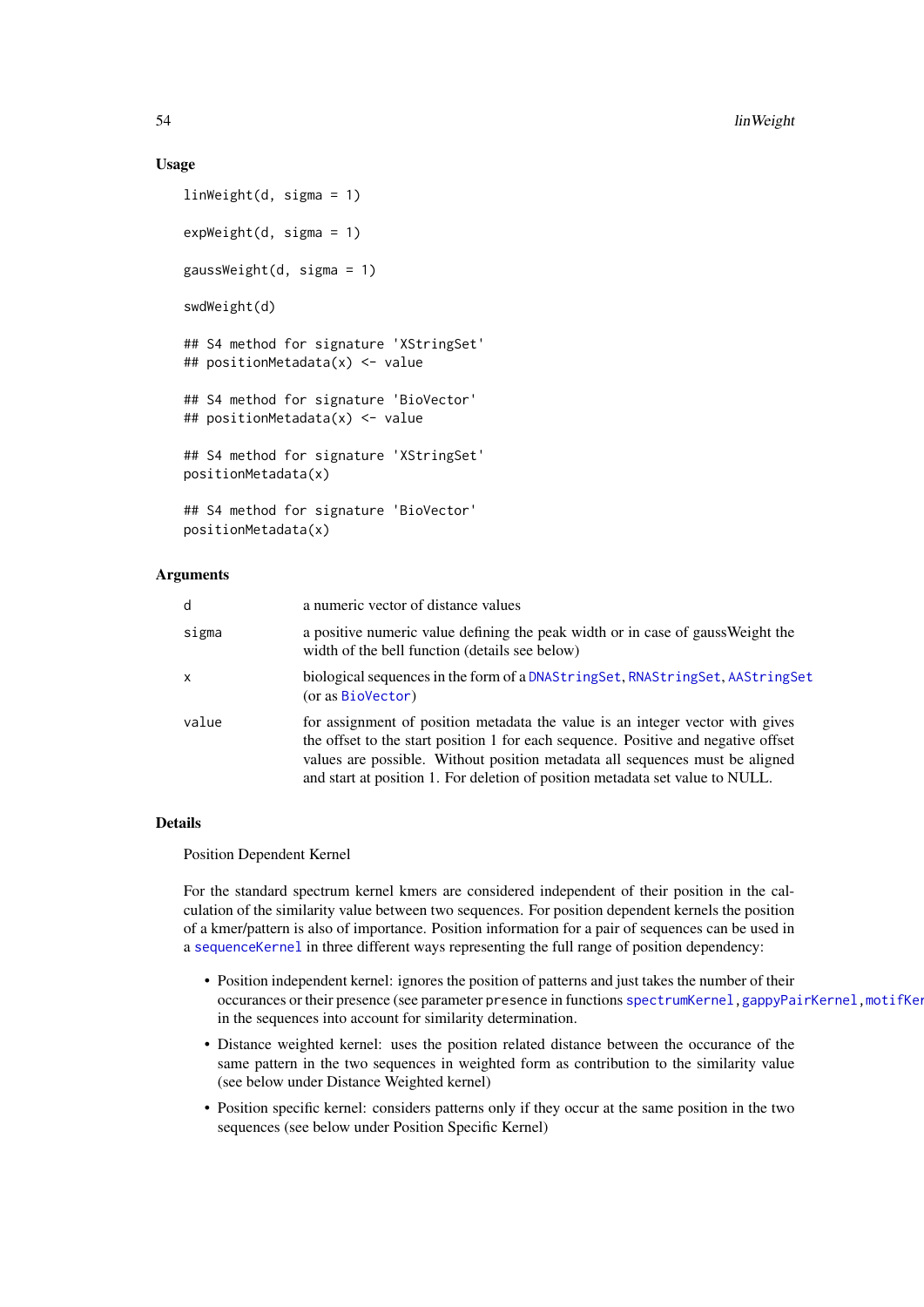### Usage

```
linWeight(d, sigma = 1)

expWeight(d, sigma = 1)

gaussWeight(d, sigma = 1)

swdWeight(d)

## S4 method for signature 'XStringSet'
## positionMetadata(x) <- value

## S4 method for signature 'BioVector'
## positionMetadata(x) <- value

## S4 method for signature 'XStringSet'
positionMetadata(x)

## S4 method for signature 'BioVector'
positionMetadata(x)
```

### Arguments

| | |
|---|---|
| d | a numeric vector of distance values |
| sigma | a positive numeric value defining the peak width or in case of gaussWeight the width of the bell function (details see below) |
| x | biological sequences in the form of a DNAStringSet, RNAStringSet, AAStringSet (or as BioVector) |
| value | for assignment of position metadata the value is an integer vector with gives the offset to the start position 1 for each sequence. Positive and negative offset values are possible. Without position metadata all sequences must be aligned and start at position 1. For deletion of position metadata set value to NULL. |

### Details

Position Dependent Kernel

For the standard spectrum kernel kmers are considered independent of their position in the calculation of the similarity value between two sequences. For position dependent kernels the position of a kmer/pattern is also of importance. Position information for a pair of sequences can be used in a sequenceKernel in three different ways representing the full range of position dependency:

- Position independent kernel: ignores the position of patterns and just takes the number of their occurances or their presence (see parameter presence in functions spectrumKernel, gappyPairKernel, motifKernel) in the sequences into account for similarity determination.
- Distance weighted kernel: uses the position related distance between the occurance of the same pattern in the two sequences in weighted form as contribution to the similarity value (see below under Distance Weighted kernel)
- Position specific kernel: considers patterns only if they occur at the same position in the two sequences (see below under Position Specific Kernel)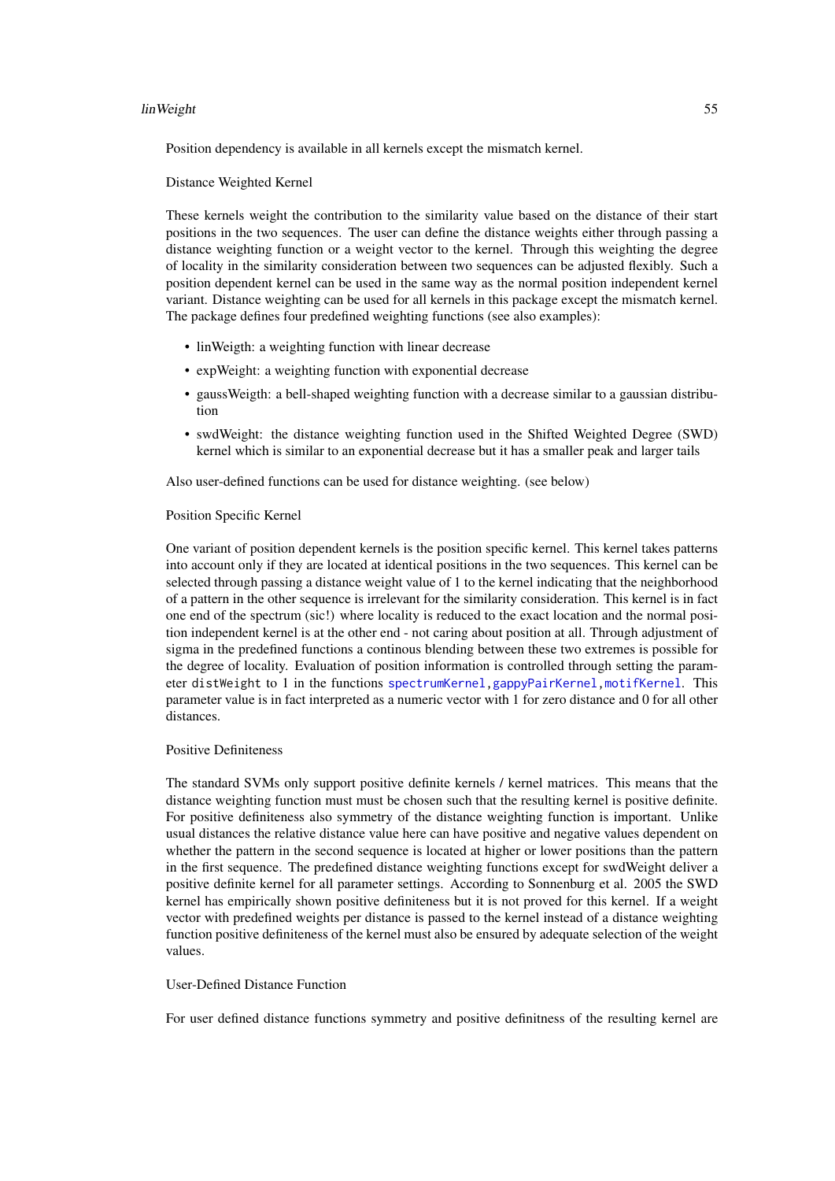Position dependency is available in all kernels except the mismatch kernel.

Distance Weighted Kernel

These kernels weight the contribution to the similarity value based on the distance of their start positions in the two sequences. The user can define the distance weights either through passing a distance weighting function or a weight vector to the kernel. Through this weighting the degree of locality in the similarity consideration between two sequences can be adjusted flexibly. Such a position dependent kernel can be used in the same way as the normal position independent kernel variant. Distance weighting can be used for all kernels in this package except the mismatch kernel. The package defines four predefined weighting functions (see also examples):

- linWeigth: a weighting function with linear decrease
- expWeight: a weighting function with exponential decrease
- gaussWeigth: a bell-shaped weighting function with a decrease similar to a gaussian distribution
- swdWeight: the distance weighting function used in the Shifted Weighted Degree (SWD) kernel which is similar to an exponential decrease but it has a smaller peak and larger tails

Also user-defined functions can be used for distance weighting. (see below)

Position Specific Kernel

One variant of position dependent kernels is the position specific kernel. This kernel takes patterns into account only if they are located at identical positions in the two sequences. This kernel can be selected through passing a distance weight value of 1 to the kernel indicating that the neighborhood of a pattern in the other sequence is irrelevant for the similarity consideration. This kernel is in fact one end of the spectrum (sic!) where locality is reduced to the exact location and the normal position independent kernel is at the other end - not caring about position at all. Through adjustment of sigma in the predefined functions a continous blending between these two extremes is possible for the degree of locality. Evaluation of position information is controlled through setting the parameter `distWeight` to 1 in the functions `spectrumKernel`,`gappyPairKernel`,`motifKernel`. This parameter value is in fact interpreted as a numeric vector with 1 for zero distance and 0 for all other distances.

Positive Definiteness

The standard SVMs only support positive definite kernels / kernel matrices. This means that the distance weighting function must must be chosen such that the resulting kernel is positive definite. For positive definiteness also symmetry of the distance weighting function is important. Unlike usual distances the relative distance value here can have positive and negative values dependent on whether the pattern in the second sequence is located at higher or lower positions than the pattern in the first sequence. The predefined distance weighting functions except for swdWeight deliver a positive definite kernel for all parameter settings. According to Sonnenburg et al. 2005 the SWD kernel has empirically shown positive definiteness but it is not proved for this kernel. If a weight vector with predefined weights per distance is passed to the kernel instead of a distance weighting function positive definiteness of the kernel must also be ensured by adequate selection of the weight values.

User-Defined Distance Function

For user defined distance functions symmetry and positive definitness of the resulting kernel are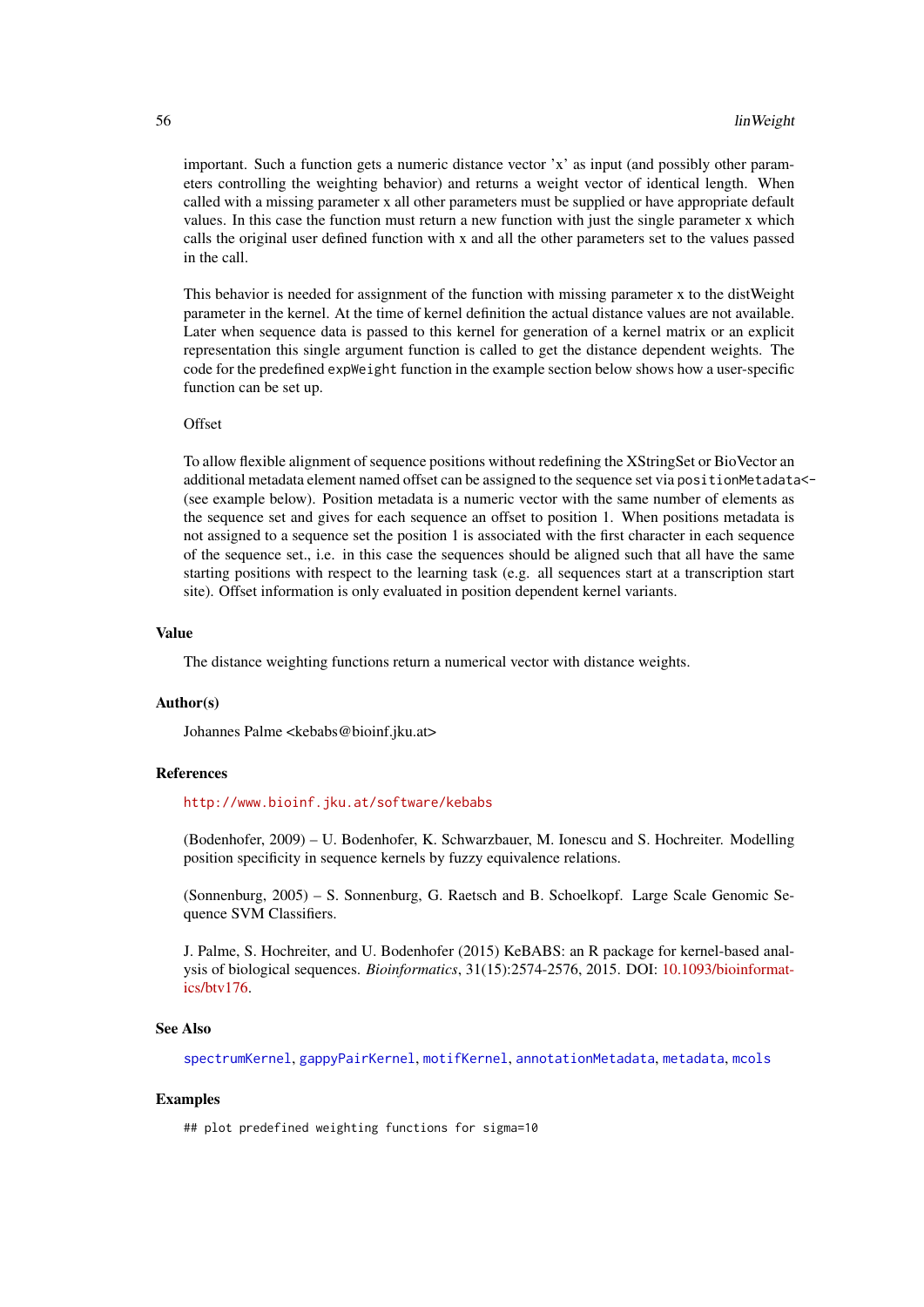important. Such a function gets a numeric distance vector 'x' as input (and possibly other parameters controlling the weighting behavior) and returns a weight vector of identical length. When called with a missing parameter x all other parameters must be supplied or have appropriate default values. In this case the function must return a new function with just the single parameter x which calls the original user defined function with x and all the other parameters set to the values passed in the call.

This behavior is needed for assignment of the function with missing parameter x to the distWeight parameter in the kernel. At the time of kernel definition the actual distance values are not available. Later when sequence data is passed to this kernel for generation of a kernel matrix or an explicit representation this single argument function is called to get the distance dependent weights. The code for the predefined `expWeight` function in the example section below shows how a user-specific function can be set up.

Offset

To allow flexible alignment of sequence positions without redefining the XStringSet or BioVector an additional metadata element named offset can be assigned to the sequence set via `positionMetadata<-` (see example below). Position metadata is a numeric vector with the same number of elements as the sequence set and gives for each sequence an offset to position 1. When positions metadata is not assigned to a sequence set the position 1 is associated with the first character in each sequence of the sequence set., i.e. in this case the sequences should be aligned such that all have the same starting positions with respect to the learning task (e.g. all sequences start at a transcription start site). Offset information is only evaluated in position dependent kernel variants.

## Value

The distance weighting functions return a numerical vector with distance weights.

## Author(s)

Johannes Palme <kebabs@bioinf.jku.at>

## References

http://www.bioinf.jku.at/software/kebabs

(Bodenhofer, 2009) – U. Bodenhofer, K. Schwarzbauer, M. Ionescu and S. Hochreiter. Modelling position specificity in sequence kernels by fuzzy equivalence relations.

(Sonnenburg, 2005) – S. Sonnenburg, G. Raetsch and B. Schoelkopf. Large Scale Genomic Sequence SVM Classifiers.

J. Palme, S. Hochreiter, and U. Bodenhofer (2015) KeBABS: an R package for kernel-based analysis of biological sequences. *Bioinformatics*, 31(15):2574-2576, 2015. DOI: 10.1093/bioinformatics/btv176.

## See Also

`spectrumKernel`, `gappyPairKernel`, `motifKernel`, `annotationMetadata`, `metadata`, `mcols`

## Examples

```
## plot predefined weighting functions for sigma=10
```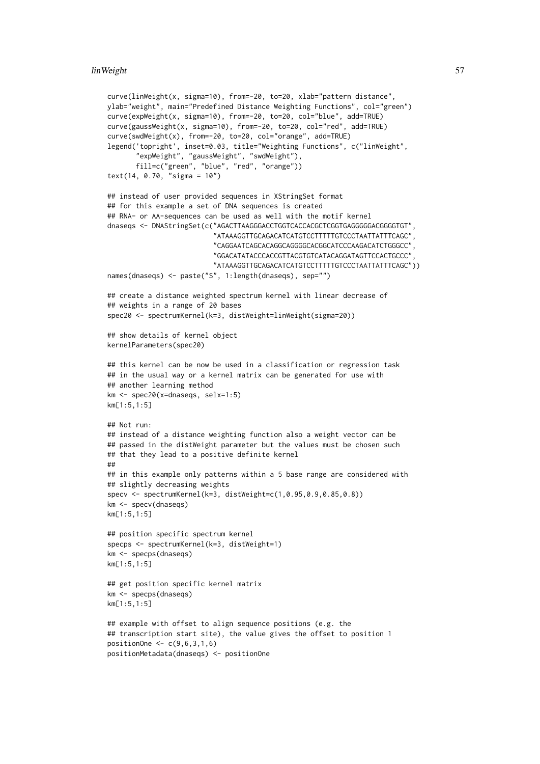```
curve(linWeight(x, sigma=10), from=-20, to=20, xlab="pattern distance",
ylab="weight", main="Predefined Distance Weighting Functions", col="green")
curve(expWeight(x, sigma=10), from=-20, to=20, col="blue", add=TRUE)
curve(gaussWeight(x, sigma=10), from=-20, to=20, col="red", add=TRUE)
curve(swdWeight(x), from=-20, to=20, col="orange", add=TRUE)
legend('topright', inset=0.03, title="Weighting Functions", c("linWeight",
       "expWeight", "gaussWeight", "swdWeight"),
       fill=c("green", "blue", "red", "orange"))
text(14, 0.70, "sigma = 10")

## instead of user provided sequences in XStringSet format
## for this example a set of DNA sequences is created
## RNA- or AA-sequences can be used as well with the motif kernel
dnaseqs <- DNAStringSet(c("AGACTTAAGGGACCTGGTCACCACGCTCGGTGAGGGGGACGGGGTGT",
                          "ATAAAGGTTGCAGACATCATGTCCTTTTTGTCCCTAATTATTTCAGC",
                          "CAGGAATCAGCACAGGCAGGGGCACGGCATCCCAAGACATCTGGGCC",
                          "GGACATATACCCACCGTTACGTGTCATACAGGATAGTTCCACTGCCC",
                          "ATAAAGGTTGCAGACATCATGTCCTTTTTGTCCCTAATTATTTCAGC"))
names(dnaseqs) <- paste("S", 1:length(dnaseqs), sep="")

## create a distance weighted spectrum kernel with linear decrease of
## weights in a range of 20 bases
spec20 <- spectrumKernel(k=3, distWeight=linWeight(sigma=20))

## show details of kernel object
kernelParameters(spec20)

## this kernel can be now be used in a classification or regression task
## in the usual way or a kernel matrix can be generated for use with
## another learning method
km <- spec20(x=dnaseqs, selx=1:5)
km[1:5,1:5]

## Not run:
## instead of a distance weighting function also a weight vector can be
## passed in the distWeight parameter but the values must be chosen such
## that they lead to a positive definite kernel
##
## in this example only patterns within a 5 base range are considered with
## slightly decreasing weights
specv <- spectrumKernel(k=3, distWeight=c(1,0.95,0.9,0.85,0.8))
km <- specv(dnaseqs)
km[1:5,1:5]

## position specific spectrum kernel
specps <- spectrumKernel(k=3, distWeight=1)
km <- specps(dnaseqs)
km[1:5,1:5]

## get position specific kernel matrix
km <- specps(dnaseqs)
km[1:5,1:5]

## example with offset to align sequence positions (e.g. the
## transcription start site), the value gives the offset to position 1
positionOne <- c(9,6,3,1,6)
positionMetadata(dnaseqs) <- positionOne
```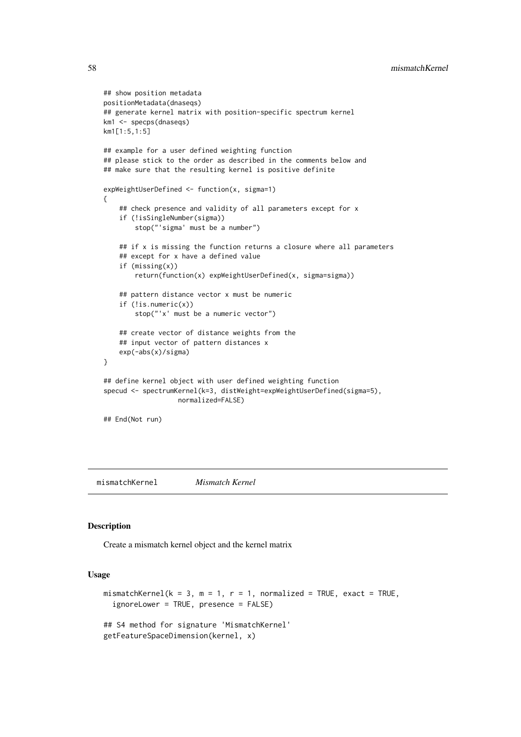```
## show position metadata
positionMetadata(dnaseqs)
## generate kernel matrix with position-specific spectrum kernel
km1 <- specps(dnaseqs)
km1[1:5,1:5]

## example for a user defined weighting function
## please stick to the order as described in the comments below and
## make sure that the resulting kernel is positive definite

expWeightUserDefined <- function(x, sigma=1)
{
    ## check presence and validity of all parameters except for x
    if (!isSingleNumber(sigma))
        stop("'sigma' must be a number")

    ## if x is missing the function returns a closure where all parameters
    ## except for x have a defined value
    if (missing(x))
        return(function(x) expWeightUserDefined(x, sigma=sigma))

    ## pattern distance vector x must be numeric
    if (!is.numeric(x))
        stop("'x' must be a numeric vector")

    ## create vector of distance weights from the
    ## input vector of pattern distances x
    exp(-abs(x)/sigma)
}

## define kernel object with user defined weighting function
specud <- spectrumKernel(k=3, distWeight=expWeightUserDefined(sigma=5),
                    normalized=FALSE)

## End(Not run)
```

---

mismatchKernel    *Mismatch Kernel*

---

### Description

Create a mismatch kernel object and the kernel matrix

### Usage

```
mismatchKernel(k = 3, m = 1, r = 1, normalized = TRUE, exact = TRUE,
  ignoreLower = TRUE, presence = FALSE)

## S4 method for signature 'MismatchKernel'
getFeatureSpaceDimension(kernel, x)
```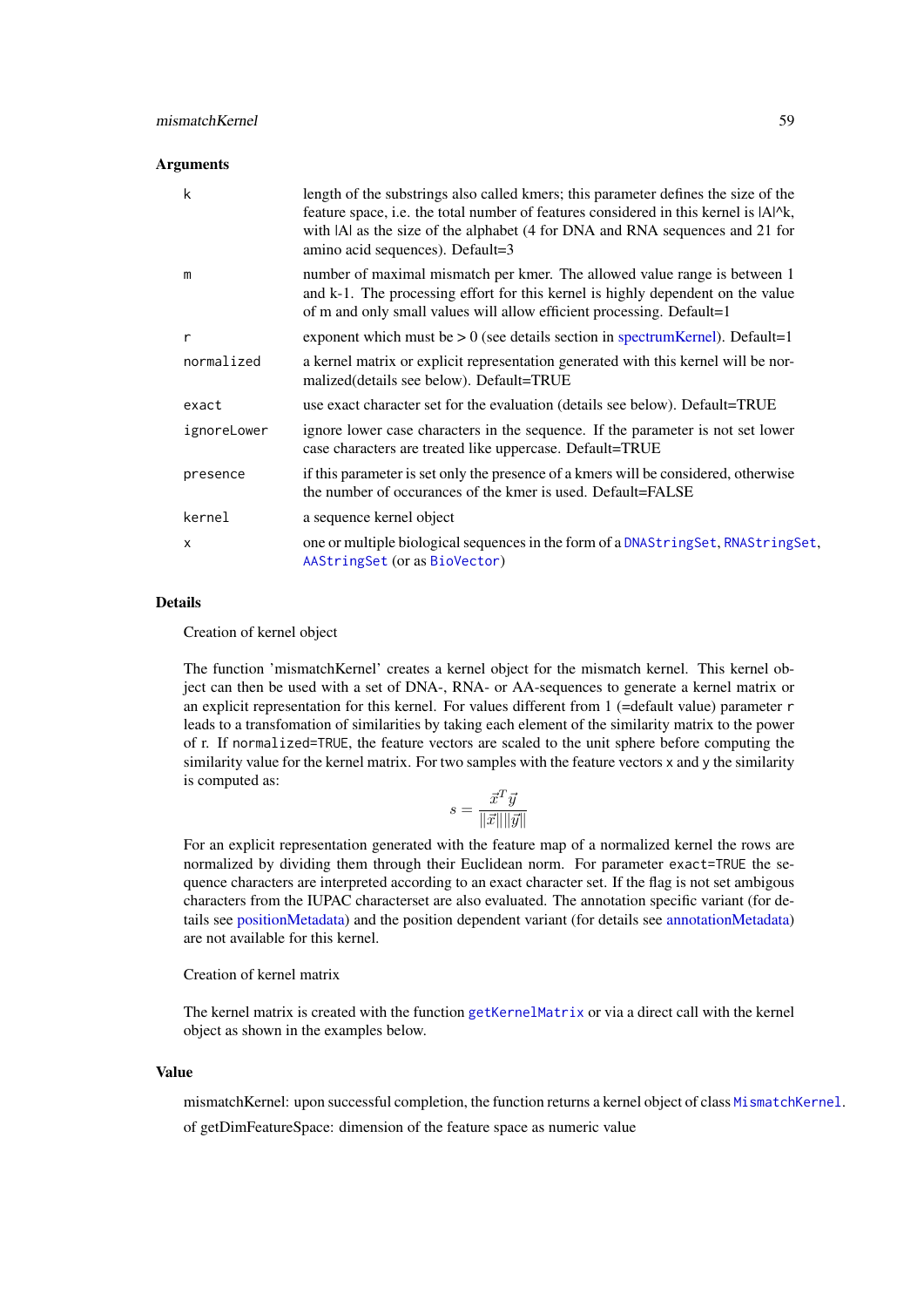### Arguments

| | |
|---|---|
| `k` | length of the substrings also called kmers; this parameter defines the size of the feature space, i.e. the total number of features considered in this kernel is \|A\|^k, with \|A\| as the size of the alphabet (4 for DNA and RNA sequences and 21 for amino acid sequences). Default=3 |
| `m` | number of maximal mismatch per kmer. The allowed value range is between 1 and k-1. The processing effort for this kernel is highly dependent on the value of m and only small values will allow efficient processing. Default=1 |
| `r` | exponent which must be > 0 (see details section in spectrumKernel). Default=1 |
| `normalized` | a kernel matrix or explicit representation generated with this kernel will be normalized(details see below). Default=TRUE |
| `exact` | use exact character set for the evaluation (details see below). Default=TRUE |
| `ignoreLower` | ignore lower case characters in the sequence. If the parameter is not set lower case characters are treated like uppercase. Default=TRUE |
| `presence` | if this parameter is set only the presence of a kmers will be considered, otherwise the number of occurances of the kmer is used. Default=FALSE |
| `kernel` | a sequence kernel object |
| `x` | one or multiple biological sequences in the form of a `DNAStringSet`, `RNAStringSet`, `AAStringSet` (or as `BioVector`) |

### Details

Creation of kernel object

The function 'mismatchKernel' creates a kernel object for the mismatch kernel. This kernel object can then be used with a set of DNA-, RNA- or AA-sequences to generate a kernel matrix or an explicit representation for this kernel. For values different from 1 (=default value) parameter `r` leads to a transfomation of similarities by taking each element of the similarity matrix to the power of r. If `normalized=TRUE`, the feature vectors are scaled to the unit sphere before computing the similarity value for the kernel matrix. For two samples with the feature vectors `x` and `y` the similarity is computed as:

$$s = \frac{\vec{x}^T \vec{y}}{\|\vec{x}\| \|\vec{y}\|}$$

For an explicit representation generated with the feature map of a normalized kernel the rows are normalized by dividing them through their Euclidean norm. For parameter `exact=TRUE` the sequence characters are interpreted according to an exact character set. If the flag is not set ambigous characters from the IUPAC characterset are also evaluated. The annotation specific variant (for details see positionMetadata) and the position dependent variant (for details see annotationMetadata) are not available for this kernel.

Creation of kernel matrix

The kernel matrix is created with the function `getKernelMatrix` or via a direct call with the kernel object as shown in the examples below.

### Value

mismatchKernel: upon successful completion, the function returns a kernel object of class `MismatchKernel`.

of getDimFeatureSpace: dimension of the feature space as numeric value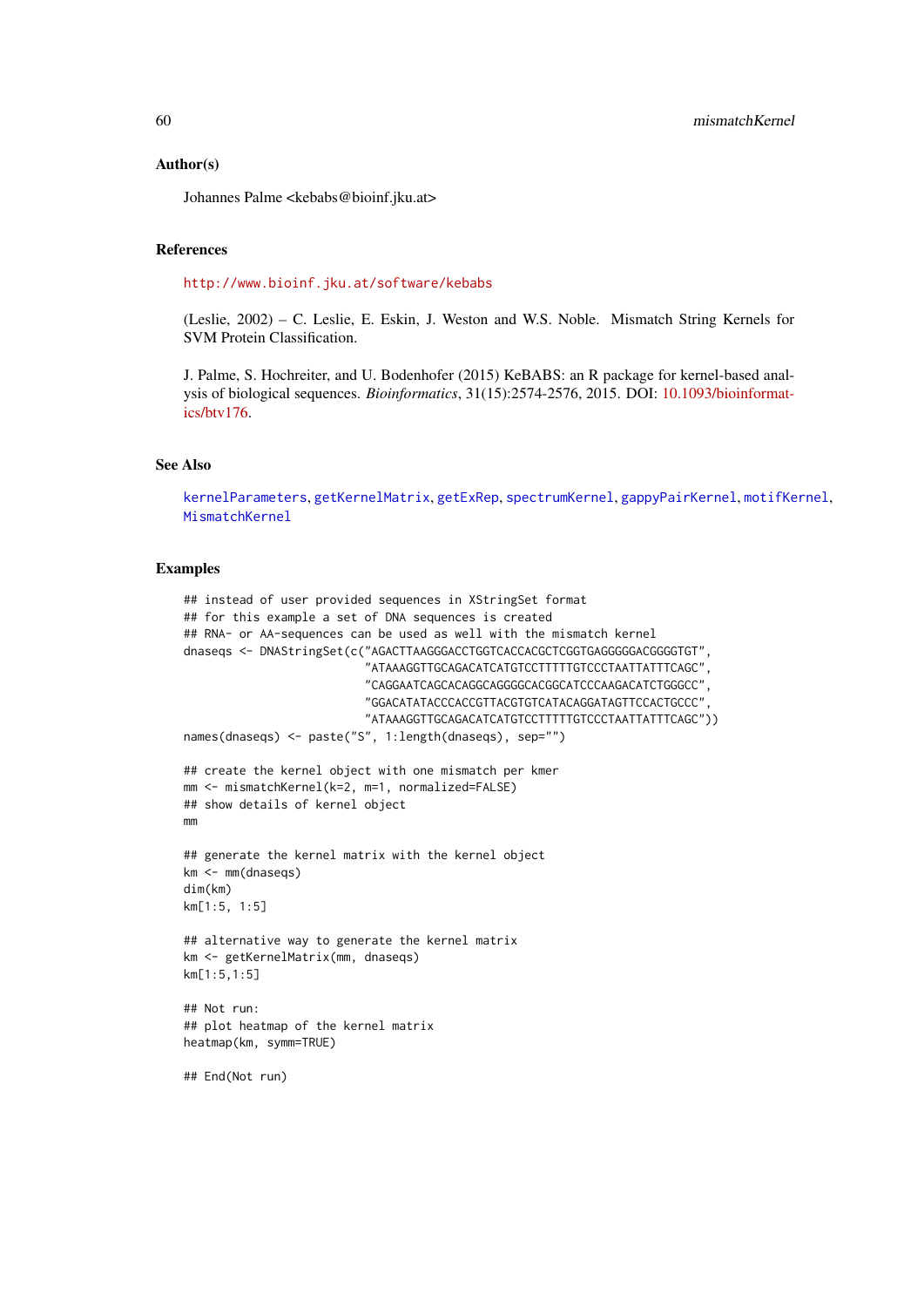## Author(s)

Johannes Palme <kebabs@bioinf.jku.at>

## References

http://www.bioinf.jku.at/software/kebabs

(Leslie, 2002) – C. Leslie, E. Eskin, J. Weston and W.S. Noble. Mismatch String Kernels for SVM Protein Classification.

J. Palme, S. Hochreiter, and U. Bodenhofer (2015) KeBABS: an R package for kernel-based analysis of biological sequences. *Bioinformatics*, 31(15):2574-2576, 2015. DOI: 10.1093/bioinformatics/btv176.

## See Also

kernelParameters, getKernelMatrix, getExRep, spectrumKernel, gappyPairKernel, motifKernel, MismatchKernel

## Examples

```
## instead of user provided sequences in XStringSet format
## for this example a set of DNA sequences is created
## RNA- or AA-sequences can be used as well with the mismatch kernel
dnaseqs <- DNAStringSet(c("AGACTTAAGGGACCTGGTCACCACGCTCGGTGAGGGGGACGGGGTGT",
                          "ATAAAGGTTGCAGACATCATGTCCTTTTTGTCCCTAATTATTTCAGC",
                          "CAGGAATCAGCACAGGCAGGGGCACGGCATCCCAAGACATCTGGGCC",
                          "GGACATATACCCACCGTTACGTGTCATACAGGATAGTTCCACTGCCC",
                          "ATAAAGGTTGCAGACATCATGTCCTTTTTGTCCCTAATTATTTCAGC"))
names(dnaseqs) <- paste("S", 1:length(dnaseqs), sep="")

## create the kernel object with one mismatch per kmer
mm <- mismatchKernel(k=2, m=1, normalized=FALSE)
## show details of kernel object
mm

## generate the kernel matrix with the kernel object
km <- mm(dnaseqs)
dim(km)
km[1:5, 1:5]

## alternative way to generate the kernel matrix
km <- getKernelMatrix(mm, dnaseqs)
km[1:5,1:5]

## Not run:
## plot heatmap of the kernel matrix
heatmap(km, symm=TRUE)

## End(Not run)
```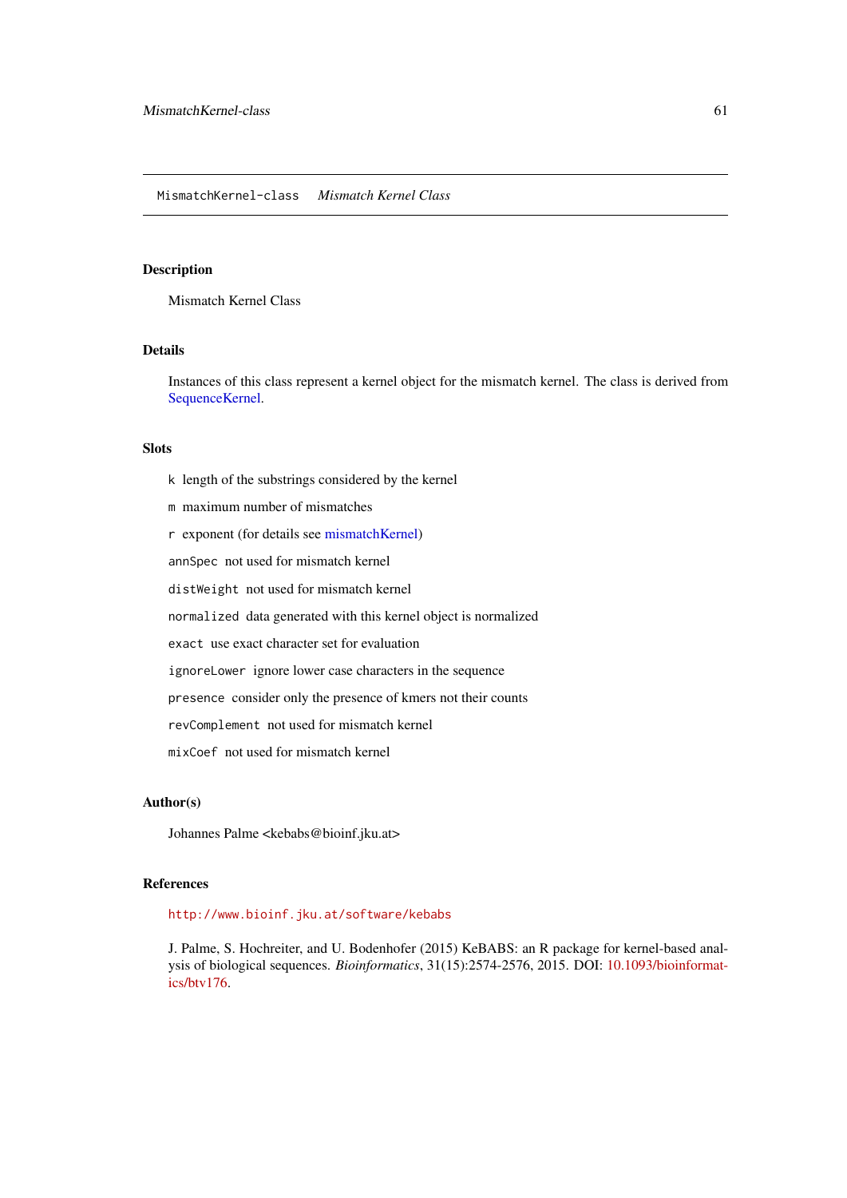MismatchKernel-class    *Mismatch Kernel Class*

## Description

Mismatch Kernel Class

## Details

Instances of this class represent a kernel object for the mismatch kernel. The class is derived from SequenceKernel.

## Slots

- `k` length of the substrings considered by the kernel
- `m` maximum number of mismatches
- `r` exponent (for details see mismatchKernel)
- `annSpec` not used for mismatch kernel
- `distWeight` not used for mismatch kernel
- `normalized` data generated with this kernel object is normalized
- `exact` use exact character set for evaluation
- `ignoreLower` ignore lower case characters in the sequence
- `presence` consider only the presence of kmers not their counts
- `revComplement` not used for mismatch kernel
- `mixCoef` not used for mismatch kernel

## Author(s)

Johannes Palme <kebabs@bioinf.jku.at>

## References

http://www.bioinf.jku.at/software/kebabs

J. Palme, S. Hochreiter, and U. Bodenhofer (2015) KeBABS: an R package for kernel-based analysis of biological sequences. *Bioinformatics*, 31(15):2574-2576, 2015. DOI: 10.1093/bioinformatics/btv176.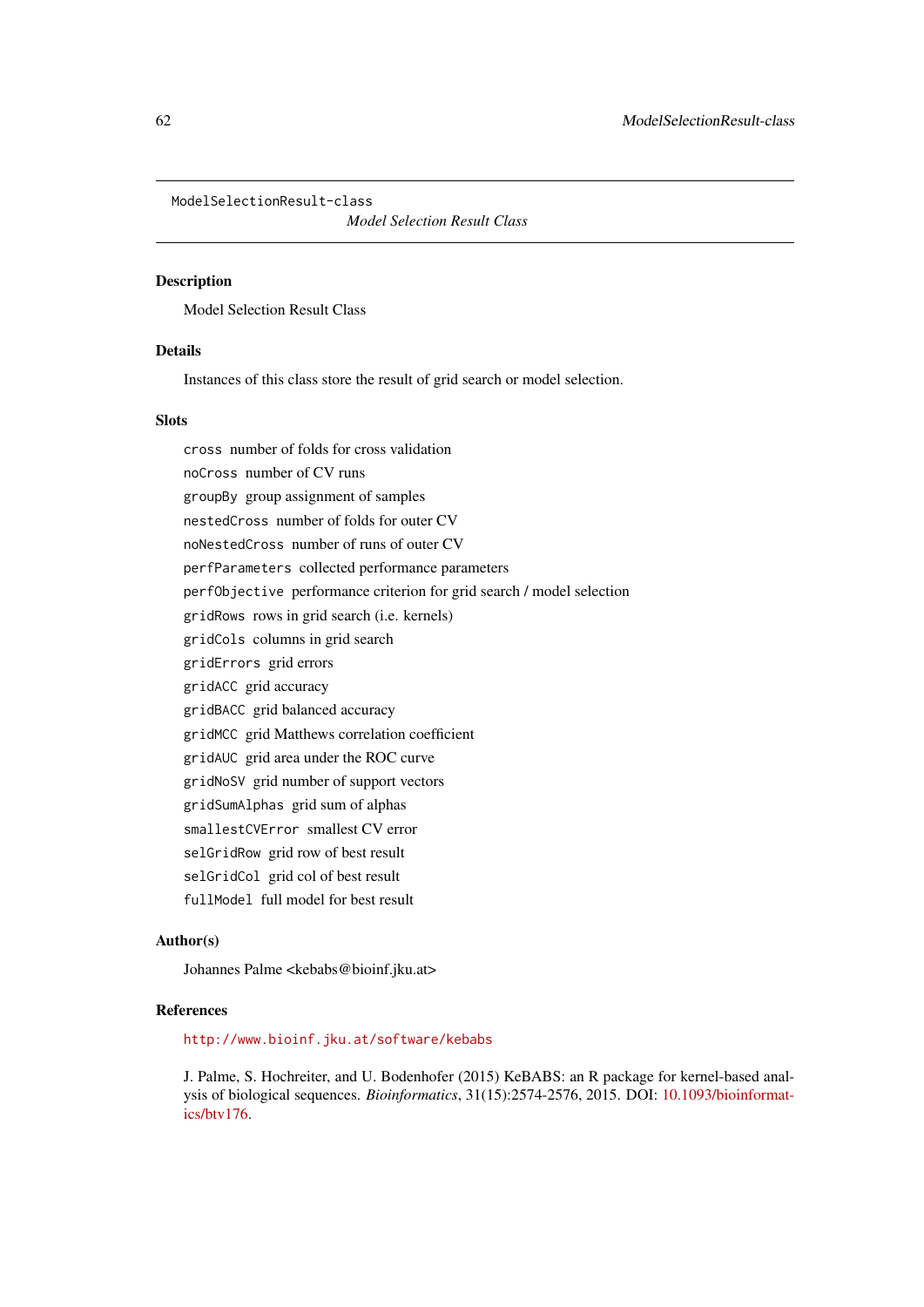`ModelSelectionResult-class`

*Model Selection Result Class*

### Description

Model Selection Result Class

### Details

Instances of this class store the result of grid search or model selection.

### Slots

`cross` number of folds for cross validation

`noCross` number of CV runs

`groupBy` group assignment of samples

`nestedCross` number of folds for outer CV

`noNestedCross` number of runs of outer CV

`perfParameters` collected performance parameters

`perfObjective` performance criterion for grid search / model selection

`gridRows` rows in grid search (i.e. kernels)

`gridCols` columns in grid search

`gridErrors` grid errors

`gridACC` grid accuracy

`gridBACC` grid balanced accuracy

`gridMCC` grid Matthews correlation coefficient

`gridAUC` grid area under the ROC curve

`gridNoSV` grid number of support vectors

`gridSumAlphas` grid sum of alphas

`smallestCVError` smallest CV error

`selGridRow` grid row of best result

`selGridCol` grid col of best result

`fullModel` full model for best result

### Author(s)

Johannes Palme <kebabs@bioinf.jku.at>

### References

http://www.bioinf.jku.at/software/kebabs

J. Palme, S. Hochreiter, and U. Bodenhofer (2015) KeBABS: an R package for kernel-based analysis of biological sequences. *Bioinformatics*, 31(15):2574-2576, 2015. DOI: 10.1093/bioinformatics/btv176.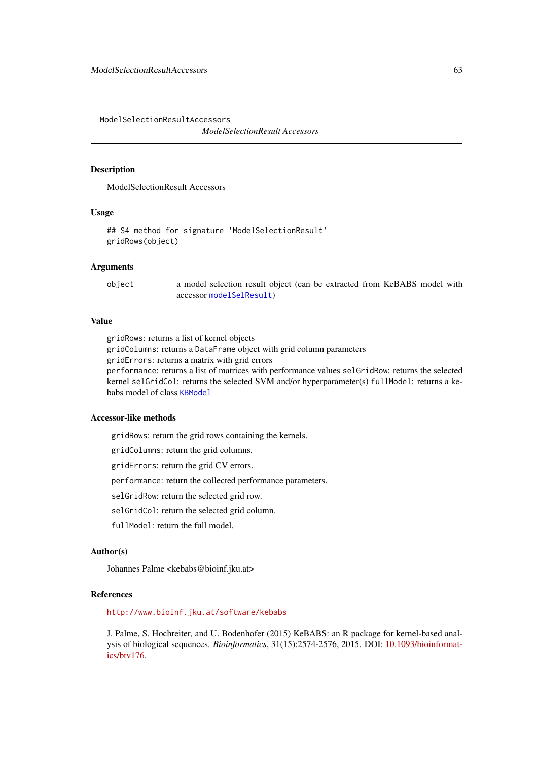ModelSelectionResultAccessors

*ModelSelectionResult Accessors*

## Description

ModelSelectionResult Accessors

## Usage

```
## S4 method for signature 'ModelSelectionResult'
gridRows(object)
```

## Arguments

| | |
|---|---|
| `object` | a model selection result object (can be extracted from KeBABS model with accessor `modelSelResult`) |

## Value

`gridRows`: returns a list of kernel objects
`gridColumns`: returns a `DataFrame` object with grid column parameters
`gridErrors`: returns a matrix with grid errors
`performance`: returns a list of matrices with performance values `selGridRow`: returns the selected kernel `selGridCol`: returns the selected SVM and/or hyperparameter(s) `fullModel`: returns a kebabs model of class `KBModel`

## Accessor-like methods

`gridRows`: return the grid rows containing the kernels.

`gridColumns`: return the grid columns.

`gridErrors`: return the grid CV errors.

`performance`: return the collected performance parameters.

`selGridRow`: return the selected grid row.

`selGridCol`: return the selected grid column.

`fullModel`: return the full model.

## Author(s)

Johannes Palme <kebabs@bioinf.jku.at>

## References

http://www.bioinf.jku.at/software/kebabs

J. Palme, S. Hochreiter, and U. Bodenhofer (2015) KeBABS: an R package for kernel-based analysis of biological sequences. *Bioinformatics*, 31(15):2574-2576, 2015. DOI: 10.1093/bioinformatics/btv176.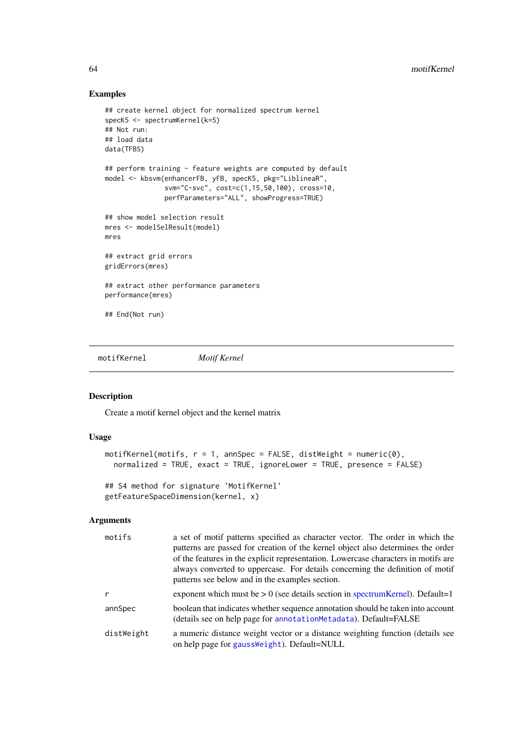### Examples

```
## create kernel object for normalized spectrum kernel
specK5 <- spectrumKernel(k=5)
## Not run:
## load data
data(TFBS)

## perform training - feature weights are computed by default
model <- kbsvm(enhancerFB, yFB, specK5, pkg="LiblineaR",
               svm="C-svc", cost=c(1,15,50,100), cross=10,
               perfParameters="ALL", showProgress=TRUE)

## show model selection result
mres <- modelSelResult(model)
mres

## extract grid errors
gridErrors(mres)

## extract other performance parameters
performance(mres)

## End(Not run)
```

---

## motifKernel    *Motif Kernel*

---

### Description

Create a motif kernel object and the kernel matrix

### Usage

```
motifKernel(motifs, r = 1, annSpec = FALSE, distWeight = numeric(0),
  normalized = TRUE, exact = TRUE, ignoreLower = TRUE, presence = FALSE)

## S4 method for signature 'MotifKernel'
getFeatureSpaceDimension(kernel, x)
```

### Arguments

| | |
|---|---|
| motifs | a set of motif patterns specified as character vector. The order in which the patterns are passed for creation of the kernel object also determines the order of the features in the explicit representation. Lowercase characters in motifs are always converted to uppercase. For details concerning the definition of motif patterns see below and in the examples section. |
| r | exponent which must be > 0 (see details section in spectrumKernel). Default=1 |
| annSpec | boolean that indicates whether sequence annotation should be taken into account (details see on help page for annotationMetadata). Default=FALSE |
| distWeight | a numeric distance weight vector or a distance weighting function (details see on help page for gaussWeight). Default=NULL |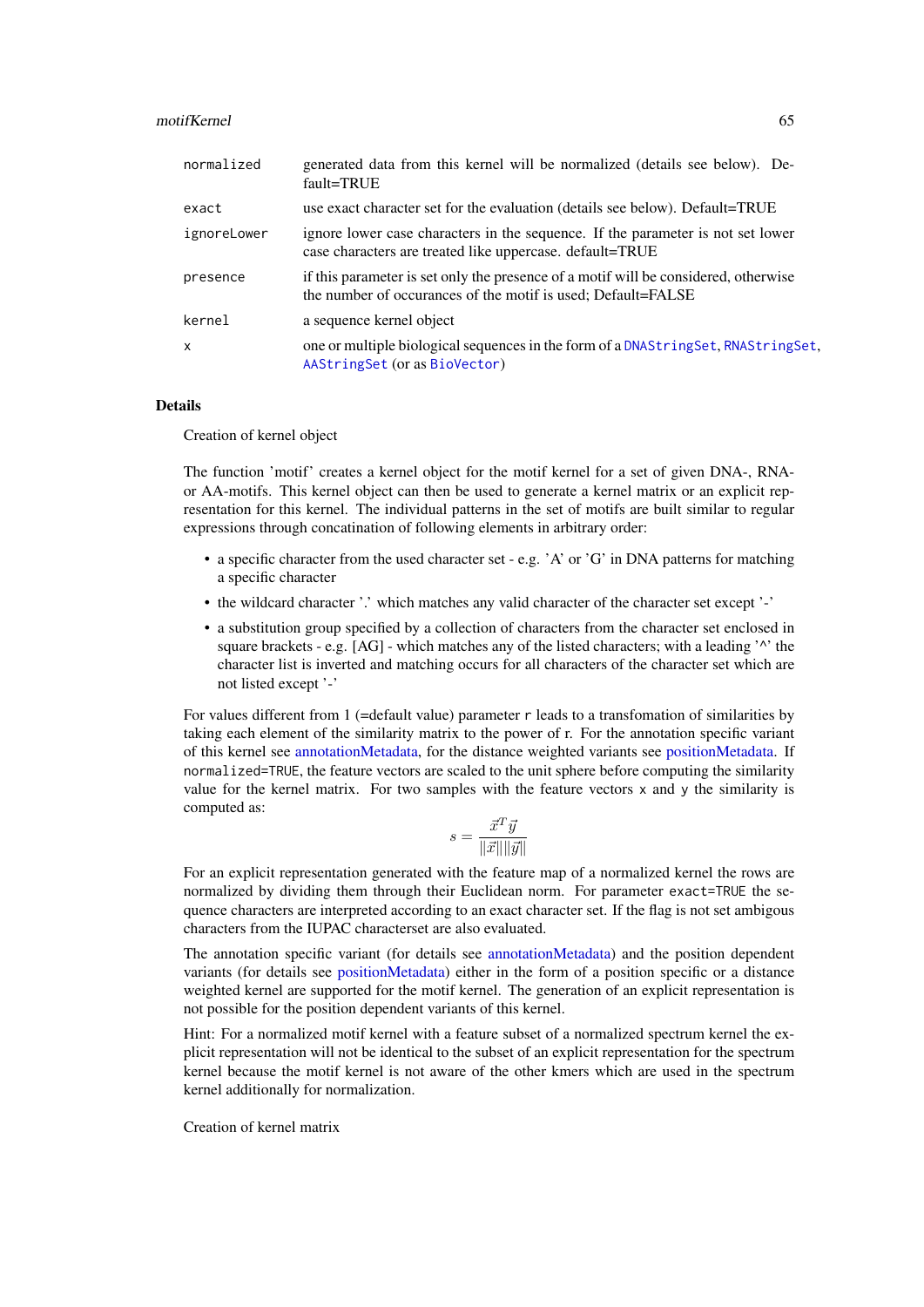| | |
|---|---|
| normalized | generated data from this kernel will be normalized (details see below). Default=TRUE |
| exact | use exact character set for the evaluation (details see below). Default=TRUE |
| ignoreLower | ignore lower case characters in the sequence. If the parameter is not set lower case characters are treated like uppercase. default=TRUE |
| presence | if this parameter is set only the presence of a motif will be considered, otherwise the number of occurances of the motif is used; Default=FALSE |
| kernel | a sequence kernel object |
| x | one or multiple biological sequences in the form of a DNAStringSet, RNAStringSet, AAStringSet (or as BioVector) |

### Details

Creation of kernel object

The function 'motif' creates a kernel object for the motif kernel for a set of given DNA-, RNA- or AA-motifs. This kernel object can then be used to generate a kernel matrix or an explicit representation for this kernel. The individual patterns in the set of motifs are built similar to regular expressions through concatination of following elements in arbitrary order:

- a specific character from the used character set - e.g. 'A' or 'G' in DNA patterns for matching a specific character
- the wildcard character '.' which matches any valid character of the character set except '-'
- a substitution group specified by a collection of characters from the character set enclosed in square brackets - e.g. [AG] - which matches any of the listed characters; with a leading '^' the character list is inverted and matching occurs for all characters of the character set which are not listed except '-'

For values different from 1 (=default value) parameter `r` leads to a transfomation of similarities by taking each element of the similarity matrix to the power of r. For the annotation specific variant of this kernel see annotationMetadata, for the distance weighted variants see positionMetadata. If `normalized=TRUE`, the feature vectors are scaled to the unit sphere before computing the similarity value for the kernel matrix. For two samples with the feature vectors `x` and `y` the similarity is computed as:

$$s = \frac{\vec{x}^T \vec{y}}{\|\vec{x}\| \|\vec{y}\|}$$

For an explicit representation generated with the feature map of a normalized kernel the rows are normalized by dividing them through their Euclidean norm. For parameter `exact=TRUE` the sequence characters are interpreted according to an exact character set. If the flag is not set ambigous characters from the IUPAC characterset are also evaluated.

The annotation specific variant (for details see annotationMetadata) and the position dependent variants (for details see positionMetadata) either in the form of a position specific or a distance weighted kernel are supported for the motif kernel. The generation of an explicit representation is not possible for the position dependent variants of this kernel.

Hint: For a normalized motif kernel with a feature subset of a normalized spectrum kernel the explicit representation will not be identical to the subset of an explicit representation for the spectrum kernel because the motif kernel is not aware of the other kmers which are used in the spectrum kernel additionally for normalization.

Creation of kernel matrix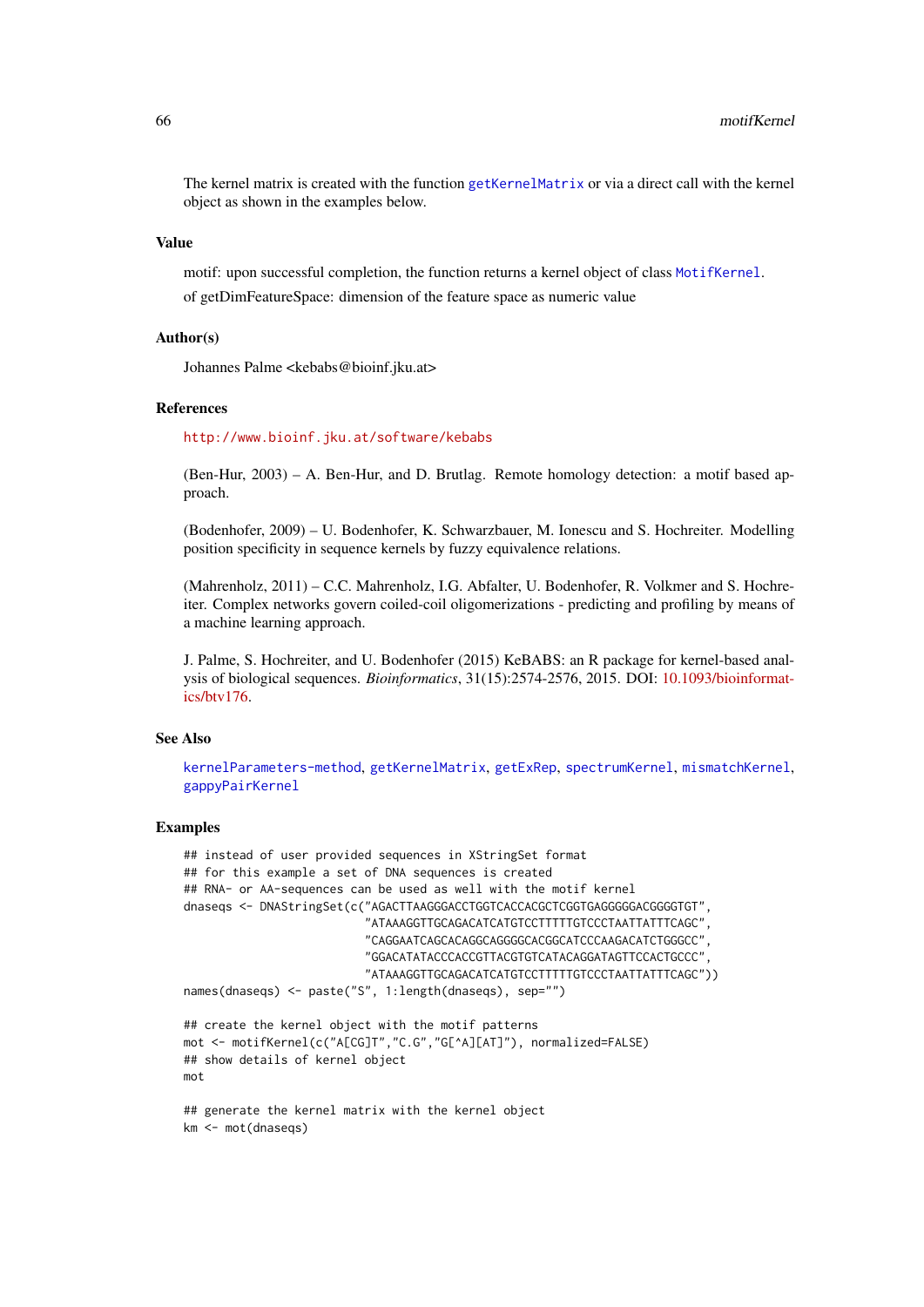The kernel matrix is created with the function getKernelMatrix or via a direct call with the kernel object as shown in the examples below.

### Value

motif: upon successful completion, the function returns a kernel object of class MotifKernel.

of getDimFeatureSpace: dimension of the feature space as numeric value

### Author(s)

Johannes Palme <kebabs@bioinf.jku.at>

### References

http://www.bioinf.jku.at/software/kebabs

(Ben-Hur, 2003) – A. Ben-Hur, and D. Brutlag. Remote homology detection: a motif based approach.

(Bodenhofer, 2009) – U. Bodenhofer, K. Schwarzbauer, M. Ionescu and S. Hochreiter. Modelling position specificity in sequence kernels by fuzzy equivalence relations.

(Mahrenholz, 2011) – C.C. Mahrenholz, I.G. Abfalter, U. Bodenhofer, R. Volkmer and S. Hochreiter. Complex networks govern coiled-coil oligomerizations - predicting and profiling by means of a machine learning approach.

J. Palme, S. Hochreiter, and U. Bodenhofer (2015) KeBABS: an R package for kernel-based analysis of biological sequences. *Bioinformatics*, 31(15):2574-2576, 2015. DOI: 10.1093/bioinformatics/btv176.

### See Also

kernelParameters-method, getKernelMatrix, getExRep, spectrumKernel, mismatchKernel, gappyPairKernel

### Examples

```
## instead of user provided sequences in XStringSet format
## for this example a set of DNA sequences is created
## RNA- or AA-sequences can be used as well with the motif kernel
dnaseqs <- DNAStringSet(c("AGACTTAAGGGACCTGGTCACCACGCTCGGTGAGGGGGACGGGGTGT",
                          "ATAAAGGTTGCAGACATCATGTCCTTTTTGTCCCTAATTATTTCAGC",
                          "CAGGAATCAGCACAGGCAGGGGCACGGCATCCCAAGACATCTGGGCC",
                          "GGACATATACCCACCGTTACGTGTCATACAGGATAGTTCCACTGCCC",
                          "ATAAAGGTTGCAGACATCATGTCCTTTTTGTCCCTAATTATTTCAGC"))
names(dnaseqs) <- paste("S", 1:length(dnaseqs), sep="")

## create the kernel object with the motif patterns
mot <- motifKernel(c("A[CG]T","C.G","G[^A][AT]"), normalized=FALSE)
## show details of kernel object
mot

## generate the kernel matrix with the kernel object
km <- mot(dnaseqs)
```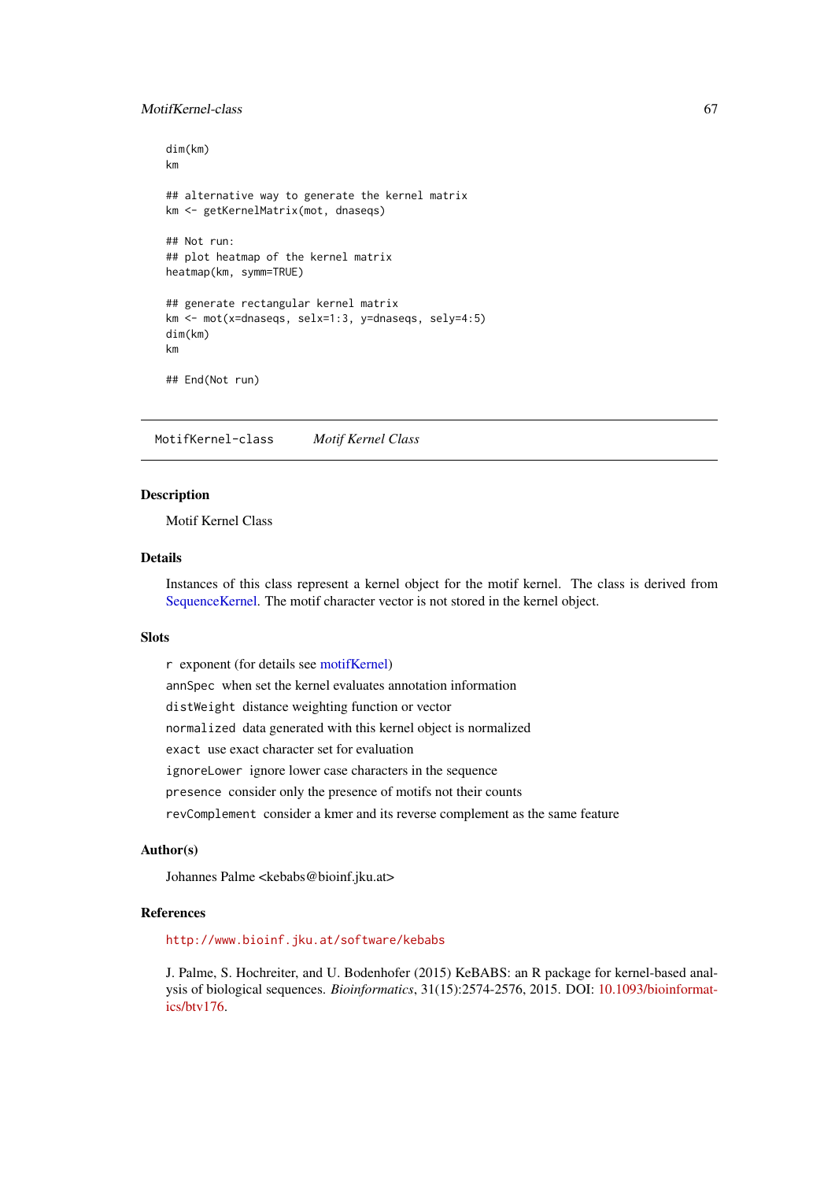```
dim(km)
km

## alternative way to generate the kernel matrix
km <- getKernelMatrix(mot, dnaseqs)

## Not run:
## plot heatmap of the kernel matrix
heatmap(km, symm=TRUE)

## generate rectangular kernel matrix
km <- mot(x=dnaseqs, selx=1:3, y=dnaseqs, sely=4:5)
dim(km)
km

## End(Not run)
```

---

## MotifKernel-class *Motif Kernel Class*

---

### Description

Motif Kernel Class

### Details

Instances of this class represent a kernel object for the motif kernel. The class is derived from SequenceKernel. The motif character vector is not stored in the kernel object.

### Slots

`r` exponent (for details see motifKernel)

`annSpec` when set the kernel evaluates annotation information

`distWeight` distance weighting function or vector

`normalized` data generated with this kernel object is normalized

`exact` use exact character set for evaluation

`ignoreLower` ignore lower case characters in the sequence

`presence` consider only the presence of motifs not their counts

`revComplement` consider a kmer and its reverse complement as the same feature

### Author(s)

Johannes Palme <kebabs@bioinf.jku.at>

### References

http://www.bioinf.jku.at/software/kebabs

J. Palme, S. Hochreiter, and U. Bodenhofer (2015) KeBABS: an R package for kernel-based analysis of biological sequences. *Bioinformatics*, 31(15):2574-2576, 2015. DOI: 10.1093/bioinformatics/btv176.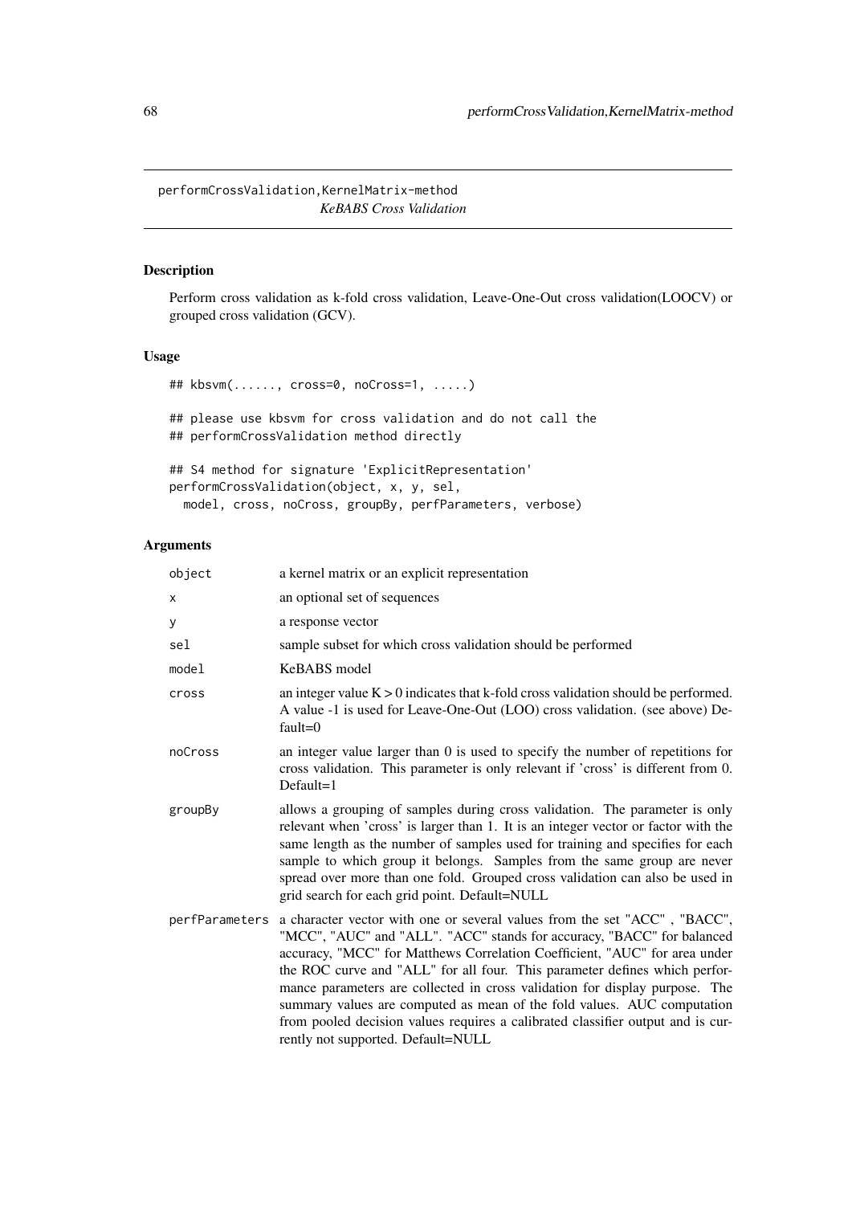performCrossValidation,KernelMatrix-method
*KeBABS Cross Validation*

### Description

Perform cross validation as k-fold cross validation, Leave-One-Out cross validation(LOOCV) or grouped cross validation (GCV).

### Usage

```
## kbsvm(......, cross=0, noCross=1, .....)

## please use kbsvm for cross validation and do not call the
## performCrossValidation method directly

## S4 method for signature 'ExplicitRepresentation'
performCrossValidation(object, x, y, sel,
  model, cross, noCross, groupBy, perfParameters, verbose)
```

### Arguments

| | |
|---|---|
| `object` | a kernel matrix or an explicit representation |
| `x` | an optional set of sequences |
| `y` | a response vector |
| `sel` | sample subset for which cross validation should be performed |
| `model` | KeBABS model |
| `cross` | an integer value K > 0 indicates that k-fold cross validation should be performed. A value -1 is used for Leave-One-Out (LOO) cross validation. (see above) Default=0 |
| `noCross` | an integer value larger than 0 is used to specify the number of repetitions for cross validation. This parameter is only relevant if 'cross' is different from 0. Default=1 |
| `groupBy` | allows a grouping of samples during cross validation. The parameter is only relevant when 'cross' is larger than 1. It is an integer vector or factor with the same length as the number of samples used for training and specifies for each sample to which group it belongs. Samples from the same group are never spread over more than one fold. Grouped cross validation can also be used in grid search for each grid point. Default=NULL |
| `perfParameters` | a character vector with one or several values from the set "ACC" , "BACC", "MCC", "AUC" and "ALL". "ACC" stands for accuracy, "BACC" for balanced accuracy, "MCC" for Matthews Correlation Coefficient, "AUC" for area under the ROC curve and "ALL" for all four. This parameter defines which performance parameters are collected in cross validation for display purpose. The summary values are computed as mean of the fold values. AUC computation from pooled decision values requires a calibrated classifier output and is currently not supported. Default=NULL |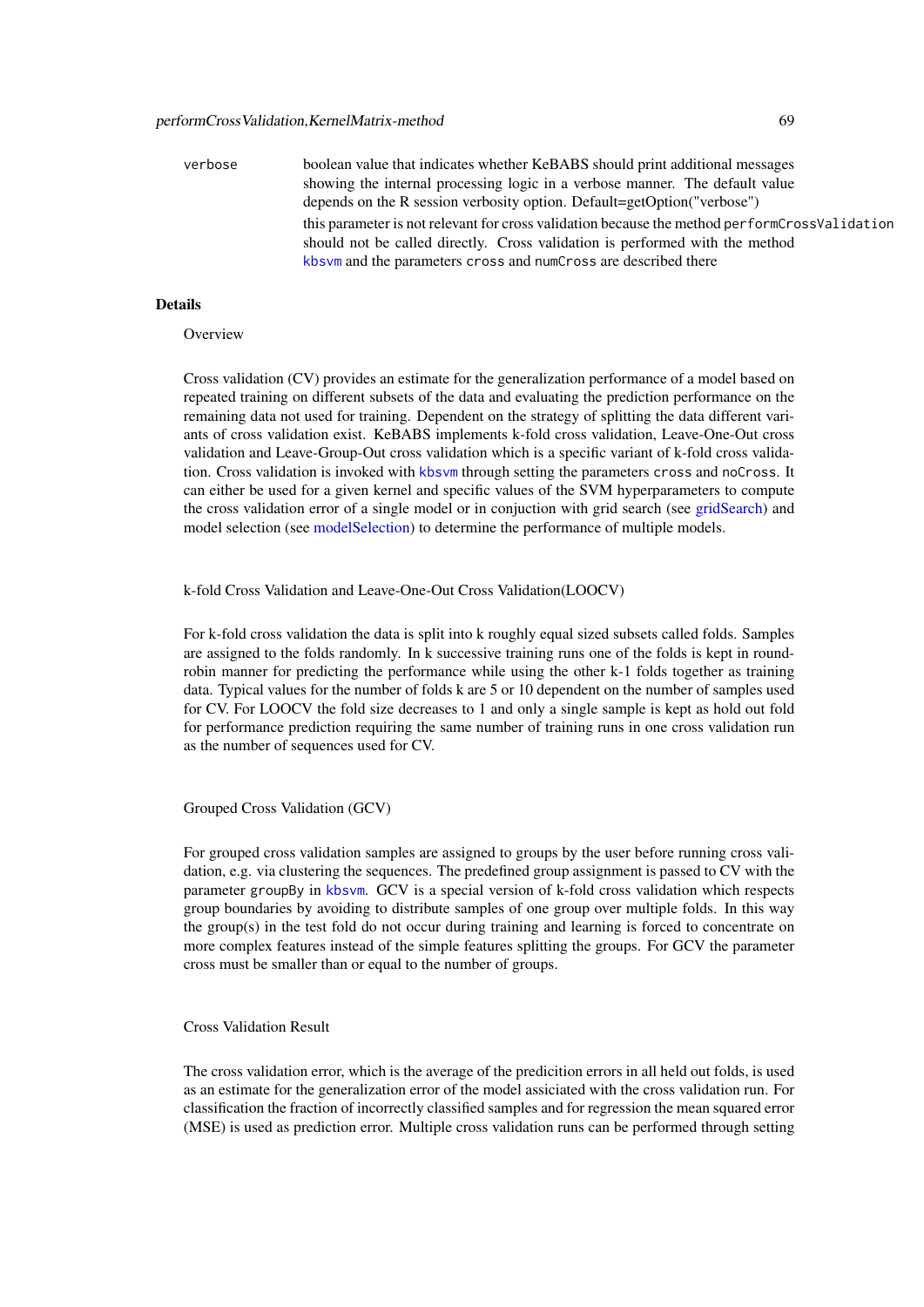verbose boolean value that indicates whether KeBABS should print additional messages showing the internal processing logic in a verbose manner. The default value depends on the R session verbosity option. Default=getOption("verbose")

this parameter is not relevant for cross validation because the method `performCrossValidation` should not be called directly. Cross validation is performed with the method `kbsvm` and the parameters `cross` and `numCross` are described there

## Details

Overview

Cross validation (CV) provides an estimate for the generalization performance of a model based on repeated training on different subsets of the data and evaluating the prediction performance on the remaining data not used for training. Dependent on the strategy of splitting the data different variants of cross validation exist. KeBABS implements k-fold cross validation, Leave-One-Out cross validation and Leave-Group-Out cross validation which is a specific variant of k-fold cross validation. Cross validation is invoked with `kbsvm` through setting the parameters `cross` and `noCross`. It can either be used for a given kernel and specific values of the SVM hyperparameters to compute the cross validation error of a single model or in conjuction with grid search (see gridSearch) and model selection (see modelSelection) to determine the performance of multiple models.

k-fold Cross Validation and Leave-One-Out Cross Validation(LOOCV)

For k-fold cross validation the data is split into k roughly equal sized subsets called folds. Samples are assigned to the folds randomly. In k successive training runs one of the folds is kept in round-robin manner for predicting the performance while using the other k-1 folds together as training data. Typical values for the number of folds k are 5 or 10 dependent on the number of samples used for CV. For LOOCV the fold size decreases to 1 and only a single sample is kept as hold out fold for performance prediction requiring the same number of training runs in one cross validation run as the number of sequences used for CV.

Grouped Cross Validation (GCV)

For grouped cross validation samples are assigned to groups by the user before running cross validation, e.g. via clustering the sequences. The predefined group assignment is passed to CV with the parameter `groupBy` in `kbsvm`. GCV is a special version of k-fold cross validation which respects group boundaries by avoiding to distribute samples of one group over multiple folds. In this way the group(s) in the test fold do not occur during training and learning is forced to concentrate on more complex features instead of the simple features splitting the groups. For GCV the parameter cross must be smaller than or equal to the number of groups.

Cross Validation Result

The cross validation error, which is the average of the predicition errors in all held out folds, is used as an estimate for the generalization error of the model assiciated with the cross validation run. For classification the fraction of incorrectly classified samples and for regression the mean squared error (MSE) is used as prediction error. Multiple cross validation runs can be performed through setting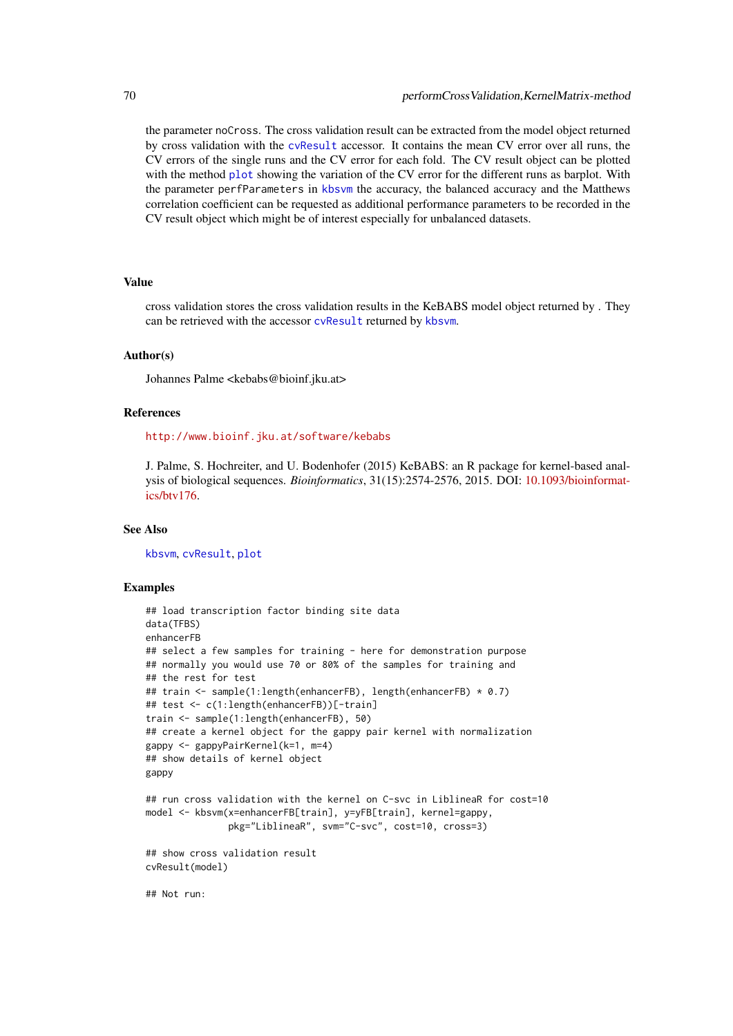the parameter noCross. The cross validation result can be extracted from the model object returned by cross validation with the cvResult accessor. It contains the mean CV error over all runs, the CV errors of the single runs and the CV error for each fold. The CV result object can be plotted with the method plot showing the variation of the CV error for the different runs as barplot. With the parameter perfParameters in kbsvm the accuracy, the balanced accuracy and the Matthews correlation coefficient can be requested as additional performance parameters to be recorded in the CV result object which might be of interest especially for unbalanced datasets.

### Value

cross validation stores the cross validation results in the KeBABS model object returned by . They can be retrieved with the accessor cvResult returned by kbsvm.

### Author(s)

Johannes Palme <kebabs@bioinf.jku.at>

### References

http://www.bioinf.jku.at/software/kebabs

J. Palme, S. Hochreiter, and U. Bodenhofer (2015) KeBABS: an R package for kernel-based analysis of biological sequences. *Bioinformatics*, 31(15):2574-2576, 2015. DOI: 10.1093/bioinformatics/btv176.

### See Also

kbsvm, cvResult, plot

### Examples

```
## load transcription factor binding site data
data(TFBS)
enhancerFB
## select a few samples for training - here for demonstration purpose
## normally you would use 70 or 80% of the samples for training and
## the rest for test
## train <- sample(1:length(enhancerFB), length(enhancerFB) * 0.7)
## test <- c(1:length(enhancerFB))[-train]
train <- sample(1:length(enhancerFB), 50)
## create a kernel object for the gappy pair kernel with normalization
gappy <- gappyPairKernel(k=1, m=4)
## show details of kernel object
gappy

## run cross validation with the kernel on C-svc in LiblineaR for cost=10
model <- kbsvm(x=enhancerFB[train], y=yFB[train], kernel=gappy,
               pkg="LiblineaR", svm="C-svc", cost=10, cross=3)

## show cross validation result
cvResult(model)

## Not run:
```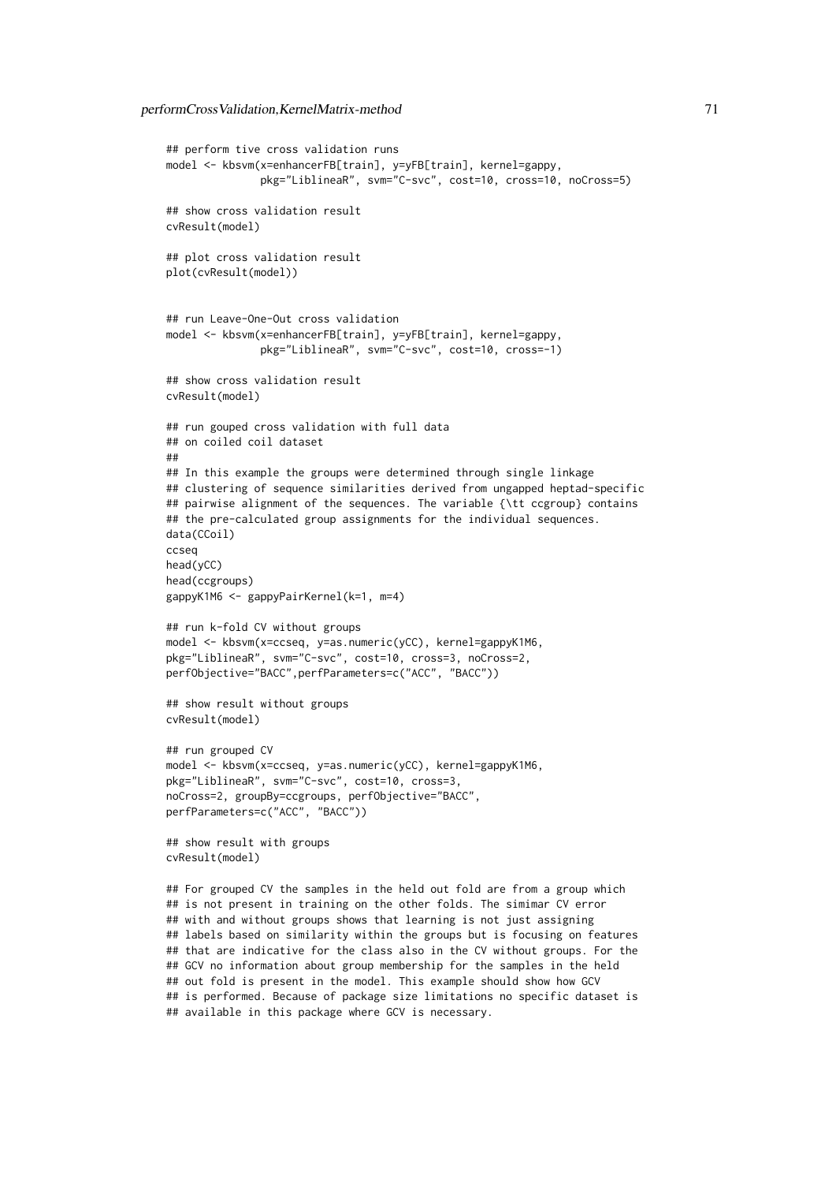```
## perform tive cross validation runs
model <- kbsvm(x=enhancerFB[train], y=yFB[train], kernel=gappy,
               pkg="LiblineaR", svm="C-svc", cost=10, cross=10, noCross=5)

## show cross validation result
cvResult(model)

## plot cross validation result
plot(cvResult(model))


## run Leave-One-Out cross validation
model <- kbsvm(x=enhancerFB[train], y=yFB[train], kernel=gappy,
               pkg="LiblineaR", svm="C-svc", cost=10, cross=-1)

## show cross validation result
cvResult(model)

## run gouped cross validation with full data
## on coiled coil dataset
##
## In this example the groups were determined through single linkage
## clustering of sequence similarities derived from ungapped heptad-specific
## pairwise alignment of the sequences. The variable {\tt ccgroup} contains
## the pre-calculated group assignments for the individual sequences.
data(CCoil)
ccseq
head(yCC)
head(ccgroups)
gappyK1M6 <- gappyPairKernel(k=1, m=4)

## run k-fold CV without groups
model <- kbsvm(x=ccseq, y=as.numeric(yCC), kernel=gappyK1M6,
pkg="LiblineaR", svm="C-svc", cost=10, cross=3, noCross=2,
perfObjective="BACC",perfParameters=c("ACC", "BACC"))

## show result without groups
cvResult(model)

## run grouped CV
model <- kbsvm(x=ccseq, y=as.numeric(yCC), kernel=gappyK1M6,
pkg="LiblineaR", svm="C-svc", cost=10, cross=3,
noCross=2, groupBy=ccgroups, perfObjective="BACC",
perfParameters=c("ACC", "BACC"))

## show result with groups
cvResult(model)

## For grouped CV the samples in the held out fold are from a group which
## is not present in training on the other folds. The simimar CV error
## with and without groups shows that learning is not just assigning
## labels based on similarity within the groups but is focusing on features
## that are indicative for the class also in the CV without groups. For the
## GCV no information about group membership for the samples in the held
## out fold is present in the model. This example should show how GCV
## is performed. Because of package size limitations no specific dataset is
## available in this package where GCV is necessary.
```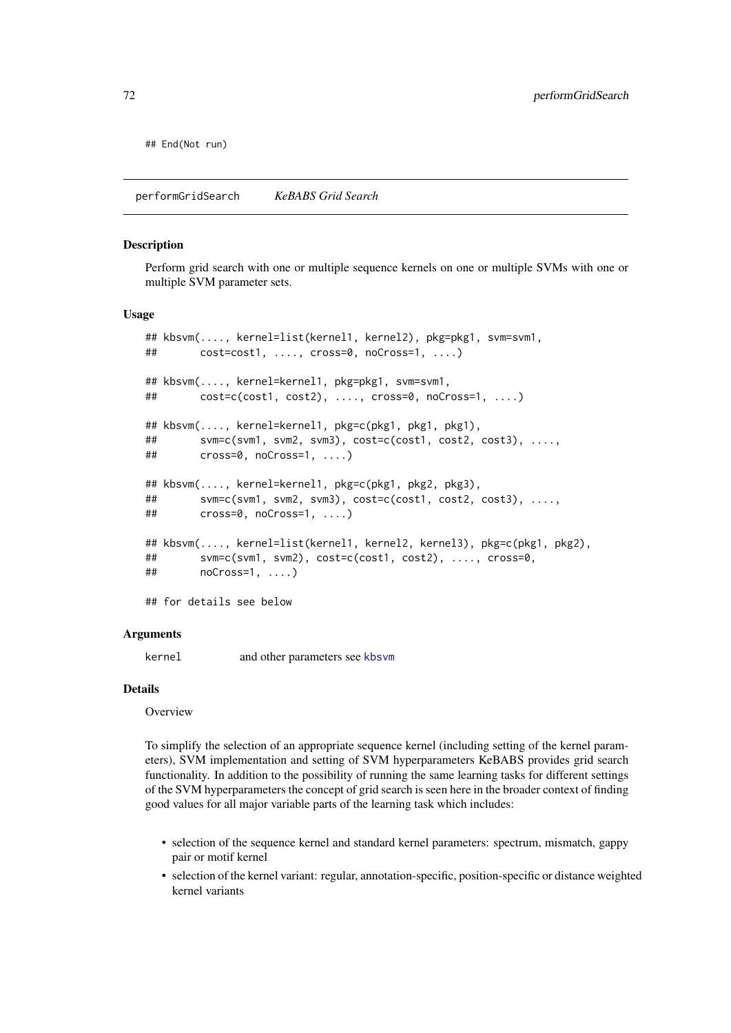```
## End(Not run)
```

## performGridSearch *KeBABS Grid Search*

### Description

Perform grid search with one or multiple sequence kernels on one or multiple SVMs with one or multiple SVM parameter sets.

### Usage

```
## kbsvm(...., kernel=list(kernel1, kernel2), pkg=pkg1, svm=svm1,
##       cost=cost1, ...., cross=0, noCross=1, ....)

## kbsvm(...., kernel=kernel1, pkg=pkg1, svm=svm1,
##       cost=c(cost1, cost2), ...., cross=0, noCross=1, ....)

## kbsvm(...., kernel=kernel1, pkg=c(pkg1, pkg1, pkg1),
##       svm=c(svm1, svm2, svm3), cost=c(cost1, cost2, cost3), ....,
##       cross=0, noCross=1, ....)

## kbsvm(...., kernel=kernel1, pkg=c(pkg1, pkg2, pkg3),
##       svm=c(svm1, svm2, svm3), cost=c(cost1, cost2, cost3), ....,
##       cross=0, noCross=1, ....)

## kbsvm(...., kernel=list(kernel1, kernel2, kernel3), pkg=c(pkg1, pkg2),
##       svm=c(svm1, svm2), cost=c(cost1, cost2), ...., cross=0,
##       noCross=1, ....)

## for details see below
```

### Arguments

| | |
|---|---|
| `kernel` | and other parameters see `kbsvm` |

### Details

Overview

To simplify the selection of an appropriate sequence kernel (including setting of the kernel parameters), SVM implementation and setting of SVM hyperparameters KeBABS provides grid search functionality. In addition to the possibility of running the same learning tasks for different settings of the SVM hyperparameters the concept of grid search is seen here in the broader context of finding good values for all major variable parts of the learning task which includes:

- selection of the sequence kernel and standard kernel parameters: spectrum, mismatch, gappy pair or motif kernel
- selection of the kernel variant: regular, annotation-specific, position-specific or distance weighted kernel variants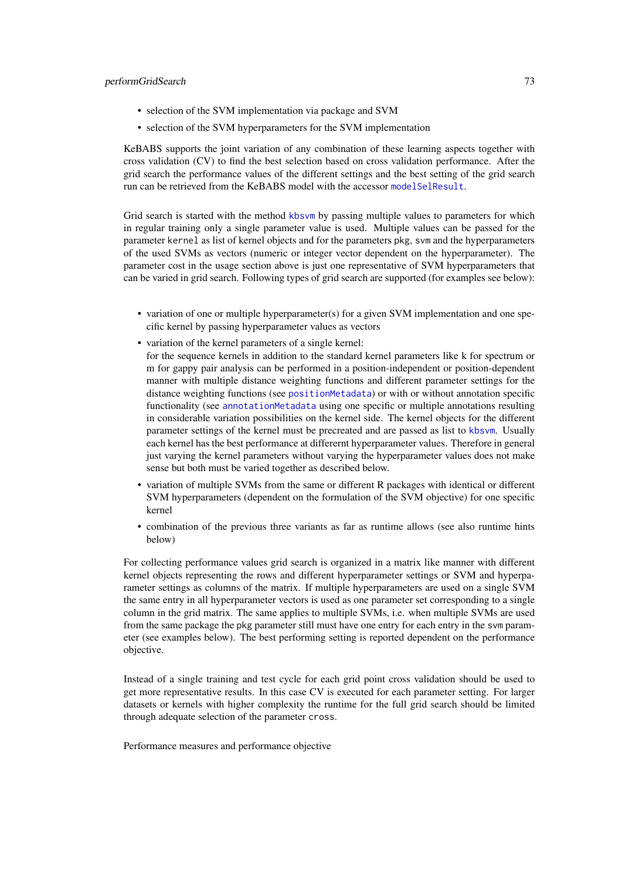- selection of the SVM implementation via package and SVM
- selection of the SVM hyperparameters for the SVM implementation

KeBABS supports the joint variation of any combination of these learning aspects together with cross validation (CV) to find the best selection based on cross validation performance. After the grid search the performance values of the different settings and the best setting of the grid search run can be retrieved from the KeBABS model with the accessor `modelSelResult`.

Grid search is started with the method `kbsvm` by passing multiple values to parameters for which in regular training only a single parameter value is used. Multiple values can be passed for the parameter `kernel` as list of kernel objects and for the parameters `pkg`, `svm` and the hyperparameters of the used SVMs as vectors (numeric or integer vector dependent on the hyperparameter). The parameter cost in the usage section above is just one representative of SVM hyperparameters that can be varied in grid search. Following types of grid search are supported (for examples see below):

- variation of one or multiple hyperparameter(s) for a given SVM implementation and one specific kernel by passing hyperparameter values as vectors
- variation of the kernel parameters of a single kernel:
  for the sequence kernels in addition to the standard kernel parameters like k for spectrum or m for gappy pair analysis can be performed in a position-independent or position-dependent manner with multiple distance weighting functions and different parameter settings for the distance weighting functions (see `positionMetadata`) or with or without annotation specific functionality (see `annotationMetadata` using one specific or multiple annotations resulting in considerable variation possibilities on the kernel side. The kernel objects for the different parameter settings of the kernel must be precreated and are passed as list to `kbsvm`. Usually each kernel has the best performance at differernt hyperparameter values. Therefore in general just varying the kernel parameters without varying the hyperparameter values does not make sense but both must be varied together as described below.
- variation of multiple SVMs from the same or different R packages with identical or different SVM hyperparameters (dependent on the formulation of the SVM objective) for one specific kernel
- combination of the previous three variants as far as runtime allows (see also runtime hints below)

For collecting performance values grid search is organized in a matrix like manner with different kernel objects representing the rows and different hyperparameter settings or SVM and hyperparameter settings as columns of the matrix. If multiple hyperparameters are used on a single SVM the same entry in all hyperparameter vectors is used as one parameter set corresponding to a single column in the grid matrix. The same applies to multiple SVMs, i.e. when multiple SVMs are used from the same package the `pkg` parameter still must have one entry for each entry in the `svm` parameter (see examples below). The best performing setting is reported dependent on the performance objective.

Instead of a single training and test cycle for each grid point cross validation should be used to get more representative results. In this case CV is executed for each parameter setting. For larger datasets or kernels with higher complexity the runtime for the full grid search should be limited through adequate selection of the parameter `cross`.

Performance measures and performance objective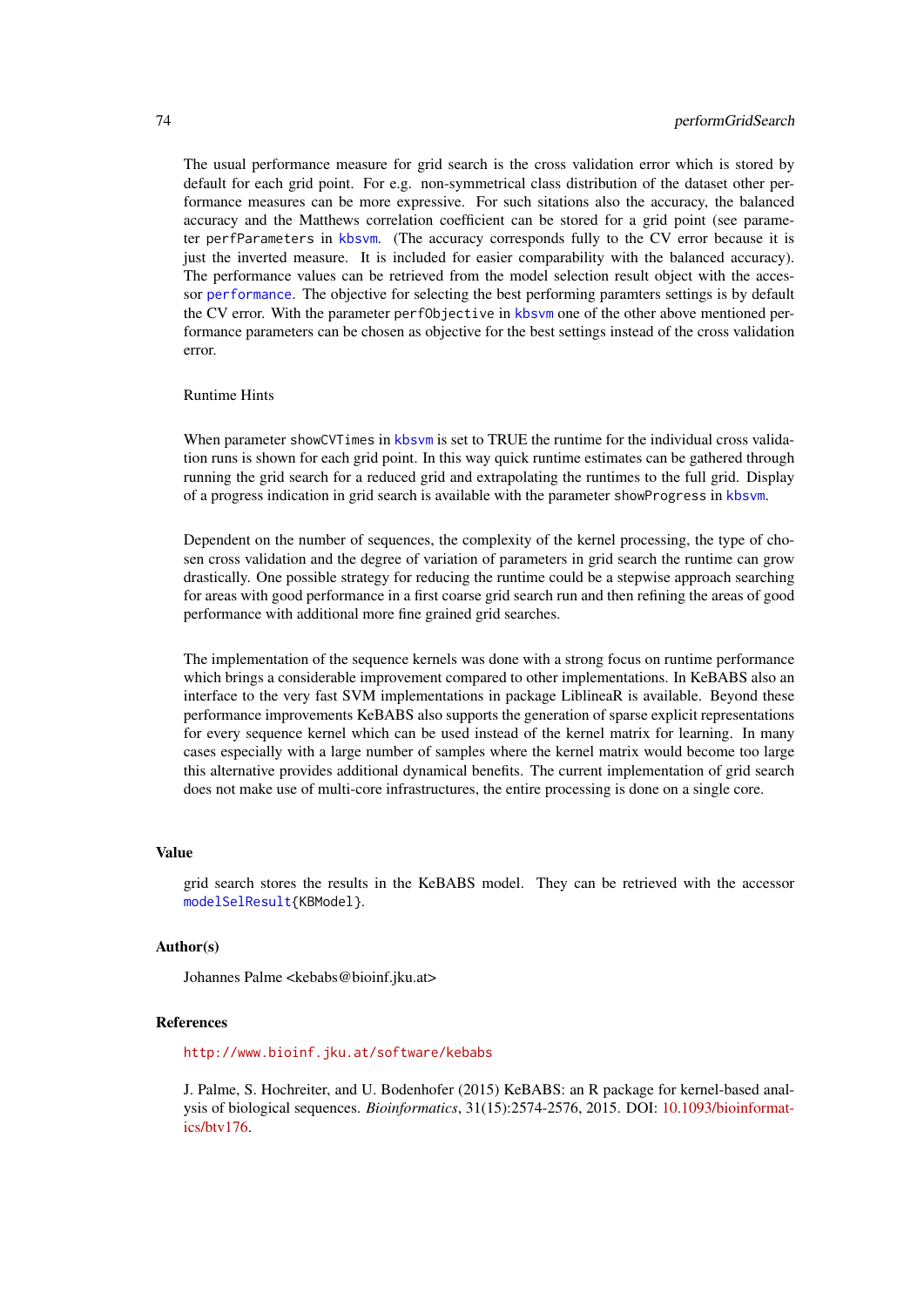The usual performance measure for grid search is the cross validation error which is stored by default for each grid point. For e.g. non-symmetrical class distribution of the dataset other performance measures can be more expressive. For such sitations also the accuracy, the balanced accuracy and the Matthews correlation coefficient can be stored for a grid point (see parameter `perfParameters` in `kbsvm`. (The accuracy corresponds fully to the CV error because it is just the inverted measure. It is included for easier comparability with the balanced accuracy). The performance values can be retrieved from the model selection result object with the accessor `performance`. The objective for selecting the best performing paramters settings is by default the CV error. With the parameter `perfObjective` in `kbsvm` one of the other above mentioned performance parameters can be chosen as objective for the best settings instead of the cross validation error.

Runtime Hints

When parameter `showCVTimes` in `kbsvm` is set to TRUE the runtime for the individual cross validation runs is shown for each grid point. In this way quick runtime estimates can be gathered through running the grid search for a reduced grid and extrapolating the runtimes to the full grid. Display of a progress indication in grid search is available with the parameter `showProgress` in `kbsvm`.

Dependent on the number of sequences, the complexity of the kernel processing, the type of chosen cross validation and the degree of variation of parameters in grid search the runtime can grow drastically. One possible strategy for reducing the runtime could be a stepwise approach searching for areas with good performance in a first coarse grid search run and then refining the areas of good performance with additional more fine grained grid searches.

The implementation of the sequence kernels was done with a strong focus on runtime performance which brings a considerable improvement compared to other implementations. In KeBABS also an interface to the very fast SVM implementations in package LiblineaR is available. Beyond these performance improvements KeBABS also supports the generation of sparse explicit representations for every sequence kernel which can be used instead of the kernel matrix for learning. In many cases especially with a large number of samples where the kernel matrix would become too large this alternative provides additional dynamical benefits. The current implementation of grid search does not make use of multi-core infrastructures, the entire processing is done on a single core.

## Value

grid search stores the results in the KeBABS model. They can be retrieved with the accessor `modelSelResult{KBModel}`.

## Author(s)

Johannes Palme <kebabs@bioinf.jku.at>

## References

http://www.bioinf.jku.at/software/kebabs

J. Palme, S. Hochreiter, and U. Bodenhofer (2015) KeBABS: an R package for kernel-based analysis of biological sequences. *Bioinformatics*, 31(15):2574-2576, 2015. DOI: 10.1093/bioinformatics/btv176.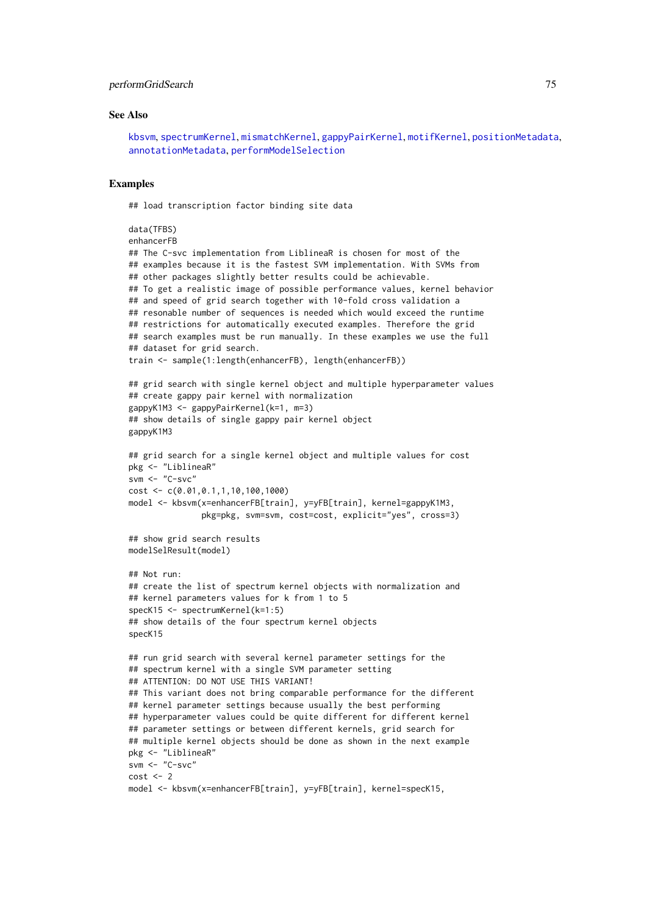### See Also

kbsvm, spectrumKernel, mismatchKernel, gappyPairKernel, motifKernel, positionMetadata, annotationMetadata, performModelSelection

### Examples

```
## load transcription factor binding site data

data(TFBS)
enhancerFB
## The C-svc implementation from LiblineaR is chosen for most of the
## examples because it is the fastest SVM implementation. With SVMs from
## other packages slightly better results could be achievable.
## To get a realistic image of possible performance values, kernel behavior
## and speed of grid search together with 10-fold cross validation a
## resonable number of sequences is needed which would exceed the runtime
## restrictions for automatically executed examples. Therefore the grid
## search examples must be run manually. In these examples we use the full
## dataset for grid search.
train <- sample(1:length(enhancerFB), length(enhancerFB))

## grid search with single kernel object and multiple hyperparameter values
## create gappy pair kernel with normalization
gappyK1M3 <- gappyPairKernel(k=1, m=3)
## show details of single gappy pair kernel object
gappyK1M3

## grid search for a single kernel object and multiple values for cost
pkg <- "LiblineaR"
svm <- "C-svc"
cost <- c(0.01,0.1,1,10,100,1000)
model <- kbsvm(x=enhancerFB[train], y=yFB[train], kernel=gappyK1M3,
               pkg=pkg, svm=svm, cost=cost, explicit="yes", cross=3)

## show grid search results
modelSelResult(model)

## Not run:
## create the list of spectrum kernel objects with normalization and
## kernel parameters values for k from 1 to 5
specK15 <- spectrumKernel(k=1:5)
## show details of the four spectrum kernel objects
specK15

## run grid search with several kernel parameter settings for the
## spectrum kernel with a single SVM parameter setting
## ATTENTION: DO NOT USE THIS VARIANT!
## This variant does not bring comparable performance for the different
## kernel parameter settings because usually the best performing
## hyperparameter values could be quite different for different kernel
## parameter settings or between different kernels, grid search for
## multiple kernel objects should be done as shown in the next example
pkg <- "LiblineaR"
svm <- "C-svc"
cost <- 2
model <- kbsvm(x=enhancerFB[train], y=yFB[train], kernel=specK15,
```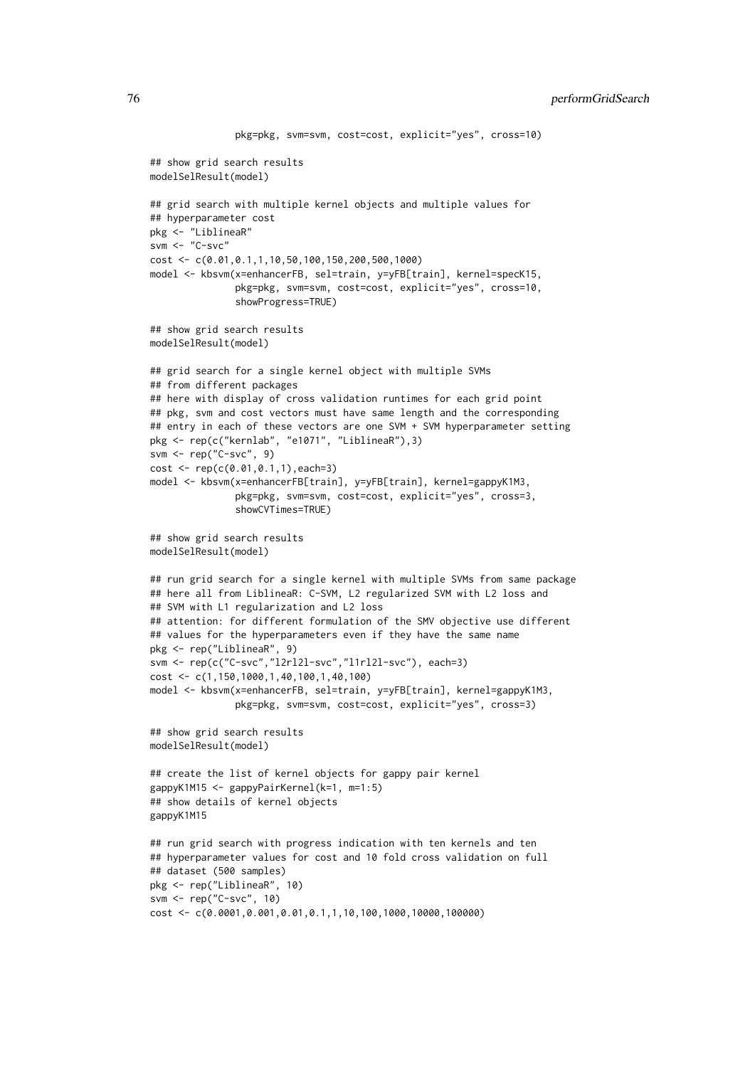```
              pkg=pkg, svm=svm, cost=cost, explicit="yes", cross=10)

## show grid search results
modelSelResult(model)

## grid search with multiple kernel objects and multiple values for
## hyperparameter cost
pkg <- "LiblineaR"
svm <- "C-svc"
cost <- c(0.01,0.1,1,10,50,100,150,200,500,1000)
model <- kbsvm(x=enhancerFB, sel=train, y=yFB[train], kernel=specK15,
              pkg=pkg, svm=svm, cost=cost, explicit="yes", cross=10,
              showProgress=TRUE)

## show grid search results
modelSelResult(model)

## grid search for a single kernel object with multiple SVMs
## from different packages
## here with display of cross validation runtimes for each grid point
## pkg, svm and cost vectors must have same length and the corresponding
## entry in each of these vectors are one SVM + SVM hyperparameter setting
pkg <- rep(c("kernlab", "e1071", "LiblineaR"),3)
svm <- rep("C-svc", 9)
cost <- rep(c(0.01,0.1,1),each=3)
model <- kbsvm(x=enhancerFB[train], y=yFB[train], kernel=gappyK1M3,
              pkg=pkg, svm=svm, cost=cost, explicit="yes", cross=3,
              showCVTimes=TRUE)

## show grid search results
modelSelResult(model)

## run grid search for a single kernel with multiple SVMs from same package
## here all from LiblineaR: C-SVM, L2 regularized SVM with L2 loss and
## SVM with L1 regularization and L2 loss
## attention: for different formulation of the SMV objective use different
## values for the hyperparameters even if they have the same name
pkg <- rep("LiblineaR", 9)
svm <- rep(c("C-svc","l2rl2l-svc","l1rl2l-svc"), each=3)
cost <- c(1,150,1000,1,40,100,1,40,100)
model <- kbsvm(x=enhancerFB, sel=train, y=yFB[train], kernel=gappyK1M3,
              pkg=pkg, svm=svm, cost=cost, explicit="yes", cross=3)

## show grid search results
modelSelResult(model)

## create the list of kernel objects for gappy pair kernel
gappyK1M15 <- gappyPairKernel(k=1, m=1:5)
## show details of kernel objects
gappyK1M15

## run grid search with progress indication with ten kernels and ten
## hyperparameter values for cost and 10 fold cross validation on full
## dataset (500 samples)
pkg <- rep("LiblineaR", 10)
svm <- rep("C-svc", 10)
cost <- c(0.0001,0.001,0.01,0.1,1,10,100,1000,10000,100000)
```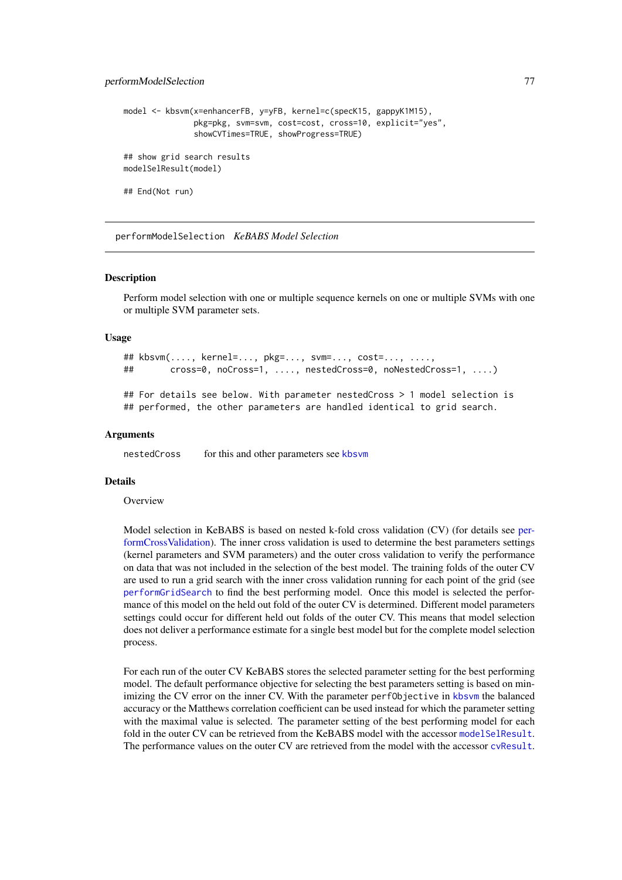```
model <- kbsvm(x=enhancerFB, y=yFB, kernel=c(specK15, gappyK1M15),
               pkg=pkg, svm=svm, cost=cost, cross=10, explicit="yes",
               showCVTimes=TRUE, showProgress=TRUE)

## show grid search results
modelSelResult(model)

## End(Not run)
```

## performModelSelection *KeBABS Model Selection*

### Description

Perform model selection with one or multiple sequence kernels on one or multiple SVMs with one or multiple SVM parameter sets.

### Usage

```
## kbsvm(...., kernel=..., pkg=..., svm=..., cost=..., ....,
##       cross=0, noCross=1, ...., nestedCross=0, noNestedCross=1, ....)

## For details see below. With parameter nestedCross > 1 model selection is
## performed, the other parameters are handled identical to grid search.
```

### Arguments

| | |
|---|---|
| nestedCross | for this and other parameters see kbsvm |

### Details

Overview

Model selection in KeBABS is based on nested k-fold cross validation (CV) (for details see performCrossValidation). The inner cross validation is used to determine the best parameters settings (kernel parameters and SVM parameters) and the outer cross validation to verify the performance on data that was not included in the selection of the best model. The training folds of the outer CV are used to run a grid search with the inner cross validation running for each point of the grid (see performGridSearch to find the best performing model. Once this model is selected the performance of this model on the held out fold of the outer CV is determined. Different model parameters settings could occur for different held out folds of the outer CV. This means that model selection does not deliver a performance estimate for a single best model but for the complete model selection process.

For each run of the outer CV KeBABS stores the selected parameter setting for the best performing model. The default performance objective for selecting the best parameters setting is based on minimizing the CV error on the inner CV. With the parameter perfObjective in kbsvm the balanced accuracy or the Matthews correlation coefficient can be used instead for which the parameter setting with the maximal value is selected. The parameter setting of the best performing model for each fold in the outer CV can be retrieved from the KeBABS model with the accessor modelSelResult. The performance values on the outer CV are retrieved from the model with the accessor cvResult.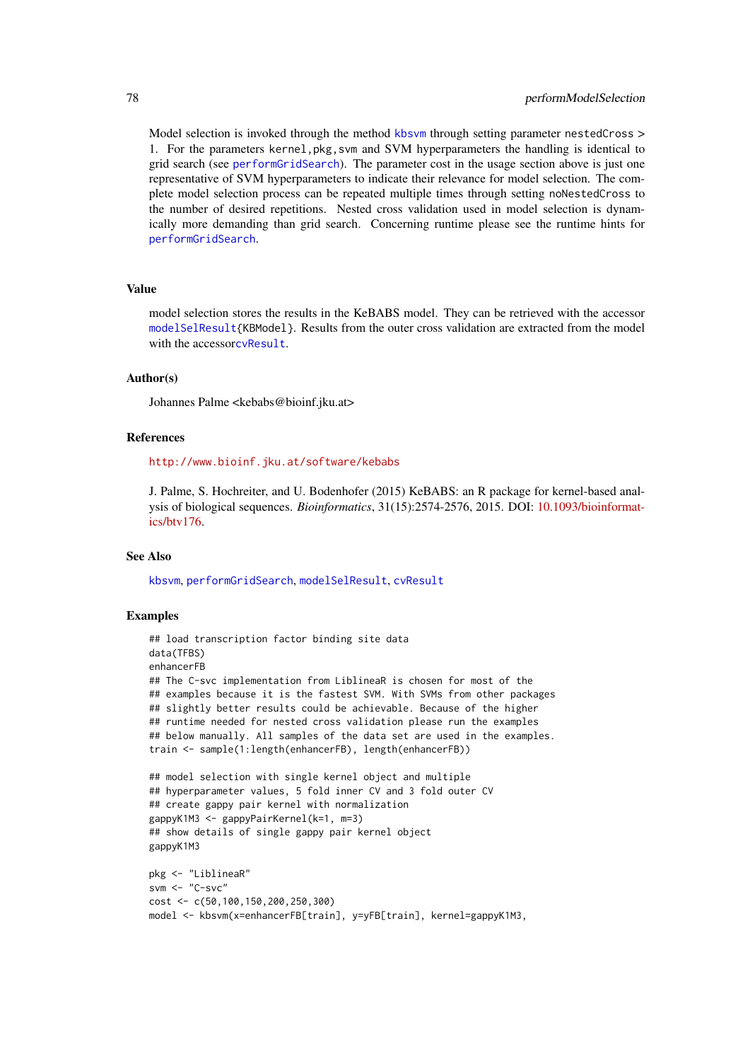Model selection is invoked through the method kbsvm through setting parameter nestedCross > 1. For the parameters kernel,pkg,svm and SVM hyperparameters the handling is identical to grid search (see performGridSearch). The parameter cost in the usage section above is just one representative of SVM hyperparameters to indicate their relevance for model selection. The complete model selection process can be repeated multiple times through setting noNestedCross to the number of desired repetitions. Nested cross validation used in model selection is dynamically more demanding than grid search. Concerning runtime please see the runtime hints for performGridSearch.

### Value

model selection stores the results in the KeBABS model. They can be retrieved with the accessor modelSelResult{KBModel}. Results from the outer cross validation are extracted from the model with the accessorcvResult.

### Author(s)

Johannes Palme <kebabs@bioinf.jku.at>

### References

http://www.bioinf.jku.at/software/kebabs

J. Palme, S. Hochreiter, and U. Bodenhofer (2015) KeBABS: an R package for kernel-based analysis of biological sequences. *Bioinformatics*, 31(15):2574-2576, 2015. DOI: 10.1093/bioinformatics/btv176.

### See Also

kbsvm, performGridSearch, modelSelResult, cvResult

### Examples

```
## load transcription factor binding site data
data(TFBS)
enhancerFB
## The C-svc implementation from LiblineaR is chosen for most of the
## examples because it is the fastest SVM. With SVMs from other packages
## slightly better results could be achievable. Because of the higher
## runtime needed for nested cross validation please run the examples
## below manually. All samples of the data set are used in the examples.
train <- sample(1:length(enhancerFB), length(enhancerFB))

## model selection with single kernel object and multiple
## hyperparameter values, 5 fold inner CV and 3 fold outer CV
## create gappy pair kernel with normalization
gappyK1M3 <- gappyPairKernel(k=1, m=3)
## show details of single gappy pair kernel object
gappyK1M3

pkg <- "LiblineaR"
svm <- "C-svc"
cost <- c(50,100,150,200,250,300)
model <- kbsvm(x=enhancerFB[train], y=yFB[train], kernel=gappyK1M3,
```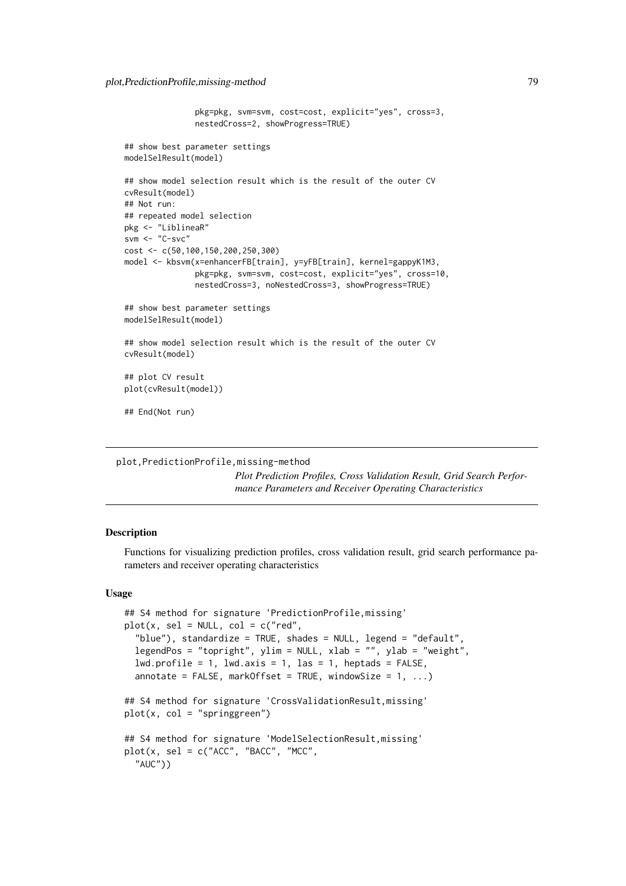```
                pkg=pkg, svm=svm, cost=cost, explicit="yes", cross=3,
                nestedCross=2, showProgress=TRUE)

## show best parameter settings
modelSelResult(model)

## show model selection result which is the result of the outer CV
cvResult(model)
## Not run:
## repeated model selection
pkg <- "LiblineaR"
svm <- "C-svc"
cost <- c(50,100,150,200,250,300)
model <- kbsvm(x=enhancerFB[train], y=yFB[train], kernel=gappyK1M3,
                pkg=pkg, svm=svm, cost=cost, explicit="yes", cross=10,
                nestedCross=3, noNestedCross=3, showProgress=TRUE)

## show best parameter settings
modelSelResult(model)

## show model selection result which is the result of the outer CV
cvResult(model)

## plot CV result
plot(cvResult(model))

## End(Not run)
```

---

plot,PredictionProfile,missing-method

*Plot Prediction Profiles, Cross Validation Result, Grid Search Performance Parameters and Receiver Operating Characteristics*

---

### Description

Functions for visualizing prediction profiles, cross validation result, grid search performance parameters and receiver operating characteristics

### Usage

```
## S4 method for signature 'PredictionProfile,missing'
plot(x, sel = NULL, col = c("red",
  "blue"), standardize = TRUE, shades = NULL, legend = "default",
  legendPos = "topright", ylim = NULL, xlab = "", ylab = "weight",
  lwd.profile = 1, lwd.axis = 1, las = 1, heptads = FALSE,
  annotate = FALSE, markOffset = TRUE, windowSize = 1, ...)

## S4 method for signature 'CrossValidationResult,missing'
plot(x, col = "springgreen")

## S4 method for signature 'ModelSelectionResult,missing'
plot(x, sel = c("ACC", "BACC", "MCC",
  "AUC"))
```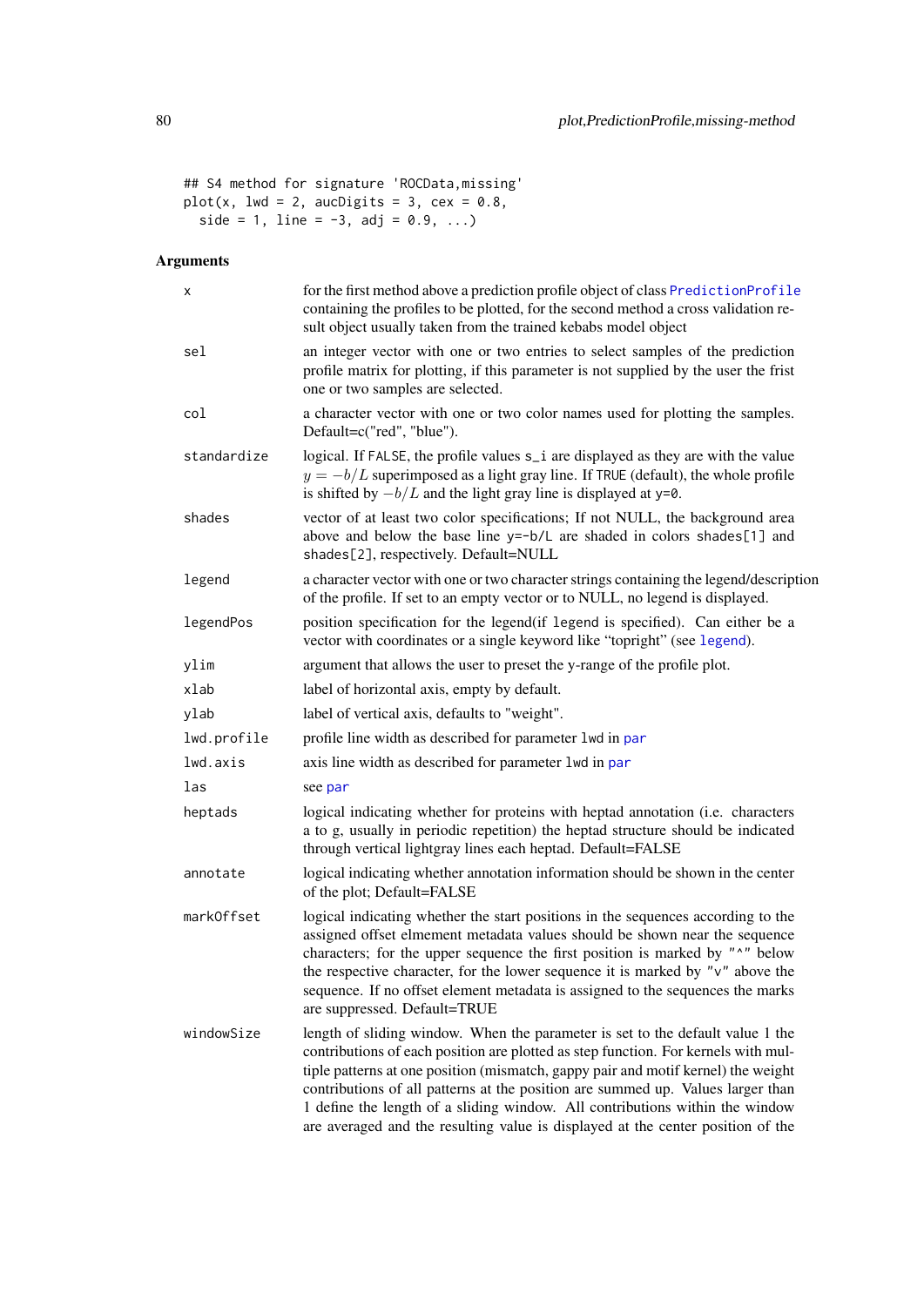```
## S4 method for signature 'ROCData,missing'
plot(x, lwd = 2, aucDigits = 3, cex = 0.8,
  side = 1, line = -3, adj = 0.9, ...)
```

## Arguments

| | |
|---|---|
| x | for the first method above a prediction profile object of class PredictionProfile containing the profiles to be plotted, for the second method a cross validation result object usually taken from the trained kebabs model object |
| sel | an integer vector with one or two entries to select samples of the prediction profile matrix for plotting, if this parameter is not supplied by the user the frist one or two samples are selected. |
| col | a character vector with one or two color names used for plotting the samples. Default=c("red", "blue"). |
| standardize | logical. If FALSE, the profile values s_i are displayed as they are with the value $y = -b/L$ superimposed as a light gray line. If TRUE (default), the whole profile is shifted by $-b/L$ and the light gray line is displayed at y=0. |
| shades | vector of at least two color specifications; If not NULL, the background area above and below the base line y=-b/L are shaded in colors shades[1] and shades[2], respectively. Default=NULL |
| legend | a character vector with one or two character strings containing the legend/description of the profile. If set to an empty vector or to NULL, no legend is displayed. |
| legendPos | position specification for the legend(if legend is specified). Can either be a vector with coordinates or a single keyword like "topright" (see legend). |
| ylim | argument that allows the user to preset the y-range of the profile plot. |
| xlab | label of horizontal axis, empty by default. |
| ylab | label of vertical axis, defaults to "weight". |
| lwd.profile | profile line width as described for parameter lwd in par |
| lwd.axis | axis line width as described for parameter lwd in par |
| las | see par |
| heptads | logical indicating whether for proteins with heptad annotation (i.e. characters a to g, usually in periodic repetition) the heptad structure should be indicated through vertical lightgray lines each heptad. Default=FALSE |
| annotate | logical indicating whether annotation information should be shown in the center of the plot; Default=FALSE |
| markOffset | logical indicating whether the start positions in the sequences according to the assigned offset elmement metadata values should be shown near the sequence characters; for the upper sequence the first position is marked by "^" below the respective character, for the lower sequence it is marked by "v" above the sequence. If no offset element metadata is assigned to the sequences the marks are suppressed. Default=TRUE |
| windowSize | length of sliding window. When the parameter is set to the default value 1 the contributions of each position are plotted as step function. For kernels with multiple patterns at one position (mismatch, gappy pair and motif kernel) the weight contributions of all patterns at the position are summed up. Values larger than 1 define the length of a sliding window. All contributions within the window are averaged and the resulting value is displayed at the center position of the |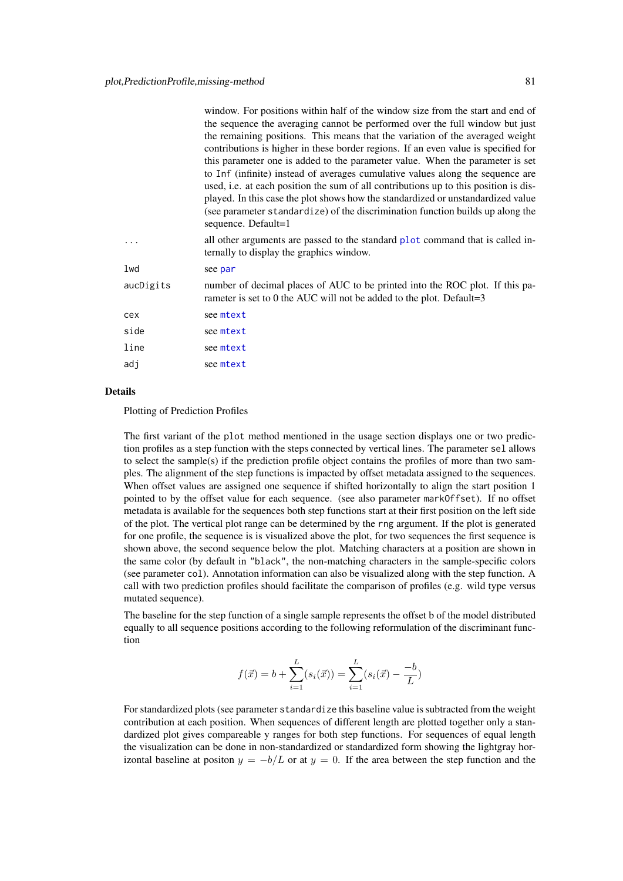window. For positions within half of the window size from the start and end of the sequence the averaging cannot be performed over the full window but just the remaining positions. This means that the variation of the averaged weight contributions is higher in these border regions. If an even value is specified for this parameter one is added to the parameter value. When the parameter is set to `Inf` (infinite) instead of averages cumulative values along the sequence are used, i.e. at each position the sum of all contributions up to this position is displayed. In this case the plot shows how the standardized or unstandardized value (see parameter `standardize`) of the discrimination function builds up along the sequence. Default=1

| | |
|---|---|
| `...` | all other arguments are passed to the standard `plot` command that is called internally to display the graphics window. |
| `lwd` | see `par` |
| `aucDigits` | number of decimal places of AUC to be printed into the ROC plot. If this parameter is set to 0 the AUC will not be added to the plot. Default=3 |
| `cex` | see `mtext` |
| `side` | see `mtext` |
| `line` | see `mtext` |
| `adj` | see `mtext` |

## Details

Plotting of Prediction Profiles

The first variant of the `plot` method mentioned in the usage section displays one or two prediction profiles as a step function with the steps connected by vertical lines. The parameter `sel` allows to select the sample(s) if the prediction profile object contains the profiles of more than two samples. The alignment of the step functions is impacted by offset metadata assigned to the sequences. When offset values are assigned one sequence if shifted horizontally to align the start position 1 pointed to by the offset value for each sequence. (see also parameter `markOffset`). If no offset metadata is available for the sequences both step functions start at their first position on the left side of the plot. The vertical plot range can be determined by the `rng` argument. If the plot is generated for one profile, the sequence is is visualized above the plot, for two sequences the first sequence is shown above, the second sequence below the plot. Matching characters at a position are shown in the same color (by default in `"black"`, the non-matching characters in the sample-specific colors (see parameter `col`). Annotation information can also be visualized along with the step function. A call with two prediction profiles should facilitate the comparison of profiles (e.g. wild type versus mutated sequence).

The baseline for the step function of a single sample represents the offset b of the model distributed equally to all sequence positions according to the following reformulation of the discriminant function

$$f(\vec{x}) = b + \sum_{i=1}^{L}(s_i(\vec{x})) = \sum_{i=1}^{L}(s_i(\vec{x}) - \frac{-b}{L})$$

For standardized plots (see parameter `standardize` this baseline value is subtracted from the weight contribution at each position. When sequences of different length are plotted together only a standardized plot gives compareable y ranges for both step functions. For sequences of equal length the visualization can be done in non-standardized or standardized form showing the lightgray horizontal baseline at positon $y = -b/L$ or at $y = 0$. If the area between the step function and the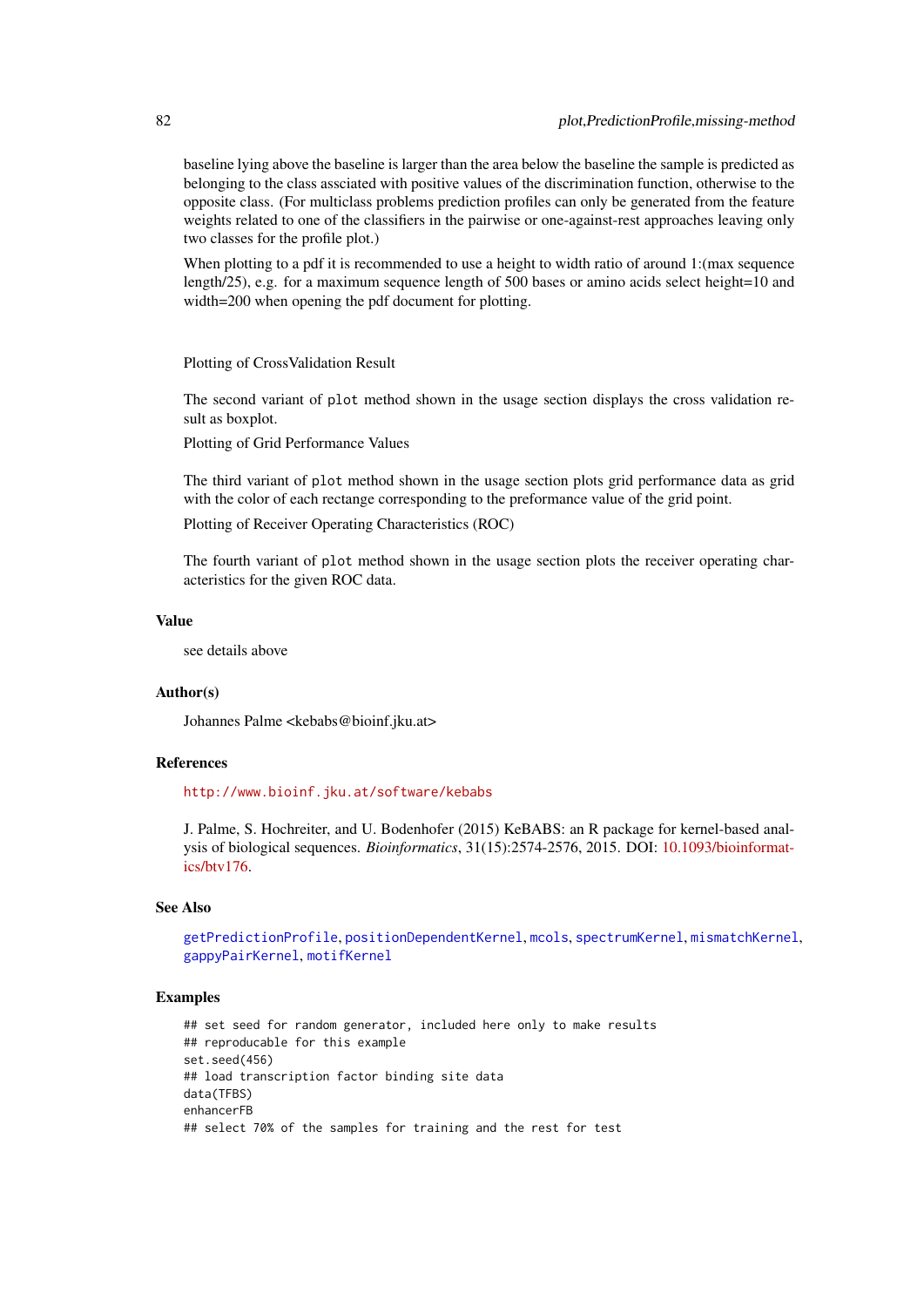baseline lying above the baseline is larger than the area below the baseline the sample is predicted as belonging to the class assciated with positive values of the discrimination function, otherwise to the opposite class. (For multiclass problems prediction profiles can only be generated from the feature weights related to one of the classifiers in the pairwise or one-against-rest approaches leaving only two classes for the profile plot.)

When plotting to a pdf it is recommended to use a height to width ratio of around 1:(max sequence length/25), e.g. for a maximum sequence length of 500 bases or amino acids select height=10 and width=200 when opening the pdf document for plotting.

Plotting of CrossValidation Result

The second variant of `plot` method shown in the usage section displays the cross validation result as boxplot.

Plotting of Grid Performance Values

The third variant of `plot` method shown in the usage section plots grid performance data as grid with the color of each rectange corresponding to the preformance value of the grid point.

Plotting of Receiver Operating Characteristics (ROC)

The fourth variant of `plot` method shown in the usage section plots the receiver operating characteristics for the given ROC data.

### Value

see details above

### Author(s)

Johannes Palme <kebabs@bioinf.jku.at>

### References

http://www.bioinf.jku.at/software/kebabs

J. Palme, S. Hochreiter, and U. Bodenhofer (2015) KeBABS: an R package for kernel-based analysis of biological sequences. *Bioinformatics*, 31(15):2574-2576, 2015. DOI: 10.1093/bioinformatics/btv176.

### See Also

`getPredictionProfile`, `positionDependentKernel`, `mcols`, `spectrumKernel`, `mismatchKernel`, `gappyPairKernel`, `motifKernel`

### Examples

```
## set seed for random generator, included here only to make results
## reproducable for this example
set.seed(456)
## load transcription factor binding site data
data(TFBS)
enhancerFB
## select 70% of the samples for training and the rest for test
```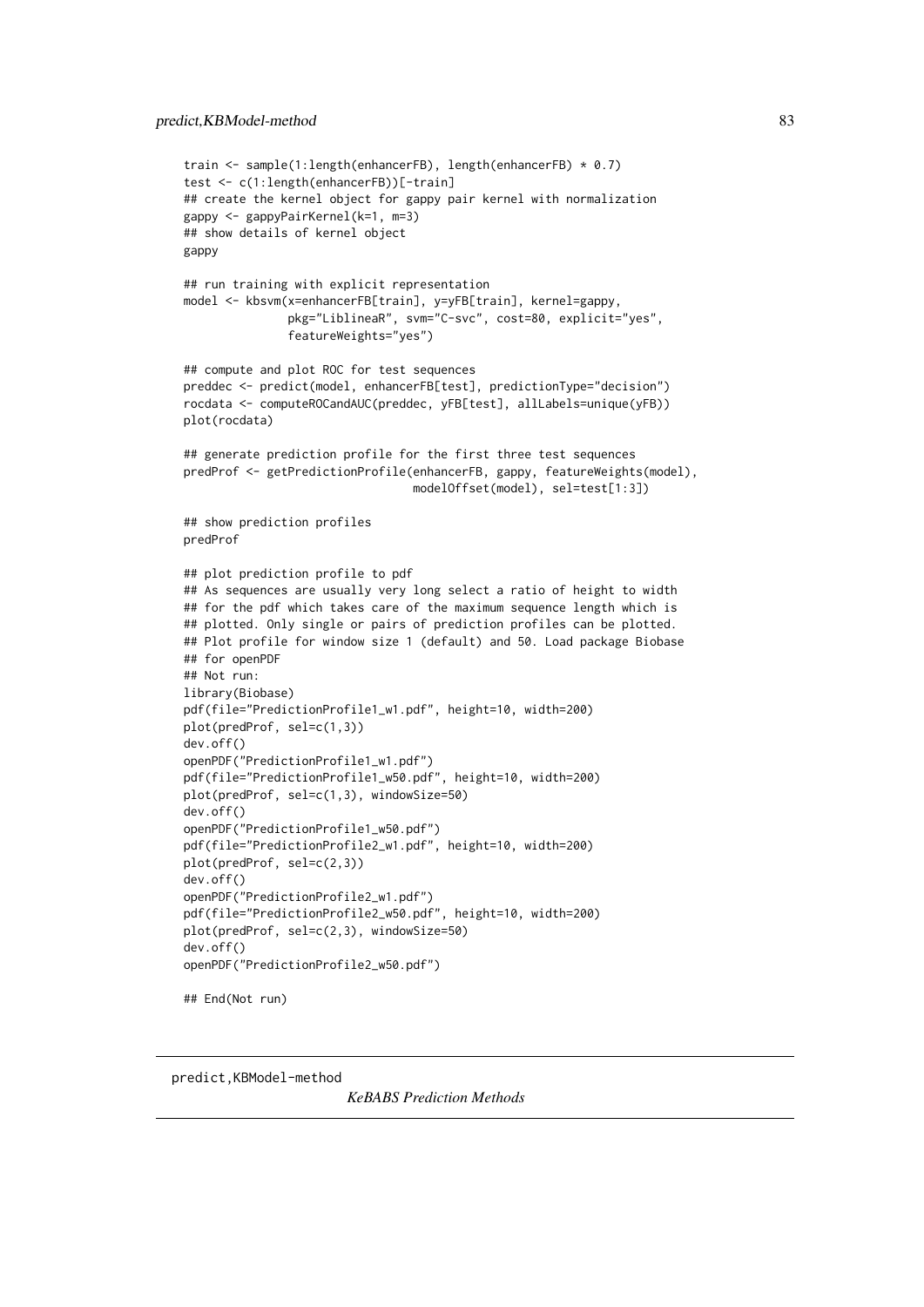```
train <- sample(1:length(enhancerFB), length(enhancerFB) * 0.7)
test <- c(1:length(enhancerFB))[-train]
## create the kernel object for gappy pair kernel with normalization
gappy <- gappyPairKernel(k=1, m=3)
## show details of kernel object
gappy

## run training with explicit representation
model <- kbsvm(x=enhancerFB[train], y=yFB[train], kernel=gappy,
               pkg="LiblineaR", svm="C-svc", cost=80, explicit="yes",
               featureWeights="yes")

## compute and plot ROC for test sequences
preddec <- predict(model, enhancerFB[test], predictionType="decision")
rocdata <- computeROCandAUC(preddec, yFB[test], allLabels=unique(yFB))
plot(rocdata)

## generate prediction profile for the first three test sequences
predProf <- getPredictionProfile(enhancerFB, gappy, featureWeights(model),
                                 modelOffset(model), sel=test[1:3])

## show prediction profiles
predProf

## plot prediction profile to pdf
## As sequences are usually very long select a ratio of height to width
## for the pdf which takes care of the maximum sequence length which is
## plotted. Only single or pairs of prediction profiles can be plotted.
## Plot profile for window size 1 (default) and 50. Load package Biobase
## for openPDF
## Not run:
library(Biobase)
pdf(file="PredictionProfile1_w1.pdf", height=10, width=200)
plot(predProf, sel=c(1,3))
dev.off()
openPDF("PredictionProfile1_w1.pdf")
pdf(file="PredictionProfile1_w50.pdf", height=10, width=200)
plot(predProf, sel=c(1,3), windowSize=50)
dev.off()
openPDF("PredictionProfile1_w50.pdf")
pdf(file="PredictionProfile2_w1.pdf", height=10, width=200)
plot(predProf, sel=c(2,3))
dev.off()
openPDF("PredictionProfile2_w1.pdf")
pdf(file="PredictionProfile2_w50.pdf", height=10, width=200)
plot(predProf, sel=c(2,3), windowSize=50)
dev.off()
openPDF("PredictionProfile2_w50.pdf")

## End(Not run)
```

---

## predict,KBModel-method *KeBABS Prediction Methods*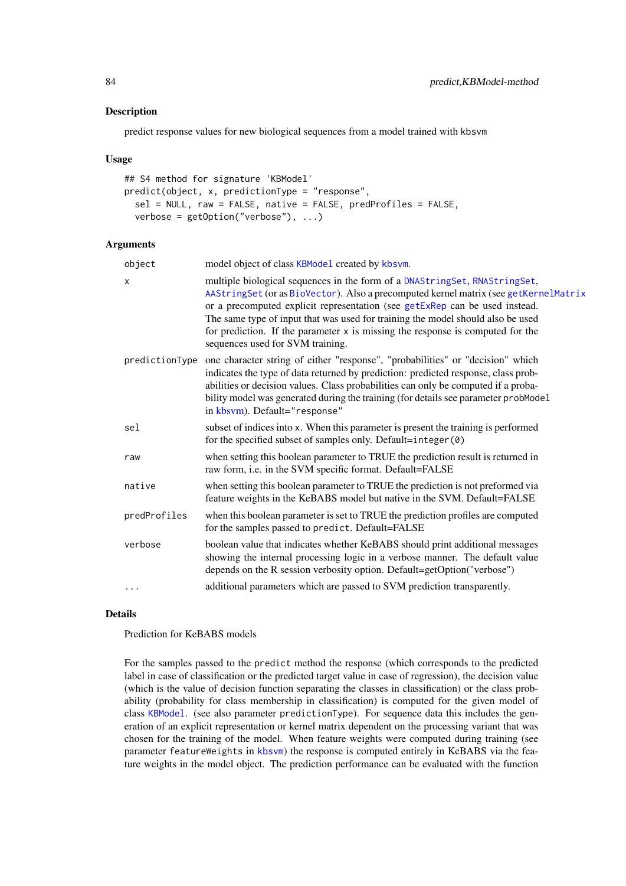## Description

predict response values for new biological sequences from a model trained with kbsvm

## Usage

```
## S4 method for signature 'KBModel'
predict(object, x, predictionType = "response",
  sel = NULL, raw = FALSE, native = FALSE, predProfiles = FALSE,
  verbose = getOption("verbose"), ...)
```

## Arguments

| | |
|---|---|
| object | model object of class KBModel created by kbsvm. |
| x | multiple biological sequences in the form of a DNAStringSet, RNAStringSet, AAStringSet (or as BioVector). Also a precomputed kernel matrix (see getKernelMatrix or a precomputed explicit representation (see getExRep can be used instead. The same type of input that was used for training the model should also be used for prediction. If the parameter x is missing the response is computed for the sequences used for SVM training. |
| predictionType | one character string of either "response", "probabilities" or "decision" which indicates the type of data returned by prediction: predicted response, class probabilities or decision values. Class probabilities can only be computed if a probability model was generated during the training (for details see parameter probModel in kbsvm). Default="response" |
| sel | subset of indices into x. When this parameter is present the training is performed for the specified subset of samples only. Default=integer(0) |
| raw | when setting this boolean parameter to TRUE the prediction result is returned in raw form, i.e. in the SVM specific format. Default=FALSE |
| native | when setting this boolean parameter to TRUE the prediction is not preformed via feature weights in the KeBABS model but native in the SVM. Default=FALSE |
| predProfiles | when this boolean parameter is set to TRUE the prediction profiles are computed for the samples passed to predict. Default=FALSE |
| verbose | boolean value that indicates whether KeBABS should print additional messages showing the internal processing logic in a verbose manner. The default value depends on the R session verbosity option. Default=getOption("verbose") |
| ... | additional parameters which are passed to SVM prediction transparently. |

## Details

Prediction for KeBABS models

For the samples passed to the predict method the response (which corresponds to the predicted label in case of classification or the predicted target value in case of regression), the decision value (which is the value of decision function separating the classes in classification) or the class probability (probability for class membership in classification) is computed for the given model of class KBModel. (see also parameter predictionType). For sequence data this includes the generation of an explicit representation or kernel matrix dependent on the processing variant that was chosen for the training of the model. When feature weights were computed during training (see parameter featureWeights in kbsvm) the response is computed entirely in KeBABS via the feature weights in the model object. The prediction performance can be evaluated with the function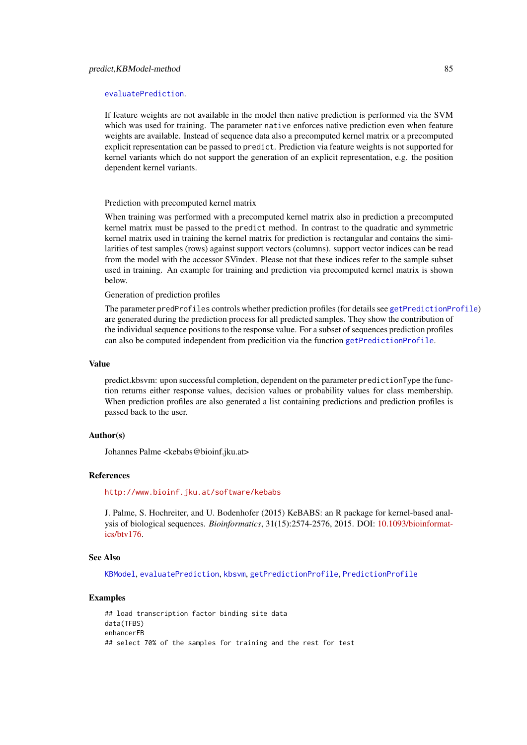evaluatePrediction.

If feature weights are not available in the model then native prediction is performed via the SVM which was used for training. The parameter `native` enforces native prediction even when feature weights are available. Instead of sequence data also a precomputed kernel matrix or a precomputed explicit representation can be passed to `predict`. Prediction via feature weights is not supported for kernel variants which do not support the generation of an explicit representation, e.g. the position dependent kernel variants.

Prediction with precomputed kernel matrix

When training was performed with a precomputed kernel matrix also in prediction a precomputed kernel matrix must be passed to the `predict` method. In contrast to the quadratic and symmetric kernel matrix used in training the kernel matrix for prediction is rectangular and contains the similarities of test samples (rows) against support vectors (columns). support vector indices can be read from the model with the accessor SVindex. Please not that these indices refer to the sample subset used in training. An example for training and prediction via precomputed kernel matrix is shown below.

Generation of prediction profiles

The parameter `predProfiles` controls whether prediction profiles (for details see getPredictionProfile) are generated during the prediction process for all predicted samples. They show the contribution of the individual sequence positions to the response value. For a subset of sequences prediction profiles can also be computed independent from predicition via the function getPredictionProfile.

## Value

predict.kbsvm: upon successful completion, dependent on the parameter `predictionType` the function returns either response values, decision values or probability values for class membership. When prediction profiles are also generated a list containing predictions and prediction profiles is passed back to the user.

## Author(s)

Johannes Palme <kebabs@bioinf.jku.at>

## References

http://www.bioinf.jku.at/software/kebabs

J. Palme, S. Hochreiter, and U. Bodenhofer (2015) KeBABS: an R package for kernel-based analysis of biological sequences. *Bioinformatics*, 31(15):2574-2576, 2015. DOI: 10.1093/bioinformatics/btv176.

## See Also

KBModel, evaluatePrediction, kbsvm, getPredictionProfile, PredictionProfile

## Examples

```
## load transcription factor binding site data
data(TFBS)
enhancerFB
## select 70% of the samples for training and the rest for test
```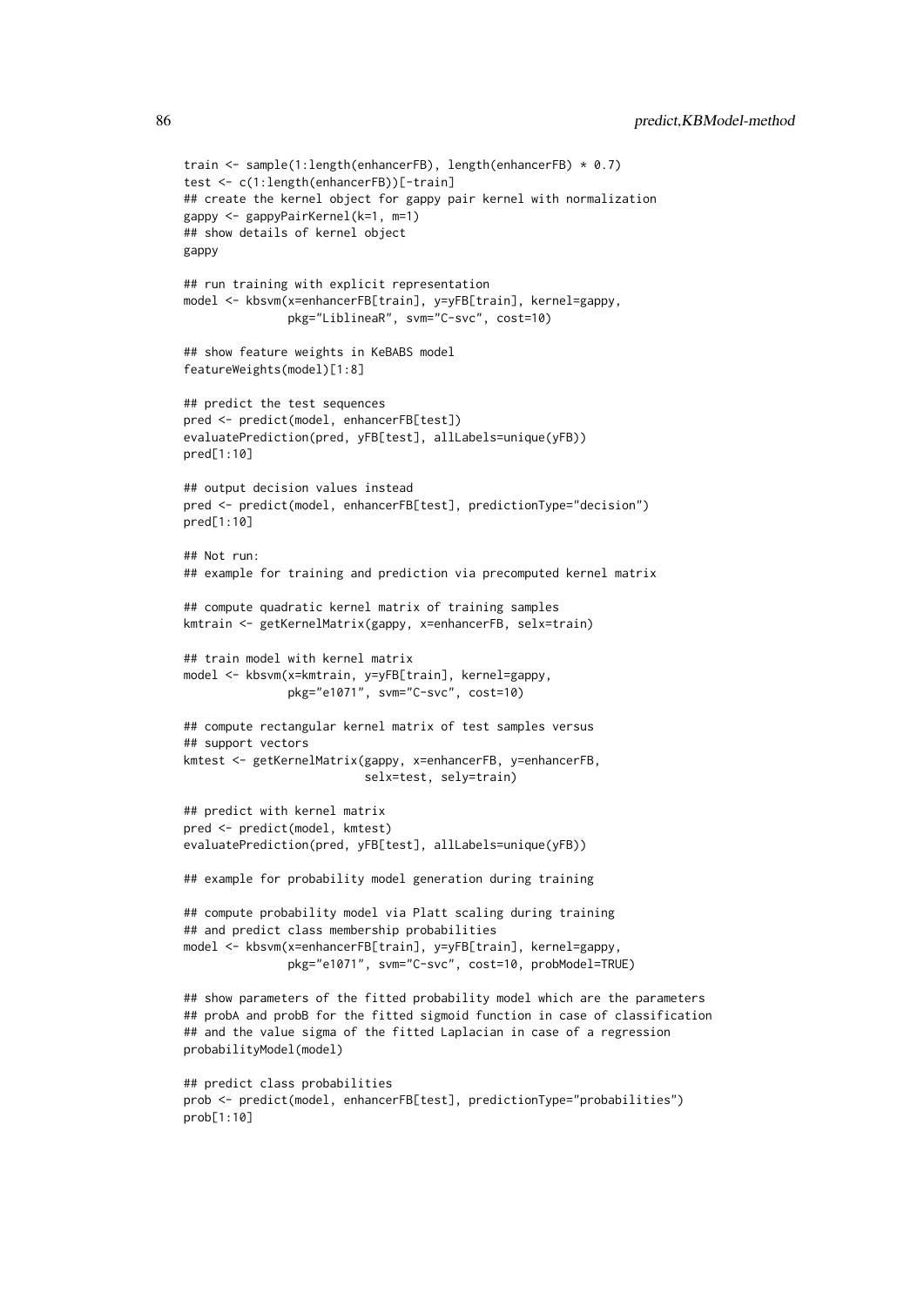```
train <- sample(1:length(enhancerFB), length(enhancerFB) * 0.7)
test <- c(1:length(enhancerFB))[-train]
## create the kernel object for gappy pair kernel with normalization
gappy <- gappyPairKernel(k=1, m=1)
## show details of kernel object
gappy

## run training with explicit representation
model <- kbsvm(x=enhancerFB[train], y=yFB[train], kernel=gappy,
               pkg="LiblineaR", svm="C-svc", cost=10)

## show feature weights in KeBABS model
featureWeights(model)[1:8]

## predict the test sequences
pred <- predict(model, enhancerFB[test])
evaluatePrediction(pred, yFB[test], allLabels=unique(yFB))
pred[1:10]

## output decision values instead
pred <- predict(model, enhancerFB[test], predictionType="decision")
pred[1:10]

## Not run:
## example for training and prediction via precomputed kernel matrix

## compute quadratic kernel matrix of training samples
kmtrain <- getKernelMatrix(gappy, x=enhancerFB, selx=train)

## train model with kernel matrix
model <- kbsvm(x=kmtrain, y=yFB[train], kernel=gappy,
               pkg="e1071", svm="C-svc", cost=10)

## compute rectangular kernel matrix of test samples versus
## support vectors
kmtest <- getKernelMatrix(gappy, x=enhancerFB, y=enhancerFB,
                          selx=test, sely=train)

## predict with kernel matrix
pred <- predict(model, kmtest)
evaluatePrediction(pred, yFB[test], allLabels=unique(yFB))

## example for probability model generation during training

## compute probability model via Platt scaling during training
## and predict class membership probabilities
model <- kbsvm(x=enhancerFB[train], y=yFB[train], kernel=gappy,
               pkg="e1071", svm="C-svc", cost=10, probModel=TRUE)

## show parameters of the fitted probability model which are the parameters
## probA and probB for the fitted sigmoid function in case of classification
## and the value sigma of the fitted Laplacian in case of a regression
probabilityModel(model)

## predict class probabilities
prob <- predict(model, enhancerFB[test], predictionType="probabilities")
prob[1:10]
```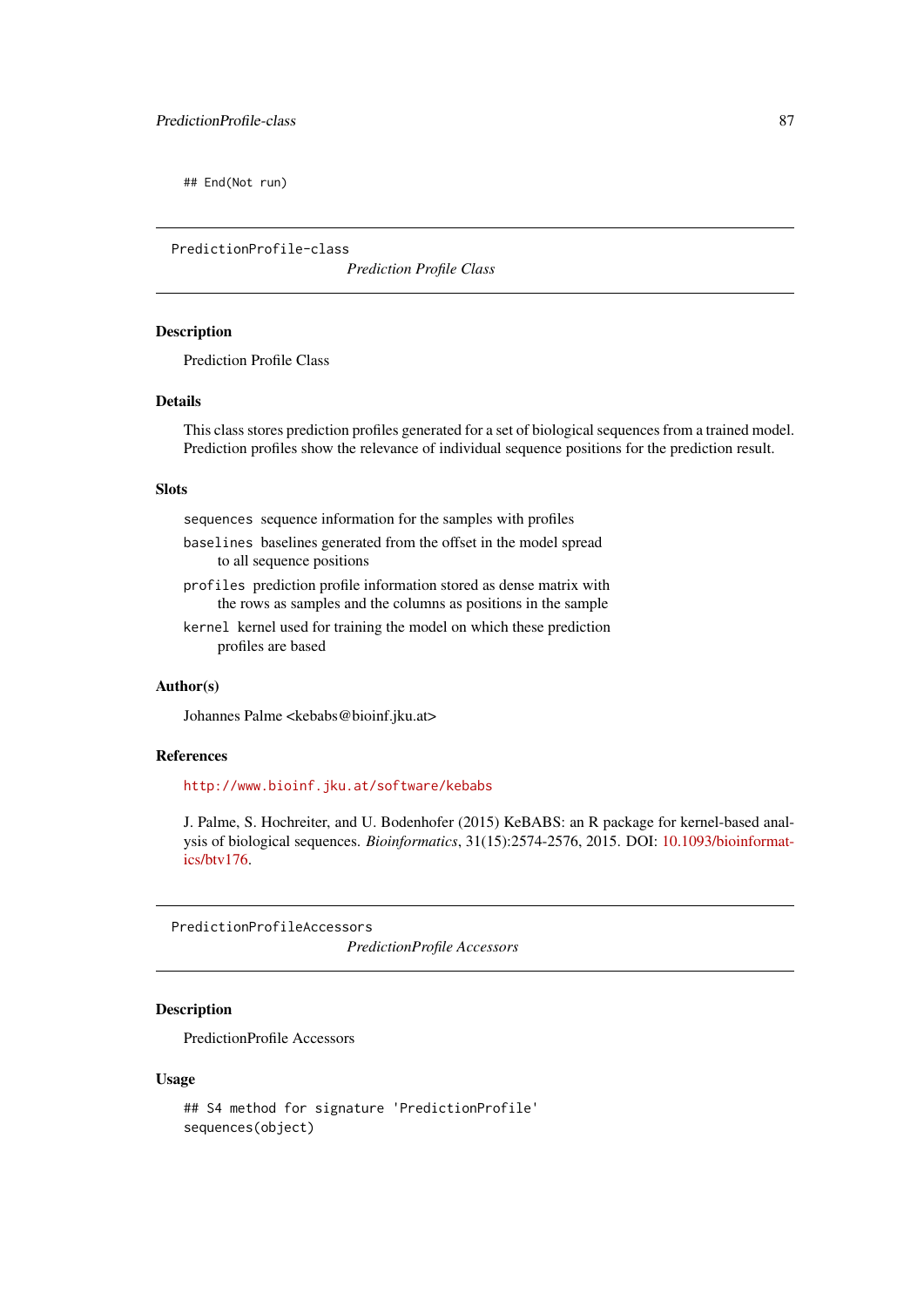```
## End(Not run)
```

---

PredictionProfile-class

*Prediction Profile Class*

---

### Description

Prediction Profile Class

### Details

This class stores prediction profiles generated for a set of biological sequences from a trained model. Prediction profiles show the relevance of individual sequence positions for the prediction result.

### Slots

`sequences` sequence information for the samples with profiles

`baselines` baselines generated from the offset in the model spread to all sequence positions

`profiles` prediction profile information stored as dense matrix with the rows as samples and the columns as positions in the sample

`kernel` kernel used for training the model on which these prediction profiles are based

### Author(s)

Johannes Palme <kebabs@bioinf.jku.at>

### References

http://www.bioinf.jku.at/software/kebabs

J. Palme, S. Hochreiter, and U. Bodenhofer (2015) KeBABS: an R package for kernel-based analysis of biological sequences. *Bioinformatics*, 31(15):2574-2576, 2015. DOI: 10.1093/bioinformatics/btv176.

---

PredictionProfileAccessors

*PredictionProfile Accessors*

---

### Description

PredictionProfile Accessors

### Usage

```
## S4 method for signature 'PredictionProfile'
sequences(object)
```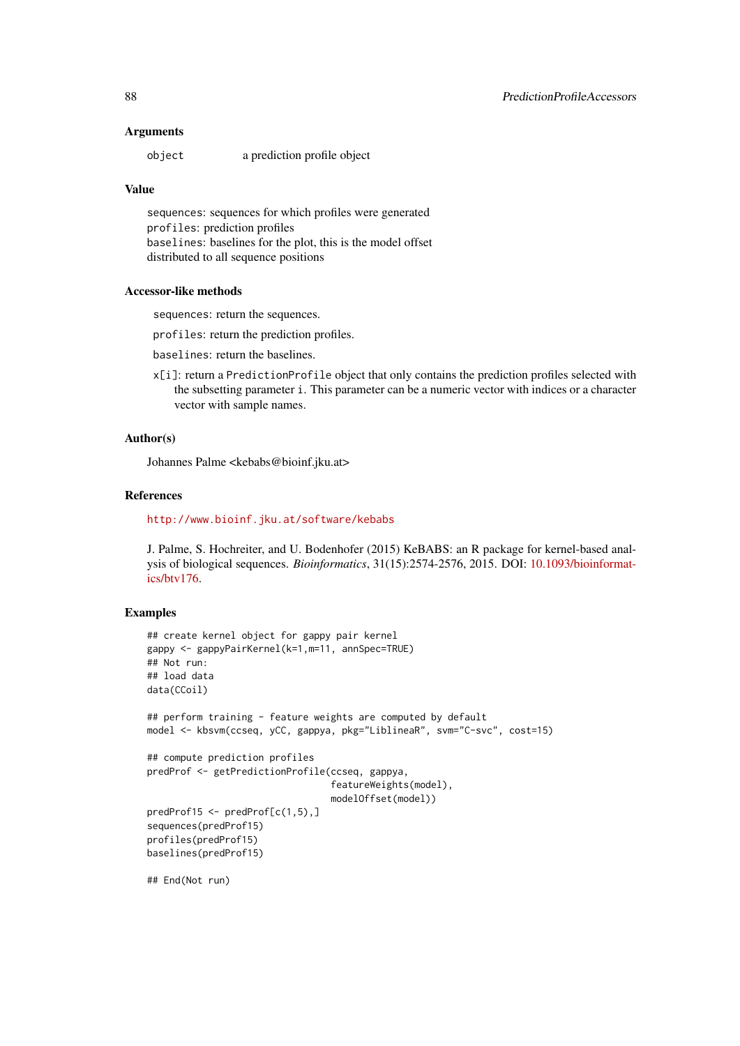### Arguments

`object` a prediction profile object

### Value

`sequences`: sequences for which profiles were generated
`profiles`: prediction profiles
`baselines`: baselines for the plot, this is the model offset distributed to all sequence positions

### Accessor-like methods

- `sequences`: return the sequences.
- `profiles`: return the prediction profiles.
- `baselines`: return the baselines.
- `x[i]`: return a `PredictionProfile` object that only contains the prediction profiles selected with the subsetting parameter `i`. This parameter can be a numeric vector with indices or a character vector with sample names.

### Author(s)

Johannes Palme <kebabs@bioinf.jku.at>

### References

http://www.bioinf.jku.at/software/kebabs

J. Palme, S. Hochreiter, and U. Bodenhofer (2015) KeBABS: an R package for kernel-based analysis of biological sequences. *Bioinformatics*, 31(15):2574-2576, 2015. DOI: 10.1093/bioinformatics/btv176.

### Examples

```
## create kernel object for gappy pair kernel
gappy <- gappyPairKernel(k=1,m=11, annSpec=TRUE)
## Not run:
## load data
data(CCoil)

## perform training - feature weights are computed by default
model <- kbsvm(ccseq, yCC, gappya, pkg="LiblineaR", svm="C-svc", cost=15)

## compute prediction profiles
predProf <- getPredictionProfile(ccseq, gappya,
                                 featureWeights(model),
                                 modelOffset(model))
predProf15 <- predProf[c(1,5),]
sequences(predProf15)
profiles(predProf15)
baselines(predProf15)

## End(Not run)
```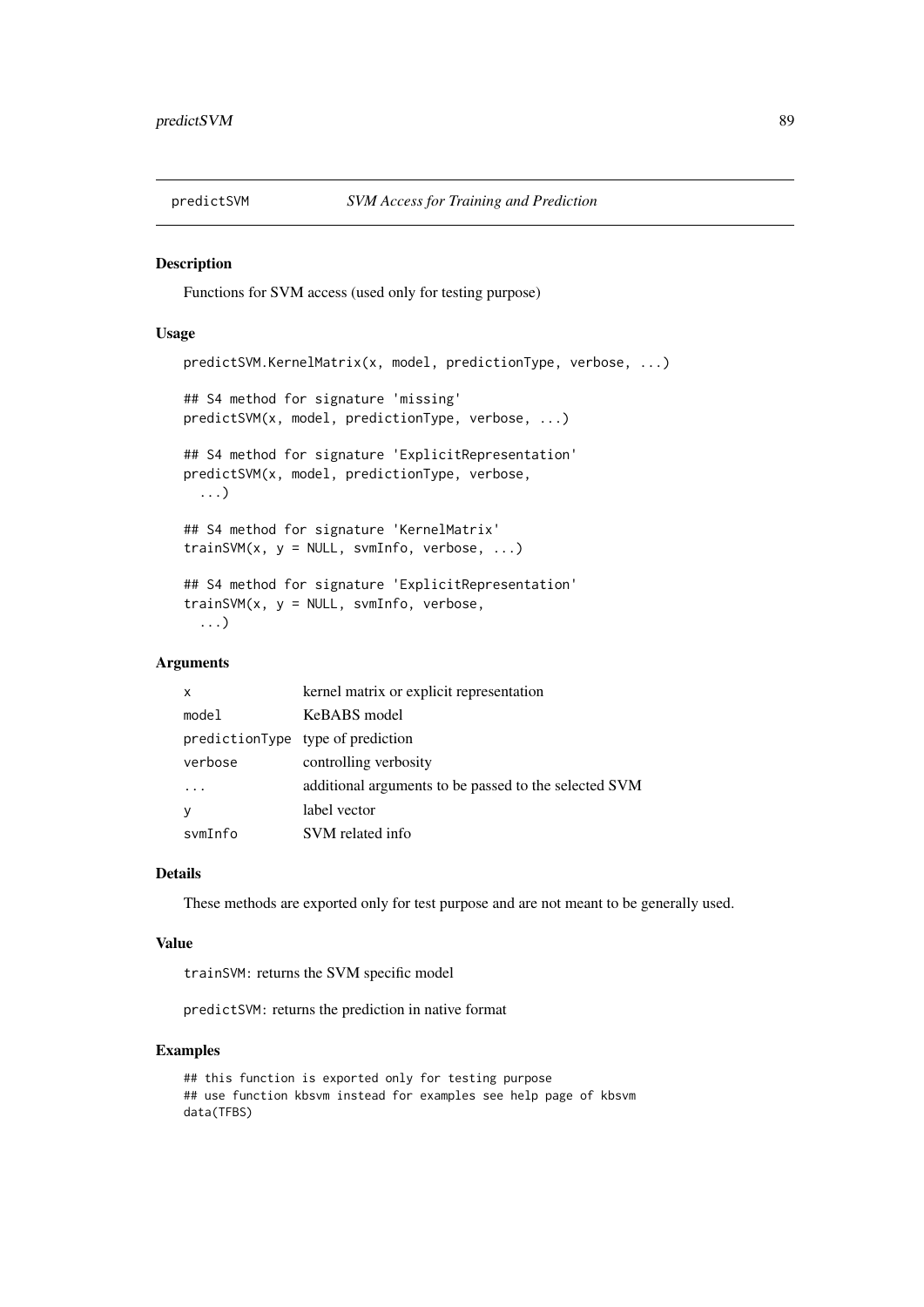predictSVM *SVM Access for Training and Prediction*

## Description

Functions for SVM access (used only for testing purpose)

## Usage

```
predictSVM.KernelMatrix(x, model, predictionType, verbose, ...)

## S4 method for signature 'missing'
predictSVM(x, model, predictionType, verbose, ...)

## S4 method for signature 'ExplicitRepresentation'
predictSVM(x, model, predictionType, verbose,
  ...)

## S4 method for signature 'KernelMatrix'
trainSVM(x, y = NULL, svmInfo, verbose, ...)

## S4 method for signature 'ExplicitRepresentation'
trainSVM(x, y = NULL, svmInfo, verbose,
  ...)
```

## Arguments

| | |
|---|---|
| x | kernel matrix or explicit representation |
| model | KeBABS model |
| predictionType | type of prediction |
| verbose | controlling verbosity |
| ... | additional arguments to be passed to the selected SVM |
| y | label vector |
| svmInfo | SVM related info |

## Details

These methods are exported only for test purpose and are not meant to be generally used.

## Value

trainSVM: returns the SVM specific model

predictSVM: returns the prediction in native format

## Examples

```
## this function is exported only for testing purpose
## use function kbsvm instead for examples see help page of kbsvm
data(TFBS)
```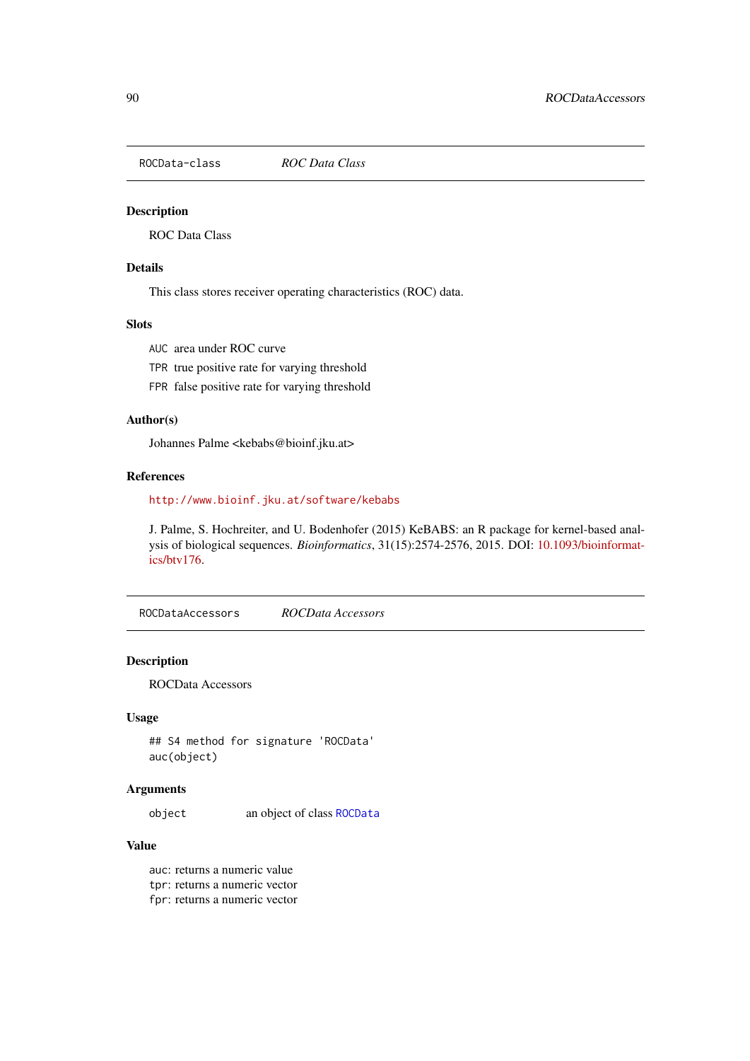## ROCData-class *ROC Data Class*

### Description

ROC Data Class

### Details

This class stores receiver operating characteristics (ROC) data.

### Slots

`AUC` area under ROC curve

`TPR` true positive rate for varying threshold

`FPR` false positive rate for varying threshold

### Author(s)

Johannes Palme <kebabs@bioinf.jku.at>

### References

http://www.bioinf.jku.at/software/kebabs

J. Palme, S. Hochreiter, and U. Bodenhofer (2015) KeBABS: an R package for kernel-based analysis of biological sequences. *Bioinformatics*, 31(15):2574-2576, 2015. DOI: 10.1093/bioinformatics/btv176.

## ROCDataAccessors *ROCData Accessors*

### Description

ROCData Accessors

### Usage

```
## S4 method for signature 'ROCData'
auc(object)
```

### Arguments

| | |
|---|---|
| `object` | an object of class `ROCData` |

### Value

auc: returns a numeric value
tpr: returns a numeric vector
fpr: returns a numeric vector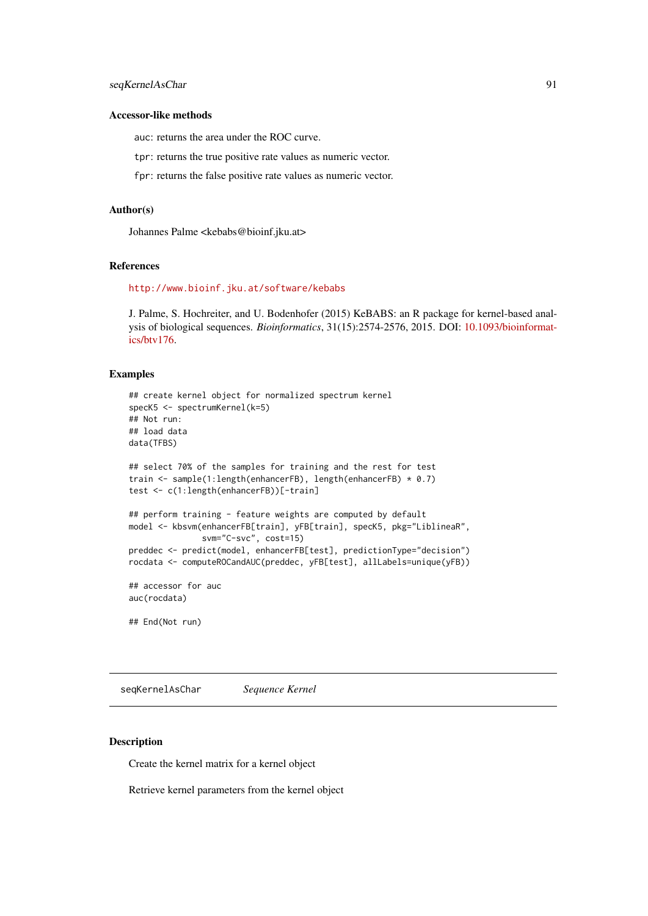### Accessor-like methods

`auc`: returns the area under the ROC curve.

`tpr`: returns the true positive rate values as numeric vector.

`fpr`: returns the false positive rate values as numeric vector.

### Author(s)

Johannes Palme <kebabs@bioinf.jku.at>

### References

http://www.bioinf.jku.at/software/kebabs

J. Palme, S. Hochreiter, and U. Bodenhofer (2015) KeBABS: an R package for kernel-based analysis of biological sequences. *Bioinformatics*, 31(15):2574-2576, 2015. DOI: 10.1093/bioinformatics/btv176.

### Examples

```
## create kernel object for normalized spectrum kernel
specK5 <- spectrumKernel(k=5)
## Not run:
## load data
data(TFBS)

## select 70% of the samples for training and the rest for test
train <- sample(1:length(enhancerFB), length(enhancerFB) * 0.7)
test <- c(1:length(enhancerFB))[-train]

## perform training - feature weights are computed by default
model <- kbsvm(enhancerFB[train], yFB[train], specK5, pkg="LiblineaR",
               svm="C-svc", cost=15)
preddec <- predict(model, enhancerFB[test], predictionType="decision")
rocdata <- computeROCandAUC(preddec, yFB[test], allLabels=unique(yFB))

## accessor for auc
auc(rocdata)

## End(Not run)
```

---

## seqKernelAsChar *Sequence Kernel*

### Description

Create the kernel matrix for a kernel object

Retrieve kernel parameters from the kernel object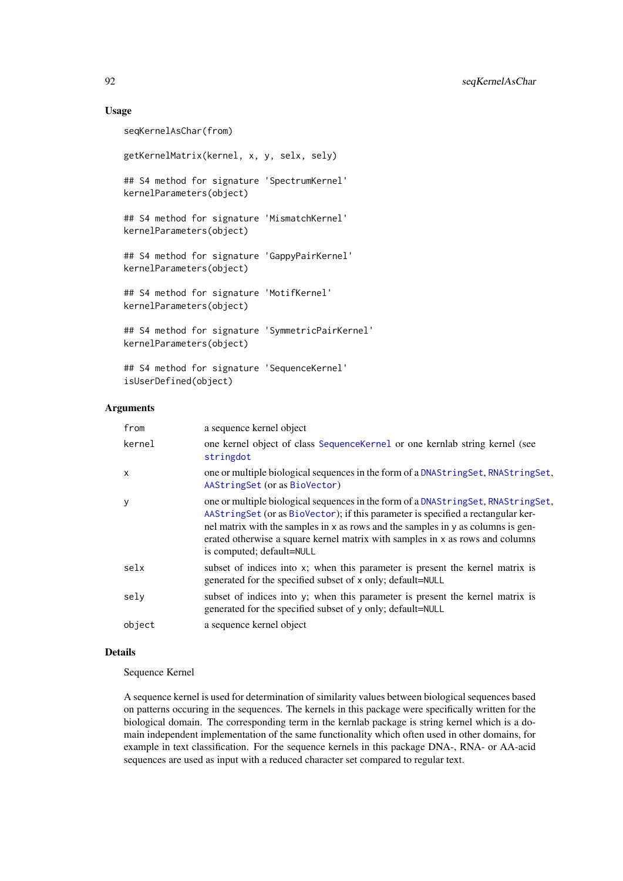### Usage

```
seqKernelAsChar(from)

getKernelMatrix(kernel, x, y, selx, sely)

## S4 method for signature 'SpectrumKernel'
kernelParameters(object)

## S4 method for signature 'MismatchKernel'
kernelParameters(object)

## S4 method for signature 'GappyPairKernel'
kernelParameters(object)

## S4 method for signature 'MotifKernel'
kernelParameters(object)

## S4 method for signature 'SymmetricPairKernel'
kernelParameters(object)

## S4 method for signature 'SequenceKernel'
isUserDefined(object)
```

### Arguments

| | |
|---|---|
| `from` | a sequence kernel object |
| `kernel` | one kernel object of class `SequenceKernel` or one kernlab string kernel (see `stringdot` |
| `x` | one or multiple biological sequences in the form of a `DNAStringSet`, `RNAStringSet`, `AAStringSet` (or as `BioVector`) |
| `y` | one or multiple biological sequences in the form of a `DNAStringSet`, `RNAStringSet`, `AAStringSet` (or as `BioVector`); if this parameter is specified a rectangular kernel matrix with the samples in `x` as rows and the samples in `y` as columns is generated otherwise a square kernel matrix with samples in `x` as rows and columns is computed; default=`NULL` |
| `selx` | subset of indices into `x`; when this parameter is present the kernel matrix is generated for the specified subset of `x` only; default=`NULL` |
| `sely` | subset of indices into `y`; when this parameter is present the kernel matrix is generated for the specified subset of `y` only; default=`NULL` |
| `object` | a sequence kernel object |

### Details

Sequence Kernel

A sequence kernel is used for determination of similarity values between biological sequences based on patterns occuring in the sequences. The kernels in this package were specifically written for the biological domain. The corresponding term in the kernlab package is string kernel which is a domain independent implementation of the same functionality which often used in other domains, for example in text classification. For the sequence kernels in this package DNA-, RNA- or AA-acid sequences are used as input with a reduced character set compared to regular text.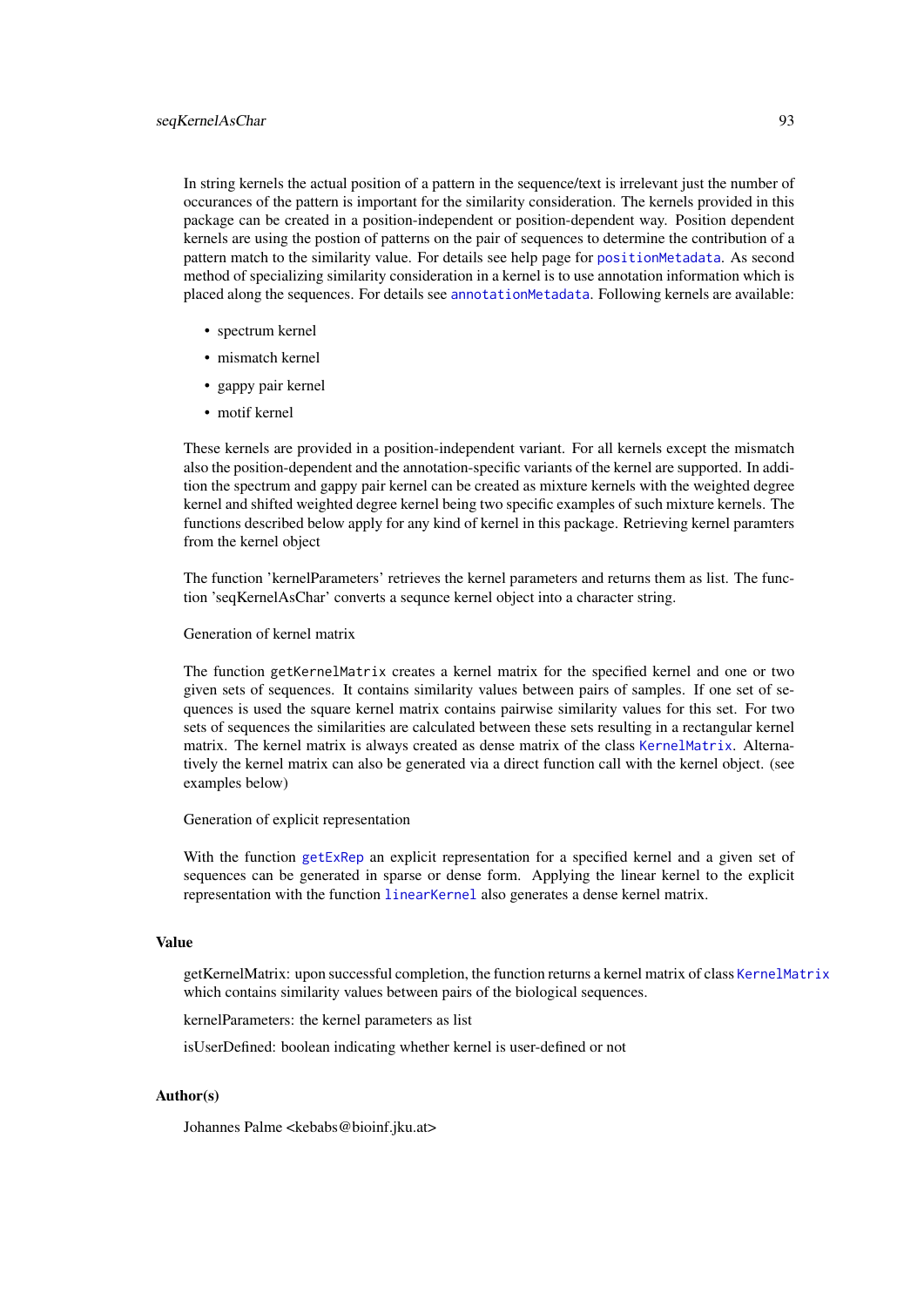In string kernels the actual position of a pattern in the sequence/text is irrelevant just the number of occurances of the pattern is important for the similarity consideration. The kernels provided in this package can be created in a position-independent or position-dependent way. Position dependent kernels are using the postion of patterns on the pair of sequences to determine the contribution of a pattern match to the similarity value. For details see help page for `positionMetadata`. As second method of specializing similarity consideration in a kernel is to use annotation information which is placed along the sequences. For details see `annotationMetadata`. Following kernels are available:

- spectrum kernel
- mismatch kernel
- gappy pair kernel
- motif kernel

These kernels are provided in a position-independent variant. For all kernels except the mismatch also the position-dependent and the annotation-specific variants of the kernel are supported. In addition the spectrum and gappy pair kernel can be created as mixture kernels with the weighted degree kernel and shifted weighted degree kernel being two specific examples of such mixture kernels. The functions described below apply for any kind of kernel in this package. Retrieving kernel paramters from the kernel object

The function 'kernelParameters' retrieves the kernel parameters and returns them as list. The function 'seqKernelAsChar' converts a sequnce kernel object into a character string.

Generation of kernel matrix

The function `getKernelMatrix` creates a kernel matrix for the specified kernel and one or two given sets of sequences. It contains similarity values between pairs of samples. If one set of sequences is used the square kernel matrix contains pairwise similarity values for this set. For two sets of sequences the similarities are calculated between these sets resulting in a rectangular kernel matrix. The kernel matrix is always created as dense matrix of the class `KernelMatrix`. Alternatively the kernel matrix can also be generated via a direct function call with the kernel object. (see examples below)

Generation of explicit representation

With the function `getExRep` an explicit representation for a specified kernel and a given set of sequences can be generated in sparse or dense form. Applying the linear kernel to the explicit representation with the function `linearKernel` also generates a dense kernel matrix.

## Value

getKernelMatrix: upon successful completion, the function returns a kernel matrix of class `KernelMatrix` which contains similarity values between pairs of the biological sequences.

kernelParameters: the kernel parameters as list

isUserDefined: boolean indicating whether kernel is user-defined or not

## Author(s)

Johannes Palme <kebabs@bioinf.jku.at>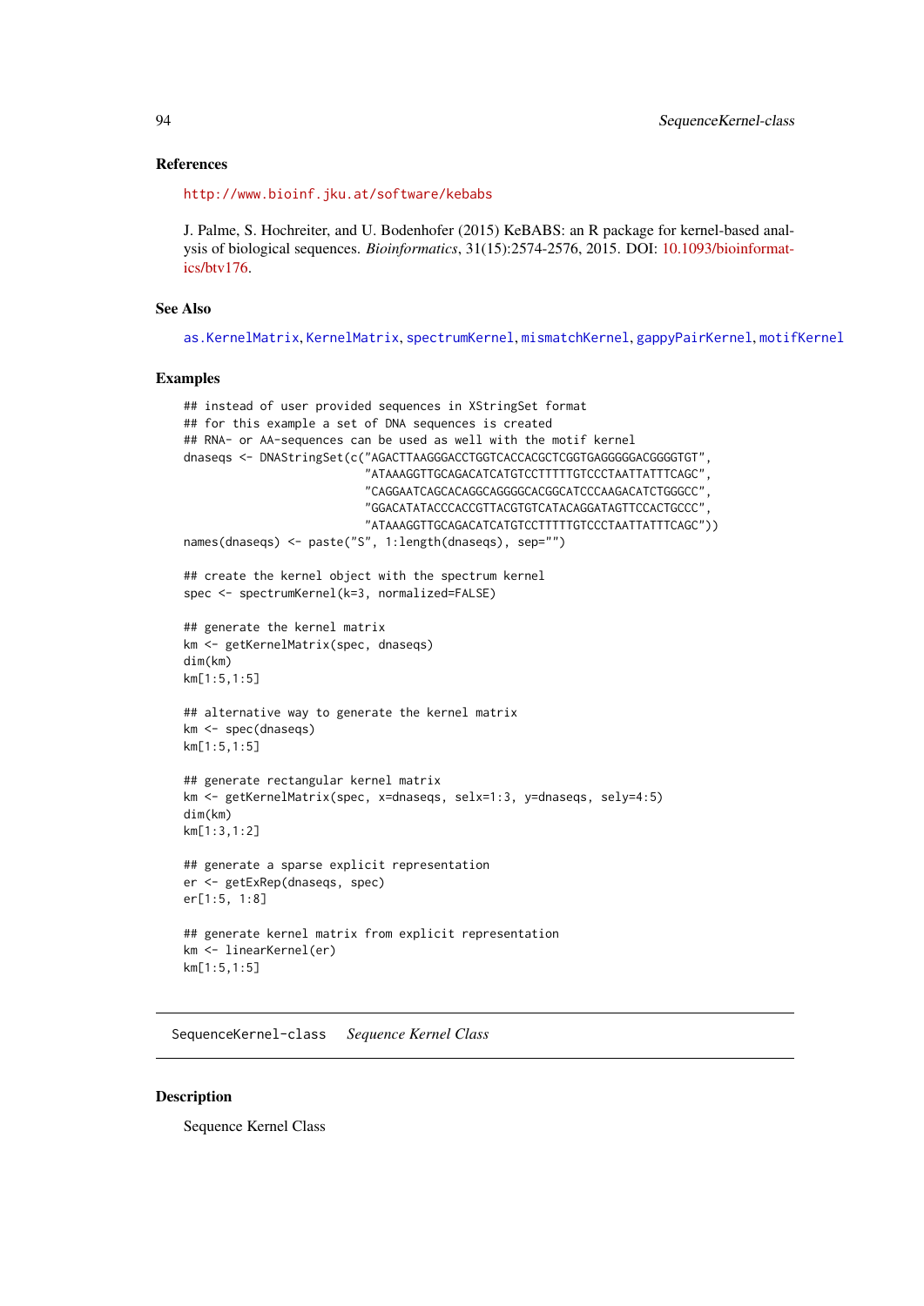## References

http://www.bioinf.jku.at/software/kebabs

J. Palme, S. Hochreiter, and U. Bodenhofer (2015) KeBABS: an R package for kernel-based analysis of biological sequences. *Bioinformatics*, 31(15):2574-2576, 2015. DOI: 10.1093/bioinformatics/btv176.

## See Also

as.KernelMatrix, KernelMatrix, spectrumKernel, mismatchKernel, gappyPairKernel, motifKernel

## Examples

```
## instead of user provided sequences in XStringSet format
## for this example a set of DNA sequences is created
## RNA- or AA-sequences can be used as well with the motif kernel
dnaseqs <- DNAStringSet(c("AGACTTAAGGGACCTGGTCACCACGCTCGGTGAGGGGGACGGGGTGT",
                          "ATAAAGGTTGCAGACATCATGTCCTTTTTGTCCCTAATTATTTCAGC",
                          "CAGGAATCAGCACAGGCAGGGGCACGGCATCCCAAGACATCTGGGCC",
                          "GGACATATACCCACCGTTACGTGTCATACAGGATAGTTCCACTGCCC",
                          "ATAAAGGTTGCAGACATCATGTCCTTTTTGTCCCTAATTATTTCAGC"))
names(dnaseqs) <- paste("S", 1:length(dnaseqs), sep="")

## create the kernel object with the spectrum kernel
spec <- spectrumKernel(k=3, normalized=FALSE)

## generate the kernel matrix
km <- getKernelMatrix(spec, dnaseqs)
dim(km)
km[1:5,1:5]

## alternative way to generate the kernel matrix
km <- spec(dnaseqs)
km[1:5,1:5]

## generate rectangular kernel matrix
km <- getKernelMatrix(spec, x=dnaseqs, selx=1:3, y=dnaseqs, sely=4:5)
dim(km)
km[1:3,1:2]

## generate a sparse explicit representation
er <- getExRep(dnaseqs, spec)
er[1:5, 1:8]

## generate kernel matrix from explicit representation
km <- linearKernel(er)
km[1:5,1:5]
```

---

# SequenceKernel-class *Sequence Kernel Class*

## Description

Sequence Kernel Class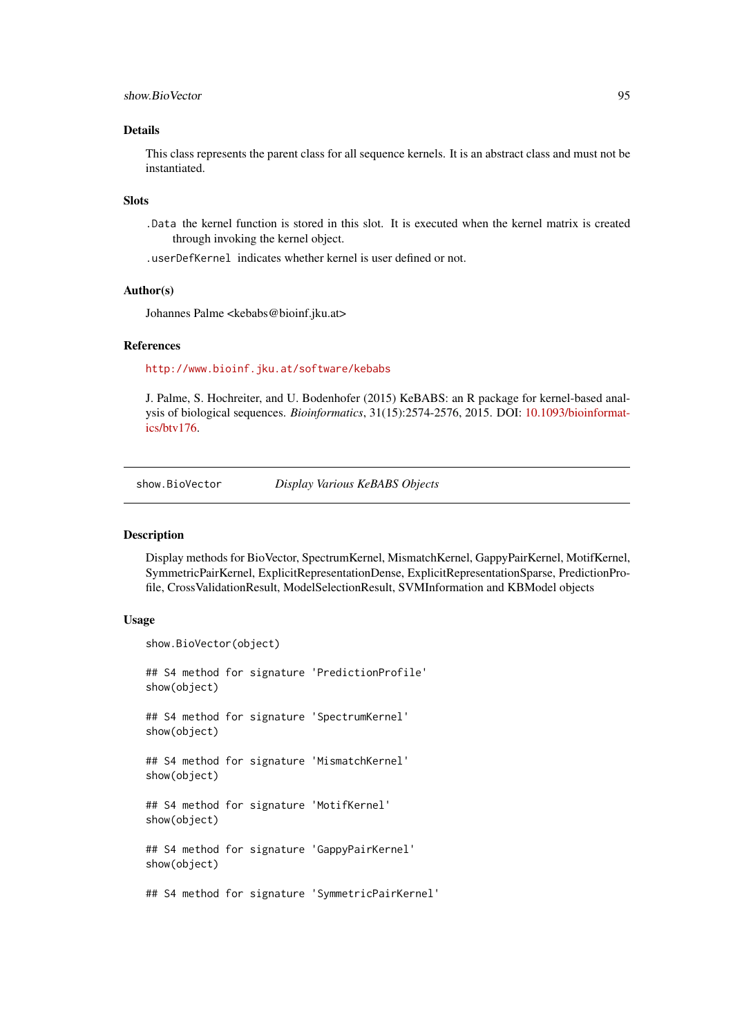### Details

This class represents the parent class for all sequence kernels. It is an abstract class and must not be instantiated.

### Slots

`.Data` the kernel function is stored in this slot. It is executed when the kernel matrix is created through invoking the kernel object.

`.userDefKernel` indicates whether kernel is user defined or not.

### Author(s)

Johannes Palme <kebabs@bioinf.jku.at>

### References

http://www.bioinf.jku.at/software/kebabs

J. Palme, S. Hochreiter, and U. Bodenhofer (2015) KeBABS: an R package for kernel-based analysis of biological sequences. *Bioinformatics*, 31(15):2574-2576, 2015. DOI: 10.1093/bioinformatics/btv176.

---

## show.BioVector — *Display Various KeBABS Objects*

---

### Description

Display methods for BioVector, SpectrumKernel, MismatchKernel, GappyPairKernel, MotifKernel, SymmetricPairKernel, ExplicitRepresentationDense, ExplicitRepresentationSparse, PredictionProfile, CrossValidationResult, ModelSelectionResult, SVMInformation and KBModel objects

### Usage

```
show.BioVector(object)

## S4 method for signature 'PredictionProfile'
show(object)

## S4 method for signature 'SpectrumKernel'
show(object)

## S4 method for signature 'MismatchKernel'
show(object)

## S4 method for signature 'MotifKernel'
show(object)

## S4 method for signature 'GappyPairKernel'
show(object)

## S4 method for signature 'SymmetricPairKernel'
```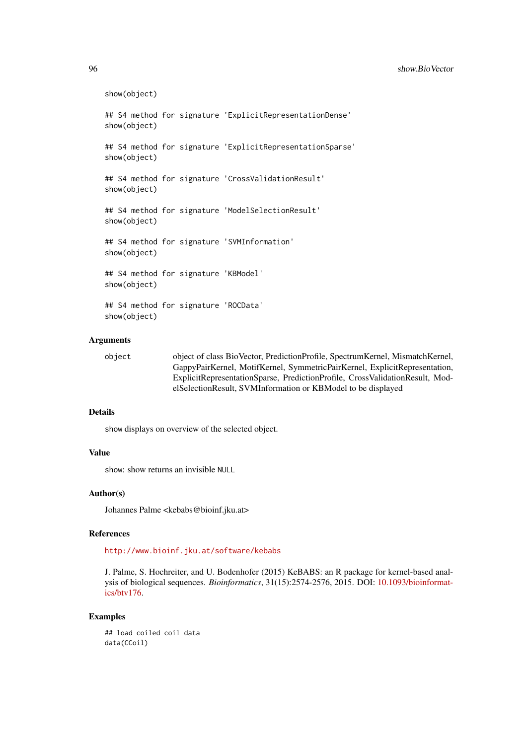```
show(object)

## S4 method for signature 'ExplicitRepresentationDense'
show(object)

## S4 method for signature 'ExplicitRepresentationSparse'
show(object)

## S4 method for signature 'CrossValidationResult'
show(object)

## S4 method for signature 'ModelSelectionResult'
show(object)

## S4 method for signature 'SVMInformation'
show(object)

## S4 method for signature 'KBModel'
show(object)

## S4 method for signature 'ROCData'
show(object)
```

## Arguments

| | |
|---|---|
| object | object of class BioVector, PredictionProfile, SpectrumKernel, MismatchKernel, GappyPairKernel, MotifKernel, SymmetricPairKernel, ExplicitRepresentation, ExplicitRepresentationSparse, PredictionProfile, CrossValidationResult, ModelSelectionResult, SVMInformation or KBModel to be displayed |

## Details

show displays on overview of the selected object.

## Value

show: show returns an invisible NULL

## Author(s)

Johannes Palme <kebabs@bioinf.jku.at>

## References

http://www.bioinf.jku.at/software/kebabs

J. Palme, S. Hochreiter, and U. Bodenhofer (2015) KeBABS: an R package for kernel-based analysis of biological sequences. *Bioinformatics*, 31(15):2574-2576, 2015. DOI: 10.1093/bioinformatics/btv176.

## Examples

```
## load coiled coil data
data(CCoil)
```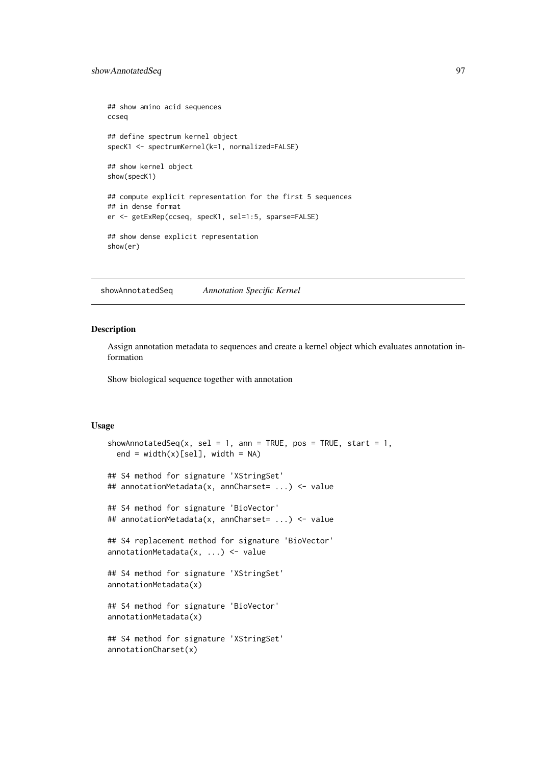```
## show amino acid sequences
ccseq

## define spectrum kernel object
specK1 <- spectrumKernel(k=1, normalized=FALSE)

## show kernel object
show(specK1)

## compute explicit representation for the first 5 sequences
## in dense format
er <- getExRep(ccseq, specK1, sel=1:5, sparse=FALSE)

## show dense explicit representation
show(er)
```

---

showAnnotatedSeq *Annotation Specific Kernel*

---

## Description

Assign annotation metadata to sequences and create a kernel object which evaluates annotation information

Show biological sequence together with annotation

## Usage

```
showAnnotatedSeq(x, sel = 1, ann = TRUE, pos = TRUE, start = 1,
  end = width(x)[sel], width = NA)

## S4 method for signature 'XStringSet'
## annotationMetadata(x, annCharset= ...) <- value

## S4 method for signature 'BioVector'
## annotationMetadata(x, annCharset= ...) <- value

## S4 replacement method for signature 'BioVector'
annotationMetadata(x, ...) <- value

## S4 method for signature 'XStringSet'
annotationMetadata(x)

## S4 method for signature 'BioVector'
annotationMetadata(x)

## S4 method for signature 'XStringSet'
annotationCharset(x)
```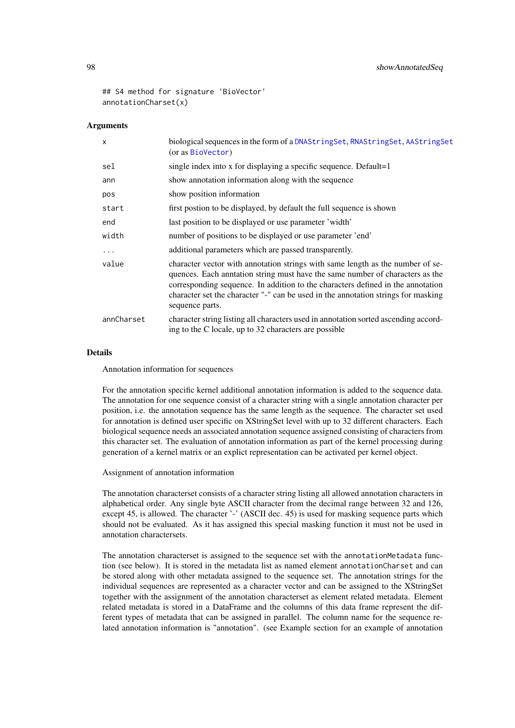```
## S4 method for signature 'BioVector'
annotationCharset(x)
```

### Arguments

| | |
|---|---|
| `x` | biological sequences in the form of a `DNAStringSet`, `RNAStringSet`, `AAStringSet` (or as `BioVector`) |
| `sel` | single index into x for displaying a specific sequence. Default=1 |
| `ann` | show annotation information along with the sequence |
| `pos` | show position information |
| `start` | first postion to be displayed, by default the full sequence is shown |
| `end` | last position to be displayed or use parameter 'width' |
| `width` | number of positions to be displayed or use parameter 'end' |
| `...` | additional parameters which are passed transparently. |
| `value` | character vector with annotation strings with same length as the number of sequences. Each anntation string must have the same number of characters as the corresponding sequence. In addition to the characters defined in the annotation character set the character "-" can be used in the annotation strings for masking sequence parts. |
| `annCharset` | character string listing all characters used in annotation sorted ascending according to the C locale, up to 32 characters are possible |

### Details

Annotation information for sequences

For the annotation specific kernel additional annotation information is added to the sequence data. The annotation for one sequence consist of a character string with a single annotation character per position, i.e. the annotation sequence has the same length as the sequence. The character set used for annotation is defined user specific on XStringSet level with up to 32 different characters. Each biological sequence needs an associated annotation sequence assigned consisting of characters from this character set. The evaluation of annotation information as part of the kernel processing during generation of a kernel matrix or an explict representation can be activated per kernel object.

Assignment of annotation information

The annotation characterset consists of a character string listing all allowed annotation characters in alphabetical order. Any single byte ASCII character from the decimal range between 32 and 126, except 45, is allowed. The character '-' (ASCII dec. 45) is used for masking sequence parts which should not be evaluated. As it has assigned this special masking function it must not be used in annotation charactersets.

The annotation characterset is assigned to the sequence set with the `annotationMetadata` function (see below). It is stored in the metadata list as named element `annotationCharset` and can be stored along with other metadata assigned to the sequence set. The annotation strings for the individual sequences are represented as a character vector and can be assigned to the XStringSet together with the assignment of the annotation characterset as element related metadata. Element related metadata is stored in a DataFrame and the columns of this data frame represent the different types of metadata that can be assigned in parallel. The column name for the sequence related annotation information is "annotation". (see Example section for an example of annotation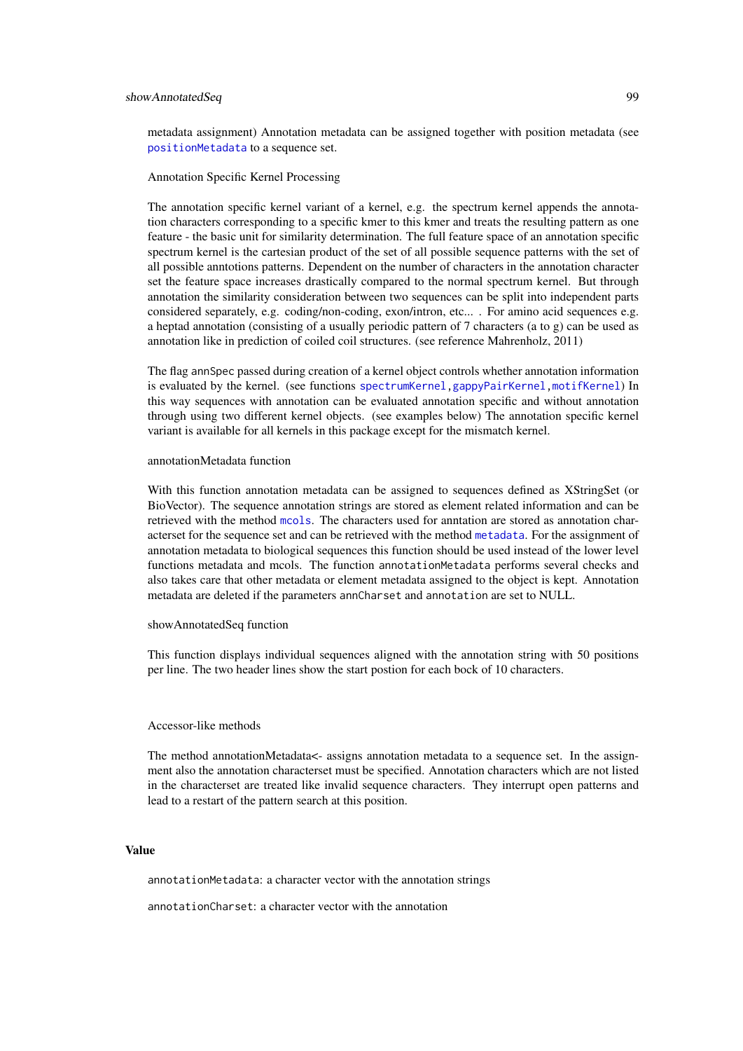metadata assignment) Annotation metadata can be assigned together with position metadata (see positionMetadata to a sequence set.

Annotation Specific Kernel Processing

The annotation specific kernel variant of a kernel, e.g. the spectrum kernel appends the annotation characters corresponding to a specific kmer to this kmer and treats the resulting pattern as one feature - the basic unit for similarity determination. The full feature space of an annotation specific spectrum kernel is the cartesian product of the set of all possible sequence patterns with the set of all possible anntotions patterns. Dependent on the number of characters in the annotation character set the feature space increases drastically compared to the normal spectrum kernel. But through annotation the similarity consideration between two sequences can be split into independent parts considered separately, e.g. coding/non-coding, exon/intron, etc... . For amino acid sequences e.g. a heptad annotation (consisting of a usually periodic pattern of 7 characters (a to g) can be used as annotation like in prediction of coiled coil structures. (see reference Mahrenholz, 2011)

The flag `annSpec` passed during creation of a kernel object controls whether annotation information is evaluated by the kernel. (see functions `spectrumKernel`,`gappyPairKernel`,`motifKernel`) In this way sequences with annotation can be evaluated annotation specific and without annotation through using two different kernel objects. (see examples below) The annotation specific kernel variant is available for all kernels in this package except for the mismatch kernel.

annotationMetadata function

With this function annotation metadata can be assigned to sequences defined as XStringSet (or BioVector). The sequence annotation strings are stored as element related information and can be retrieved with the method `mcols`. The characters used for anntation are stored as annotation characterset for the sequence set and can be retrieved with the method `metadata`. For the assignment of annotation metadata to biological sequences this function should be used instead of the lower level functions metadata and mcols. The function `annotationMetadata` performs several checks and also takes care that other metadata or element metadata assigned to the object is kept. Annotation metadata are deleted if the parameters `annCharset` and `annotation` are set to NULL.

showAnnotatedSeq function

This function displays individual sequences aligned with the annotation string with 50 positions per line. The two header lines show the start postion for each bock of 10 characters.

Accessor-like methods

The method annotationMetadata<- assigns annotation metadata to a sequence set. In the assignment also the annotation characterset must be specified. Annotation characters which are not listed in the characterset are treated like invalid sequence characters. They interrupt open patterns and lead to a restart of the pattern search at this position.

## Value

`annotationMetadata`: a character vector with the annotation strings

`annotationCharset`: a character vector with the annotation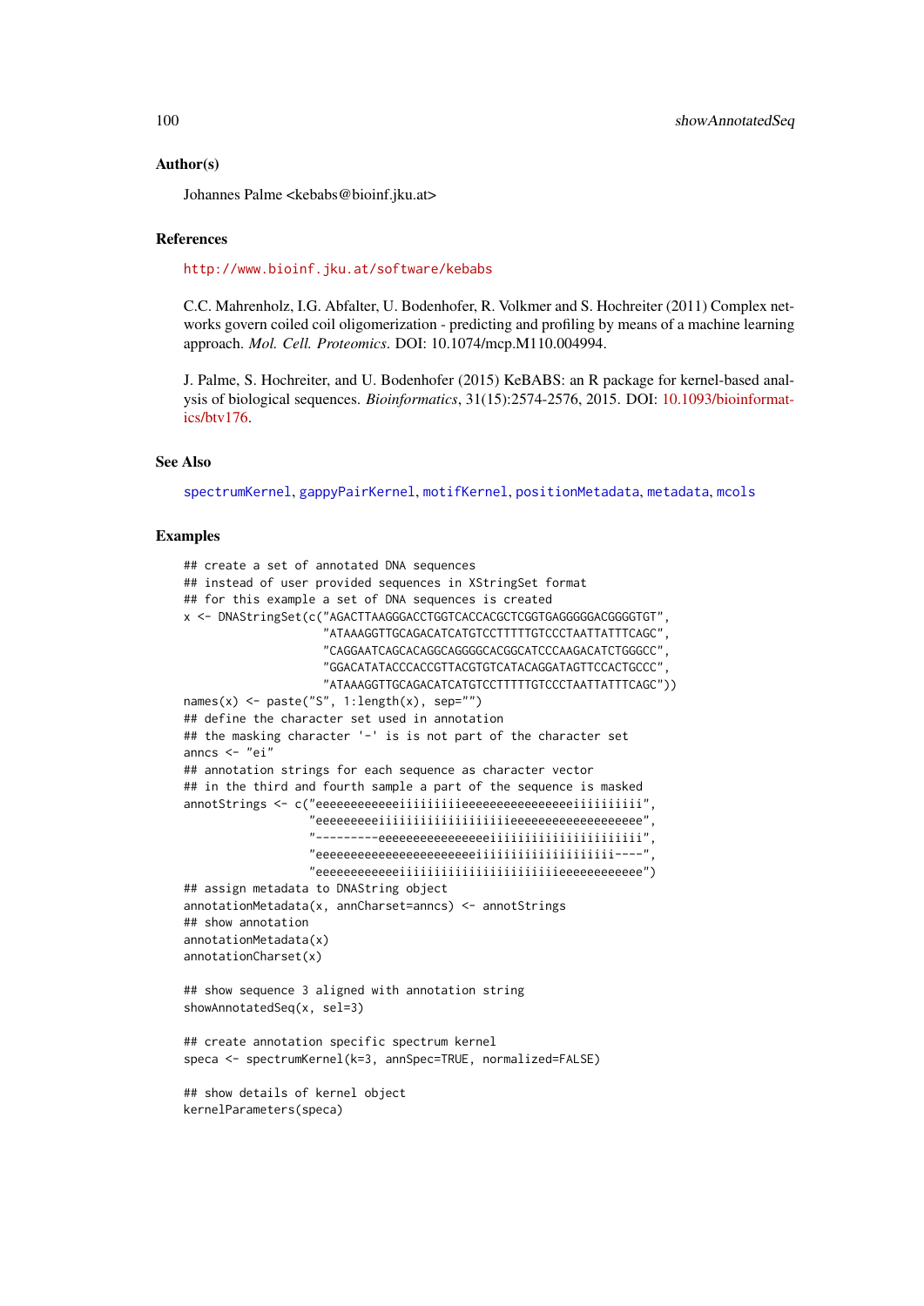### Author(s)

Johannes Palme <kebabs@bioinf.jku.at>

### References

http://www.bioinf.jku.at/software/kebabs

C.C. Mahrenholz, I.G. Abfalter, U. Bodenhofer, R. Volkmer and S. Hochreiter (2011) Complex networks govern coiled coil oligomerization - predicting and profiling by means of a machine learning approach. *Mol. Cell. Proteomics*. DOI: 10.1074/mcp.M110.004994.

J. Palme, S. Hochreiter, and U. Bodenhofer (2015) KeBABS: an R package for kernel-based analysis of biological sequences. *Bioinformatics*, 31(15):2574-2576, 2015. DOI: 10.1093/bioinformatics/btv176.

### See Also

spectrumKernel, gappyPairKernel, motifKernel, positionMetadata, metadata, mcols

### Examples

```
## create a set of annotated DNA sequences
## instead of user provided sequences in XStringSet format
## for this example a set of DNA sequences is created
x <- DNAStringSet(c("AGACTTAAGGGACCTGGTCACCACGCTCGGTGAGGGGGACGGGGTGT",
                    "ATAAAGGTTGCAGACATCATGTCCTTTTTGTCCCTAATTATTTCAGC",
                    "CAGGAATCAGCACAGGCAGGGGCACGGCATCCCAAGACATCTGGGCC",
                    "GGACATATACCCACCGTTACGTGTCATACAGGATAGTTCCACTGCCC",
                    "ATAAAGGTTGCAGACATCATGTCCTTTTTGTCCCTAATTATTTCAGC"))
names(x) <- paste("S", 1:length(x), sep="")
## define the character set used in annotation
## the masking character '-' is is not part of the character set
anncs <- "ei"
## annotation strings for each sequence as character vector
## in the third and fourth sample a part of the sequence is masked
annotStrings <- c("eeeeeeeeeeeeiiiiiiiiieeeeeeeeeeeeeeeeeiiiiiiiiii",
                  "eeeeeeeeeiiiiiiiiiiiiiiiiiiieeeeeeeeeeeeeeeeeeee",
                  "---------eeeeeeeeeeeeeeeeiiiiiiiiiiiiiiiiiiiiii",
                  "eeeeeeeeeeeeeeeeeeeeeeeiiiiiiiiiiiiiiiiiiii----",
                  "eeeeeeeeeeeeiiiiiiiiiiiiiiiiiiiiiiiiieeeeeeeeeeee")
## assign metadata to DNAString object
annotationMetadata(x, annCharset=anncs) <- annotStrings
## show annotation
annotationMetadata(x)
annotationCharset(x)

## show sequence 3 aligned with annotation string
showAnnotatedSeq(x, sel=3)

## create annotation specific spectrum kernel
speca <- spectrumKernel(k=3, annSpec=TRUE, normalized=FALSE)

## show details of kernel object
kernelParameters(speca)
```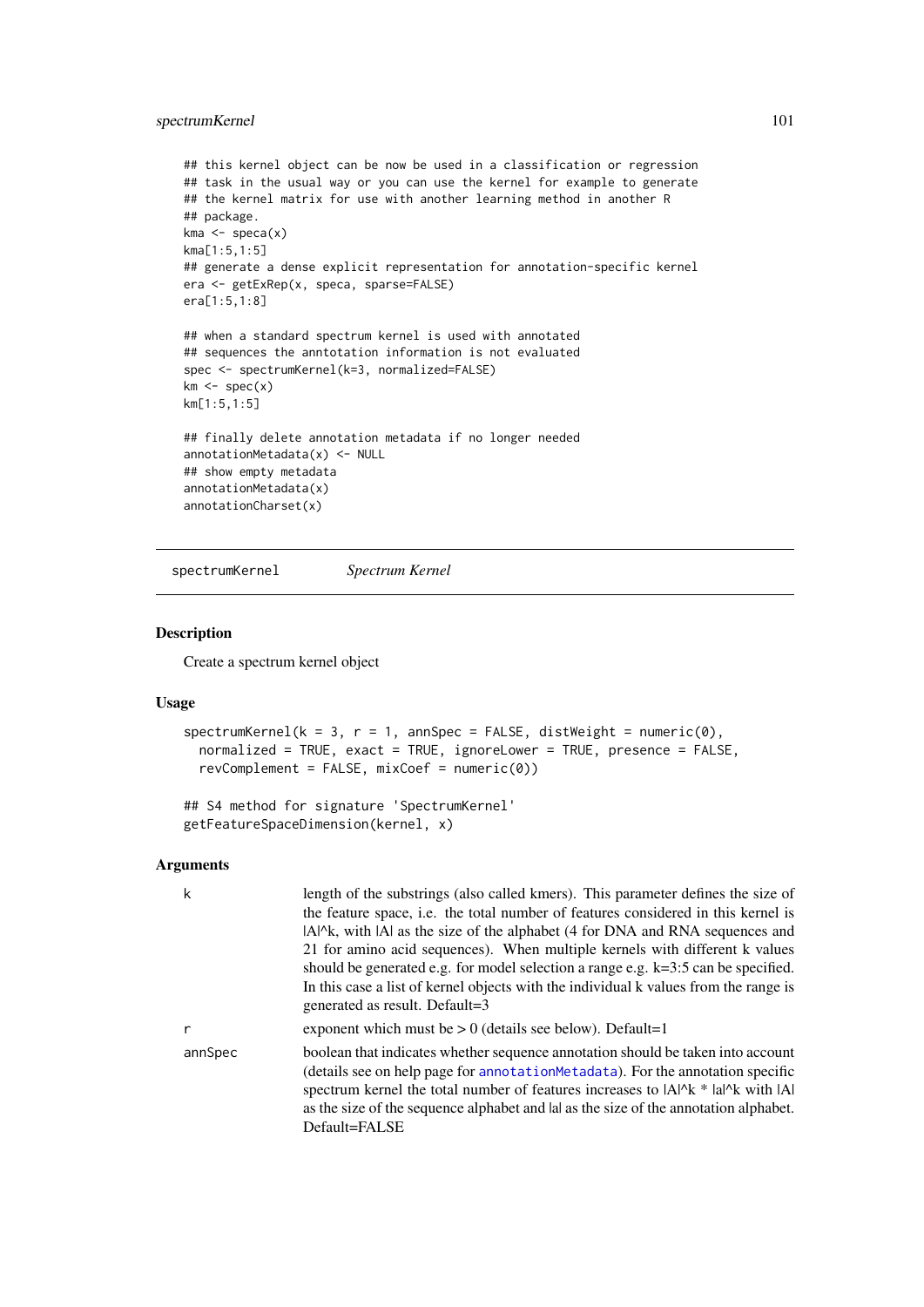```
## this kernel object can be now be used in a classification or regression
## task in the usual way or you can use the kernel for example to generate
## the kernel matrix for use with another learning method in another R
## package.
kma <- speca(x)
kma[1:5,1:5]
## generate a dense explicit representation for annotation-specific kernel
era <- getExRep(x, speca, sparse=FALSE)
era[1:5,1:8]

## when a standard spectrum kernel is used with annotated
## sequences the anntotation information is not evaluated
spec <- spectrumKernel(k=3, normalized=FALSE)
km <- spec(x)
km[1:5,1:5]

## finally delete annotation metadata if no longer needed
annotationMetadata(x) <- NULL
## show empty metadata
annotationMetadata(x)
annotationCharset(x)
```

## spectrumKernel *Spectrum Kernel*

### Description

Create a spectrum kernel object

### Usage

```
spectrumKernel(k = 3, r = 1, annSpec = FALSE, distWeight = numeric(0),
  normalized = TRUE, exact = TRUE, ignoreLower = TRUE, presence = FALSE,
  revComplement = FALSE, mixCoef = numeric(0))

## S4 method for signature 'SpectrumKernel'
getFeatureSpaceDimension(kernel, x)
```

### Arguments

| | |
|---|---|
| k | length of the substrings (also called kmers). This parameter defines the size of the feature space, i.e. the total number of features considered in this kernel is \|A\|^k, with \|A\| as the size of the alphabet (4 for DNA and RNA sequences and 21 for amino acid sequences). When multiple kernels with different k values should be generated e.g. for model selection a range e.g. k=3:5 can be specified. In this case a list of kernel objects with the individual k values from the range is generated as result. Default=3 |
| r | exponent which must be > 0 (details see below). Default=1 |
| annSpec | boolean that indicates whether sequence annotation should be taken into account (details see on help page for annotationMetadata). For the annotation specific spectrum kernel the total number of features increases to \|A\|^k * \|a\|^k with \|A\| as the size of the sequence alphabet and \|a\| as the size of the annotation alphabet. Default=FALSE |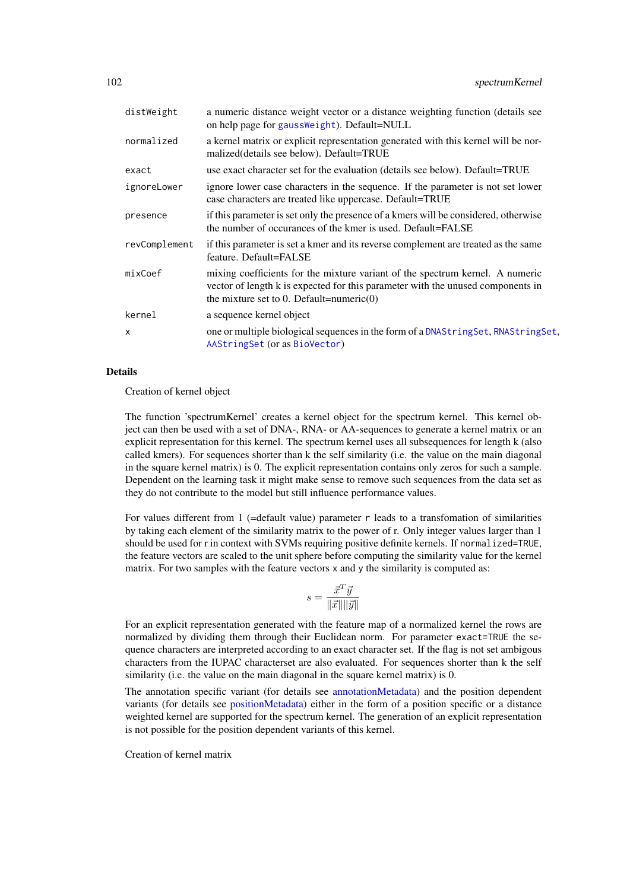| | |
|---|---|
| distWeight | a numeric distance weight vector or a distance weighting function (details see on help page for gaussWeight). Default=NULL |
| normalized | a kernel matrix or explicit representation generated with this kernel will be normalized(details see below). Default=TRUE |
| exact | use exact character set for the evaluation (details see below). Default=TRUE |
| ignoreLower | ignore lower case characters in the sequence. If the parameter is not set lower case characters are treated like uppercase. Default=TRUE |
| presence | if this parameter is set only the presence of a kmers will be considered, otherwise the number of occurances of the kmer is used. Default=FALSE |
| revComplement | if this parameter is set a kmer and its reverse complement are treated as the same feature. Default=FALSE |
| mixCoef | mixing coefficients for the mixture variant of the spectrum kernel. A numeric vector of length k is expected for this parameter with the unused components in the mixture set to 0. Default=numeric(0) |
| kernel | a sequence kernel object |
| x | one or multiple biological sequences in the form of a DNAStringSet, RNAStringSet, AAStringSet (or as BioVector) |

## Details

Creation of kernel object

The function 'spectrumKernel' creates a kernel object for the spectrum kernel. This kernel object can then be used with a set of DNA-, RNA- or AA-sequences to generate a kernel matrix or an explicit representation for this kernel. The spectrum kernel uses all subsequences for length k (also called kmers). For sequences shorter than k the self similarity (i.e. the value on the main diagonal in the square kernel matrix) is 0. The explicit representation contains only zeros for such a sample. Dependent on the learning task it might make sense to remove such sequences from the data set as they do not contribute to the model but still influence performance values.

For values different from 1 (=default value) parameter `r` leads to a transfomation of similarities by taking each element of the similarity matrix to the power of r. Only integer values larger than 1 should be used for r in context with SVMs requiring positive definite kernels. If `normalized=TRUE`, the feature vectors are scaled to the unit sphere before computing the similarity value for the kernel matrix. For two samples with the feature vectors `x` and `y` the similarity is computed as:

$$s = \frac{\vec{x}^T \vec{y}}{\|\vec{x}\| \|\vec{y}\|}$$

For an explicit representation generated with the feature map of a normalized kernel the rows are normalized by dividing them through their Euclidean norm. For parameter `exact=TRUE` the sequence characters are interpreted according to an exact character set. If the flag is not set ambigous characters from the IUPAC characterset are also evaluated. For sequences shorter than k the self similarity (i.e. the value on the main diagonal in the square kernel matrix) is 0.

The annotation specific variant (for details see annotationMetadata) and the position dependent variants (for details see positionMetadata) either in the form of a position specific or a distance weighted kernel are supported for the spectrum kernel. The generation of an explicit representation is not possible for the position dependent variants of this kernel.

Creation of kernel matrix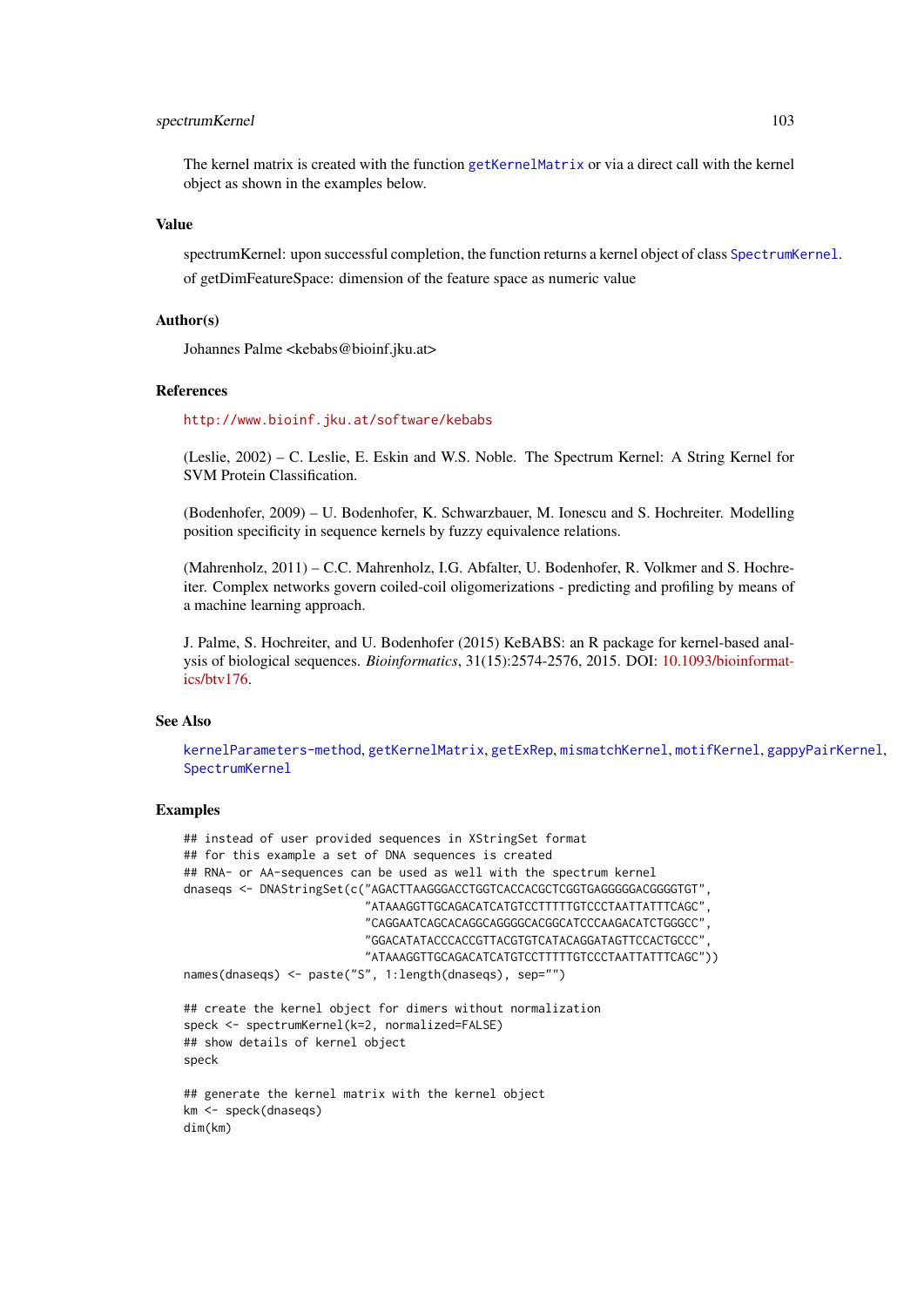The kernel matrix is created with the function getKernelMatrix or via a direct call with the kernel object as shown in the examples below.

## Value

spectrumKernel: upon successful completion, the function returns a kernel object of class SpectrumKernel.

of getDimFeatureSpace: dimension of the feature space as numeric value

## Author(s)

Johannes Palme <kebabs@bioinf.jku.at>

## References

http://www.bioinf.jku.at/software/kebabs

(Leslie, 2002) – C. Leslie, E. Eskin and W.S. Noble. The Spectrum Kernel: A String Kernel for SVM Protein Classification.

(Bodenhofer, 2009) – U. Bodenhofer, K. Schwarzbauer, M. Ionescu and S. Hochreiter. Modelling position specificity in sequence kernels by fuzzy equivalence relations.

(Mahrenholz, 2011) – C.C. Mahrenholz, I.G. Abfalter, U. Bodenhofer, R. Volkmer and S. Hochreiter. Complex networks govern coiled-coil oligomerizations - predicting and profiling by means of a machine learning approach.

J. Palme, S. Hochreiter, and U. Bodenhofer (2015) KeBABS: an R package for kernel-based analysis of biological sequences. *Bioinformatics*, 31(15):2574-2576, 2015. DOI: 10.1093/bioinformatics/btv176.

## See Also

kernelParameters-method, getKernelMatrix, getExRep, mismatchKernel, motifKernel, gappyPairKernel, SpectrumKernel

## Examples

```
## instead of user provided sequences in XStringSet format
## for this example a set of DNA sequences is created
## RNA- or AA-sequences can be used as well with the spectrum kernel
dnaseqs <- DNAStringSet(c("AGACTTAAGGGACCTGGTCACCACGCTCGGTGAGGGGGACGGGGTGT",
                          "ATAAAGGTTGCAGACATCATGTCCTTTTTGTCCCTAATTATTTCAGC",
                          "CAGGAATCAGCACAGGCAGGGGCACGGCATCCCAAGACATCTGGGCC",
                          "GGACATATACCCACCGTTACGTGTCATACAGGATAGTTCCACTGCCC",
                          "ATAAAGGTTGCAGACATCATGTCCTTTTTGTCCCTAATTATTTCAGC"))
names(dnaseqs) <- paste("S", 1:length(dnaseqs), sep="")

## create the kernel object for dimers without normalization
speck <- spectrumKernel(k=2, normalized=FALSE)
## show details of kernel object
speck

## generate the kernel matrix with the kernel object
km <- speck(dnaseqs)
dim(km)
```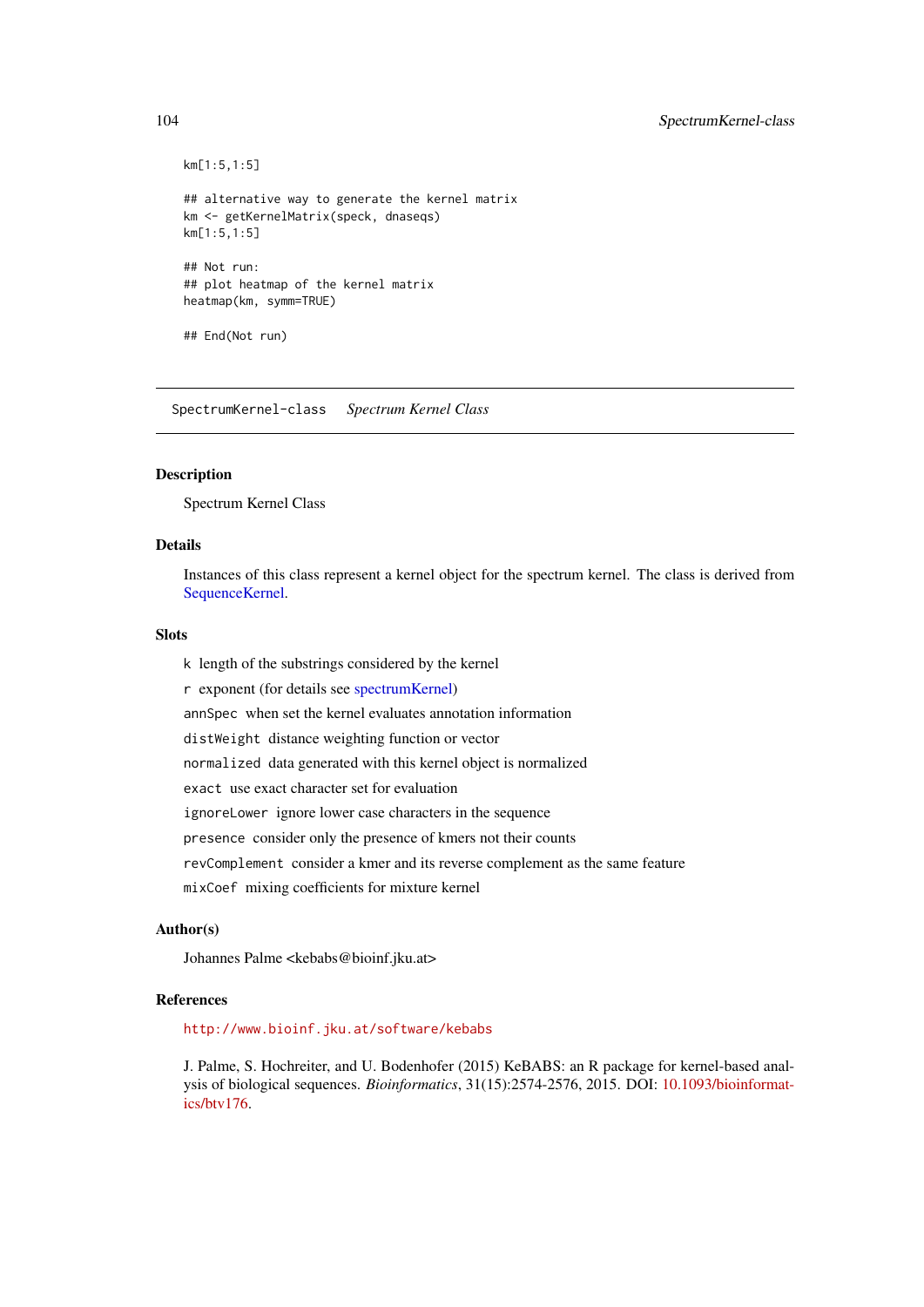```
km[1:5,1:5]

## alternative way to generate the kernel matrix
km <- getKernelMatrix(speck, dnaseqs)
km[1:5,1:5]

## Not run:
## plot heatmap of the kernel matrix
heatmap(km, symm=TRUE)

## End(Not run)
```

---

SpectrumKernel-class    *Spectrum Kernel Class*

---

## Description

Spectrum Kernel Class

## Details

Instances of this class represent a kernel object for the spectrum kernel. The class is derived from SequenceKernel.

## Slots

`k` length of the substrings considered by the kernel

`r` exponent (for details see spectrumKernel)

`annSpec` when set the kernel evaluates annotation information

`distWeight` distance weighting function or vector

`normalized` data generated with this kernel object is normalized

`exact` use exact character set for evaluation

`ignoreLower` ignore lower case characters in the sequence

`presence` consider only the presence of kmers not their counts

`revComplement` consider a kmer and its reverse complement as the same feature

`mixCoef` mixing coefficients for mixture kernel

## Author(s)

Johannes Palme <kebabs@bioinf.jku.at>

## References

http://www.bioinf.jku.at/software/kebabs

J. Palme, S. Hochreiter, and U. Bodenhofer (2015) KeBABS: an R package for kernel-based analysis of biological sequences. *Bioinformatics*, 31(15):2574-2576, 2015. DOI: 10.1093/bioinformatics/btv176.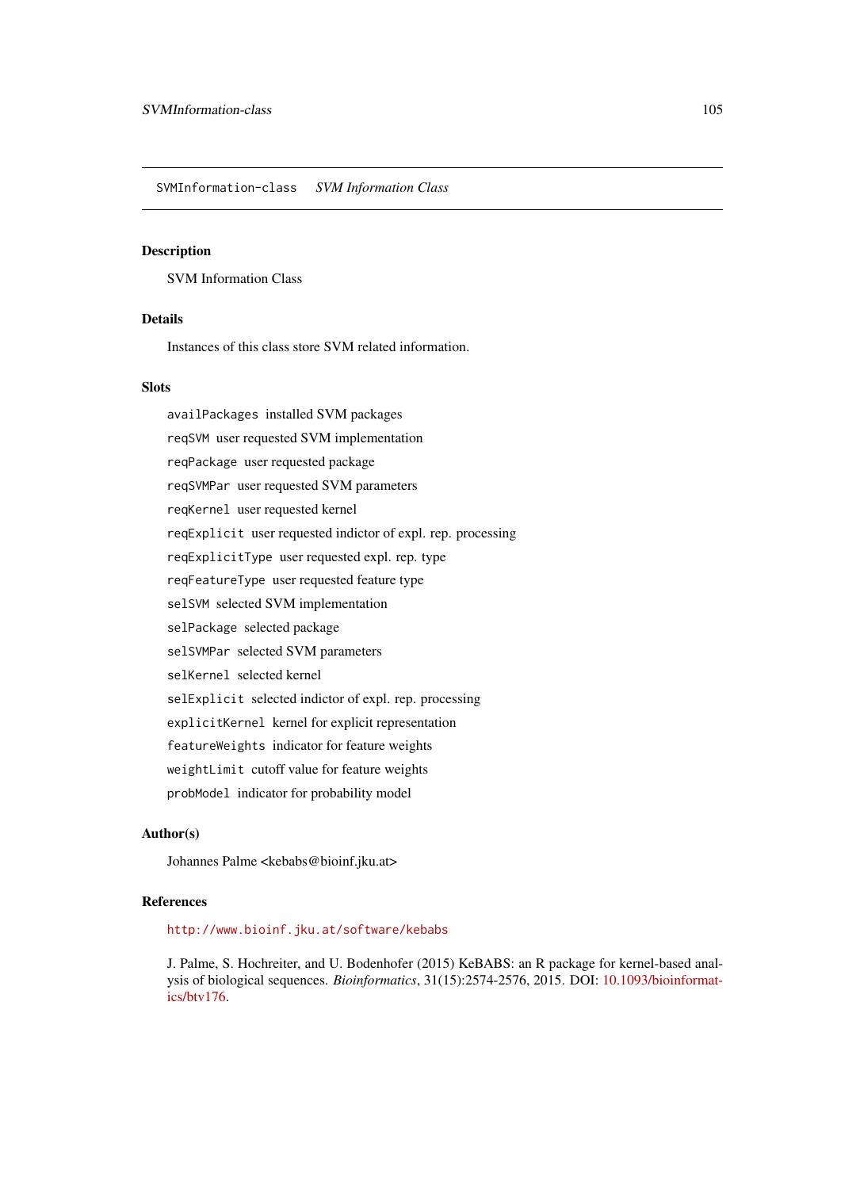`SVMInformation-class` *SVM Information Class*

## Description

SVM Information Class

## Details

Instances of this class store SVM related information.

## Slots

- `availPackages` installed SVM packages
- `reqSVM` user requested SVM implementation
- `reqPackage` user requested package
- `reqSVMPar` user requested SVM parameters
- `reqKernel` user requested kernel
- `reqExplicit` user requested indictor of expl. rep. processing
- `reqExplicitType` user requested expl. rep. type
- `reqFeatureType` user requested feature type
- `selSVM` selected SVM implementation
- `selPackage` selected package
- `selSVMPar` selected SVM parameters
- `selKernel` selected kernel
- `selExplicit` selected indictor of expl. rep. processing
- `explicitKernel` kernel for explicit representation
- `featureWeights` indicator for feature weights
- `weightLimit` cutoff value for feature weights
- `probModel` indicator for probability model

## Author(s)

Johannes Palme <kebabs@bioinf.jku.at>

## References

http://www.bioinf.jku.at/software/kebabs

J. Palme, S. Hochreiter, and U. Bodenhofer (2015) KeBABS: an R package for kernel-based analysis of biological sequences. *Bioinformatics*, 31(15):2574-2576, 2015. DOI: 10.1093/bioinformatics/btv176.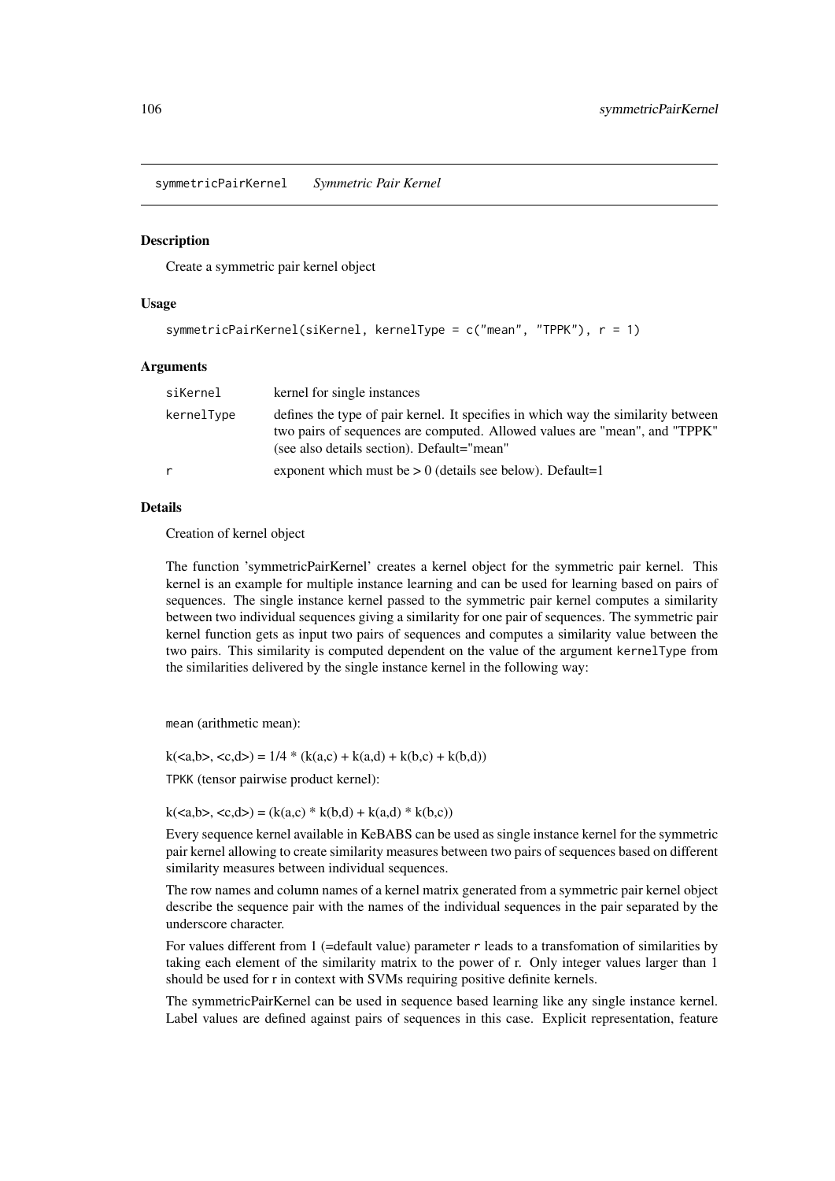symmetricPairKernel *Symmetric Pair Kernel*

### Description

Create a symmetric pair kernel object

### Usage

```
symmetricPairKernel(siKernel, kernelType = c("mean", "TPPK"), r = 1)
```

### Arguments

| | |
|---|---|
| siKernel | kernel for single instances |
| kernelType | defines the type of pair kernel. It specifies in which way the similarity between two pairs of sequences are computed. Allowed values are "mean", and "TPPK" (see also details section). Default="mean" |
| r | exponent which must be > 0 (details see below). Default=1 |

### Details

Creation of kernel object

The function 'symmetricPairKernel' creates a kernel object for the symmetric pair kernel. This kernel is an example for multiple instance learning and can be used for learning based on pairs of sequences. The single instance kernel passed to the symmetric pair kernel computes a similarity between two individual sequences giving a similarity for one pair of sequences. The symmetric pair kernel function gets as input two pairs of sequences and computes a similarity value between the two pairs. This similarity is computed dependent on the value of the argument kernelType from the similarities delivered by the single instance kernel in the following way:

mean (arithmetic mean):

k(<a,b>, <c,d>) = 1/4 * (k(a,c) + k(a,d) + k(b,c) + k(b,d))

TPKK (tensor pairwise product kernel):

k(<a,b>, <c,d>) = (k(a,c) * k(b,d) + k(a,d) * k(b,c))

Every sequence kernel available in KeBABS can be used as single instance kernel for the symmetric pair kernel allowing to create similarity measures between two pairs of sequences based on different similarity measures between individual sequences.

The row names and column names of a kernel matrix generated from a symmetric pair kernel object describe the sequence pair with the names of the individual sequences in the pair separated by the underscore character.

For values different from 1 (=default value) parameter r leads to a transfomation of similarities by taking each element of the similarity matrix to the power of r. Only integer values larger than 1 should be used for r in context with SVMs requiring positive definite kernels.

The symmetricPairKernel can be used in sequence based learning like any single instance kernel. Label values are defined against pairs of sequences in this case. Explicit representation, feature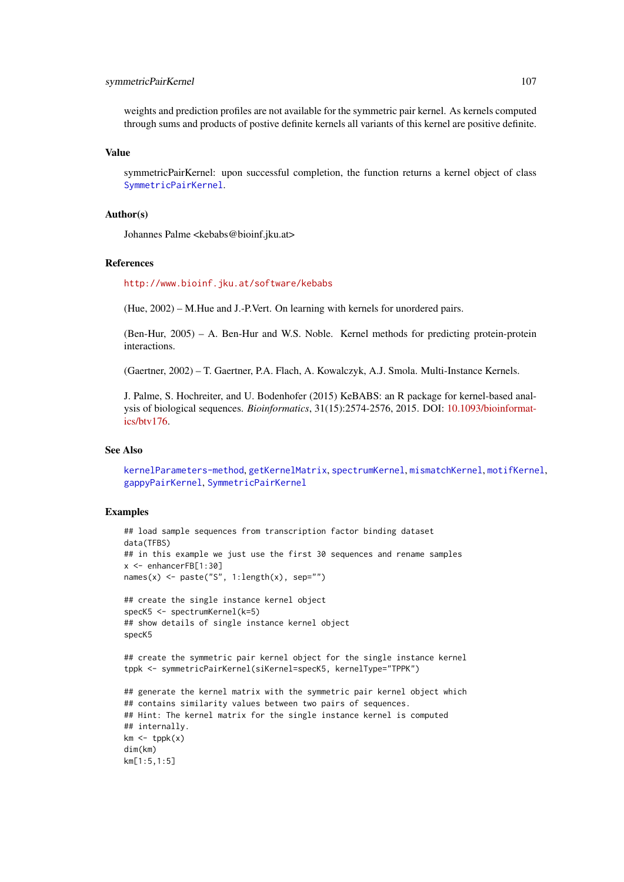weights and prediction profiles are not available for the symmetric pair kernel. As kernels computed through sums and products of postive definite kernels all variants of this kernel are positive definite.

## Value

symmetricPairKernel: upon successful completion, the function returns a kernel object of class `SymmetricPairKernel`.

## Author(s)

Johannes Palme <kebabs@bioinf.jku.at>

## References

http://www.bioinf.jku.at/software/kebabs

(Hue, 2002) – M.Hue and J.-P.Vert. On learning with kernels for unordered pairs.

(Ben-Hur, 2005) – A. Ben-Hur and W.S. Noble. Kernel methods for predicting protein-protein interactions.

(Gaertner, 2002) – T. Gaertner, P.A. Flach, A. Kowalczyk, A.J. Smola. Multi-Instance Kernels.

J. Palme, S. Hochreiter, and U. Bodenhofer (2015) KeBABS: an R package for kernel-based analysis of biological sequences. *Bioinformatics*, 31(15):2574-2576, 2015. DOI: 10.1093/bioinformatics/btv176.

## See Also

`kernelParameters-method`, `getKernelMatrix`, `spectrumKernel`, `mismatchKernel`, `motifKernel`, `gappyPairKernel`, `SymmetricPairKernel`

## Examples

```
## load sample sequences from transcription factor binding dataset
data(TFBS)
## in this example we just use the first 30 sequences and rename samples
x <- enhancerFB[1:30]
names(x) <- paste("S", 1:length(x), sep="")

## create the single instance kernel object
specK5 <- spectrumKernel(k=5)
## show details of single instance kernel object
specK5

## create the symmetric pair kernel object for the single instance kernel
tppk <- symmetricPairKernel(siKernel=specK5, kernelType="TPPK")

## generate the kernel matrix with the symmetric pair kernel object which
## contains similarity values between two pairs of sequences.
## Hint: The kernel matrix for the single instance kernel is computed
## internally.
km <- tppk(x)
dim(km)
km[1:5,1:5]
```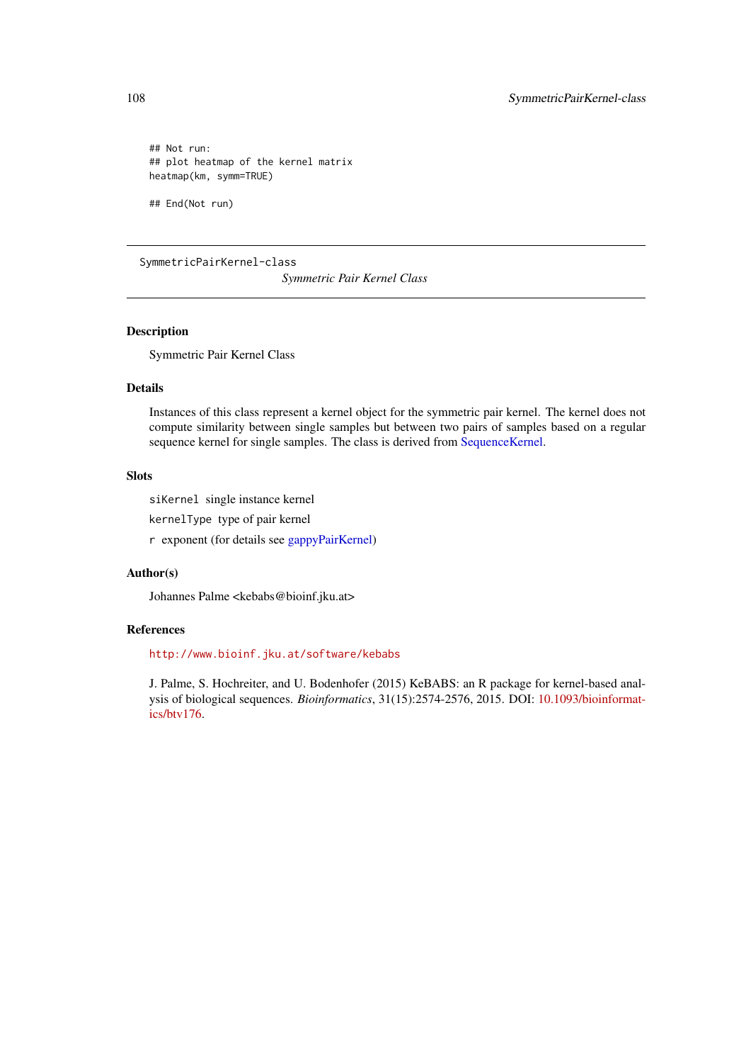```
## Not run:
## plot heatmap of the kernel matrix
heatmap(km, symm=TRUE)

## End(Not run)
```

---

SymmetricPairKernel-class    *Symmetric Pair Kernel Class*

---

### Description

Symmetric Pair Kernel Class

### Details

Instances of this class represent a kernel object for the symmetric pair kernel. The kernel does not compute similarity between single samples but between two pairs of samples based on a regular sequence kernel for single samples. The class is derived from SequenceKernel.

### Slots

`siKernel` single instance kernel

`kernelType` type of pair kernel

`r` exponent (for details see gappyPairKernel)

### Author(s)

Johannes Palme <kebabs@bioinf.jku.at>

### References

http://www.bioinf.jku.at/software/kebabs

J. Palme, S. Hochreiter, and U. Bodenhofer (2015) KeBABS: an R package for kernel-based analysis of biological sequences. *Bioinformatics*, 31(15):2574-2576, 2015. DOI: 10.1093/bioinformatics/btv176.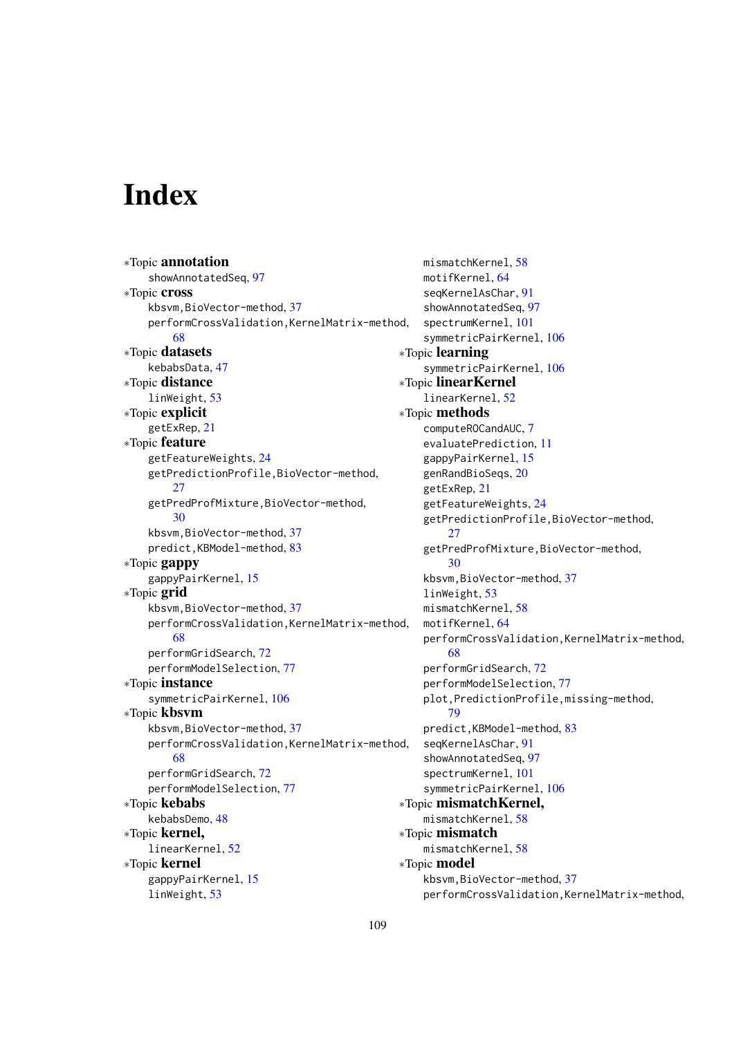# Index

*Topic **annotation**
showAnnotatedSeq, 97
*Topic **cross**
kbsvm,BioVector-method, 37
performCrossValidation,KernelMatrix-method, 68
*Topic **datasets**
kebabsData, 47
*Topic **distance**
linWeight, 53
*Topic **explicit**
getExRep, 21
*Topic **feature**
getFeatureWeights, 24
getPredictionProfile,BioVector-method, 27
getPredProfMixture,BioVector-method, 30
kbsvm,BioVector-method, 37
predict,KBModel-method, 83
*Topic **gappy**
gappyPairKernel, 15
*Topic **grid**
kbsvm,BioVector-method, 37
performCrossValidation,KernelMatrix-method, 68
performGridSearch, 72
performModelSelection, 77
*Topic **instance**
symmetricPairKernel, 106
*Topic **kbsvm**
kbsvm,BioVector-method, 37
performCrossValidation,KernelMatrix-method, 68
performGridSearch, 72
performModelSelection, 77
*Topic **kebabs**
kebabsDemo, 48
*Topic **kernel,**
linearKernel, 52
*Topic **kernel**
gappyPairKernel, 15
linWeight, 53
mismatchKernel, 58
motifKernel, 64
seqKernelAsChar, 91
showAnnotatedSeq, 97
spectrumKernel, 101
symmetricPairKernel, 106
*Topic **learning**
symmetricPairKernel, 106
*Topic **linearKernel**
linearKernel, 52
*Topic **methods**
computeROCandAUC, 7
evaluatePrediction, 11
gappyPairKernel, 15
genRandBioSeqs, 20
getExRep, 21
getFeatureWeights, 24
getPredictionProfile,BioVector-method, 27
getPredProfMixture,BioVector-method, 30
kbsvm,BioVector-method, 37
linWeight, 53
mismatchKernel, 58
motifKernel, 64
performCrossValidation,KernelMatrix-method, 68
performGridSearch, 72
performModelSelection, 77
plot,PredictionProfile,missing-method, 79
predict,KBModel-method, 83
seqKernelAsChar, 91
showAnnotatedSeq, 97
spectrumKernel, 101
symmetricPairKernel, 106
*Topic **mismatchKernel,**
mismatchKernel, 58
*Topic **mismatch**
mismatchKernel, 58
*Topic **model**
kbsvm,BioVector-method, 37
performCrossValidation,KernelMatrix-method,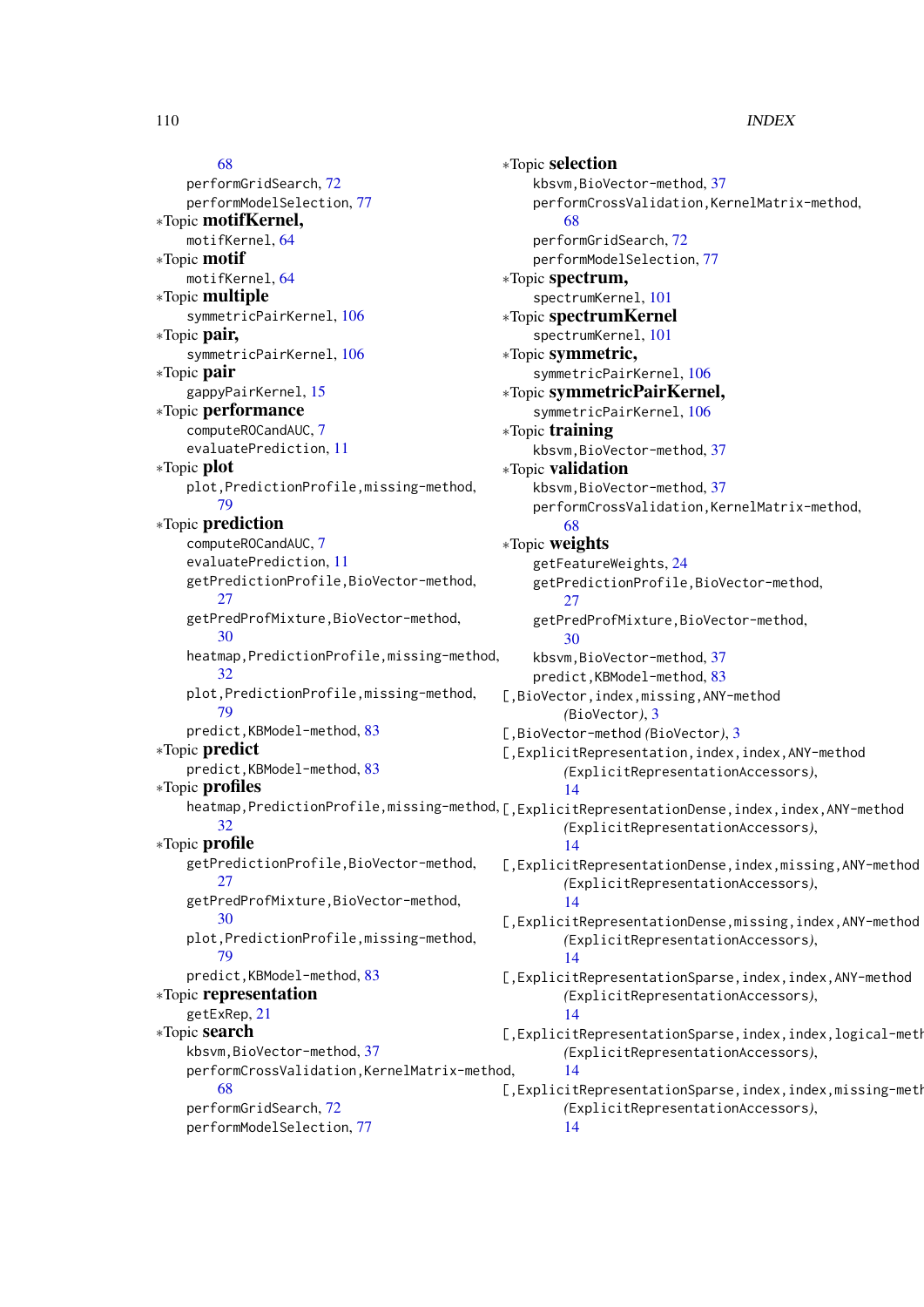68
performGridSearch, 72
performModelSelection, 77

∗Topic **motifKernel,**
motifKernel, 64

∗Topic **motif**
motifKernel, 64

∗Topic **multiple**
symmetricPairKernel, 106

∗Topic **pair,**
symmetricPairKernel, 106

∗Topic **pair**
gappyPairKernel, 15

∗Topic **performance**
computeROCandAUC, 7
evaluatePrediction, 11

∗Topic **plot**
plot,PredictionProfile,missing-method, 79

∗Topic **prediction**
computeROCandAUC, 7
evaluatePrediction, 11
getPredictionProfile,BioVector-method, 27
getPredProfMixture,BioVector-method, 30
heatmap,PredictionProfile,missing-method, 32
plot,PredictionProfile,missing-method, 79
predict,KBModel-method, 83

∗Topic **predict**
predict,KBModel-method, 83

∗Topic **profiles**
heatmap,PredictionProfile,missing-method, 32

∗Topic **profile**
getPredictionProfile,BioVector-method, 27
getPredProfMixture,BioVector-method, 30
plot,PredictionProfile,missing-method, 79
predict,KBModel-method, 83

∗Topic **representation**
getExRep, 21

∗Topic **search**
kbsvm,BioVector-method, 37
performCrossValidation,KernelMatrix-method, 68
performGridSearch, 72
performModelSelection, 77

∗Topic **selection**
kbsvm,BioVector-method, 37
performCrossValidation,KernelMatrix-method, 68
performGridSearch, 72
performModelSelection, 77

∗Topic **spectrum,**
spectrumKernel, 101

∗Topic **spectrumKernel**
spectrumKernel, 101

∗Topic **symmetric,**
symmetricPairKernel, 106

∗Topic **symmetricPairKernel,**
symmetricPairKernel, 106

∗Topic **training**
kbsvm,BioVector-method, 37

∗Topic **validation**
kbsvm,BioVector-method, 37
performCrossValidation,KernelMatrix-method, 68

∗Topic **weights**
getFeatureWeights, 24
getPredictionProfile,BioVector-method, 27
getPredProfMixture,BioVector-method, 30
kbsvm,BioVector-method, 37
predict,KBModel-method, 83

[,BioVector,index,missing,ANY-method *(BioVector)*, 3
[,BioVector-method *(BioVector)*, 3
[,ExplicitRepresentation,index,index,ANY-method *(ExplicitRepresentationAccessors)*, 14
[,ExplicitRepresentationDense,index,index,ANY-method *(ExplicitRepresentationAccessors)*, 14
[,ExplicitRepresentationDense,index,missing,ANY-method *(ExplicitRepresentationAccessors)*, 14
[,ExplicitRepresentationDense,missing,index,ANY-method *(ExplicitRepresentationAccessors)*, 14
[,ExplicitRepresentationSparse,index,index,ANY-method *(ExplicitRepresentationAccessors)*, 14
[,ExplicitRepresentationSparse,index,index,logical-meth *(ExplicitRepresentationAccessors)*, 14
[,ExplicitRepresentationSparse,index,index,missing-meth *(ExplicitRepresentationAccessors)*, 14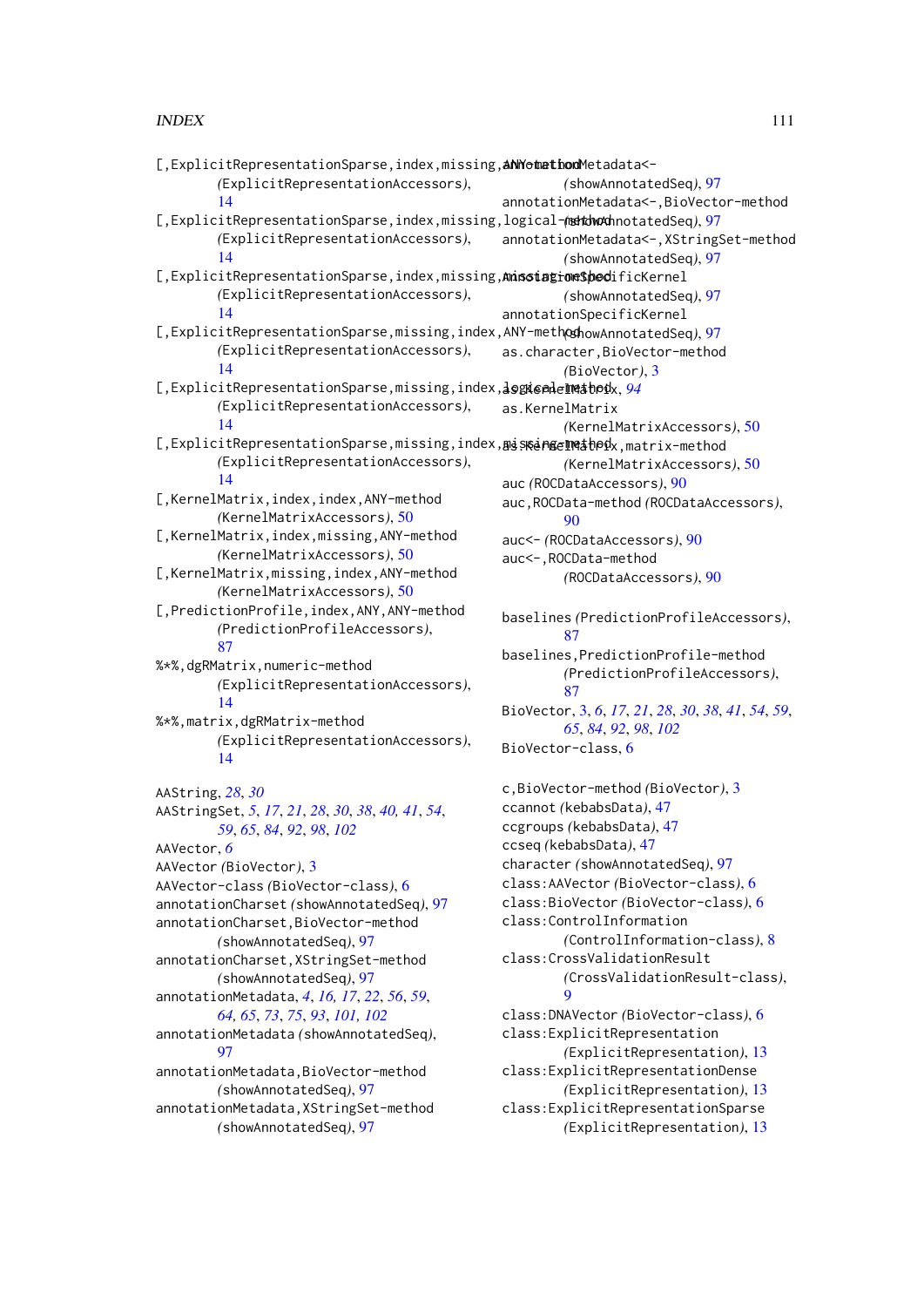[,ExplicitRepresentationSparse,index,missing,ANY-method (ExplicitRepresentationAccessors), 14
[,ExplicitRepresentationSparse,index,missing,logical-method (ExplicitRepresentationAccessors), 14
[,ExplicitRepresentationSparse,index,missing,missing-method (ExplicitRepresentationAccessors), 14
[,ExplicitRepresentationSparse,missing,index,ANY-method (ExplicitRepresentationAccessors), 14
[,ExplicitRepresentationSparse,missing,index,logical-method (ExplicitRepresentationAccessors), 14
[,ExplicitRepresentationSparse,missing,index,missing-method (ExplicitRepresentationAccessors), 14
[,KernelMatrix,index,index,ANY-method (KernelMatrixAccessors), 50
[,KernelMatrix,index,missing,ANY-method (KernelMatrixAccessors), 50
[,KernelMatrix,missing,index,ANY-method (KernelMatrixAccessors), 50
[,PredictionProfile,index,ANY,ANY-method (PredictionProfileAccessors), 87
%*%,dgRMatrix,numeric-method (ExplicitRepresentationAccessors), 14
%*%,matrix,dgRMatrix-method (ExplicitRepresentationAccessors), 14

AAString, *28*, *30*
AAStringSet, *5*, *17*, *21*, *28*, *30*, *38*, *40, 41*, *54*, *59*, *65*, *84*, *92*, *98*, *102*
AAVector, *6*
AAVector (BioVector), 3
AAVector-class (BioVector-class), 6
annotationCharset (showAnnotatedSeq), 97
annotationCharset,BioVector-method (showAnnotatedSeq), 97
annotationCharset,XStringSet-method (showAnnotatedSeq), 97
annotationMetadata, *4*, *16, 17*, *22*, *56*, *59*, *64, 65*, *73*, *75*, *93*, *101, 102*
annotationMetadata (showAnnotatedSeq), 97
annotationMetadata,BioVector-method (showAnnotatedSeq), 97
annotationMetadata,XStringSet-method (showAnnotatedSeq), 97
annotationMetadata<- (showAnnotatedSeq), 97
annotationMetadata<-,BioVector-method (showAnnotatedSeq), 97
annotationMetadata<-,XStringSet-method (showAnnotatedSeq), 97
annotationSpecificKernel (showAnnotatedSeq), 97
annotationSpecificKernel (showAnnotatedSeq), 97
as.character,BioVector-method (BioVector), 3
as.KernelMatrix, *94*
as.KernelMatrix (KernelMatrixAccessors), 50
as.KernelMatrix,matrix-method (KernelMatrixAccessors), 50
auc (ROCDataAccessors), 90
auc,ROCData-method (ROCDataAccessors), 90
auc<- (ROCDataAccessors), 90
auc<-,ROCData-method (ROCDataAccessors), 90

baselines (PredictionProfileAccessors), 87
baselines,PredictionProfile-method (PredictionProfileAccessors), 87
BioVector, 3, *6*, *17*, *21*, *28*, *30*, *38*, *41*, *54*, *59*, *65*, *84*, *92*, *98*, *102*
BioVector-class, 6

c,BioVector-method (BioVector), 3
ccannot (kebabsData), 47
ccgroups (kebabsData), 47
ccseq (kebabsData), 47
character (showAnnotatedSeq), 97
class:AAVector (BioVector-class), 6
class:BioVector (BioVector-class), 6
class:ControlInformation (ControlInformation-class), 8
class:CrossValidationResult (CrossValidationResult-class), 9
class:DNAVector (BioVector-class), 6
class:ExplicitRepresentation (ExplicitRepresentation), 13
class:ExplicitRepresentationDense (ExplicitRepresentation), 13
class:ExplicitRepresentationSparse (ExplicitRepresentation), 13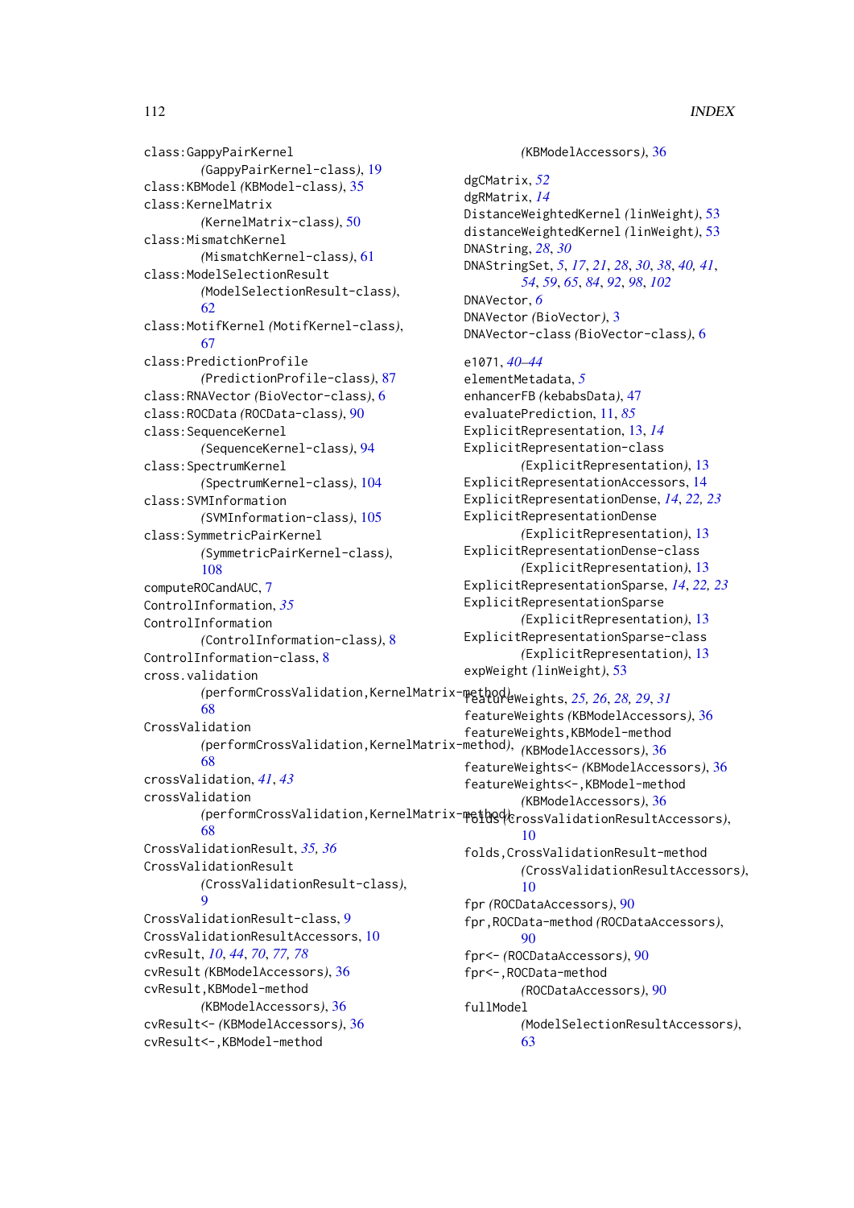class:GappyPairKernel
 (GappyPairKernel-class), 19
class:KBModel (KBModel-class), 35
class:KernelMatrix
 (KernelMatrix-class), 50
class:MismatchKernel
 (MismatchKernel-class), 61
class:ModelSelectionResult
 (ModelSelectionResult-class),
 62
class:MotifKernel (MotifKernel-class),
 67
class:PredictionProfile
 (PredictionProfile-class), 87
class:RNAVector (BioVector-class), 6
class:ROCData (ROCData-class), 90
class:SequenceKernel
 (SequenceKernel-class), 94
class:SpectrumKernel
 (SpectrumKernel-class), 104
class:SVMInformation
 (SVMInformation-class), 105
class:SymmetricPairKernel
 (SymmetricPairKernel-class),
 108
computeROCandAUC, 7
ControlInformation, *35*
ControlInformation
 (ControlInformation-class), 8
ControlInformation-class, 8
cross.validation
 (performCrossValidation,KernelMatrix-method),
 68
CrossValidation
 (performCrossValidation,KernelMatrix-method),
 68
crossValidation, *41*, *43*
crossValidation
 (performCrossValidation,KernelMatrix-method),
 68
CrossValidationResult, *35, 36*
CrossValidationResult
 (CrossValidationResult-class),
 9
CrossValidationResult-class, 9
CrossValidationResultAccessors, 10
cvResult, *10*, *44*, *70*, *77, 78*
cvResult (KBModelAccessors), 36
cvResult,KBModel-method
 (KBModelAccessors), 36
cvResult<- (KBModelAccessors), 36
cvResult<-,KBModel-method
 (KBModelAccessors), 36

dgCMatrix, *52*
dgRMatrix, *14*
DistanceWeightedKernel (linWeight), 53
distanceWeightedKernel (linWeight), 53
DNAString, *28*, *30*
DNAStringSet, *5*, *17*, *21*, *28*, *30*, *38*, *40, 41*,
 *54*, *59*, *65*, *84*, *92*, *98*, *102*
DNAVector, *6*
DNAVector (BioVector), 3
DNAVector-class (BioVector-class), 6

e1071, *40–44*
elementMetadata, *5*
enhancerFB (kebabsData), 47
evaluatePrediction, 11, *85*
ExplicitRepresentation, 13, *14*
ExplicitRepresentation-class
 (ExplicitRepresentation), 13
ExplicitRepresentationAccessors, 14
ExplicitRepresentationDense, *14*, *22, 23*
ExplicitRepresentationDense
 (ExplicitRepresentation), 13
ExplicitRepresentationDense-class
 (ExplicitRepresentation), 13
ExplicitRepresentationSparse, *14*, *22, 23*
ExplicitRepresentationSparse
 (ExplicitRepresentation), 13
ExplicitRepresentationSparse-class
 (ExplicitRepresentation), 13
expWeight (linWeight), 53
featureWeights, *25, 26*, *28, 29*, *31*
featureWeights (KBModelAccessors), 36
featureWeights,KBModel-method
 (KBModelAccessors), 36
featureWeights<- (KBModelAccessors), 36
featureWeights<-,KBModel-method
 (KBModelAccessors), 36
folds (CrossValidationResultAccessors),
 10
folds,CrossValidationResult-method
 (CrossValidationResultAccessors),
 10
fpr (ROCDataAccessors), 90
fpr,ROCData-method (ROCDataAccessors),
 90
fpr<- (ROCDataAccessors), 90
fpr<-,ROCData-method
 (ROCDataAccessors), 90
fullModel
 (ModelSelectionResultAccessors),
 63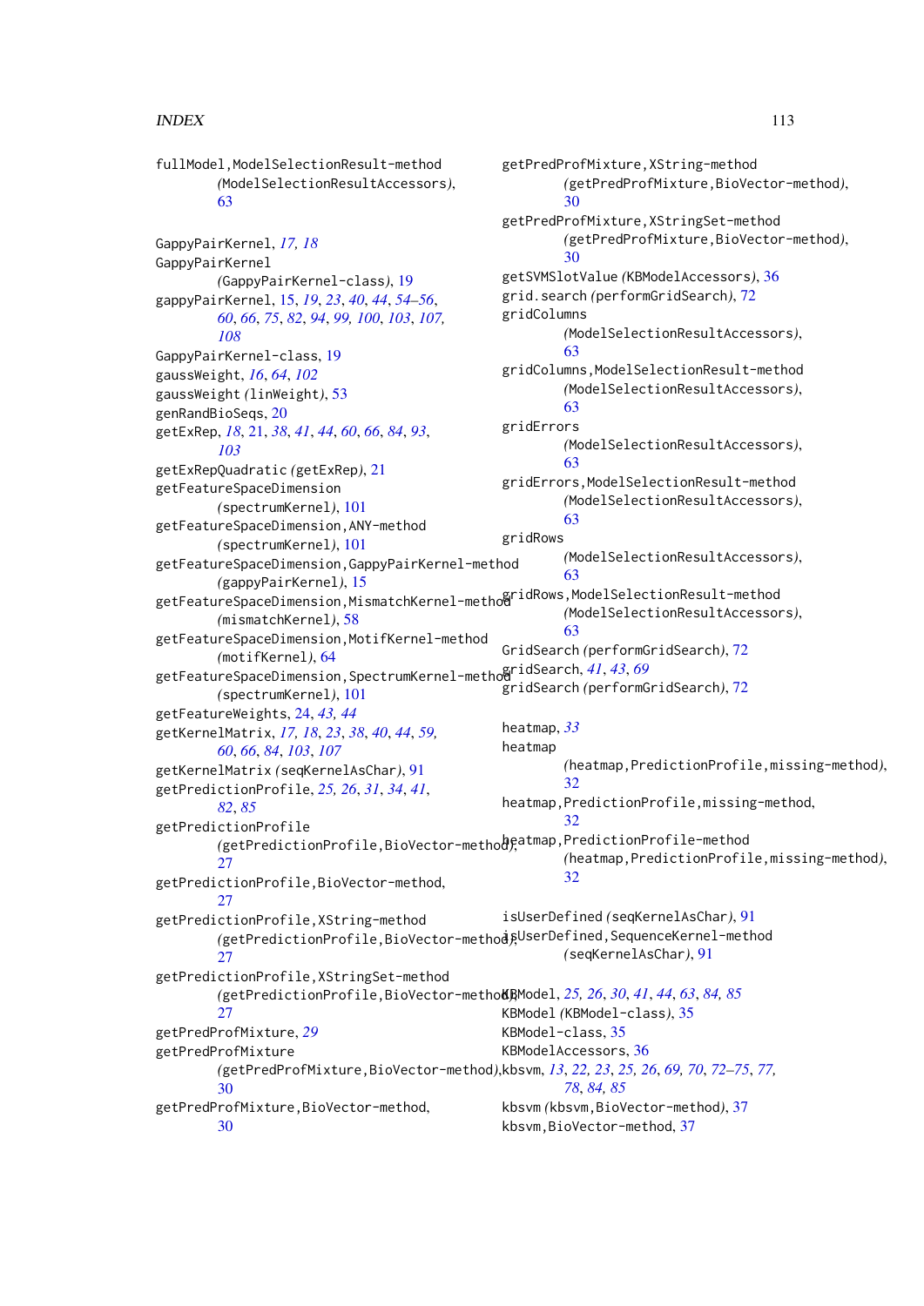fullModel,ModelSelectionResult-method *(ModelSelectionResultAccessors)*, 63

GappyPairKernel, *17, 18*
GappyPairKernel *(GappyPairKernel-class)*, 19
gappyPairKernel, 15, *19*, *23*, *40*, *44*, *54–56*, *60*, *66*, *75*, *82*, *94*, *99, 100*, *103*, *107, 108*
GappyPairKernel-class, 19
gaussWeight, *16*, *64*, *102*
gaussWeight *(linWeight)*, 53
genRandBioSeqs, 20
getExRep, *18*, 21, *38*, *41*, *44*, *60*, *66*, *84*, *93*, *103*
getExRepQuadratic *(getExRep)*, 21
getFeatureSpaceDimension *(spectrumKernel)*, 101
getFeatureSpaceDimension,ANY-method *(spectrumKernel)*, 101
getFeatureSpaceDimension,GappyPairKernel-method *(gappyPairKernel)*, 15
getFeatureSpaceDimension,MismatchKernel-method *(mismatchKernel)*, 58
getFeatureSpaceDimension,MotifKernel-method *(motifKernel)*, 64
getFeatureSpaceDimension,SpectrumKernel-method *(spectrumKernel)*, 101
getFeatureWeights, 24, *43, 44*
getKernelMatrix, *17, 18*, *23*, *38*, *40*, *44*, *59, 60*, *66*, *84*, *103*, *107*
getKernelMatrix *(seqKernelAsChar)*, 91
getPredictionProfile, *25, 26*, *31*, *34*, *41*, *82*, *85*
getPredictionProfile *(getPredictionProfile,BioVector-method)*, 27
getPredictionProfile,BioVector-method, 27
getPredictionProfile,XString-method *(getPredictionProfile,BioVector-method)*, 27
getPredictionProfile,XStringSet-method *(getPredictionProfile,BioVector-method)*, 27
getPredProfMixture, *29*
getPredProfMixture *(getPredProfMixture,BioVector-method)*, 30
getPredProfMixture,BioVector-method, 30
getPredProfMixture,XString-method *(getPredProfMixture,BioVector-method)*, 30
getPredProfMixture,XStringSet-method *(getPredProfMixture,BioVector-method)*, 30
getSVMSlotValue *(KBModelAccessors)*, 36
grid.search *(performGridSearch)*, 72
gridColumns *(ModelSelectionResultAccessors)*, 63
gridColumns,ModelSelectionResult-method *(ModelSelectionResultAccessors)*, 63
gridErrors *(ModelSelectionResultAccessors)*, 63
gridErrors,ModelSelectionResult-method *(ModelSelectionResultAccessors)*, 63
gridRows *(ModelSelectionResultAccessors)*, 63
gridRows,ModelSelectionResult-method *(ModelSelectionResultAccessors)*, 63
GridSearch *(performGridSearch)*, 72
gridSearch, *41*, *43*, *69*
gridSearch *(performGridSearch)*, 72

heatmap, *33*
heatmap *(heatmap,PredictionProfile,missing-method)*, 32
heatmap,PredictionProfile,missing-method, 32
heatmap,PredictionProfile-method *(heatmap,PredictionProfile,missing-method)*, 32

isUserDefined *(seqKernelAsChar)*, 91
isUserDefined,SequenceKernel-method *(seqKernelAsChar)*, 91

KBModel, *25, 26*, *30*, *41*, *44*, *63*, *84, 85*
KBModel *(KBModel-class)*, 35
KBModel-class, 35
KBModelAccessors, 36
kbsvm, *13*, *22, 23*, *25, 26*, *69*, *70*, *72–75*, *77, 78*, *84, 85*
kbsvm *(kbsvm,BioVector-method)*, 37
kbsvm,BioVector-method, 37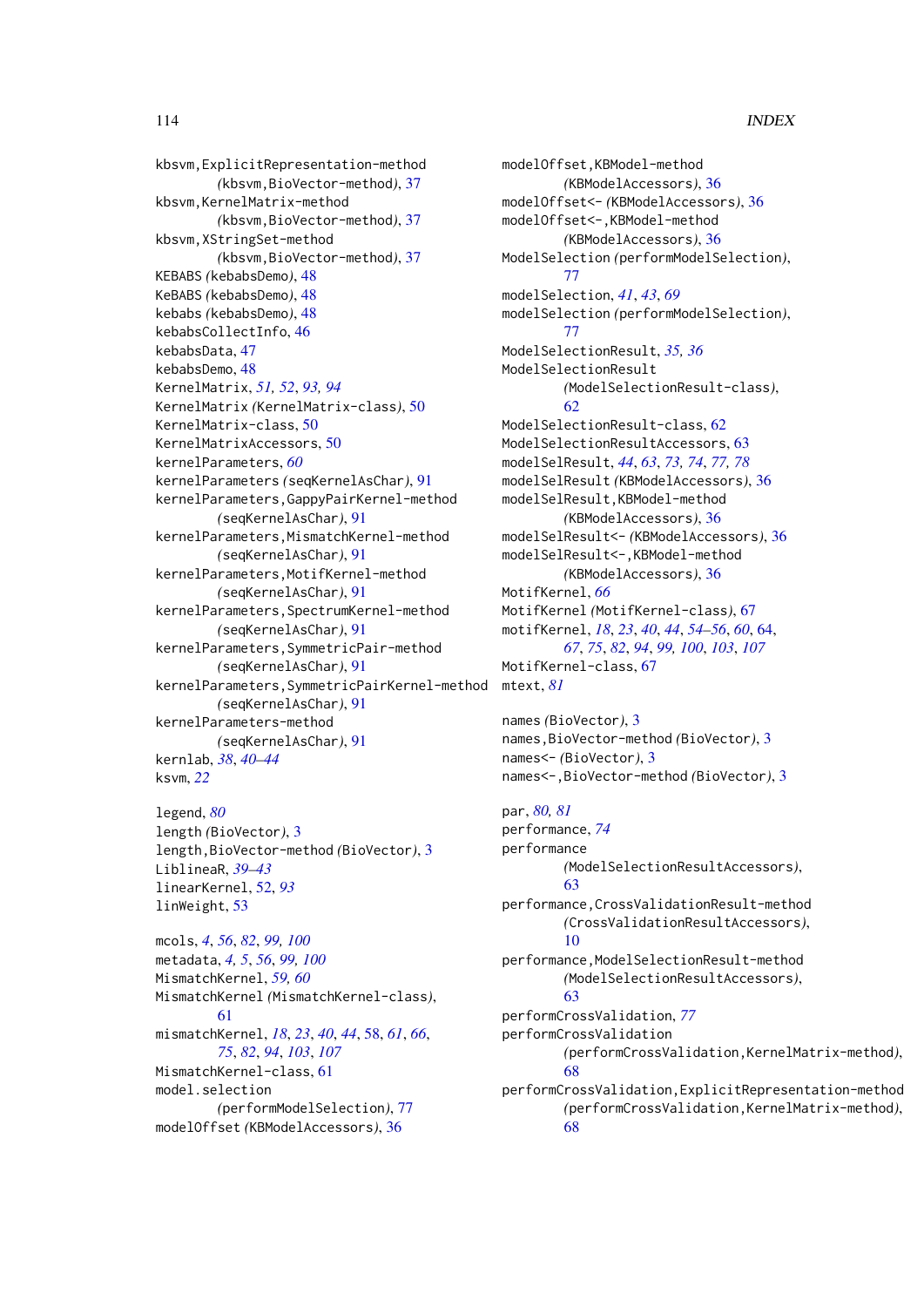kbsvm,ExplicitRepresentation-method *(kbsvm,BioVector-method)*, 37
kbsvm,KernelMatrix-method *(kbsvm,BioVector-method)*, 37
kbsvm,XStringSet-method *(kbsvm,BioVector-method)*, 37
KEBABS *(kebabsDemo)*, 48
KeBABS *(kebabsDemo)*, 48
kebabs *(kebabsDemo)*, 48
kebabsCollectInfo, 46
kebabsData, 47
kebabsDemo, 48
KernelMatrix, *51, 52*, *93, 94*
KernelMatrix *(KernelMatrix-class)*, 50
KernelMatrix-class, 50
KernelMatrixAccessors, 50
kernelParameters, *60*
kernelParameters *(seqKernelAsChar)*, 91
kernelParameters,GappyPairKernel-method *(seqKernelAsChar)*, 91
kernelParameters,MismatchKernel-method *(seqKernelAsChar)*, 91
kernelParameters,MotifKernel-method *(seqKernelAsChar)*, 91
kernelParameters,SpectrumKernel-method *(seqKernelAsChar)*, 91
kernelParameters,SymmetricPair-method *(seqKernelAsChar)*, 91
kernelParameters,SymmetricPairKernel-method *(seqKernelAsChar)*, 91
kernelParameters-method *(seqKernelAsChar)*, 91
kernlab, *38*, *40–44*
ksvm, *22*

legend, *80*
length *(BioVector)*, 3
length,BioVector-method *(BioVector)*, 3
LiblineaR, *39–43*
linearKernel, 52, *93*
linWeight, 53

mcols, *4*, *56*, *82*, *99, 100*
metadata, *4, 5*, *56*, *99, 100*
MismatchKernel, *59, 60*
MismatchKernel *(MismatchKernel-class)*, 61
mismatchKernel, *18*, *23*, *40*, *44*, 58, *61*, *66*, *75*, *82*, *94*, *103*, *107*
MismatchKernel-class, 61
model.selection *(performModelSelection)*, 77
modelOffset *(KBModelAccessors)*, 36
modelOffset,KBModel-method *(KBModelAccessors)*, 36
modelOffset<- *(KBModelAccessors)*, 36
modelOffset<-,KBModel-method *(KBModelAccessors)*, 36
ModelSelection *(performModelSelection)*, 77
modelSelection, *41*, *43*, *69*
modelSelection *(performModelSelection)*, 77
ModelSelectionResult, *35, 36*
ModelSelectionResult *(ModelSelectionResult-class)*, 62
ModelSelectionResult-class, 62
ModelSelectionResultAccessors, 63
modelSelResult, *44*, *63*, *73, 74*, *77, 78*
modelSelResult *(KBModelAccessors)*, 36
modelSelResult,KBModel-method *(KBModelAccessors)*, 36
modelSelResult<- *(KBModelAccessors)*, 36
modelSelResult<-,KBModel-method *(KBModelAccessors)*, 36
MotifKernel, *66*
MotifKernel *(MotifKernel-class)*, 67
motifKernel, *18*, *23*, *40*, *44*, *54–56*, *60*, 64, *67*, *75*, *82*, *94*, *99*, *100*, *103*, *107*
MotifKernel-class, 67
mtext, *81*

names *(BioVector)*, 3
names,BioVector-method *(BioVector)*, 3
names<- *(BioVector)*, 3
names<-,BioVector-method *(BioVector)*, 3

par, *80, 81*
performance, *74*
performance *(ModelSelectionResultAccessors)*, 63
performance,CrossValidationResult-method *(CrossValidationResultAccessors)*, 10
performance,ModelSelectionResult-method *(ModelSelectionResultAccessors)*, 63
performCrossValidation, *77*
performCrossValidation *(performCrossValidation,KernelMatrix-method)*, 68
performCrossValidation,ExplicitRepresentation-method *(performCrossValidation,KernelMatrix-method)*, 68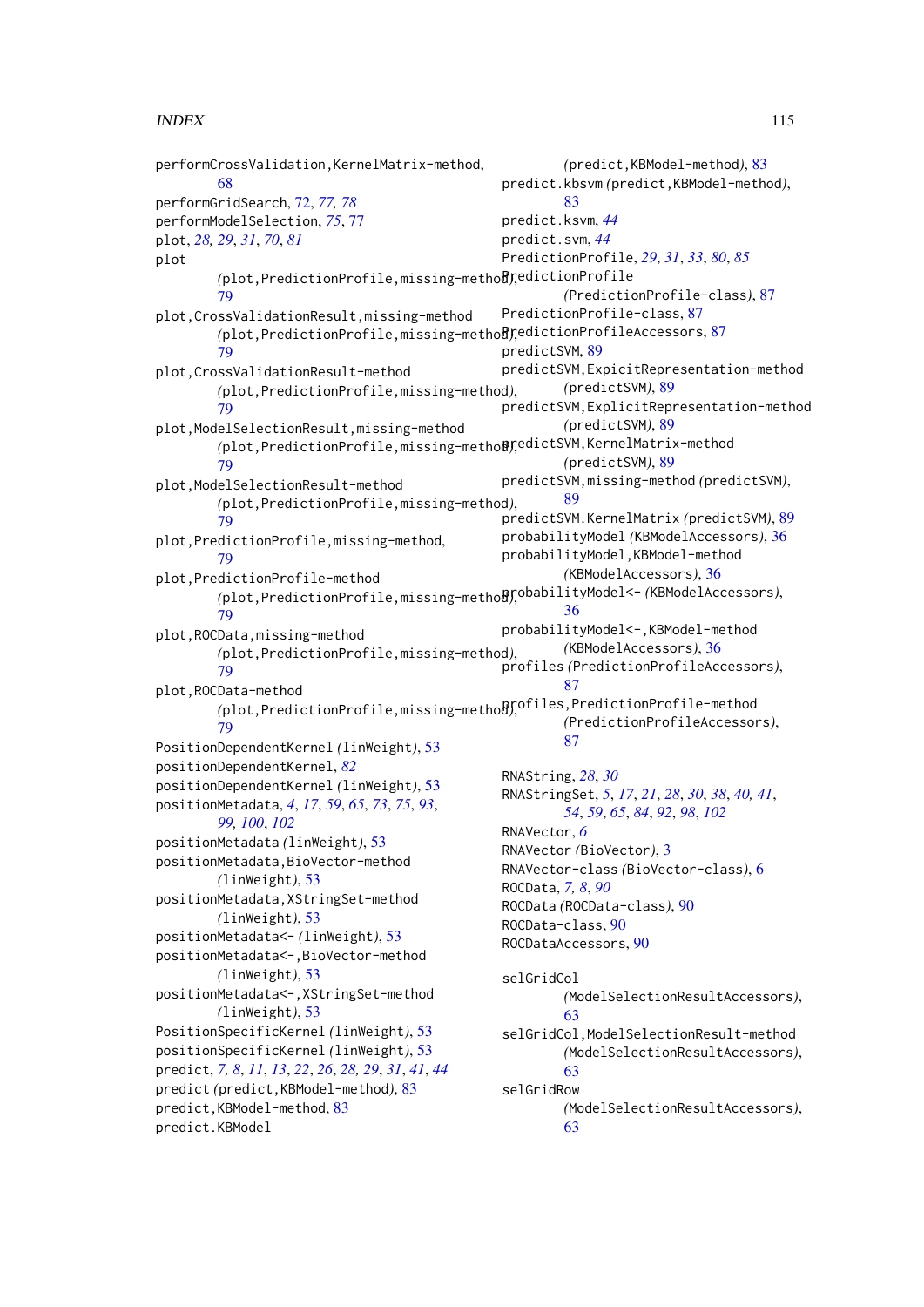performCrossValidation,KernelMatrix-method, 68
performGridSearch, 72, 77, 78
performModelSelection, 75, 77
plot, 28, 29, 31, 70, 81
plot (plot,PredictionProfile,missing-method), 79
plot,CrossValidationResult,missing-method (plot,PredictionProfile,missing-method), 79
plot,CrossValidationResult-method (plot,PredictionProfile,missing-method), 79
plot,ModelSelectionResult,missing-method (plot,PredictionProfile,missing-method), 79
plot,ModelSelectionResult-method (plot,PredictionProfile,missing-method), 79
plot,PredictionProfile,missing-method, 79
plot,PredictionProfile-method (plot,PredictionProfile,missing-method), 79
plot,ROCData,missing-method (plot,PredictionProfile,missing-method), 79
plot,ROCData-method (plot,PredictionProfile,missing-method), 79
PositionDependentKernel (linWeight), 53
positionDependentKernel, 82
positionDependentKernel (linWeight), 53
positionMetadata, 4, 17, 59, 65, 73, 75, 93, 99, 100, 102
positionMetadata (linWeight), 53
positionMetadata,BioVector-method (linWeight), 53
positionMetadata,XStringSet-method (linWeight), 53
positionMetadata<- (linWeight), 53
positionMetadata<-,BioVector-method (linWeight), 53
positionMetadata<-,XStringSet-method (linWeight), 53
PositionSpecificKernel (linWeight), 53
positionSpecificKernel (linWeight), 53
predict, 7, 8, 11, 13, 22, 26, 28, 29, 31, 41, 44
predict (predict,KBModel-method), 83
predict,KBModel-method, 83
predict.KBModel (predict,KBModel-method), 83
predict.kbsvm (predict,KBModel-method), 83
predict.ksvm, 44
predict.svm, 44
PredictionProfile, 29, 31, 33, 80, 85
PredictionProfile (PredictionProfile-class), 87
PredictionProfile-class, 87
PredictionProfileAccessors, 87
predictSVM, 89
predictSVM,ExpicitRepresentation-method (predictSVM), 89
predictSVM,ExplicitRepresentation-method (predictSVM), 89
predictSVM,KernelMatrix-method (predictSVM), 89
predictSVM,missing-method (predictSVM), 89
predictSVM.KernelMatrix (predictSVM), 89
probabilityModel (KBModelAccessors), 36
probabilityModel,KBModel-method (KBModelAccessors), 36
probabilityModel<- (KBModelAccessors), 36
probabilityModel<-,KBModel-method (KBModelAccessors), 36
profiles (PredictionProfileAccessors), 87
profiles,PredictionProfile-method (PredictionProfileAccessors), 87

RNAString, 28, 30
RNAStringSet, 5, 17, 21, 28, 30, 38, 40, 41, 54, 59, 65, 84, 92, 98, 102
RNAVector, 6
RNAVector (BioVector), 3
RNAVector-class (BioVector-class), 6
ROCData, 7, 8, 90
ROCData (ROCData-class), 90
ROCData-class, 90
ROCDataAccessors, 90

selGridCol (ModelSelectionResultAccessors), 63
selGridCol,ModelSelectionResult-method (ModelSelectionResultAccessors), 63
selGridRow (ModelSelectionResultAccessors), 63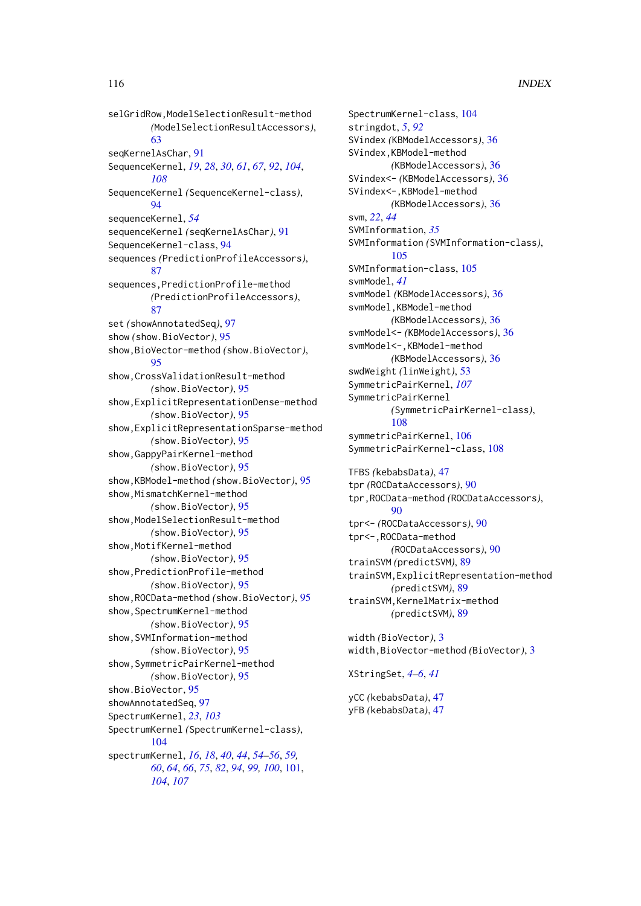selGridRow,ModelSelectionResult-method (ModelSelectionResultAccessors), 63
seqKernelAsChar, 91
SequenceKernel, *19*, *28*, *30*, *61*, *67*, *92*, *104*, *108*
SequenceKernel (SequenceKernel-class), 94
sequenceKernel, *54*
sequenceKernel (seqKernelAsChar), 91
SequenceKernel-class, 94
sequences (PredictionProfileAccessors), 87
sequences,PredictionProfile-method (PredictionProfileAccessors), 87
set (showAnnotatedSeq), 97
show (show.BioVector), 95
show,BioVector-method (show.BioVector), 95
show,CrossValidationResult-method (show.BioVector), 95
show,ExplicitRepresentationDense-method (show.BioVector), 95
show,ExplicitRepresentationSparse-method (show.BioVector), 95
show,GappyPairKernel-method (show.BioVector), 95
show,KBModel-method (show.BioVector), 95
show,MismatchKernel-method (show.BioVector), 95
show,ModelSelectionResult-method (show.BioVector), 95
show,MotifKernel-method (show.BioVector), 95
show,PredictionProfile-method (show.BioVector), 95
show,ROCData-method (show.BioVector), 95
show,SpectrumKernel-method (show.BioVector), 95
show,SVMInformation-method (show.BioVector), 95
show,SymmetricPairKernel-method (show.BioVector), 95
show.BioVector, 95
showAnnotatedSeq, 97
SpectrumKernel, *23*, *103*
SpectrumKernel (SpectrumKernel-class), 104
spectrumKernel, *16*, *18*, *40*, *44*, *54–56*, *59*, *60*, *64*, *66*, *75*, *82*, *94*, *99*, *100*, 101, *104*, *107*
SpectrumKernel-class, 104
stringdot, *5*, *92*
SVindex (KBModelAccessors), 36
SVindex,KBModel-method (KBModelAccessors), 36
SVindex<- (KBModelAccessors), 36
SVindex<-,KBModel-method (KBModelAccessors), 36
svm, *22*, *44*
SVMInformation, *35*
SVMInformation (SVMInformation-class), 105
SVMInformation-class, 105
svmModel, *41*
svmModel (KBModelAccessors), 36
svmModel,KBModel-method (KBModelAccessors), 36
svmModel<- (KBModelAccessors), 36
svmModel<-,KBModel-method (KBModelAccessors), 36
swdWeight (linWeight), 53
SymmetricPairKernel, *107*
SymmetricPairKernel (SymmetricPairKernel-class), 108
symmetricPairKernel, 106
SymmetricPairKernel-class, 108

TFBS (kebabsData), 47
tpr (ROCDataAccessors), 90
tpr,ROCData-method (ROCDataAccessors), 90
tpr<- (ROCDataAccessors), 90
tpr<-,ROCData-method (ROCDataAccessors), 90
trainSVM (predictSVM), 89
trainSVM,ExplicitRepresentation-method (predictSVM), 89
trainSVM,KernelMatrix-method (predictSVM), 89

width (BioVector), 3
width,BioVector-method (BioVector), 3

XStringSet, *4–6*, *41*

yCC (kebabsData), 47
yFB (kebabsData), 47